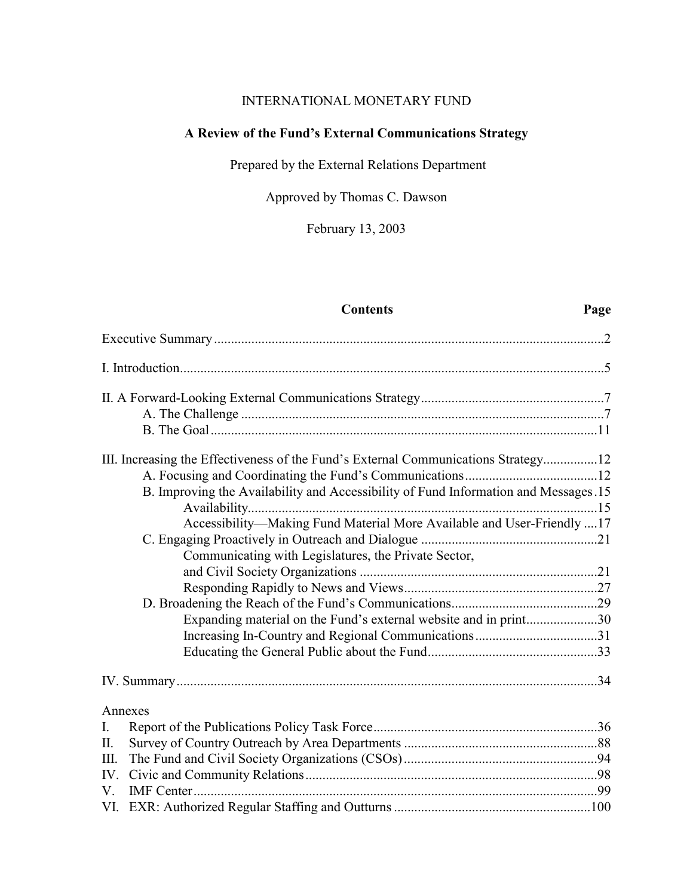INTERNATIONAL MONETARY FUND

**A Review of the Fund's External Communications Strategy**

Prepared by the External Relations Department

Approved by Thomas C. Dawson

February 13, 2003

| **Contents** | **Page** |
|---|---|
| Executive Summary | 2 |
| I. Introduction | 5 |
| II. A Forward-Looking External Communications Strategy | 7 |
| A. The Challenge | 7 |
| B. The Goal | 11 |
| III. Increasing the Effectiveness of the Fund's External Communications Strategy | 12 |
| A. Focusing and Coordinating the Fund's Communications | 12 |
| B. Improving the Availability and Accessibility of Fund Information and Messages | 15 |
| Availability | 15 |
| Accessibility—Making Fund Material More Available and User-Friendly | 17 |
| C. Engaging Proactively in Outreach and Dialogue | 21 |
| Communicating with Legislatures, the Private Sector, and Civil Society Organizations | 21 |
| Responding Rapidly to News and Views | 27 |
| D. Broadening the Reach of the Fund's Communications | 29 |
| Expanding material on the Fund's external website and in print | 30 |
| Increasing In-Country and Regional Communications | 31 |
| Educating the General Public about the Fund | 33 |
| IV. Summary | 34 |
| Annexes | |
| I. Report of the Publications Policy Task Force | 36 |
| II. Survey of Country Outreach by Area Departments | 88 |
| III. The Fund and Civil Society Organizations (CSOs) | 94 |
| IV. Civic and Community Relations | 98 |
| V. IMF Center | 99 |
| VI. EXR: Authorized Regular Staffing and Outturns | 100 |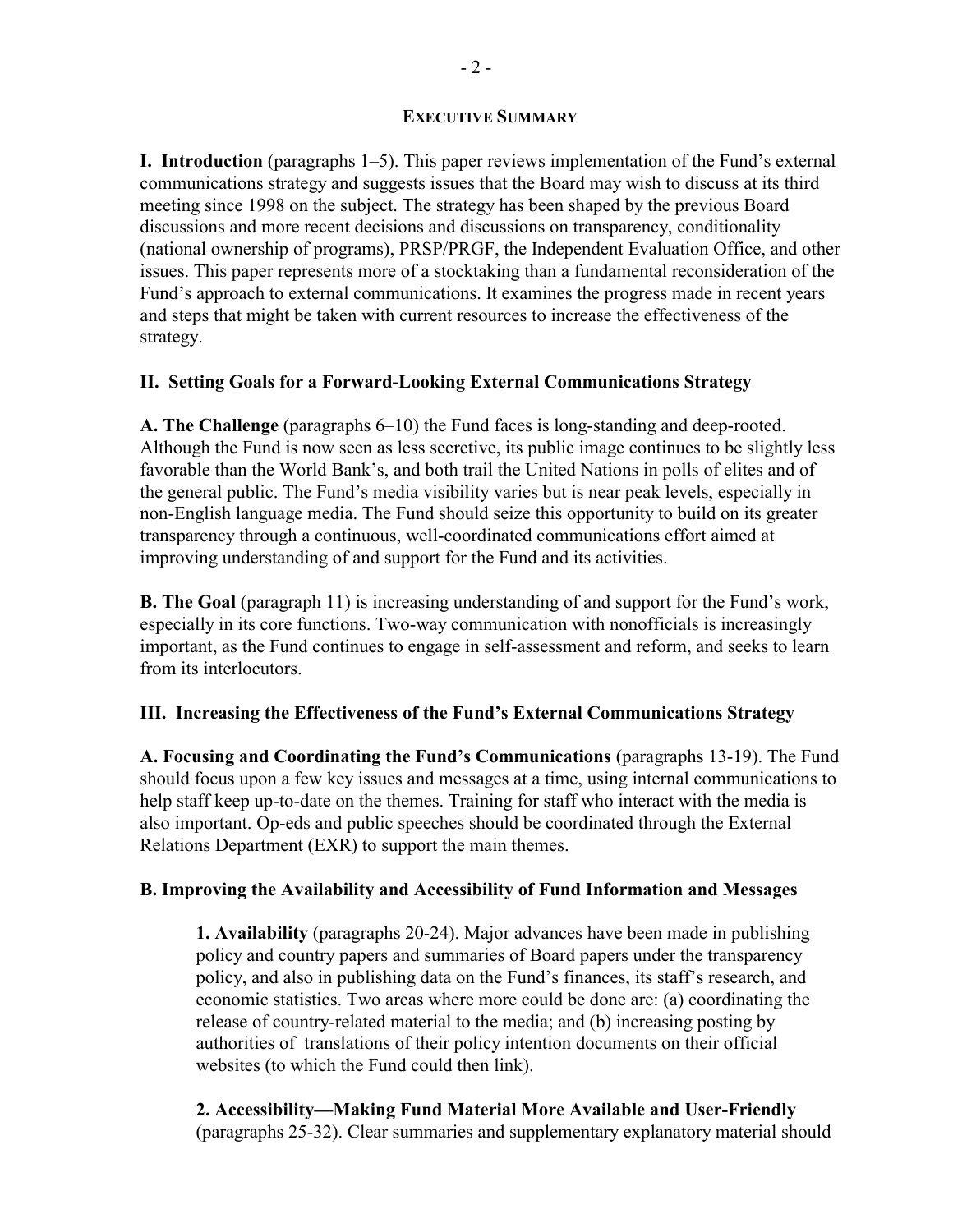## EXECUTIVE SUMMARY

**I. Introduction** (paragraphs 1–5). This paper reviews implementation of the Fund's external communications strategy and suggests issues that the Board may wish to discuss at its third meeting since 1998 on the subject. The strategy has been shaped by the previous Board discussions and more recent decisions and discussions on transparency, conditionality (national ownership of programs), PRSP/PRGF, the Independent Evaluation Office, and other issues. This paper represents more of a stocktaking than a fundamental reconsideration of the Fund's approach to external communications. It examines the progress made in recent years and steps that might be taken with current resources to increase the effectiveness of the strategy.

### II. Setting Goals for a Forward-Looking External Communications Strategy

**A. The Challenge** (paragraphs 6–10) the Fund faces is long-standing and deep-rooted. Although the Fund is now seen as less secretive, its public image continues to be slightly less favorable than the World Bank's, and both trail the United Nations in polls of elites and of the general public. The Fund's media visibility varies but is near peak levels, especially in non-English language media. The Fund should seize this opportunity to build on its greater transparency through a continuous, well-coordinated communications effort aimed at improving understanding of and support for the Fund and its activities.

**B. The Goal** (paragraph 11) is increasing understanding of and support for the Fund's work, especially in its core functions. Two-way communication with nonofficials is increasingly important, as the Fund continues to engage in self-assessment and reform, and seeks to learn from its interlocutors.

### III. Increasing the Effectiveness of the Fund's External Communications Strategy

**A. Focusing and Coordinating the Fund's Communications** (paragraphs 13-19). The Fund should focus upon a few key issues and messages at a time, using internal communications to help staff keep up-to-date on the themes. Training for staff who interact with the media is also important. Op-eds and public speeches should be coordinated through the External Relations Department (EXR) to support the main themes.

**B. Improving the Availability and Accessibility of Fund Information and Messages**

> **1. Availability** (paragraphs 20-24). Major advances have been made in publishing policy and country papers and summaries of Board papers under the transparency policy, and also in publishing data on the Fund's finances, its staff's research, and economic statistics. Two areas where more could be done are: (a) coordinating the release of country-related material to the media; and (b) increasing posting by authorities of translations of their policy intention documents on their official websites (to which the Fund could then link).
>
> **2. Accessibility—Making Fund Material More Available and User-Friendly** (paragraphs 25-32). Clear summaries and supplementary explanatory material should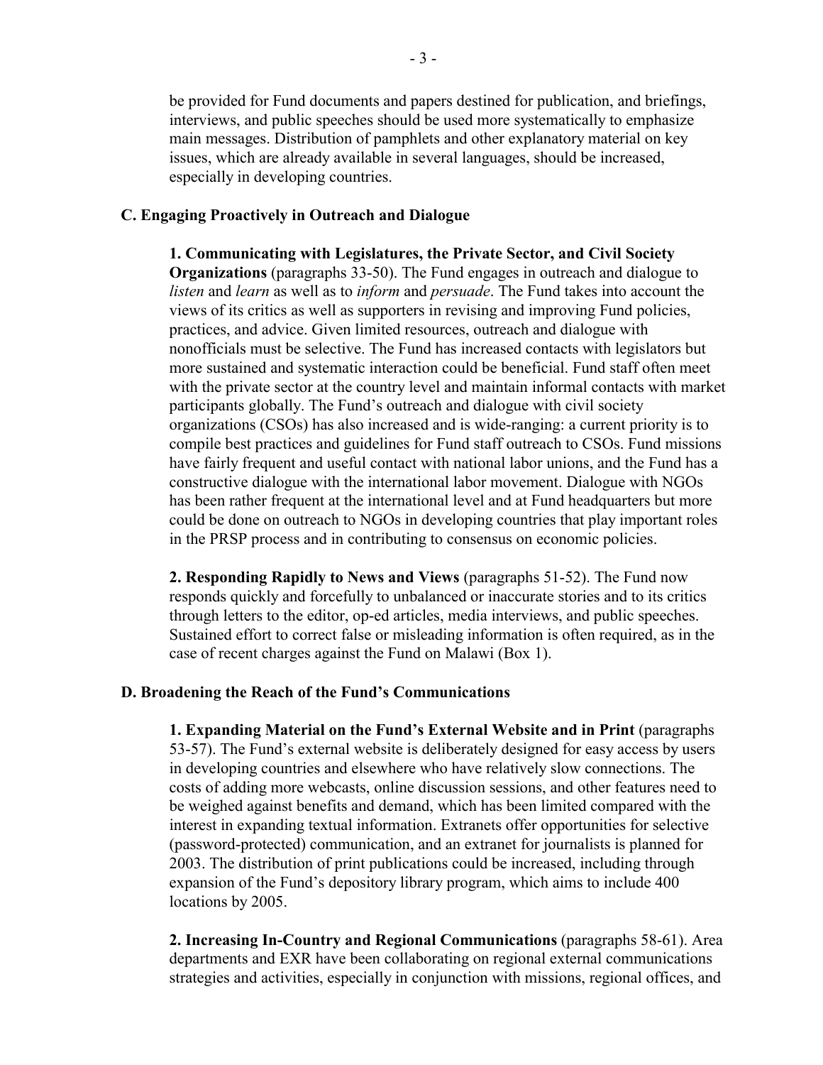be provided for Fund documents and papers destined for publication, and briefings, interviews, and public speeches should be used more systematically to emphasize main messages. Distribution of pamphlets and other explanatory material on key issues, which are already available in several languages, should be increased, especially in developing countries.

### C. Engaging Proactively in Outreach and Dialogue

**1. Communicating with Legislatures, the Private Sector, and Civil Society Organizations** (paragraphs 33-50). The Fund engages in outreach and dialogue to *listen* and *learn* as well as to *inform* and *persuade*. The Fund takes into account the views of its critics as well as supporters in revising and improving Fund policies, practices, and advice. Given limited resources, outreach and dialogue with nonofficials must be selective. The Fund has increased contacts with legislators but more sustained and systematic interaction could be beneficial. Fund staff often meet with the private sector at the country level and maintain informal contacts with market participants globally. The Fund's outreach and dialogue with civil society organizations (CSOs) has also increased and is wide-ranging: a current priority is to compile best practices and guidelines for Fund staff outreach to CSOs. Fund missions have fairly frequent and useful contact with national labor unions, and the Fund has a constructive dialogue with the international labor movement. Dialogue with NGOs has been rather frequent at the international level and at Fund headquarters but more could be done on outreach to NGOs in developing countries that play important roles in the PRSP process and in contributing to consensus on economic policies.

**2. Responding Rapidly to News and Views** (paragraphs 51-52). The Fund now responds quickly and forcefully to unbalanced or inaccurate stories and to its critics through letters to the editor, op-ed articles, media interviews, and public speeches. Sustained effort to correct false or misleading information is often required, as in the case of recent charges against the Fund on Malawi (Box 1).

### D. Broadening the Reach of the Fund's Communications

**1. Expanding Material on the Fund's External Website and in Print** (paragraphs 53-57). The Fund's external website is deliberately designed for easy access by users in developing countries and elsewhere who have relatively slow connections. The costs of adding more webcasts, online discussion sessions, and other features need to be weighed against benefits and demand, which has been limited compared with the interest in expanding textual information. Extranets offer opportunities for selective (password-protected) communication, and an extranet for journalists is planned for 2003. The distribution of print publications could be increased, including through expansion of the Fund's depository library program, which aims to include 400 locations by 2005.

**2. Increasing In-Country and Regional Communications** (paragraphs 58-61). Area departments and EXR have been collaborating on regional external communications strategies and activities, especially in conjunction with missions, regional offices, and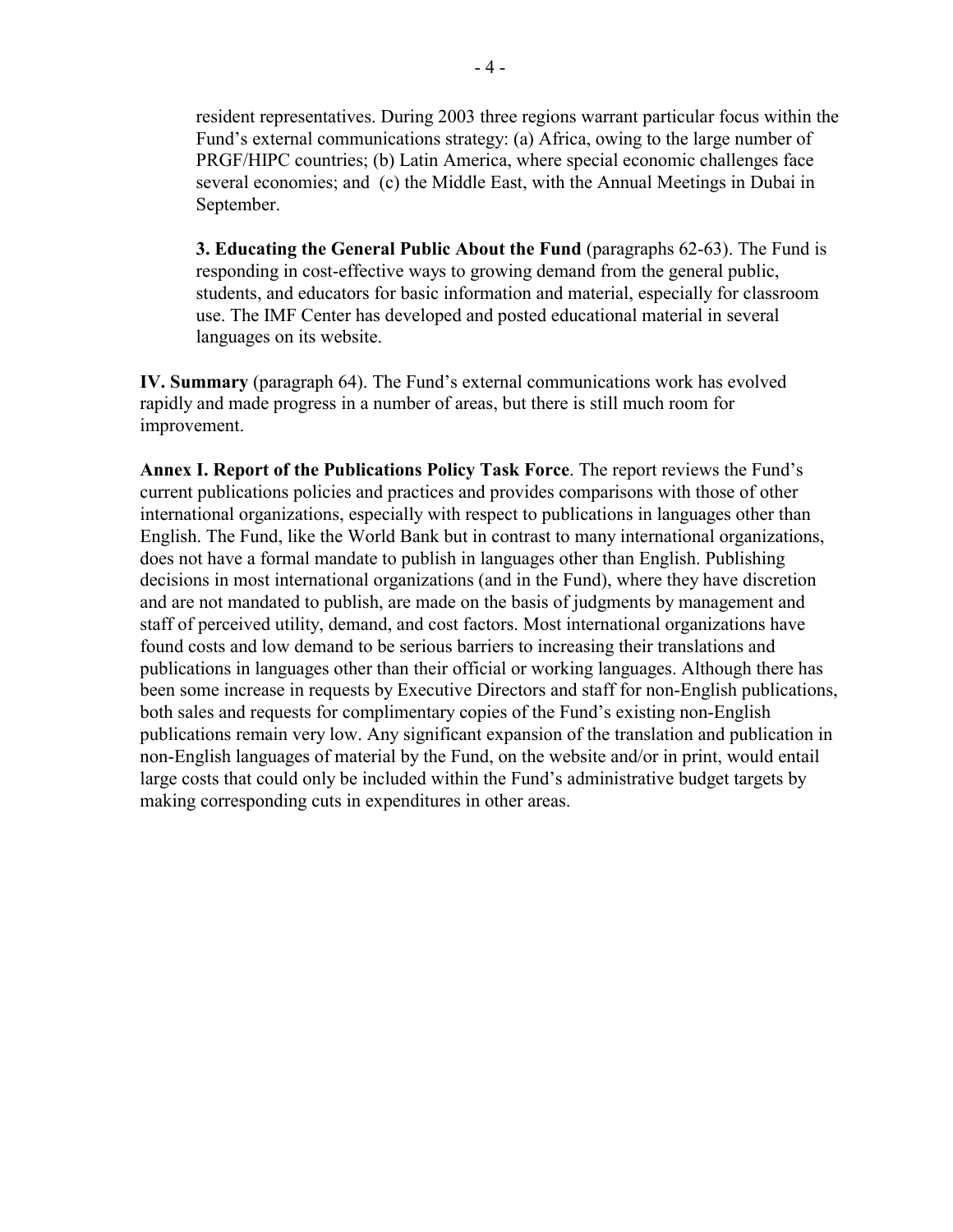resident representatives. During 2003 three regions warrant particular focus within the Fund's external communications strategy: (a) Africa, owing to the large number of PRGF/HIPC countries; (b) Latin America, where special economic challenges face several economies; and (c) the Middle East, with the Annual Meetings in Dubai in September.

**3. Educating the General Public About the Fund** (paragraphs 62-63). The Fund is responding in cost-effective ways to growing demand from the general public, students, and educators for basic information and material, especially for classroom use. The IMF Center has developed and posted educational material in several languages on its website.

**IV. Summary** (paragraph 64). The Fund's external communications work has evolved rapidly and made progress in a number of areas, but there is still much room for improvement.

**Annex I. Report of the Publications Policy Task Force**. The report reviews the Fund's current publications policies and practices and provides comparisons with those of other international organizations, especially with respect to publications in languages other than English. The Fund, like the World Bank but in contrast to many international organizations, does not have a formal mandate to publish in languages other than English. Publishing decisions in most international organizations (and in the Fund), where they have discretion and are not mandated to publish, are made on the basis of judgments by management and staff of perceived utility, demand, and cost factors. Most international organizations have found costs and low demand to be serious barriers to increasing their translations and publications in languages other than their official or working languages. Although there has been some increase in requests by Executive Directors and staff for non-English publications, both sales and requests for complimentary copies of the Fund's existing non-English publications remain very low. Any significant expansion of the translation and publication in non-English languages of material by the Fund, on the website and/or in print, would entail large costs that could only be included within the Fund's administrative budget targets by making corresponding cuts in expenditures in other areas.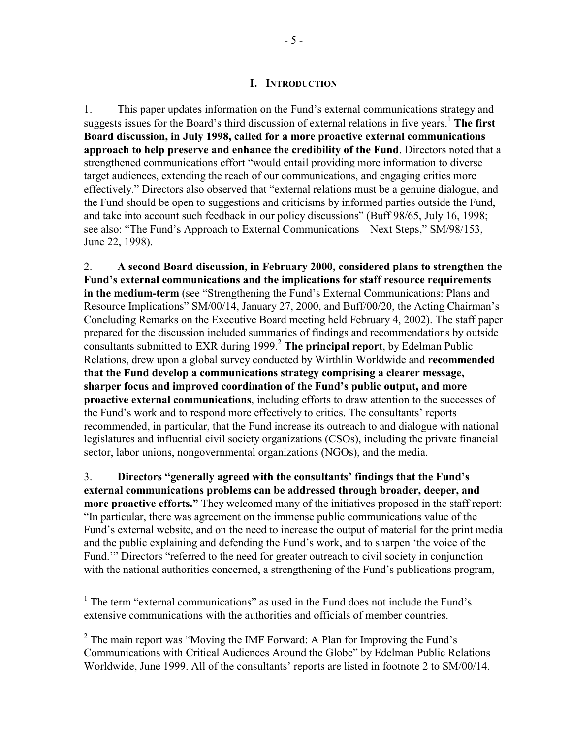# I. INTRODUCTION

1. This paper updates information on the Fund's external communications strategy and suggests issues for the Board's third discussion of external relations in five years.[1] **The first Board discussion, in July 1998, called for a more proactive external communications approach to help preserve and enhance the credibility of the Fund**. Directors noted that a strengthened communications effort "would entail providing more information to diverse target audiences, extending the reach of our communications, and engaging critics more effectively." Directors also observed that "external relations must be a genuine dialogue, and the Fund should be open to suggestions and criticisms by informed parties outside the Fund, and take into account such feedback in our policy discussions" (Buff 98/65, July 16, 1998; see also: "The Fund's Approach to External Communications—Next Steps," SM/98/153, June 22, 1998).

2. **A second Board discussion, in February 2000, considered plans to strengthen the Fund's external communications and the implications for staff resource requirements in the medium-term** (see "Strengthening the Fund's External Communications: Plans and Resource Implications" SM/00/14, January 27, 2000, and Buff/00/20, the Acting Chairman's Concluding Remarks on the Executive Board meeting held February 4, 2002). The staff paper prepared for the discussion included summaries of findings and recommendations by outside consultants submitted to EXR during 1999.[2] **The principal report**, by Edelman Public Relations, drew upon a global survey conducted by Wirthlin Worldwide and **recommended that the Fund develop a communications strategy comprising a clearer message, sharper focus and improved coordination of the Fund's public output, and more proactive external communications**, including efforts to draw attention to the successes of the Fund's work and to respond more effectively to critics. The consultants' reports recommended, in particular, that the Fund increase its outreach to and dialogue with national legislatures and influential civil society organizations (CSOs), including the private financial sector, labor unions, nongovernmental organizations (NGOs), and the media.

3. **Directors "generally agreed with the consultants' findings that the Fund's external communications problems can be addressed through broader, deeper, and more proactive efforts."** They welcomed many of the initiatives proposed in the staff report: "In particular, there was agreement on the immense public communications value of the Fund's external website, and on the need to increase the output of material for the print media and the public explaining and defending the Fund's work, and to sharpen 'the voice of the Fund.'" Directors "referred to the need for greater outreach to civil society in conjunction with the national authorities concerned, a strengthening of the Fund's publications program,

---

[1] The term "external communications" as used in the Fund does not include the Fund's extensive communications with the authorities and officials of member countries.

[2] The main report was "Moving the IMF Forward: A Plan for Improving the Fund's Communications with Critical Audiences Around the Globe" by Edelman Public Relations Worldwide, June 1999. All of the consultants' reports are listed in footnote 2 to SM/00/14.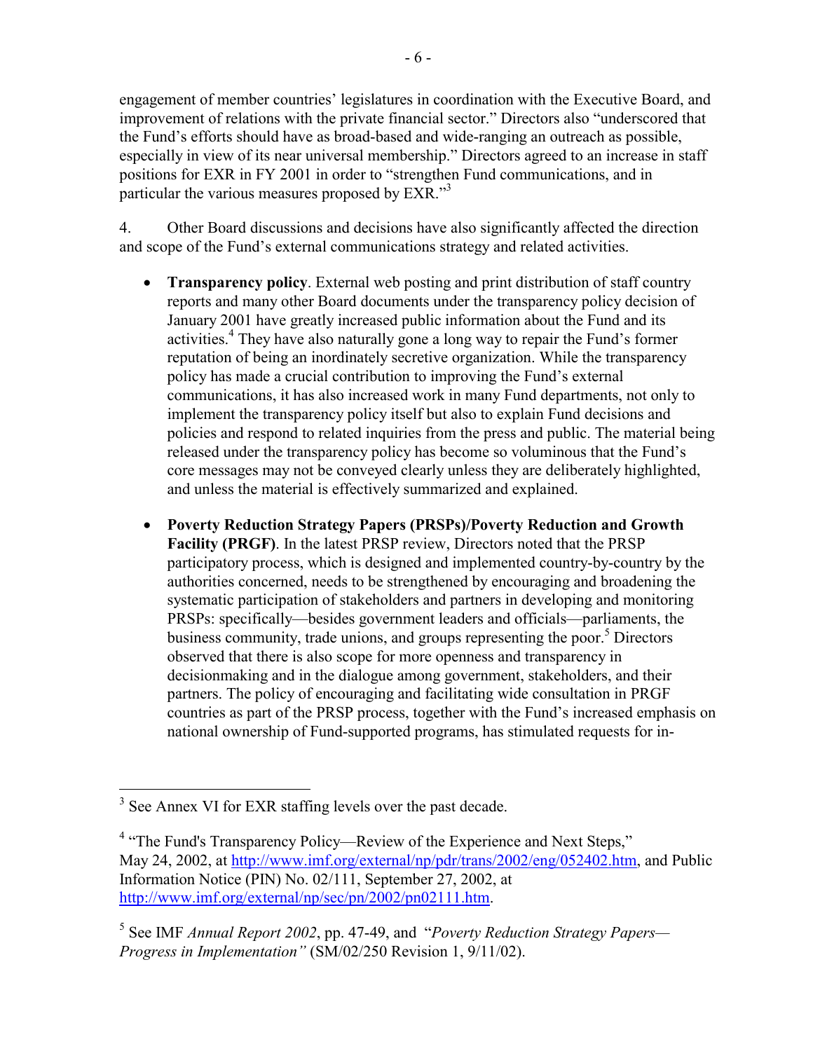engagement of member countries' legislatures in coordination with the Executive Board, and improvement of relations with the private financial sector." Directors also "underscored that the Fund's efforts should have as broad-based and wide-ranging an outreach as possible, especially in view of its near universal membership." Directors agreed to an increase in staff positions for EXR in FY 2001 in order to "strengthen Fund communications, and in particular the various measures proposed by EXR."[3]

4. Other Board discussions and decisions have also significantly affected the direction and scope of the Fund's external communications strategy and related activities.

- **Transparency policy**. External web posting and print distribution of staff country reports and many other Board documents under the transparency policy decision of January 2001 have greatly increased public information about the Fund and its activities.[4] They have also naturally gone a long way to repair the Fund's former reputation of being an inordinately secretive organization. While the transparency policy has made a crucial contribution to improving the Fund's external communications, it has also increased work in many Fund departments, not only to implement the transparency policy itself but also to explain Fund decisions and policies and respond to related inquiries from the press and public. The material being released under the transparency policy has become so voluminous that the Fund's core messages may not be conveyed clearly unless they are deliberately highlighted, and unless the material is effectively summarized and explained.

- **Poverty Reduction Strategy Papers (PRSPs)/Poverty Reduction and Growth Facility (PRGF)**. In the latest PRSP review, Directors noted that the PRSP participatory process, which is designed and implemented country-by-country by the authorities concerned, needs to be strengthened by encouraging and broadening the systematic participation of stakeholders and partners in developing and monitoring PRSPs: specifically—besides government leaders and officials—parliaments, the business community, trade unions, and groups representing the poor.[5] Directors observed that there is also scope for more openness and transparency in decisionmaking and in the dialogue among government, stakeholders, and their partners. The policy of encouraging and facilitating wide consultation in PRGF countries as part of the PRSP process, together with the Fund's increased emphasis on national ownership of Fund-supported programs, has stimulated requests for in-

---

[3] See Annex VI for EXR staffing levels over the past decade.

[4] "The Fund's Transparency Policy—Review of the Experience and Next Steps," May 24, 2002, at http://www.imf.org/external/np/pdr/trans/2002/eng/052402.htm, and Public Information Notice (PIN) No. 02/111, September 27, 2002, at http://www.imf.org/external/np/sec/pn/2002/pn02111.htm.

[5] See IMF *Annual Report 2002*, pp. 47-49, and "*Poverty Reduction Strategy Papers—Progress in Implementation*" (SM/02/250 Revision 1, 9/11/02).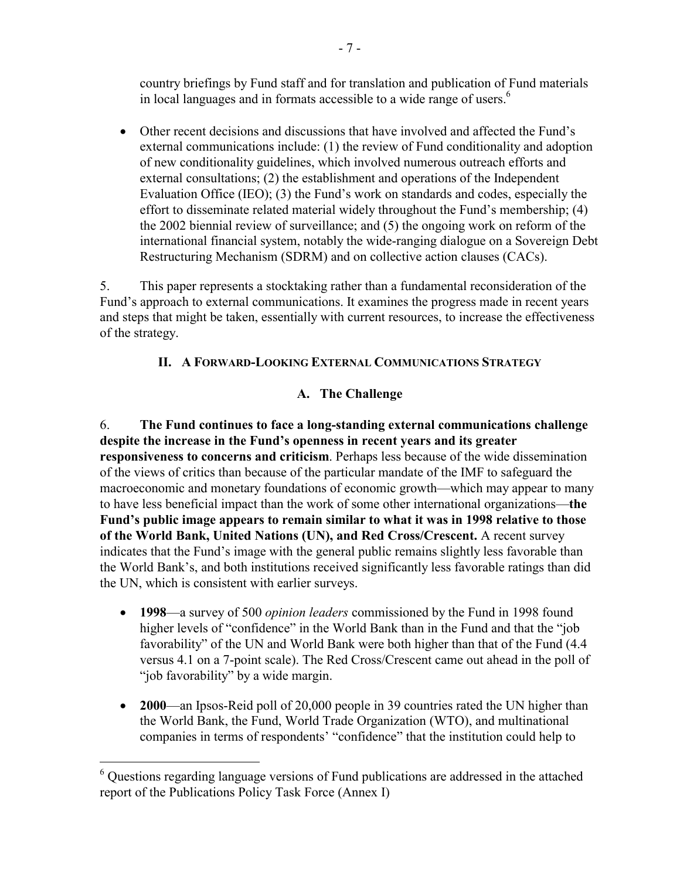country briefings by Fund staff and for translation and publication of Fund materials in local languages and in formats accessible to a wide range of users.[6]

- Other recent decisions and discussions that have involved and affected the Fund's external communications include: (1) the review of Fund conditionality and adoption of new conditionality guidelines, which involved numerous outreach efforts and external consultations; (2) the establishment and operations of the Independent Evaluation Office (IEO); (3) the Fund's work on standards and codes, especially the effort to disseminate related material widely throughout the Fund's membership; (4) the 2002 biennial review of surveillance; and (5) the ongoing work on reform of the international financial system, notably the wide-ranging dialogue on a Sovereign Debt Restructuring Mechanism (SDRM) and on collective action clauses (CACs).

5. This paper represents a stocktaking rather than a fundamental reconsideration of the Fund's approach to external communications. It examines the progress made in recent years and steps that might be taken, essentially with current resources, to increase the effectiveness of the strategy.

## II. A Forward-Looking External Communications Strategy

### A. The Challenge

6. **The Fund continues to face a long-standing external communications challenge despite the increase in the Fund's openness in recent years and its greater responsiveness to concerns and criticism**. Perhaps less because of the wide dissemination of the views of critics than because of the particular mandate of the IMF to safeguard the macroeconomic and monetary foundations of economic growth—which may appear to many to have less beneficial impact than the work of some other international organizations—**the Fund's public image appears to remain similar to what it was in 1998 relative to those of the World Bank, United Nations (UN), and Red Cross/Crescent.** A recent survey indicates that the Fund's image with the general public remains slightly less favorable than the World Bank's, and both institutions received significantly less favorable ratings than did the UN, which is consistent with earlier surveys.

- **1998**—a survey of 500 *opinion leaders* commissioned by the Fund in 1998 found higher levels of "confidence" in the World Bank than in the Fund and that the "job favorability" of the UN and World Bank were both higher than that of the Fund (4.4 versus 4.1 on a 7-point scale). The Red Cross/Crescent came out ahead in the poll of "job favorability" by a wide margin.

- **2000**—an Ipsos-Reid poll of 20,000 people in 39 countries rated the UN higher than the World Bank, the Fund, World Trade Organization (WTO), and multinational companies in terms of respondents' "confidence" that the institution could help to

---

[6] Questions regarding language versions of Fund publications are addressed in the attached report of the Publications Policy Task Force (Annex I)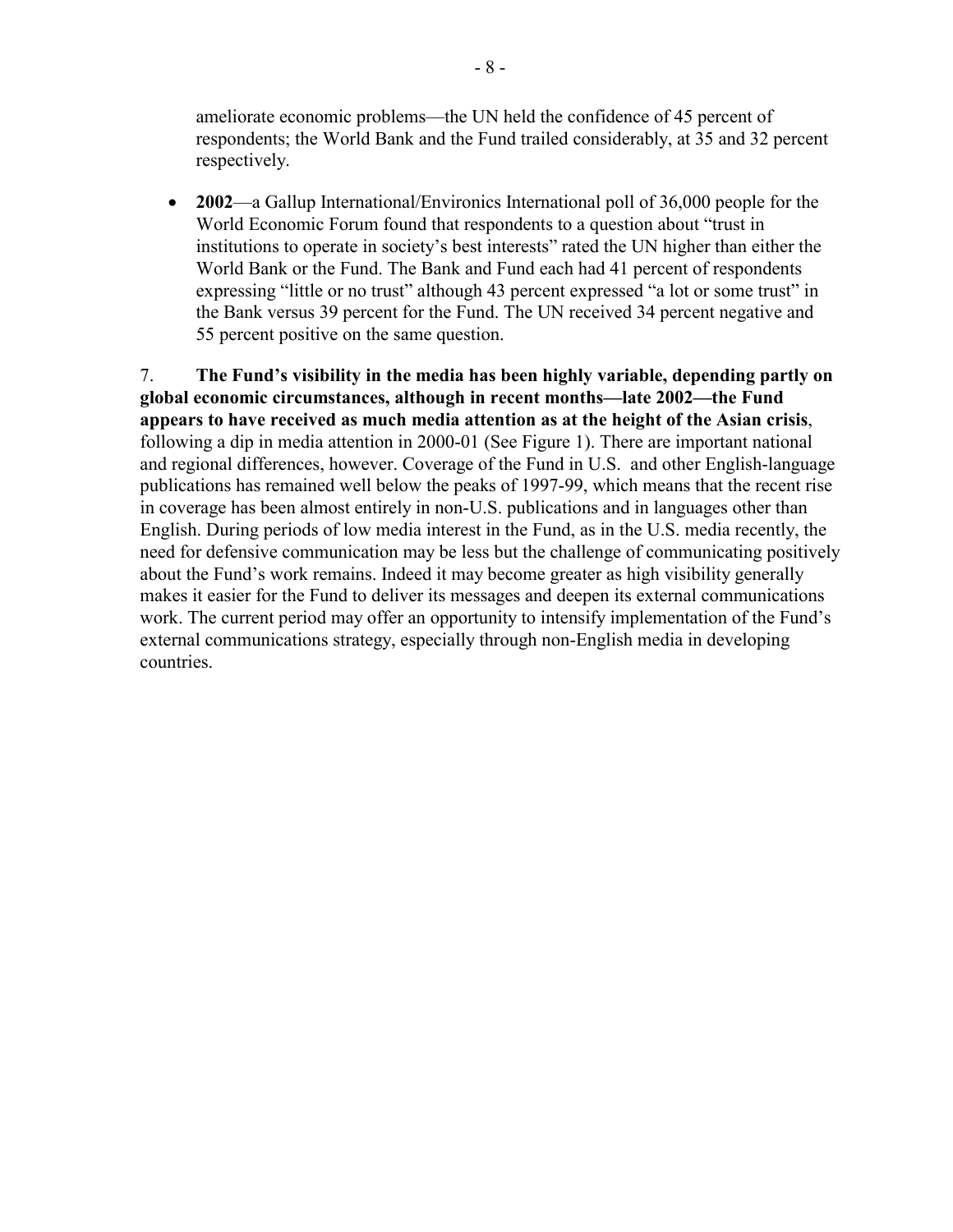ameliorate economic problems—the UN held the confidence of 45 percent of respondents; the World Bank and the Fund trailed considerably, at 35 and 32 percent respectively.

- **2002**—a Gallup International/Environics International poll of 36,000 people for the World Economic Forum found that respondents to a question about "trust in institutions to operate in society's best interests" rated the UN higher than either the World Bank or the Fund. The Bank and Fund each had 41 percent of respondents expressing "little or no trust" although 43 percent expressed "a lot or some trust" in the Bank versus 39 percent for the Fund. The UN received 34 percent negative and 55 percent positive on the same question.

7. **The Fund's visibility in the media has been highly variable, depending partly on global economic circumstances, although in recent months—late 2002—the Fund appears to have received as much media attention as at the height of the Asian crisis**, following a dip in media attention in 2000-01 (See Figure 1). There are important national and regional differences, however. Coverage of the Fund in U.S. and other English-language publications has remained well below the peaks of 1997-99, which means that the recent rise in coverage has been almost entirely in non-U.S. publications and in languages other than English. During periods of low media interest in the Fund, as in the U.S. media recently, the need for defensive communication may be less but the challenge of communicating positively about the Fund's work remains. Indeed it may become greater as high visibility generally makes it easier for the Fund to deliver its messages and deepen its external communications work. The current period may offer an opportunity to intensify implementation of the Fund's external communications strategy, especially through non-English media in developing countries.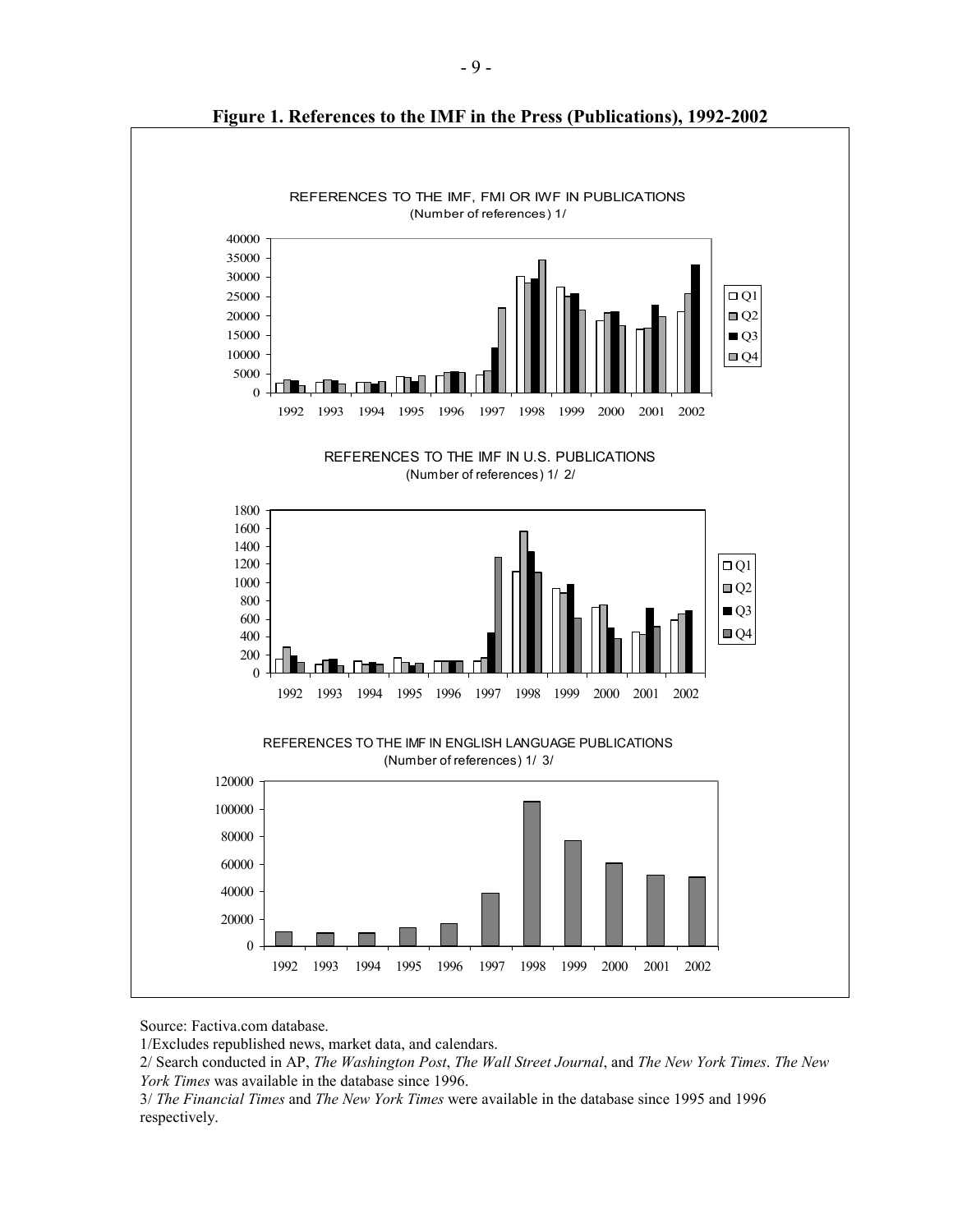**Figure 1. References to the IMF in the Press (Publications), 1992-2002**

REFERENCES TO THE IMF, FMI OR IWF IN PUBLICATIONS
(Number of references) 1/

REFERENCES TO THE IMF IN U.S. PUBLICATIONS
(Number of references) 1/ 2/

REFERENCES TO THE IMF IN ENGLISH LANGUAGE PUBLICATIONS
(Number of references) 1/ 3/

Source: Factiva.com database.

1/Excludes republished news, market data, and calendars.

2/ Search conducted in AP, *The Washington Post*, *The Wall Street Journal*, and *The New York Times*. *The New York Times* was available in the database since 1996.

3/ *The Financial Times* and *The New York Times* were available in the database since 1995 and 1996 respectively.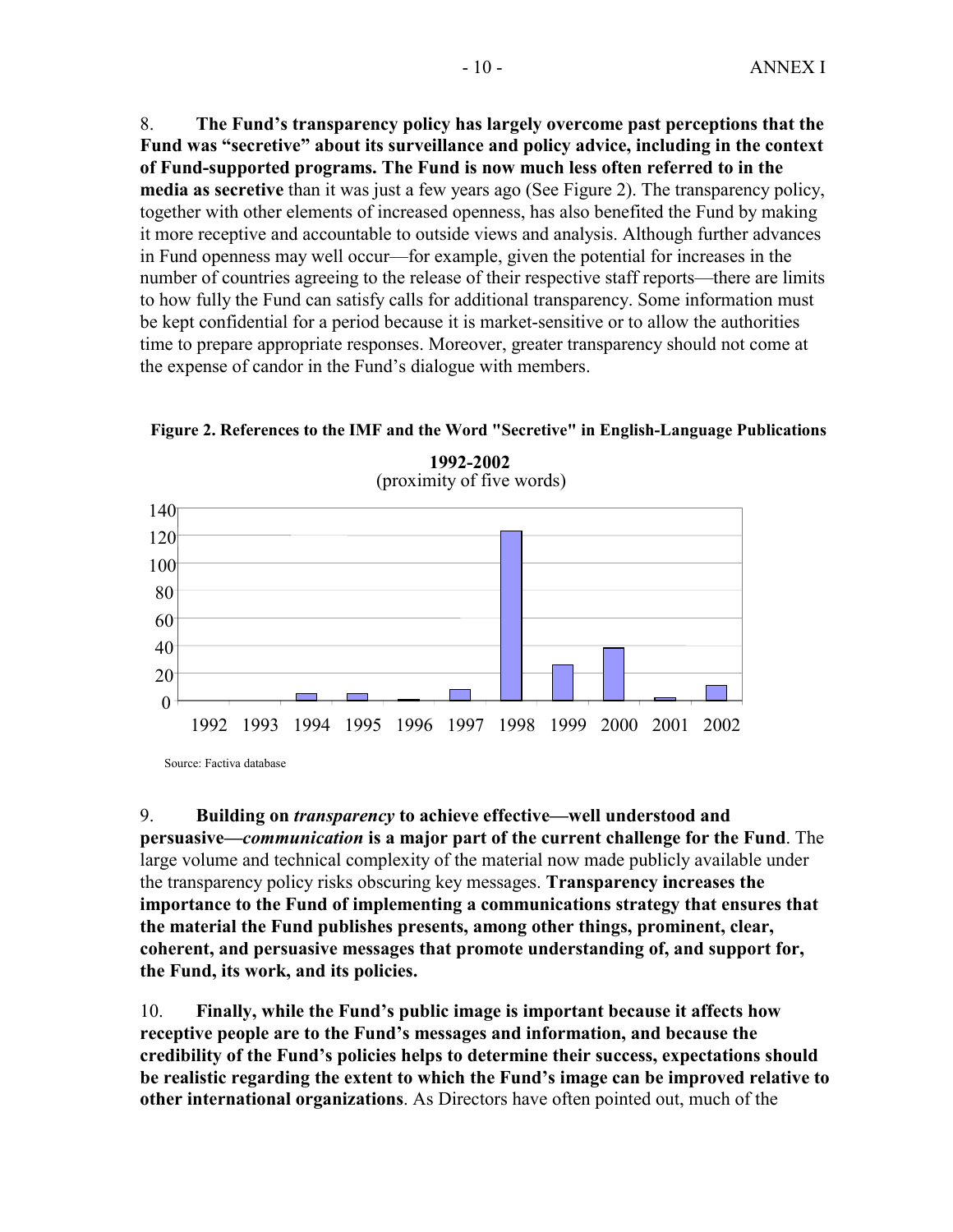8. **The Fund's transparency policy has largely overcome past perceptions that the Fund was "secretive" about its surveillance and policy advice, including in the context of Fund-supported programs. The Fund is now much less often referred to in the media as secretive** than it was just a few years ago (See Figure 2). The transparency policy, together with other elements of increased openness, has also benefited the Fund by making it more receptive and accountable to outside views and analysis. Although further advances in Fund openness may well occur—for example, given the potential for increases in the number of countries agreeing to the release of their respective staff reports—there are limits to how fully the Fund can satisfy calls for additional transparency. Some information must be kept confidential for a period because it is market-sensitive or to allow the authorities time to prepare appropriate responses. Moreover, greater transparency should not come at the expense of candor in the Fund's dialogue with members.

**Figure 2. References to the IMF and the Word "Secretive" in English-Language Publications**

**1992-2002**
(proximity of five words)

Source: Factiva database

9. **Building on *transparency* to achieve effective—well understood and persuasive—*communication* is a major part of the current challenge for the Fund**. The large volume and technical complexity of the material now made publicly available under the transparency policy risks obscuring key messages. **Transparency increases the importance to the Fund of implementing a communications strategy that ensures that the material the Fund publishes presents, among other things, prominent, clear, coherent, and persuasive messages that promote understanding of, and support for, the Fund, its work, and its policies.**

10. **Finally, while the Fund's public image is important because it affects how receptive people are to the Fund's messages and information, and because the credibility of the Fund's policies helps to determine their success, expectations should be realistic regarding the extent to which the Fund's image can be improved relative to other international organizations**. As Directors have often pointed out, much of the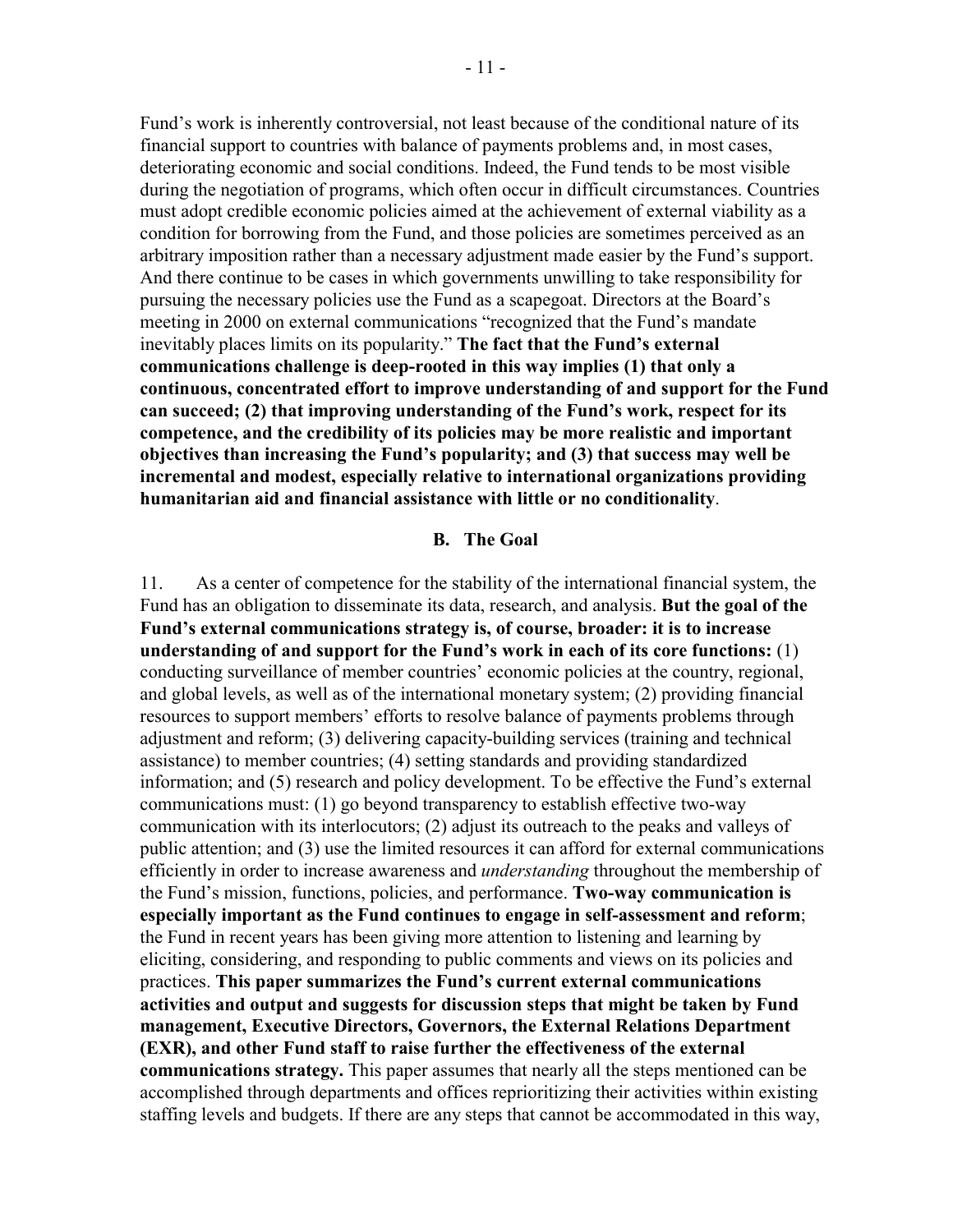Fund's work is inherently controversial, not least because of the conditional nature of its financial support to countries with balance of payments problems and, in most cases, deteriorating economic and social conditions. Indeed, the Fund tends to be most visible during the negotiation of programs, which often occur in difficult circumstances. Countries must adopt credible economic policies aimed at the achievement of external viability as a condition for borrowing from the Fund, and those policies are sometimes perceived as an arbitrary imposition rather than a necessary adjustment made easier by the Fund's support. And there continue to be cases in which governments unwilling to take responsibility for pursuing the necessary policies use the Fund as a scapegoat. Directors at the Board's meeting in 2000 on external communications "recognized that the Fund's mandate inevitably places limits on its popularity." **The fact that the Fund's external communications challenge is deep-rooted in this way implies (1) that only a continuous, concentrated effort to improve understanding of and support for the Fund can succeed; (2) that improving understanding of the Fund's work, respect for its competence, and the credibility of its policies may be more realistic and important objectives than increasing the Fund's popularity; and (3) that success may well be incremental and modest, especially relative to international organizations providing humanitarian aid and financial assistance with little or no conditionality**.

## B. The Goal

11. As a center of competence for the stability of the international financial system, the Fund has an obligation to disseminate its data, research, and analysis. **But the goal of the Fund's external communications strategy is, of course, broader: it is to increase understanding of and support for the Fund's work in each of its core functions:** (1) conducting surveillance of member countries' economic policies at the country, regional, and global levels, as well as of the international monetary system; (2) providing financial resources to support members' efforts to resolve balance of payments problems through adjustment and reform; (3) delivering capacity-building services (training and technical assistance) to member countries; (4) setting standards and providing standardized information; and (5) research and policy development. To be effective the Fund's external communications must: (1) go beyond transparency to establish effective two-way communication with its interlocutors; (2) adjust its outreach to the peaks and valleys of public attention; and (3) use the limited resources it can afford for external communications efficiently in order to increase awareness and *understanding* throughout the membership of the Fund's mission, functions, policies, and performance. **Two-way communication is especially important as the Fund continues to engage in self-assessment and reform**; the Fund in recent years has been giving more attention to listening and learning by eliciting, considering, and responding to public comments and views on its policies and practices. **This paper summarizes the Fund's current external communications activities and output and suggests for discussion steps that might be taken by Fund management, Executive Directors, Governors, the External Relations Department (EXR), and other Fund staff to raise further the effectiveness of the external communications strategy.** This paper assumes that nearly all the steps mentioned can be accomplished through departments and offices reprioritizing their activities within existing staffing levels and budgets. If there are any steps that cannot be accommodated in this way,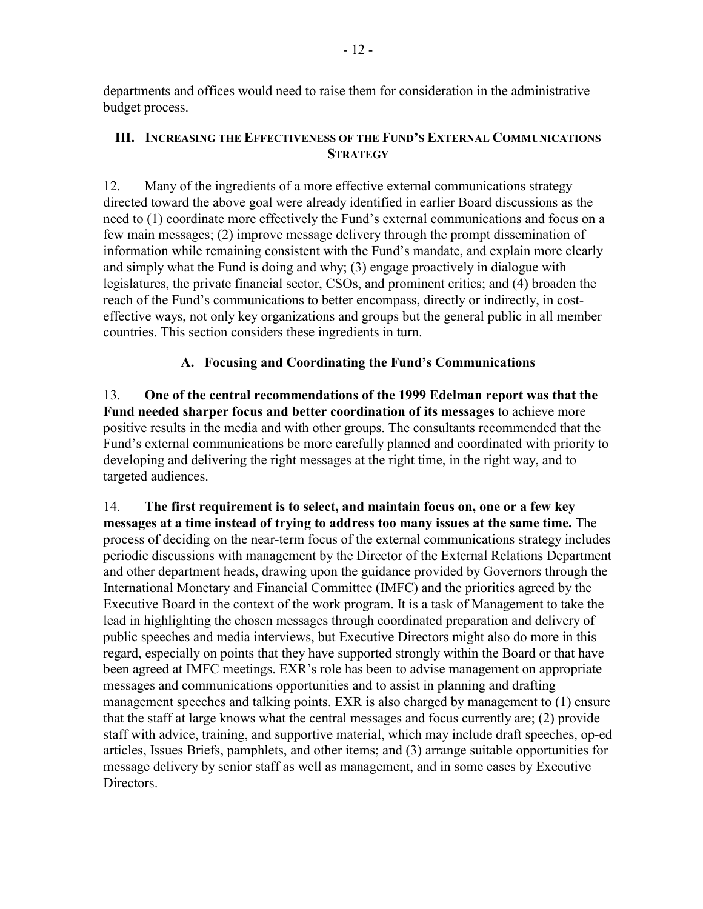departments and offices would need to raise them for consideration in the administrative budget process.

## III. Increasing the Effectiveness of the Fund's External Communications Strategy

12. Many of the ingredients of a more effective external communications strategy directed toward the above goal were already identified in earlier Board discussions as the need to (1) coordinate more effectively the Fund's external communications and focus on a few main messages; (2) improve message delivery through the prompt dissemination of information while remaining consistent with the Fund's mandate, and explain more clearly and simply what the Fund is doing and why; (3) engage proactively in dialogue with legislatures, the private financial sector, CSOs, and prominent critics; and (4) broaden the reach of the Fund's communications to better encompass, directly or indirectly, in cost-effective ways, not only key organizations and groups but the general public in all member countries. This section considers these ingredients in turn.

### A. Focusing and Coordinating the Fund's Communications

13. **One of the central recommendations of the 1999 Edelman report was that the Fund needed sharper focus and better coordination of its messages** to achieve more positive results in the media and with other groups. The consultants recommended that the Fund's external communications be more carefully planned and coordinated with priority to developing and delivering the right messages at the right time, in the right way, and to targeted audiences.

14. **The first requirement is to select, and maintain focus on, one or a few key messages at a time instead of trying to address too many issues at the same time.** The process of deciding on the near-term focus of the external communications strategy includes periodic discussions with management by the Director of the External Relations Department and other department heads, drawing upon the guidance provided by Governors through the International Monetary and Financial Committee (IMFC) and the priorities agreed by the Executive Board in the context of the work program. It is a task of Management to take the lead in highlighting the chosen messages through coordinated preparation and delivery of public speeches and media interviews, but Executive Directors might also do more in this regard, especially on points that they have supported strongly within the Board or that have been agreed at IMFC meetings. EXR's role has been to advise management on appropriate messages and communications opportunities and to assist in planning and drafting management speeches and talking points. EXR is also charged by management to (1) ensure that the staff at large knows what the central messages and focus currently are; (2) provide staff with advice, training, and supportive material, which may include draft speeches, op-ed articles, Issues Briefs, pamphlets, and other items; and (3) arrange suitable opportunities for message delivery by senior staff as well as management, and in some cases by Executive Directors.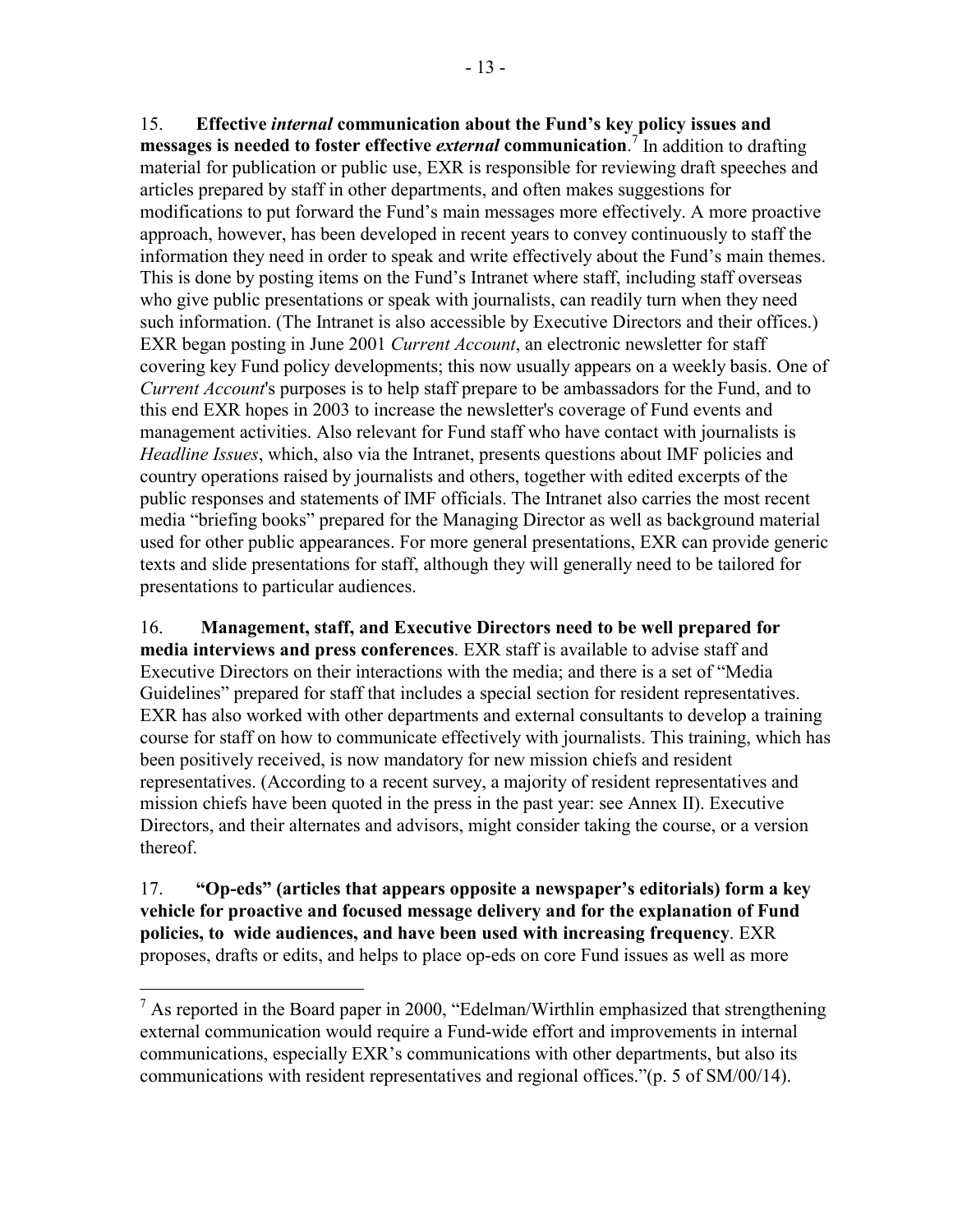15. **Effective *internal* communication about the Fund's key policy issues and messages is needed to foster effective *external* communication**.[7] In addition to drafting material for publication or public use, EXR is responsible for reviewing draft speeches and articles prepared by staff in other departments, and often makes suggestions for modifications to put forward the Fund's main messages more effectively. A more proactive approach, however, has been developed in recent years to convey continuously to staff the information they need in order to speak and write effectively about the Fund's main themes. This is done by posting items on the Fund's Intranet where staff, including staff overseas who give public presentations or speak with journalists, can readily turn when they need such information. (The Intranet is also accessible by Executive Directors and their offices.) EXR began posting in June 2001 *Current Account*, an electronic newsletter for staff covering key Fund policy developments; this now usually appears on a weekly basis. One of *Current Account*'s purposes is to help staff prepare to be ambassadors for the Fund, and to this end EXR hopes in 2003 to increase the newsletter's coverage of Fund events and management activities. Also relevant for Fund staff who have contact with journalists is *Headline Issues*, which, also via the Intranet, presents questions about IMF policies and country operations raised by journalists and others, together with edited excerpts of the public responses and statements of IMF officials. The Intranet also carries the most recent media "briefing books" prepared for the Managing Director as well as background material used for other public appearances. For more general presentations, EXR can provide generic texts and slide presentations for staff, although they will generally need to be tailored for presentations to particular audiences.

16. **Management, staff, and Executive Directors need to be well prepared for media interviews and press conferences**. EXR staff is available to advise staff and Executive Directors on their interactions with the media; and there is a set of "Media Guidelines" prepared for staff that includes a special section for resident representatives. EXR has also worked with other departments and external consultants to develop a training course for staff on how to communicate effectively with journalists. This training, which has been positively received, is now mandatory for new mission chiefs and resident representatives. (According to a recent survey, a majority of resident representatives and mission chiefs have been quoted in the press in the past year: see Annex II). Executive Directors, and their alternates and advisors, might consider taking the course, or a version thereof.

17. **"Op-eds" (articles that appears opposite a newspaper's editorials) form a key vehicle for proactive and focused message delivery and for the explanation of Fund policies, to wide audiences, and have been used with increasing frequency**. EXR proposes, drafts or edits, and helps to place op-eds on core Fund issues as well as more

[7] As reported in the Board paper in 2000, "Edelman/Wirthlin emphasized that strengthening external communication would require a Fund-wide effort and improvements in internal communications, especially EXR's communications with other departments, but also its communications with resident representatives and regional offices."(p. 5 of SM/00/14).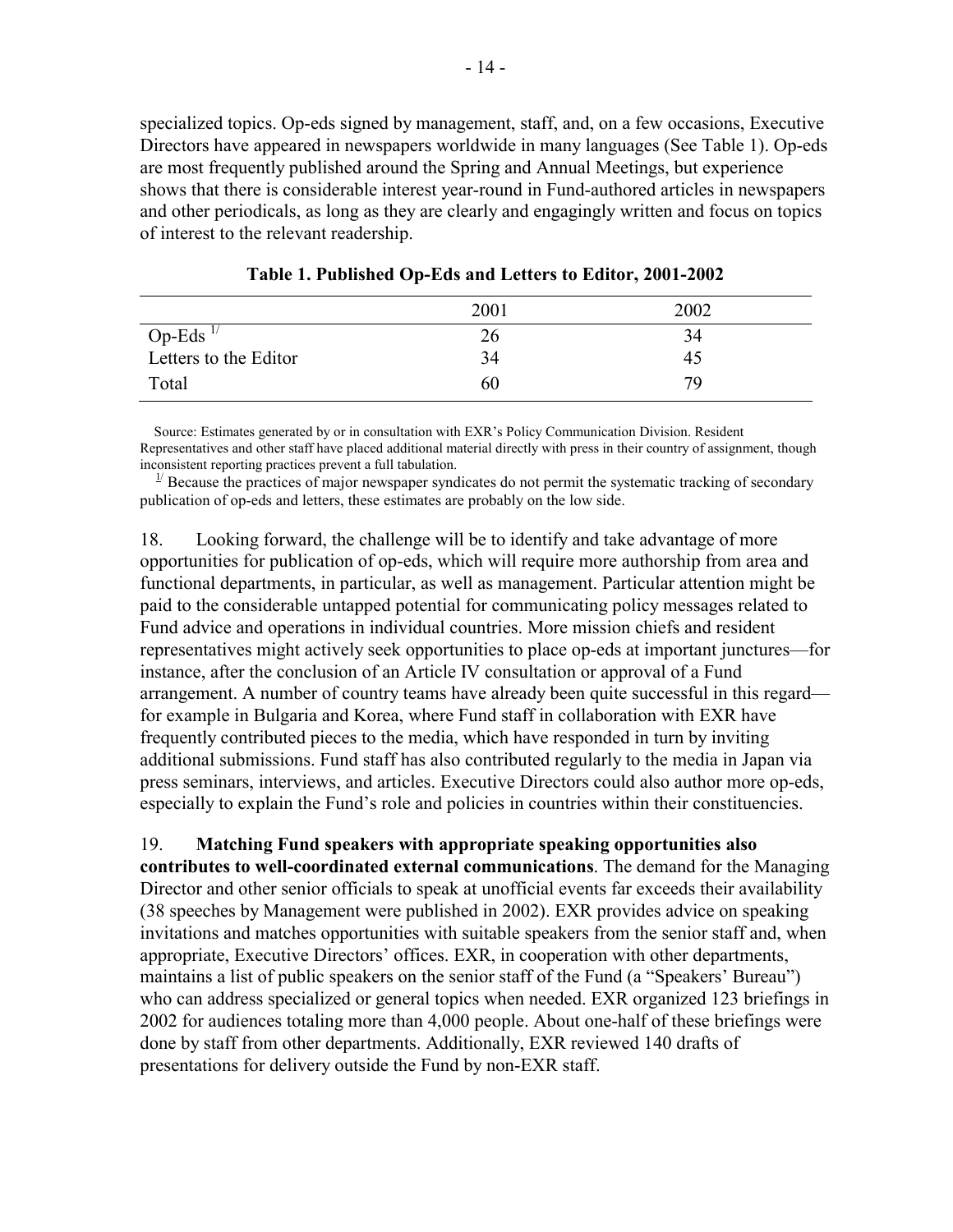specialized topics. Op-eds signed by management, staff, and, on a few occasions, Executive Directors have appeared in newspapers worldwide in many languages (See Table 1). Op-eds are most frequently published around the Spring and Annual Meetings, but experience shows that there is considerable interest year-round in Fund-authored articles in newspapers and other periodicals, as long as they are clearly and engagingly written and focus on topics of interest to the relevant readership.

**Table 1. Published Op-Eds and Letters to Editor, 2001-2002**

| | 2001 | 2002 |
|---|---|---|
| Op-Eds [1/] | 26 | 34 |
| Letters to the Editor | 34 | 45 |
| Total | 60 | 79 |

Source: Estimates generated by or in consultation with EXR's Policy Communication Division. Resident Representatives and other staff have placed additional material directly with press in their country of assignment, though inconsistent reporting practices prevent a full tabulation.

[1/] Because the practices of major newspaper syndicates do not permit the systematic tracking of secondary publication of op-eds and letters, these estimates are probably on the low side.

18. Looking forward, the challenge will be to identify and take advantage of more opportunities for publication of op-eds, which will require more authorship from area and functional departments, in particular, as well as management. Particular attention might be paid to the considerable untapped potential for communicating policy messages related to Fund advice and operations in individual countries. More mission chiefs and resident representatives might actively seek opportunities to place op-eds at important junctures—for instance, after the conclusion of an Article IV consultation or approval of a Fund arrangement. A number of country teams have already been quite successful in this regard—for example in Bulgaria and Korea, where Fund staff in collaboration with EXR have frequently contributed pieces to the media, which have responded in turn by inviting additional submissions. Fund staff has also contributed regularly to the media in Japan via press seminars, interviews, and articles. Executive Directors could also author more op-eds, especially to explain the Fund's role and policies in countries within their constituencies.

19. **Matching Fund speakers with appropriate speaking opportunities also contributes to well-coordinated external communications**. The demand for the Managing Director and other senior officials to speak at unofficial events far exceeds their availability (38 speeches by Management were published in 2002). EXR provides advice on speaking invitations and matches opportunities with suitable speakers from the senior staff and, when appropriate, Executive Directors' offices. EXR, in cooperation with other departments, maintains a list of public speakers on the senior staff of the Fund (a "Speakers' Bureau") who can address specialized or general topics when needed. EXR organized 123 briefings in 2002 for audiences totaling more than 4,000 people. About one-half of these briefings were done by staff from other departments. Additionally, EXR reviewed 140 drafts of presentations for delivery outside the Fund by non-EXR staff.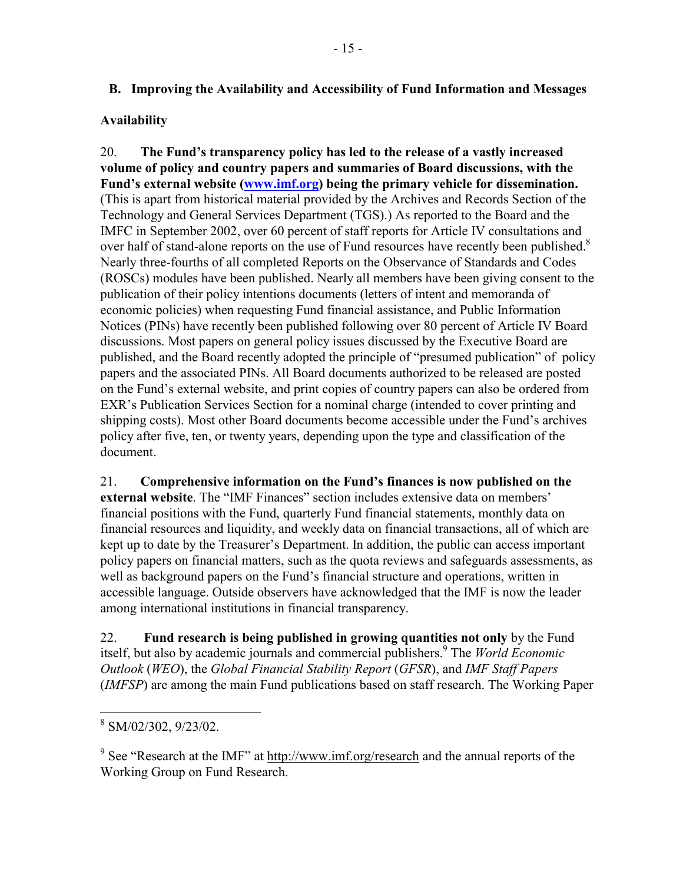## B. Improving the Availability and Accessibility of Fund Information and Messages

### Availability

20. **The Fund's transparency policy has led to the release of a vastly increased volume of policy and country papers and summaries of Board discussions, with the Fund's external website (www.imf.org) being the primary vehicle for dissemination.** (This is apart from historical material provided by the Archives and Records Section of the Technology and General Services Department (TGS).) As reported to the Board and the IMFC in September 2002, over 60 percent of staff reports for Article IV consultations and over half of stand-alone reports on the use of Fund resources have recently been published.[8] Nearly three-fourths of all completed Reports on the Observance of Standards and Codes (ROSCs) modules have been published. Nearly all members have been giving consent to the publication of their policy intentions documents (letters of intent and memoranda of economic policies) when requesting Fund financial assistance, and Public Information Notices (PINs) have recently been published following over 80 percent of Article IV Board discussions. Most papers on general policy issues discussed by the Executive Board are published, and the Board recently adopted the principle of "presumed publication" of policy papers and the associated PINs. All Board documents authorized to be released are posted on the Fund's external website, and print copies of country papers can also be ordered from EXR's Publication Services Section for a nominal charge (intended to cover printing and shipping costs). Most other Board documents become accessible under the Fund's archives policy after five, ten, or twenty years, depending upon the type and classification of the document.

21. **Comprehensive information on the Fund's finances is now published on the external website**. The "IMF Finances" section includes extensive data on members' financial positions with the Fund, quarterly Fund financial statements, monthly data on financial resources and liquidity, and weekly data on financial transactions, all of which are kept up to date by the Treasurer's Department. In addition, the public can access important policy papers on financial matters, such as the quota reviews and safeguards assessments, as well as background papers on the Fund's financial structure and operations, written in accessible language. Outside observers have acknowledged that the IMF is now the leader among international institutions in financial transparency.

22. **Fund research is being published in growing quantities not only** by the Fund itself, but also by academic journals and commercial publishers.[9] The *World Economic Outlook* (*WEO*), the *Global Financial Stability Report* (*GFSR*), and *IMF Staff Papers* (*IMFSP*) are among the main Fund publications based on staff research. The Working Paper

---

[8] SM/02/302, 9/23/02.

[9] See "Research at the IMF" at http://www.imf.org/research and the annual reports of the Working Group on Fund Research.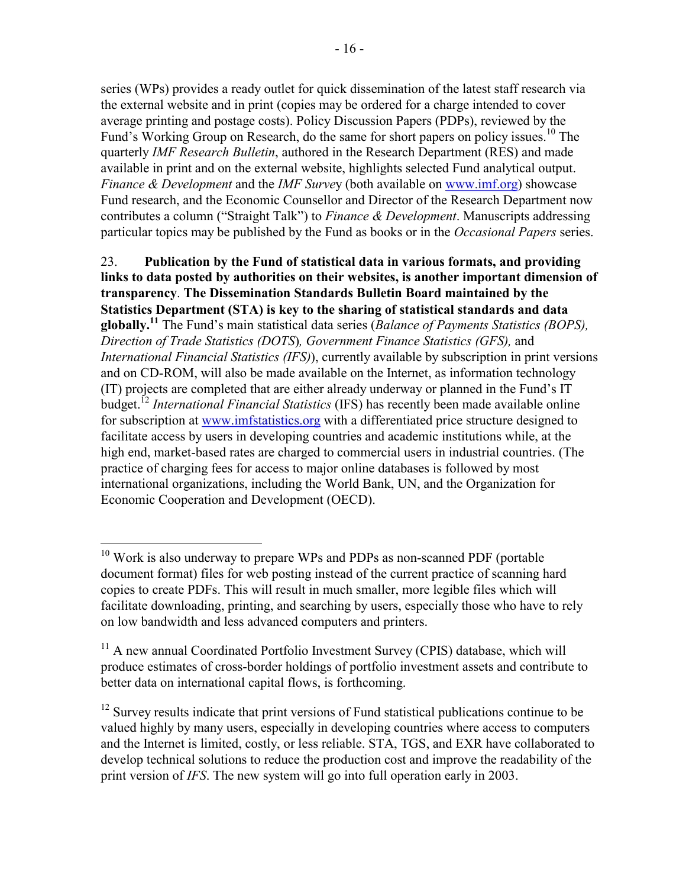series (WPs) provides a ready outlet for quick dissemination of the latest staff research via the external website and in print (copies may be ordered for a charge intended to cover average printing and postage costs). Policy Discussion Papers (PDPs), reviewed by the Fund's Working Group on Research, do the same for short papers on policy issues.[10] The quarterly *IMF Research Bulletin*, authored in the Research Department (RES) and made available in print and on the external website, highlights selected Fund analytical output. *Finance & Development* and the *IMF Survey* (both available on www.imf.org) showcase Fund research, and the Economic Counsellor and Director of the Research Department now contributes a column ("Straight Talk") to *Finance & Development*. Manuscripts addressing particular topics may be published by the Fund as books or in the *Occasional Papers* series.

23. **Publication by the Fund of statistical data in various formats, and providing links to data posted by authorities on their websites, is another important dimension of transparency**. **The Dissemination Standards Bulletin Board maintained by the Statistics Department (STA) is key to the sharing of statistical standards and data globally.**[11] The Fund's main statistical data series (*Balance of Payments Statistics (BOPS), Direction of Trade Statistics (DOTS), Government Finance Statistics (GFS),* and *International Financial Statistics (IFS)*), currently available by subscription in print versions and on CD-ROM, will also be made available on the Internet, as information technology (IT) projects are completed that are either already underway or planned in the Fund's IT budget.[12] *International Financial Statistics* (IFS) has recently been made available online for subscription at www.imfstatistics.org with a differentiated price structure designed to facilitate access by users in developing countries and academic institutions while, at the high end, market-based rates are charged to commercial users in industrial countries. (The practice of charging fees for access to major online databases is followed by most international organizations, including the World Bank, UN, and the Organization for Economic Cooperation and Development (OECD).

---

[10] Work is also underway to prepare WPs and PDPs as non-scanned PDF (portable document format) files for web posting instead of the current practice of scanning hard copies to create PDFs. This will result in much smaller, more legible files which will facilitate downloading, printing, and searching by users, especially those who have to rely on low bandwidth and less advanced computers and printers.

[11] A new annual Coordinated Portfolio Investment Survey (CPIS) database, which will produce estimates of cross-border holdings of portfolio investment assets and contribute to better data on international capital flows, is forthcoming.

[12] Survey results indicate that print versions of Fund statistical publications continue to be valued highly by many users, especially in developing countries where access to computers and the Internet is limited, costly, or less reliable. STA, TGS, and EXR have collaborated to develop technical solutions to reduce the production cost and improve the readability of the print version of *IFS*. The new system will go into full operation early in 2003.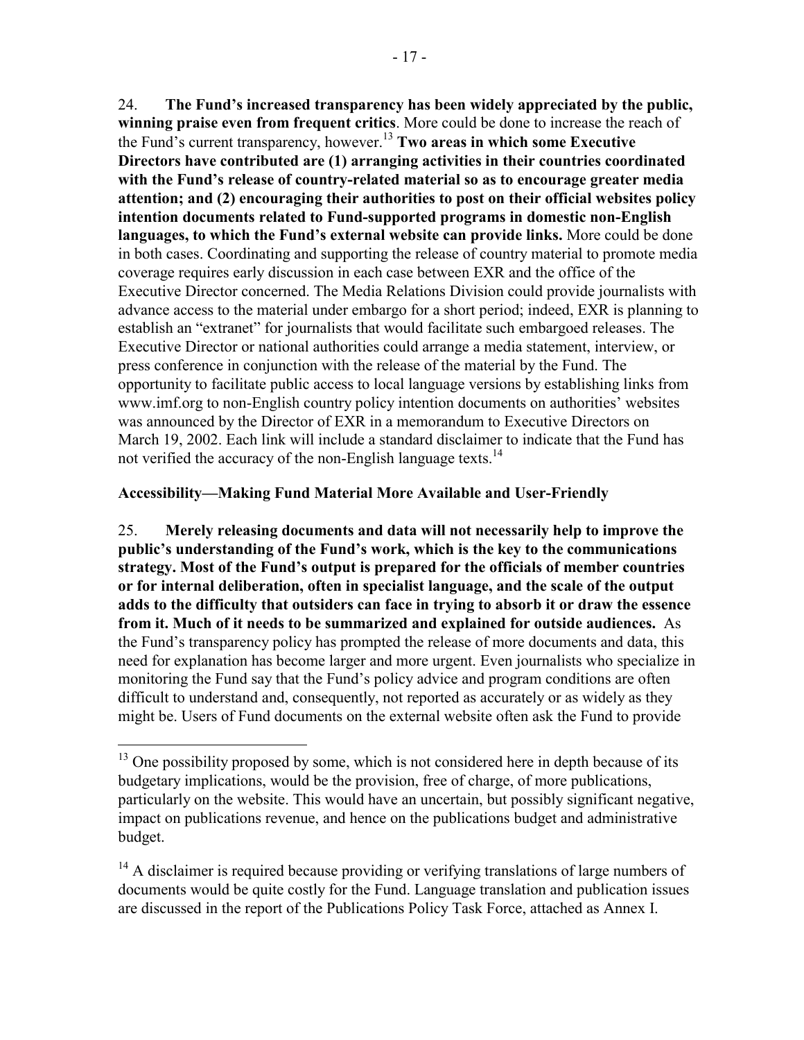24. **The Fund's increased transparency has been widely appreciated by the public, winning praise even from frequent critics**. More could be done to increase the reach of the Fund's current transparency, however.[13] **Two areas in which some Executive Directors have contributed are (1) arranging activities in their countries coordinated with the Fund's release of country-related material so as to encourage greater media attention; and (2) encouraging their authorities to post on their official websites policy intention documents related to Fund-supported programs in domestic non-English languages, to which the Fund's external website can provide links.** More could be done in both cases. Coordinating and supporting the release of country material to promote media coverage requires early discussion in each case between EXR and the office of the Executive Director concerned. The Media Relations Division could provide journalists with advance access to the material under embargo for a short period; indeed, EXR is planning to establish an "extranet" for journalists that would facilitate such embargoed releases. The Executive Director or national authorities could arrange a media statement, interview, or press conference in conjunction with the release of the material by the Fund. The opportunity to facilitate public access to local language versions by establishing links from www.imf.org to non-English country policy intention documents on authorities' websites was announced by the Director of EXR in a memorandum to Executive Directors on March 19, 2002. Each link will include a standard disclaimer to indicate that the Fund has not verified the accuracy of the non-English language texts.[14]

**Accessibility—Making Fund Material More Available and User-Friendly**

25. **Merely releasing documents and data will not necessarily help to improve the public's understanding of the Fund's work, which is the key to the communications strategy. Most of the Fund's output is prepared for the officials of member countries or for internal deliberation, often in specialist language, and the scale of the output adds to the difficulty that outsiders can face in trying to absorb it or draw the essence from it. Much of it needs to be summarized and explained for outside audiences.** As the Fund's transparency policy has prompted the release of more documents and data, this need for explanation has become larger and more urgent. Even journalists who specialize in monitoring the Fund say that the Fund's policy advice and program conditions are often difficult to understand and, consequently, not reported as accurately or as widely as they might be. Users of Fund documents on the external website often ask the Fund to provide

[13] One possibility proposed by some, which is not considered here in depth because of its budgetary implications, would be the provision, free of charge, of more publications, particularly on the website. This would have an uncertain, but possibly significant negative, impact on publications revenue, and hence on the publications budget and administrative budget.

[14] A disclaimer is required because providing or verifying translations of large numbers of documents would be quite costly for the Fund. Language translation and publication issues are discussed in the report of the Publications Policy Task Force, attached as Annex I.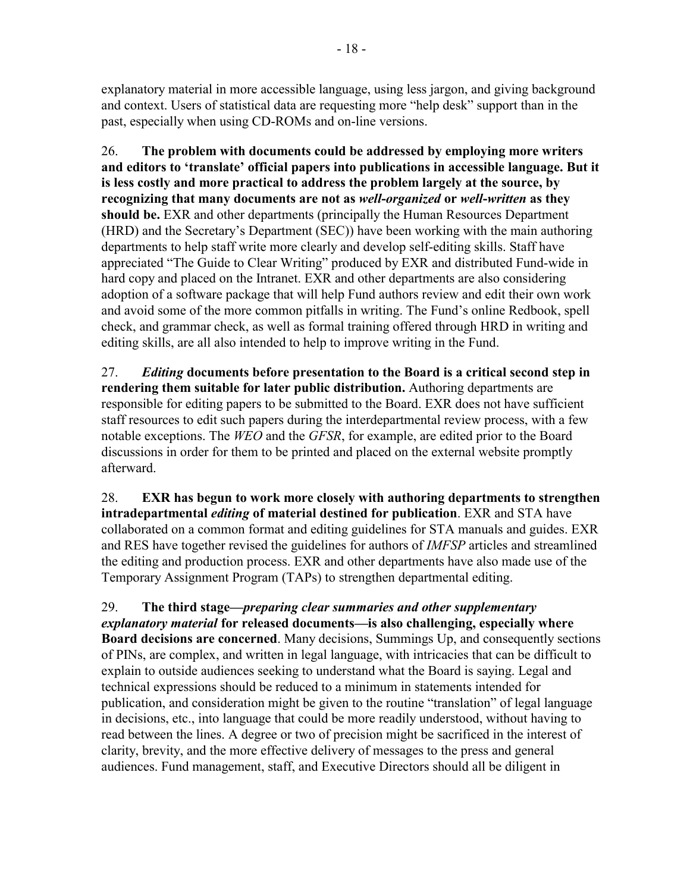explanatory material in more accessible language, using less jargon, and giving background and context. Users of statistical data are requesting more "help desk" support than in the past, especially when using CD-ROMs and on-line versions.

26. **The problem with documents could be addressed by employing more writers and editors to 'translate' official papers into publications in accessible language. But it is less costly and more practical to address the problem largely at the source, by recognizing that many documents are not as *well-organized* or *well-written* as they should be.** EXR and other departments (principally the Human Resources Department (HRD) and the Secretary's Department (SEC)) have been working with the main authoring departments to help staff write more clearly and develop self-editing skills. Staff have appreciated "The Guide to Clear Writing" produced by EXR and distributed Fund-wide in hard copy and placed on the Intranet. EXR and other departments are also considering adoption of a software package that will help Fund authors review and edit their own work and avoid some of the more common pitfalls in writing. The Fund's online Redbook, spell check, and grammar check, as well as formal training offered through HRD in writing and editing skills, are all also intended to help to improve writing in the Fund.

27. ***Editing* documents before presentation to the Board is a critical second step in rendering them suitable for later public distribution.** Authoring departments are responsible for editing papers to be submitted to the Board. EXR does not have sufficient staff resources to edit such papers during the interdepartmental review process, with a few notable exceptions. The *WEO* and the *GFSR*, for example, are edited prior to the Board discussions in order for them to be printed and placed on the external website promptly afterward.

28. **EXR has begun to work more closely with authoring departments to strengthen intradepartmental *editing* of material destined for publication**. EXR and STA have collaborated on a common format and editing guidelines for STA manuals and guides. EXR and RES have together revised the guidelines for authors of *IMFSP* articles and streamlined the editing and production process. EXR and other departments have also made use of the Temporary Assignment Program (TAPs) to strengthen departmental editing.

29. **The third stage—*preparing clear summaries and other supplementary explanatory material* for released documents—is also challenging, especially where Board decisions are concerned**. Many decisions, Summings Up, and consequently sections of PINs, are complex, and written in legal language, with intricacies that can be difficult to explain to outside audiences seeking to understand what the Board is saying. Legal and technical expressions should be reduced to a minimum in statements intended for publication, and consideration might be given to the routine "translation" of legal language in decisions, etc., into language that could be more readily understood, without having to read between the lines. A degree or two of precision might be sacrificed in the interest of clarity, brevity, and the more effective delivery of messages to the press and general audiences. Fund management, staff, and Executive Directors should all be diligent in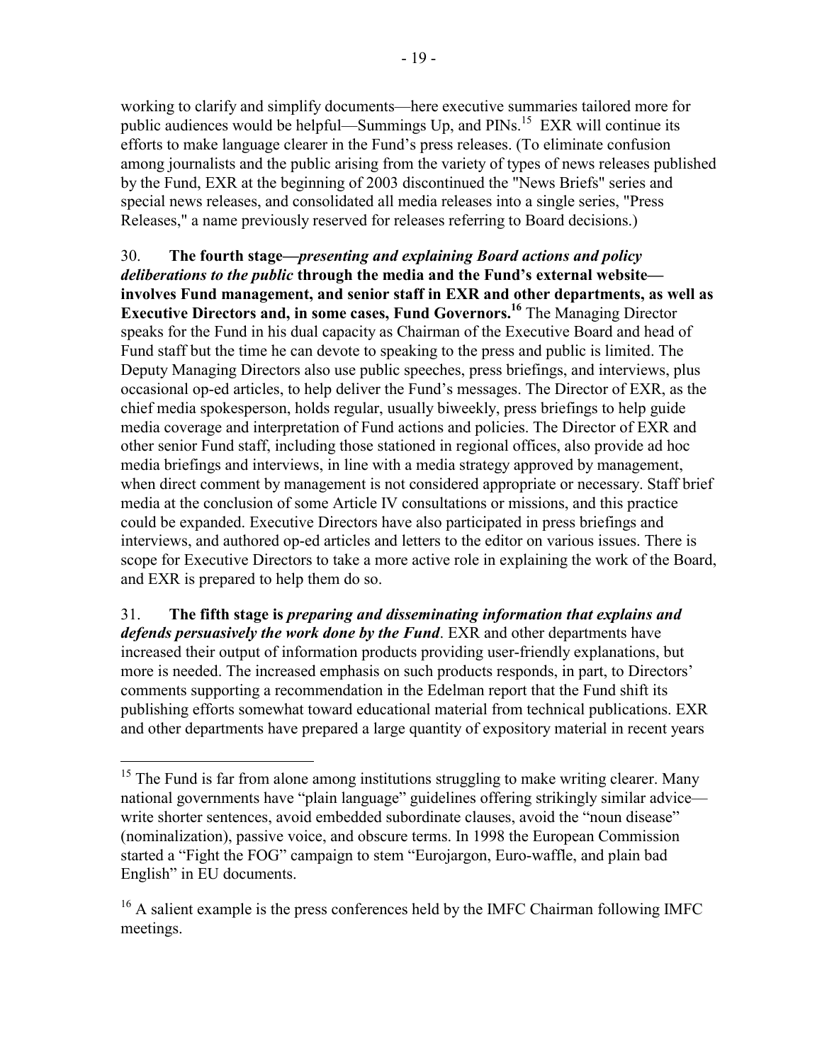working to clarify and simplify documents—here executive summaries tailored more for public audiences would be helpful—Summings Up, and PINs.[15] EXR will continue its efforts to make language clearer in the Fund's press releases. (To eliminate confusion among journalists and the public arising from the variety of types of news releases published by the Fund, EXR at the beginning of 2003 discontinued the "News Briefs" series and special news releases, and consolidated all media releases into a single series, "Press Releases," a name previously reserved for releases referring to Board decisions.)

30. **The fourth stage—*presenting and explaining Board actions and policy deliberations to the public* through the media and the Fund's external website—involves Fund management, and senior staff in EXR and other departments, as well as Executive Directors and, in some cases, Fund Governors.[16]** The Managing Director speaks for the Fund in his dual capacity as Chairman of the Executive Board and head of Fund staff but the time he can devote to speaking to the press and public is limited. The Deputy Managing Directors also use public speeches, press briefings, and interviews, plus occasional op-ed articles, to help deliver the Fund's messages. The Director of EXR, as the chief media spokesperson, holds regular, usually biweekly, press briefings to help guide media coverage and interpretation of Fund actions and policies. The Director of EXR and other senior Fund staff, including those stationed in regional offices, also provide ad hoc media briefings and interviews, in line with a media strategy approved by management, when direct comment by management is not considered appropriate or necessary. Staff brief media at the conclusion of some Article IV consultations or missions, and this practice could be expanded. Executive Directors have also participated in press briefings and interviews, and authored op-ed articles and letters to the editor on various issues. There is scope for Executive Directors to take a more active role in explaining the work of the Board, and EXR is prepared to help them do so.

31. **The fifth stage is *preparing and disseminating information that explains and defends persuasively the work done by the Fund*.** EXR and other departments have increased their output of information products providing user-friendly explanations, but more is needed. The increased emphasis on such products responds, in part, to Directors' comments supporting a recommendation in the Edelman report that the Fund shift its publishing efforts somewhat toward educational material from technical publications. EXR and other departments have prepared a large quantity of expository material in recent years

---

[15] The Fund is far from alone among institutions struggling to make writing clearer. Many national governments have "plain language" guidelines offering strikingly similar advice—write shorter sentences, avoid embedded subordinate clauses, avoid the "noun disease" (nominalization), passive voice, and obscure terms. In 1998 the European Commission started a "Fight the FOG" campaign to stem "Eurojargon, Euro-waffle, and plain bad English" in EU documents.

[16] A salient example is the press conferences held by the IMFC Chairman following IMFC meetings.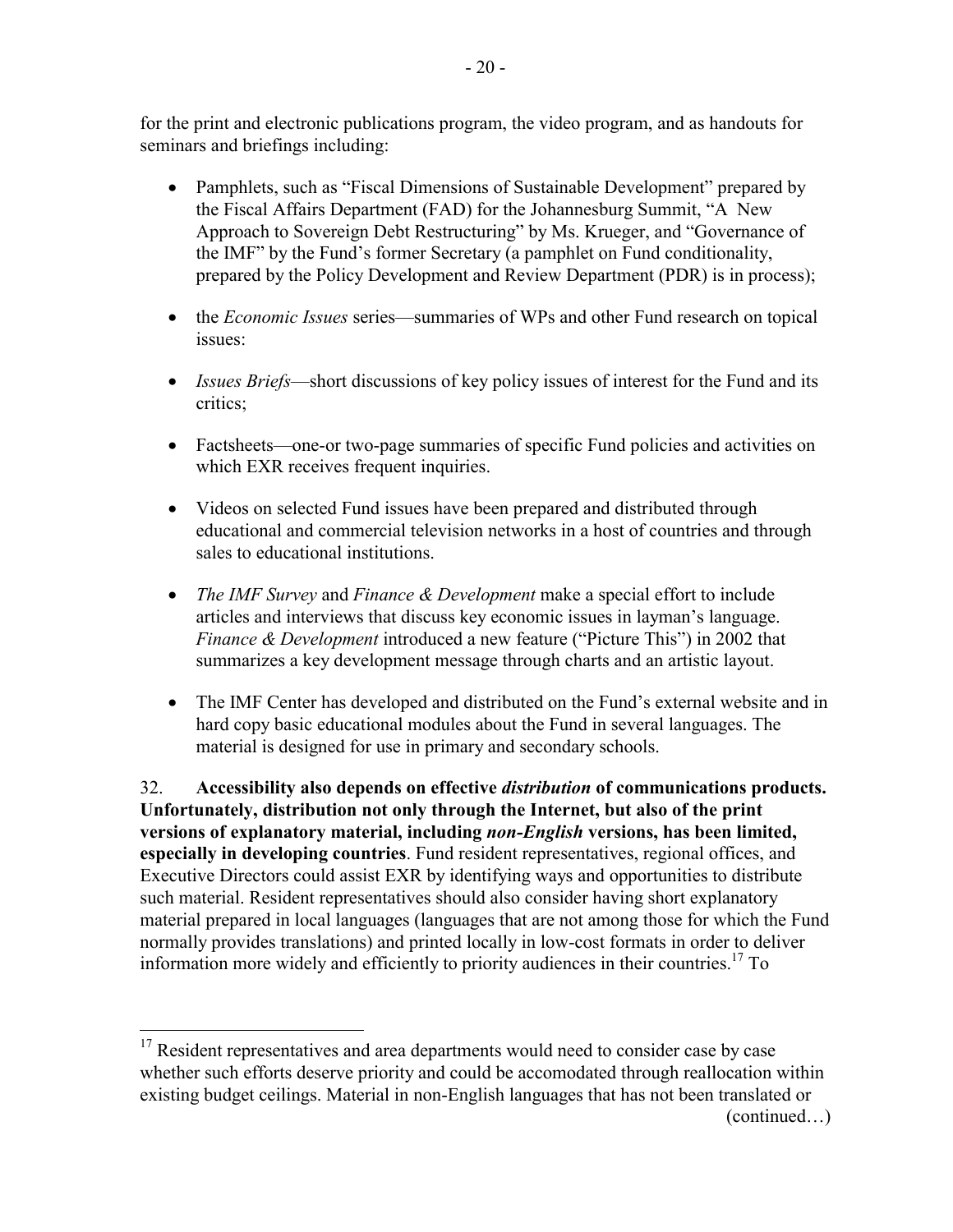for the print and electronic publications program, the video program, and as handouts for seminars and briefings including:

- Pamphlets, such as "Fiscal Dimensions of Sustainable Development" prepared by the Fiscal Affairs Department (FAD) for the Johannesburg Summit, "A New Approach to Sovereign Debt Restructuring" by Ms. Krueger, and "Governance of the IMF" by the Fund's former Secretary (a pamphlet on Fund conditionality, prepared by the Policy Development and Review Department (PDR) is in process);

- the *Economic Issues* series—summaries of WPs and other Fund research on topical issues:

- *Issues Briefs*—short discussions of key policy issues of interest for the Fund and its critics;

- Factsheets—one-or two-page summaries of specific Fund policies and activities on which EXR receives frequent inquiries.

- Videos on selected Fund issues have been prepared and distributed through educational and commercial television networks in a host of countries and through sales to educational institutions.

- *The IMF Survey* and *Finance & Development* make a special effort to include articles and interviews that discuss key economic issues in layman's language. *Finance & Development* introduced a new feature ("Picture This") in 2002 that summarizes a key development message through charts and an artistic layout.

- The IMF Center has developed and distributed on the Fund's external website and in hard copy basic educational modules about the Fund in several languages. The material is designed for use in primary and secondary schools.

32. **Accessibility also depends on effective *distribution* of communications products. Unfortunately, distribution not only through the Internet, but also of the print versions of explanatory material, including *non-English* versions, has been limited, especially in developing countries**. Fund resident representatives, regional offices, and Executive Directors could assist EXR by identifying ways and opportunities to distribute such material. Resident representatives should also consider having short explanatory material prepared in local languages (languages that are not among those for which the Fund normally provides translations) and printed locally in low-cost formats in order to deliver information more widely and efficiently to priority audiences in their countries.[17] To

[17] Resident representatives and area departments would need to consider case by case whether such efforts deserve priority and could be accomodated through reallocation within existing budget ceilings. Material in non-English languages that has not been translated or (continued…)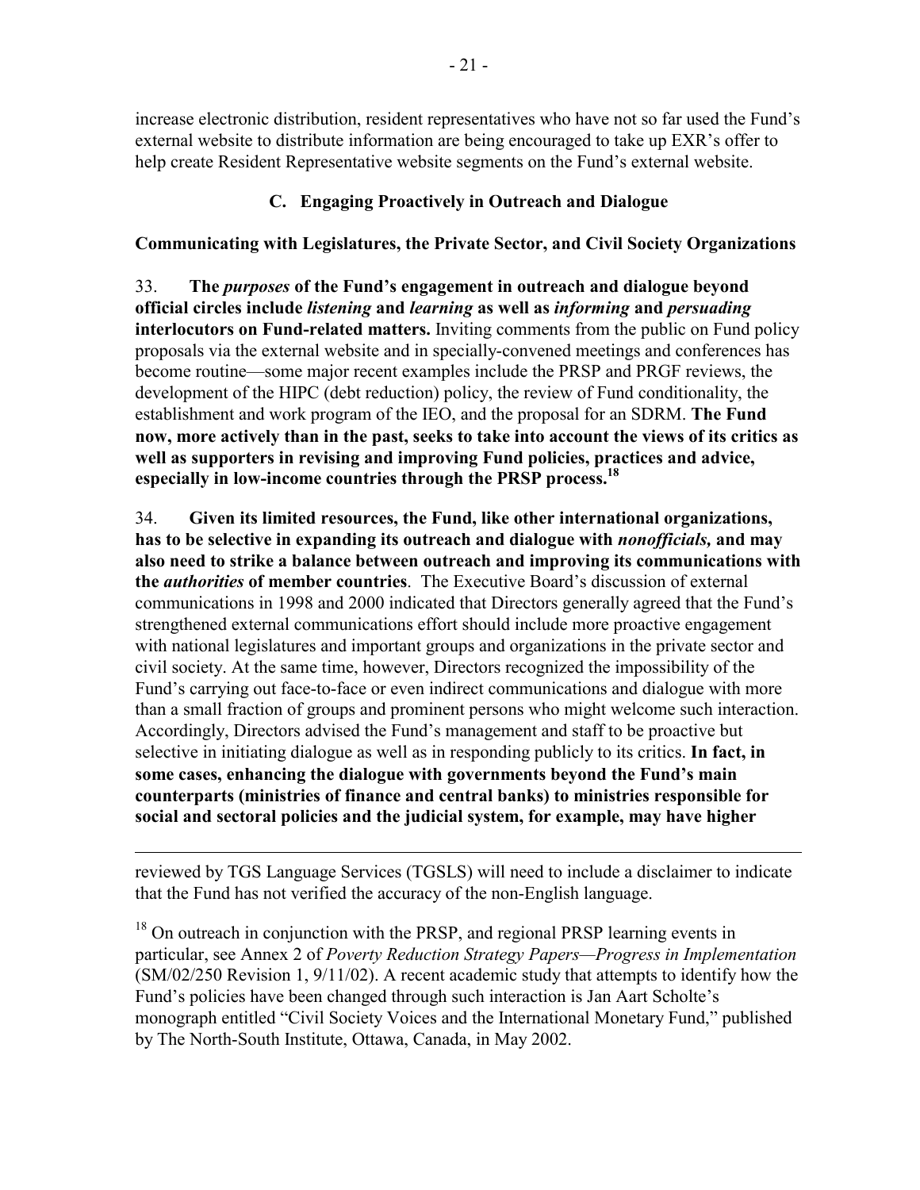increase electronic distribution, resident representatives who have not so far used the Fund's external website to distribute information are being encouraged to take up EXR's offer to help create Resident Representative website segments on the Fund's external website.

### C. Engaging Proactively in Outreach and Dialogue

**Communicating with Legislatures, the Private Sector, and Civil Society Organizations**

33. **The *purposes* of the Fund's engagement in outreach and dialogue beyond official circles include *listening* and *learning* as well as *informing* and *persuading* interlocutors on Fund-related matters.** Inviting comments from the public on Fund policy proposals via the external website and in specially-convened meetings and conferences has become routine—some major recent examples include the PRSP and PRGF reviews, the development of the HIPC (debt reduction) policy, the review of Fund conditionality, the establishment and work program of the IEO, and the proposal for an SDRM. **The Fund now, more actively than in the past, seeks to take into account the views of its critics as well as supporters in revising and improving Fund policies, practices and advice, especially in low-income countries through the PRSP process.**[18]

34. **Given its limited resources, the Fund, like other international organizations, has to be selective in expanding its outreach and dialogue with *nonofficials,* and may also need to strike a balance between outreach and improving its communications with the *authorities* of member countries**. The Executive Board's discussion of external communications in 1998 and 2000 indicated that Directors generally agreed that the Fund's strengthened external communications effort should include more proactive engagement with national legislatures and important groups and organizations in the private sector and civil society. At the same time, however, Directors recognized the impossibility of the Fund's carrying out face-to-face or even indirect communications and dialogue with more than a small fraction of groups and prominent persons who might welcome such interaction. Accordingly, Directors advised the Fund's management and staff to be proactive but selective in initiating dialogue as well as in responding publicly to its critics. **In fact, in some cases, enhancing the dialogue with governments beyond the Fund's main counterparts (ministries of finance and central banks) to ministries responsible for social and sectoral policies and the judicial system, for example, may have higher**

---

reviewed by TGS Language Services (TGSLS) will need to include a disclaimer to indicate that the Fund has not verified the accuracy of the non-English language.

[18] On outreach in conjunction with the PRSP, and regional PRSP learning events in particular, see Annex 2 of *Poverty Reduction Strategy Papers—Progress in Implementation* (SM/02/250 Revision 1, 9/11/02). A recent academic study that attempts to identify how the Fund's policies have been changed through such interaction is Jan Aart Scholte's monograph entitled "Civil Society Voices and the International Monetary Fund," published by The North-South Institute, Ottawa, Canada, in May 2002.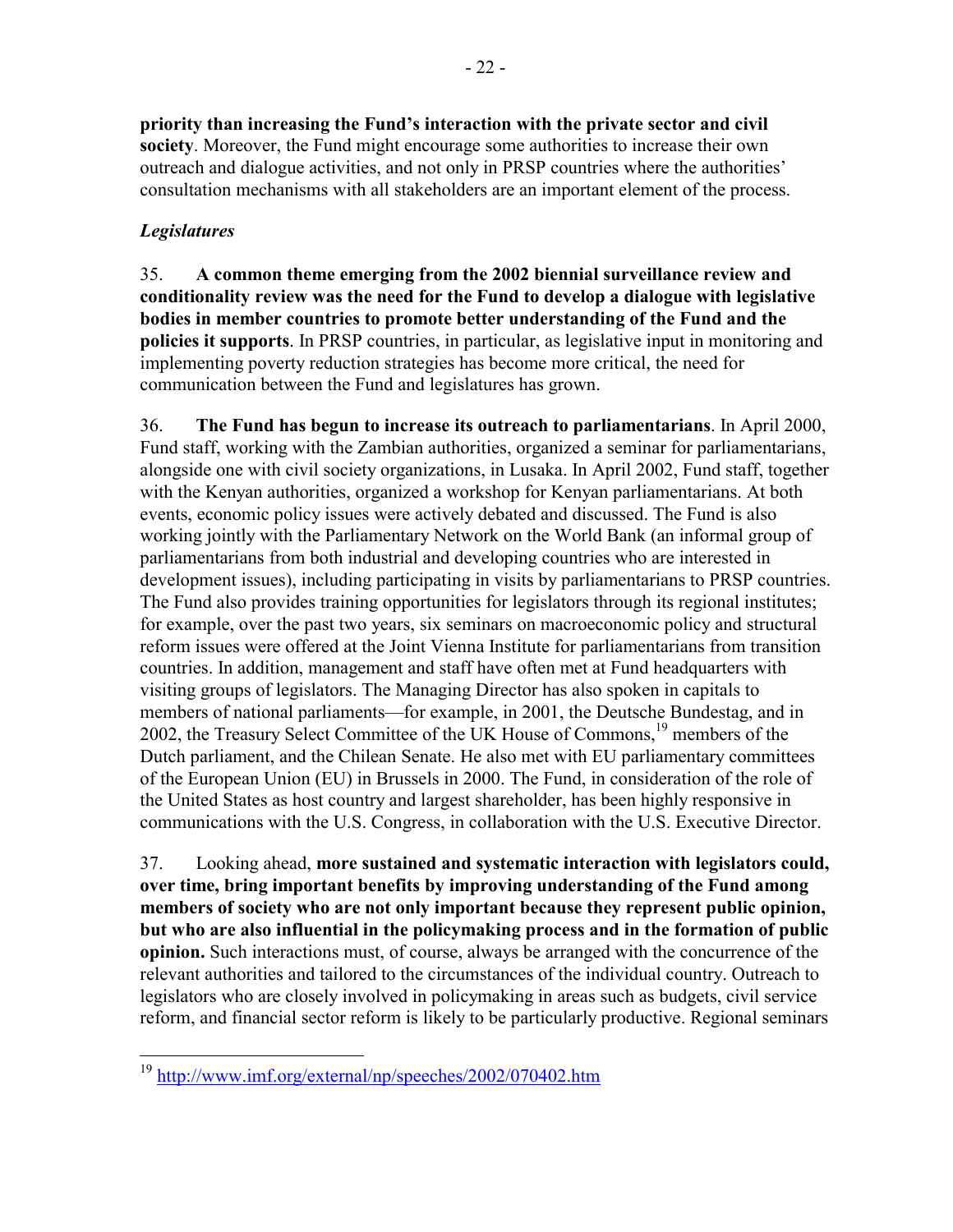**priority than increasing the Fund's interaction with the private sector and civil society**. Moreover, the Fund might encourage some authorities to increase their own outreach and dialogue activities, and not only in PRSP countries where the authorities' consultation mechanisms with all stakeholders are an important element of the process.

### *Legislatures*

35. **A common theme emerging from the 2002 biennial surveillance review and conditionality review was the need for the Fund to develop a dialogue with legislative bodies in member countries to promote better understanding of the Fund and the policies it supports**. In PRSP countries, in particular, as legislative input in monitoring and implementing poverty reduction strategies has become more critical, the need for communication between the Fund and legislatures has grown.

36. **The Fund has begun to increase its outreach to parliamentarians**. In April 2000, Fund staff, working with the Zambian authorities, organized a seminar for parliamentarians, alongside one with civil society organizations, in Lusaka. In April 2002, Fund staff, together with the Kenyan authorities, organized a workshop for Kenyan parliamentarians. At both events, economic policy issues were actively debated and discussed. The Fund is also working jointly with the Parliamentary Network on the World Bank (an informal group of parliamentarians from both industrial and developing countries who are interested in development issues), including participating in visits by parliamentarians to PRSP countries. The Fund also provides training opportunities for legislators through its regional institutes; for example, over the past two years, six seminars on macroeconomic policy and structural reform issues were offered at the Joint Vienna Institute for parliamentarians from transition countries. In addition, management and staff have often met at Fund headquarters with visiting groups of legislators. The Managing Director has also spoken in capitals to members of national parliaments—for example, in 2001, the Deutsche Bundestag, and in 2002, the Treasury Select Committee of the UK House of Commons,[19] members of the Dutch parliament, and the Chilean Senate. He also met with EU parliamentary committees of the European Union (EU) in Brussels in 2000. The Fund, in consideration of the role of the United States as host country and largest shareholder, has been highly responsive in communications with the U.S. Congress, in collaboration with the U.S. Executive Director.

37. Looking ahead, **more sustained and systematic interaction with legislators could, over time, bring important benefits by improving understanding of the Fund among members of society who are not only important because they represent public opinion, but who are also influential in the policymaking process and in the formation of public opinion.** Such interactions must, of course, always be arranged with the concurrence of the relevant authorities and tailored to the circumstances of the individual country. Outreach to legislators who are closely involved in policymaking in areas such as budgets, civil service reform, and financial sector reform is likely to be particularly productive. Regional seminars

---

[19] http://www.imf.org/external/np/speeches/2002/070402.htm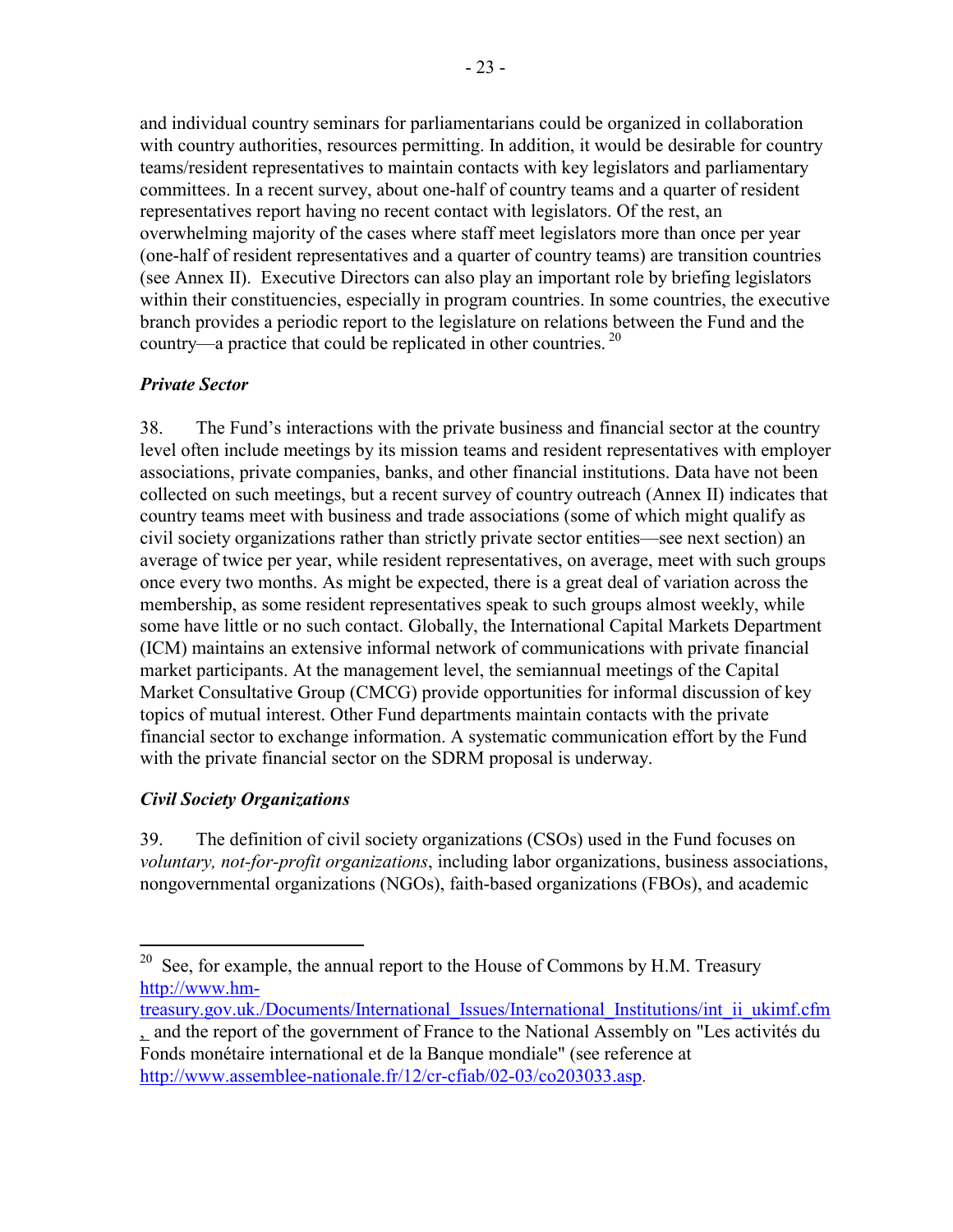and individual country seminars for parliamentarians could be organized in collaboration with country authorities, resources permitting. In addition, it would be desirable for country teams/resident representatives to maintain contacts with key legislators and parliamentary committees. In a recent survey, about one-half of country teams and a quarter of resident representatives report having no recent contact with legislators. Of the rest, an overwhelming majority of the cases where staff meet legislators more than once per year (one-half of resident representatives and a quarter of country teams) are transition countries (see Annex II). Executive Directors can also play an important role by briefing legislators within their constituencies, especially in program countries. In some countries, the executive branch provides a periodic report to the legislature on relations between the Fund and the country—a practice that could be replicated in other countries.[20]

### *Private Sector*

38. The Fund's interactions with the private business and financial sector at the country level often include meetings by its mission teams and resident representatives with employer associations, private companies, banks, and other financial institutions. Data have not been collected on such meetings, but a recent survey of country outreach (Annex II) indicates that country teams meet with business and trade associations (some of which might qualify as civil society organizations rather than strictly private sector entities—see next section) an average of twice per year, while resident representatives, on average, meet with such groups once every two months. As might be expected, there is a great deal of variation across the membership, as some resident representatives speak to such groups almost weekly, while some have little or no such contact. Globally, the International Capital Markets Department (ICM) maintains an extensive informal network of communications with private financial market participants. At the management level, the semiannual meetings of the Capital Market Consultative Group (CMCG) provide opportunities for informal discussion of key topics of mutual interest. Other Fund departments maintain contacts with the private financial sector to exchange information. A systematic communication effort by the Fund with the private financial sector on the SDRM proposal is underway.

### *Civil Society Organizations*

39. The definition of civil society organizations (CSOs) used in the Fund focuses on *voluntary, not-for-profit organizations*, including labor organizations, business associations, nongovernmental organizations (NGOs), faith-based organizations (FBOs), and academic

---

[20] See, for example, the annual report to the House of Commons by H.M. Treasury http://www.hm-treasury.gov.uk./Documents/International_Issues/International_Institutions/int_ii_ukimf.cfm , and the report of the government of France to the National Assembly on "Les activités du Fonds monétaire international et de la Banque mondiale" (see reference at http://www.assemblee-nationale.fr/12/cr-cfiab/02-03/co203033.asp.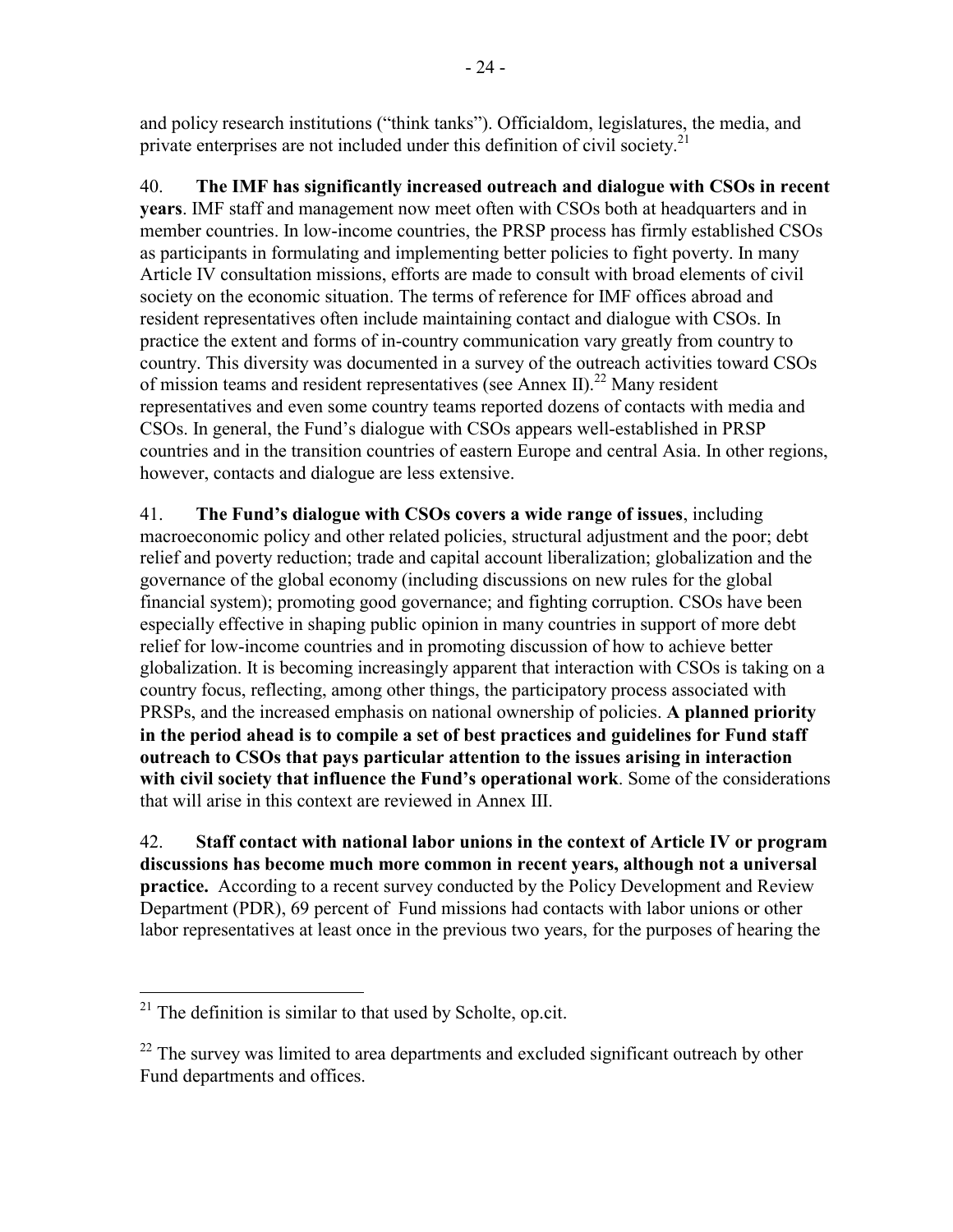and policy research institutions ("think tanks"). Officialdom, legislatures, the media, and private enterprises are not included under this definition of civil society.[21]

40. **The IMF has significantly increased outreach and dialogue with CSOs in recent years**. IMF staff and management now meet often with CSOs both at headquarters and in member countries. In low-income countries, the PRSP process has firmly established CSOs as participants in formulating and implementing better policies to fight poverty. In many Article IV consultation missions, efforts are made to consult with broad elements of civil society on the economic situation. The terms of reference for IMF offices abroad and resident representatives often include maintaining contact and dialogue with CSOs. In practice the extent and forms of in-country communication vary greatly from country to country. This diversity was documented in a survey of the outreach activities toward CSOs of mission teams and resident representatives (see Annex II).[22] Many resident representatives and even some country teams reported dozens of contacts with media and CSOs. In general, the Fund's dialogue with CSOs appears well-established in PRSP countries and in the transition countries of eastern Europe and central Asia. In other regions, however, contacts and dialogue are less extensive.

41. **The Fund's dialogue with CSOs covers a wide range of issues**, including macroeconomic policy and other related policies, structural adjustment and the poor; debt relief and poverty reduction; trade and capital account liberalization; globalization and the governance of the global economy (including discussions on new rules for the global financial system); promoting good governance; and fighting corruption. CSOs have been especially effective in shaping public opinion in many countries in support of more debt relief for low-income countries and in promoting discussion of how to achieve better globalization. It is becoming increasingly apparent that interaction with CSOs is taking on a country focus, reflecting, among other things, the participatory process associated with PRSPs, and the increased emphasis on national ownership of policies. **A planned priority in the period ahead is to compile a set of best practices and guidelines for Fund staff outreach to CSOs that pays particular attention to the issues arising in interaction with civil society that influence the Fund's operational work**. Some of the considerations that will arise in this context are reviewed in Annex III.

42. **Staff contact with national labor unions in the context of Article IV or program discussions has become much more common in recent years, although not a universal practice.** According to a recent survey conducted by the Policy Development and Review Department (PDR), 69 percent of Fund missions had contacts with labor unions or other labor representatives at least once in the previous two years, for the purposes of hearing the

---

[21] The definition is similar to that used by Scholte, op.cit.

[22] The survey was limited to area departments and excluded significant outreach by other Fund departments and offices.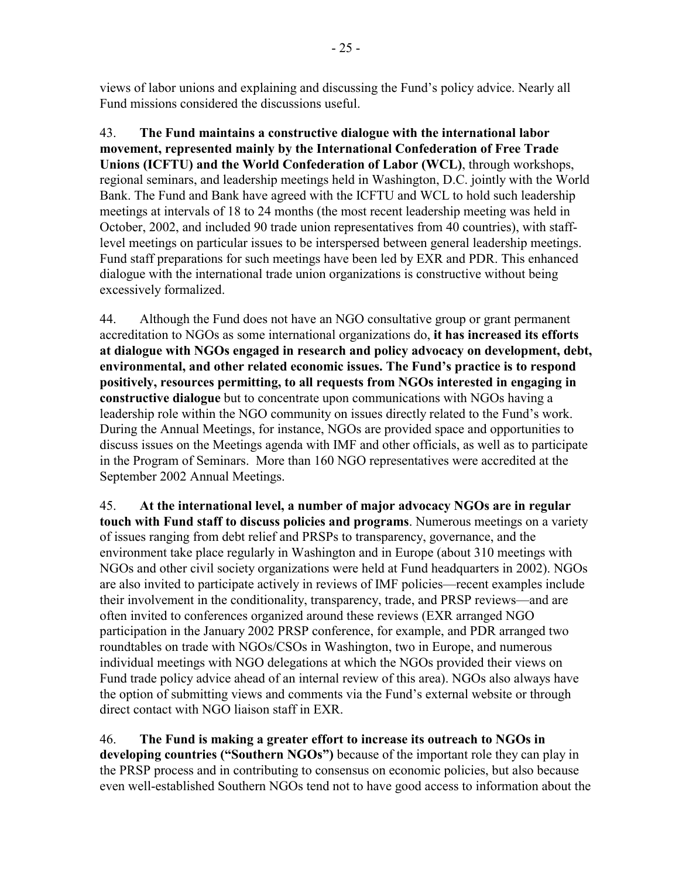views of labor unions and explaining and discussing the Fund's policy advice. Nearly all Fund missions considered the discussions useful.

43. **The Fund maintains a constructive dialogue with the international labor movement, represented mainly by the International Confederation of Free Trade Unions (ICFTU) and the World Confederation of Labor (WCL)**, through workshops, regional seminars, and leadership meetings held in Washington, D.C. jointly with the World Bank. The Fund and Bank have agreed with the ICFTU and WCL to hold such leadership meetings at intervals of 18 to 24 months (the most recent leadership meeting was held in October, 2002, and included 90 trade union representatives from 40 countries), with staff-level meetings on particular issues to be interspersed between general leadership meetings. Fund staff preparations for such meetings have been led by EXR and PDR. This enhanced dialogue with the international trade union organizations is constructive without being excessively formalized.

44. Although the Fund does not have an NGO consultative group or grant permanent accreditation to NGOs as some international organizations do, **it has increased its efforts at dialogue with NGOs engaged in research and policy advocacy on development, debt, environmental, and other related economic issues. The Fund's practice is to respond positively, resources permitting, to all requests from NGOs interested in engaging in constructive dialogue** but to concentrate upon communications with NGOs having a leadership role within the NGO community on issues directly related to the Fund's work. During the Annual Meetings, for instance, NGOs are provided space and opportunities to discuss issues on the Meetings agenda with IMF and other officials, as well as to participate in the Program of Seminars. More than 160 NGO representatives were accredited at the September 2002 Annual Meetings.

45. **At the international level, a number of major advocacy NGOs are in regular touch with Fund staff to discuss policies and programs**. Numerous meetings on a variety of issues ranging from debt relief and PRSPs to transparency, governance, and the environment take place regularly in Washington and in Europe (about 310 meetings with NGOs and other civil society organizations were held at Fund headquarters in 2002). NGOs are also invited to participate actively in reviews of IMF policies—recent examples include their involvement in the conditionality, transparency, trade, and PRSP reviews—and are often invited to conferences organized around these reviews (EXR arranged NGO participation in the January 2002 PRSP conference, for example, and PDR arranged two roundtables on trade with NGOs/CSOs in Washington, two in Europe, and numerous individual meetings with NGO delegations at which the NGOs provided their views on Fund trade policy advice ahead of an internal review of this area). NGOs also always have the option of submitting views and comments via the Fund's external website or through direct contact with NGO liaison staff in EXR.

46. **The Fund is making a greater effort to increase its outreach to NGOs in developing countries ("Southern NGOs")** because of the important role they can play in the PRSP process and in contributing to consensus on economic policies, but also because even well-established Southern NGOs tend not to have good access to information about the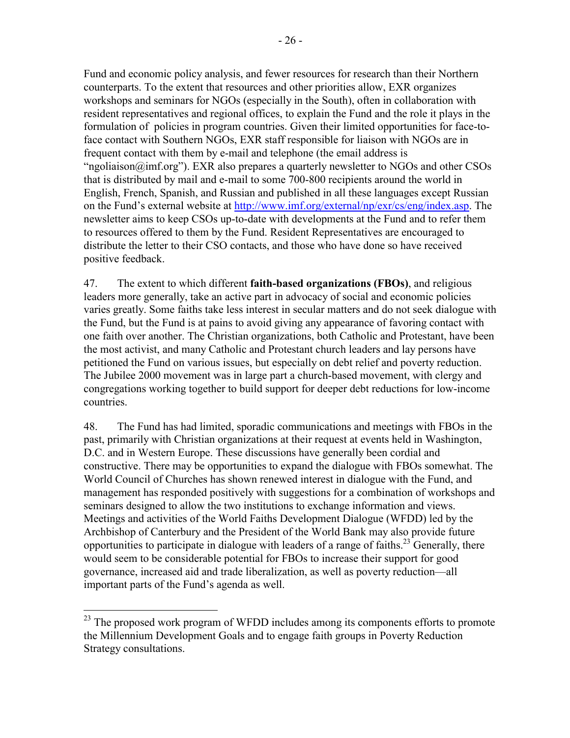Fund and economic policy analysis, and fewer resources for research than their Northern counterparts. To the extent that resources and other priorities allow, EXR organizes workshops and seminars for NGOs (especially in the South), often in collaboration with resident representatives and regional offices, to explain the Fund and the role it plays in the formulation of policies in program countries. Given their limited opportunities for face-to-face contact with Southern NGOs, EXR staff responsible for liaison with NGOs are in frequent contact with them by e-mail and telephone (the email address is "ngoliaison@imf.org"). EXR also prepares a quarterly newsletter to NGOs and other CSOs that is distributed by mail and e-mail to some 700-800 recipients around the world in English, French, Spanish, and Russian and published in all these languages except Russian on the Fund's external website at http://www.imf.org/external/np/exr/cs/eng/index.asp. The newsletter aims to keep CSOs up-to-date with developments at the Fund and to refer them to resources offered to them by the Fund. Resident Representatives are encouraged to distribute the letter to their CSO contacts, and those who have done so have received positive feedback.

47. The extent to which different **faith-based organizations (FBOs)**, and religious leaders more generally, take an active part in advocacy of social and economic policies varies greatly. Some faiths take less interest in secular matters and do not seek dialogue with the Fund, but the Fund is at pains to avoid giving any appearance of favoring contact with one faith over another. The Christian organizations, both Catholic and Protestant, have been the most activist, and many Catholic and Protestant church leaders and lay persons have petitioned the Fund on various issues, but especially on debt relief and poverty reduction. The Jubilee 2000 movement was in large part a church-based movement, with clergy and congregations working together to build support for deeper debt reductions for low-income countries.

48. The Fund has had limited, sporadic communications and meetings with FBOs in the past, primarily with Christian organizations at their request at events held in Washington, D.C. and in Western Europe. These discussions have generally been cordial and constructive. There may be opportunities to expand the dialogue with FBOs somewhat. The World Council of Churches has shown renewed interest in dialogue with the Fund, and management has responded positively with suggestions for a combination of workshops and seminars designed to allow the two institutions to exchange information and views. Meetings and activities of the World Faiths Development Dialogue (WFDD) led by the Archbishop of Canterbury and the President of the World Bank may also provide future opportunities to participate in dialogue with leaders of a range of faiths.[23] Generally, there would seem to be considerable potential for FBOs to increase their support for good governance, increased aid and trade liberalization, as well as poverty reduction—all important parts of the Fund's agenda as well.

[23] The proposed work program of WFDD includes among its components efforts to promote the Millennium Development Goals and to engage faith groups in Poverty Reduction Strategy consultations.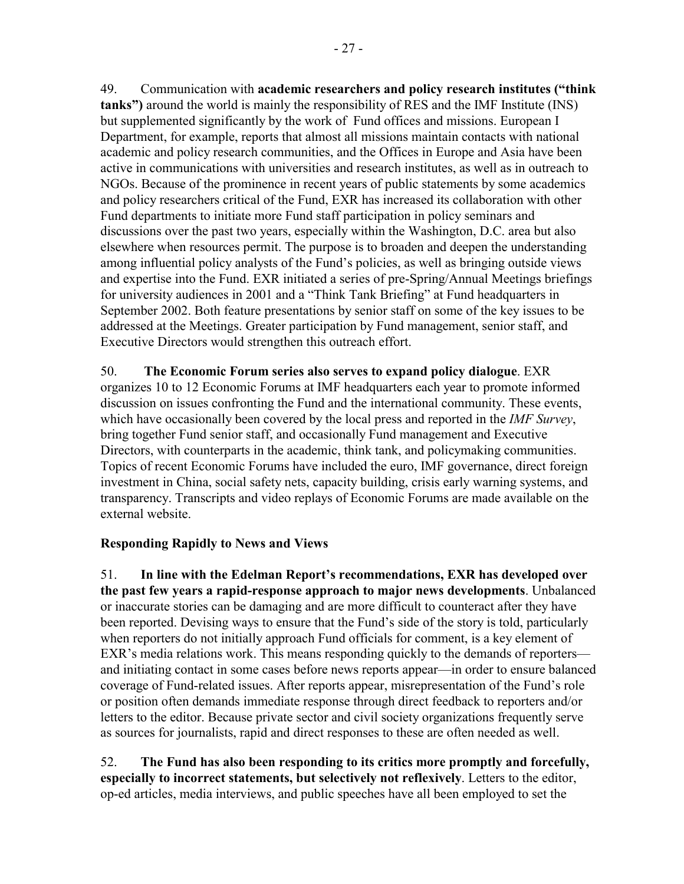49. Communication with **academic researchers and policy research institutes ("think tanks")** around the world is mainly the responsibility of RES and the IMF Institute (INS) but supplemented significantly by the work of Fund offices and missions. European I Department, for example, reports that almost all missions maintain contacts with national academic and policy research communities, and the Offices in Europe and Asia have been active in communications with universities and research institutes, as well as in outreach to NGOs. Because of the prominence in recent years of public statements by some academics and policy researchers critical of the Fund, EXR has increased its collaboration with other Fund departments to initiate more Fund staff participation in policy seminars and discussions over the past two years, especially within the Washington, D.C. area but also elsewhere when resources permit. The purpose is to broaden and deepen the understanding among influential policy analysts of the Fund's policies, as well as bringing outside views and expertise into the Fund. EXR initiated a series of pre-Spring/Annual Meetings briefings for university audiences in 2001 and a "Think Tank Briefing" at Fund headquarters in September 2002. Both feature presentations by senior staff on some of the key issues to be addressed at the Meetings. Greater participation by Fund management, senior staff, and Executive Directors would strengthen this outreach effort.

50. **The Economic Forum series also serves to expand policy dialogue**. EXR organizes 10 to 12 Economic Forums at IMF headquarters each year to promote informed discussion on issues confronting the Fund and the international community. These events, which have occasionally been covered by the local press and reported in the *IMF Survey*, bring together Fund senior staff, and occasionally Fund management and Executive Directors, with counterparts in the academic, think tank, and policymaking communities. Topics of recent Economic Forums have included the euro, IMF governance, direct foreign investment in China, social safety nets, capacity building, crisis early warning systems, and transparency. Transcripts and video replays of Economic Forums are made available on the external website.

**Responding Rapidly to News and Views**

51. **In line with the Edelman Report's recommendations, EXR has developed over the past few years a rapid-response approach to major news developments**. Unbalanced or inaccurate stories can be damaging and are more difficult to counteract after they have been reported. Devising ways to ensure that the Fund's side of the story is told, particularly when reporters do not initially approach Fund officials for comment, is a key element of EXR's media relations work. This means responding quickly to the demands of reporters—and initiating contact in some cases before news reports appear—in order to ensure balanced coverage of Fund-related issues. After reports appear, misrepresentation of the Fund's role or position often demands immediate response through direct feedback to reporters and/or letters to the editor. Because private sector and civil society organizations frequently serve as sources for journalists, rapid and direct responses to these are often needed as well.

52. **The Fund has also been responding to its critics more promptly and forcefully, especially to incorrect statements, but selectively not reflexively**. Letters to the editor, op-ed articles, media interviews, and public speeches have all been employed to set the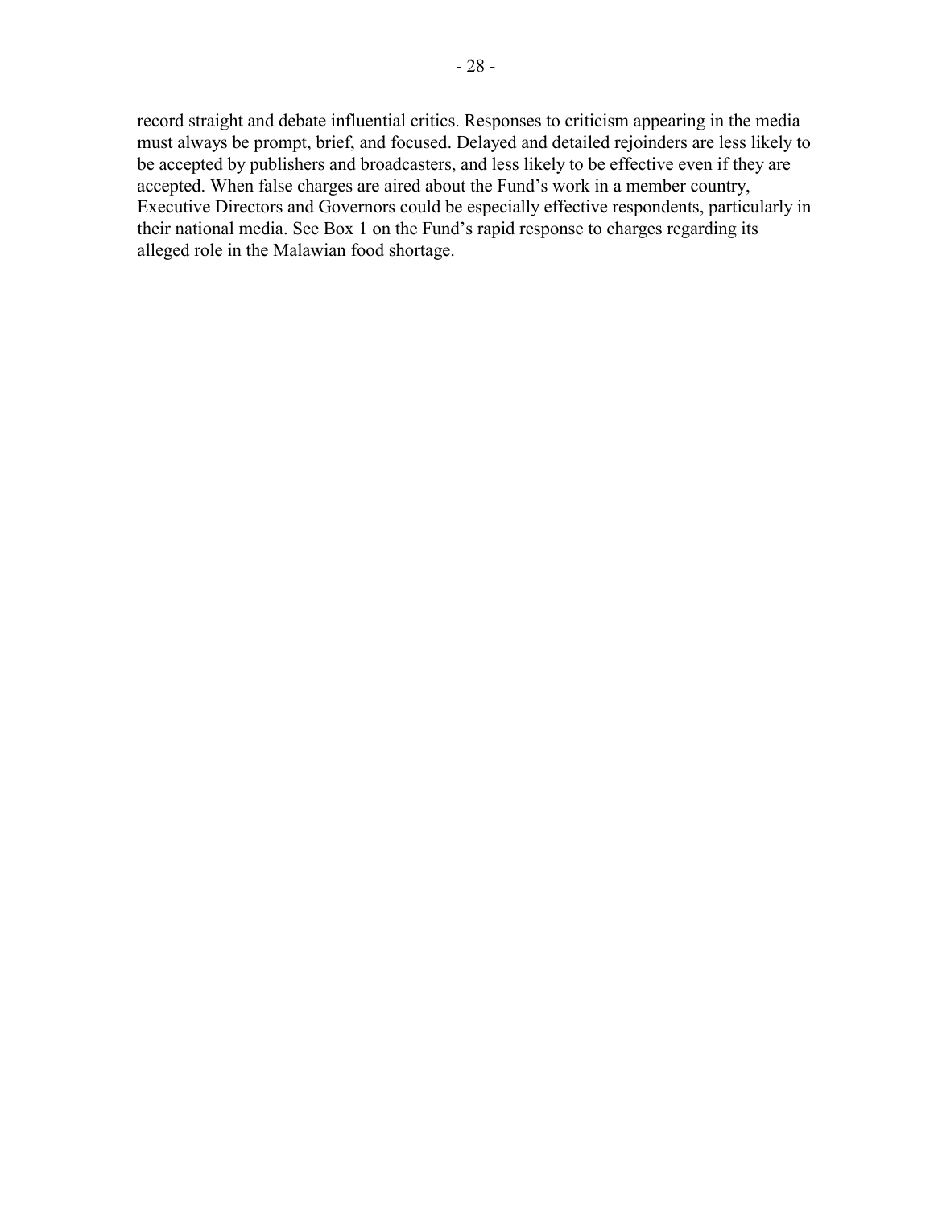record straight and debate influential critics. Responses to criticism appearing in the media must always be prompt, brief, and focused. Delayed and detailed rejoinders are less likely to be accepted by publishers and broadcasters, and less likely to be effective even if they are accepted. When false charges are aired about the Fund's work in a member country, Executive Directors and Governors could be especially effective respondents, particularly in their national media. See Box 1 on the Fund's rapid response to charges regarding its alleged role in the Malawian food shortage.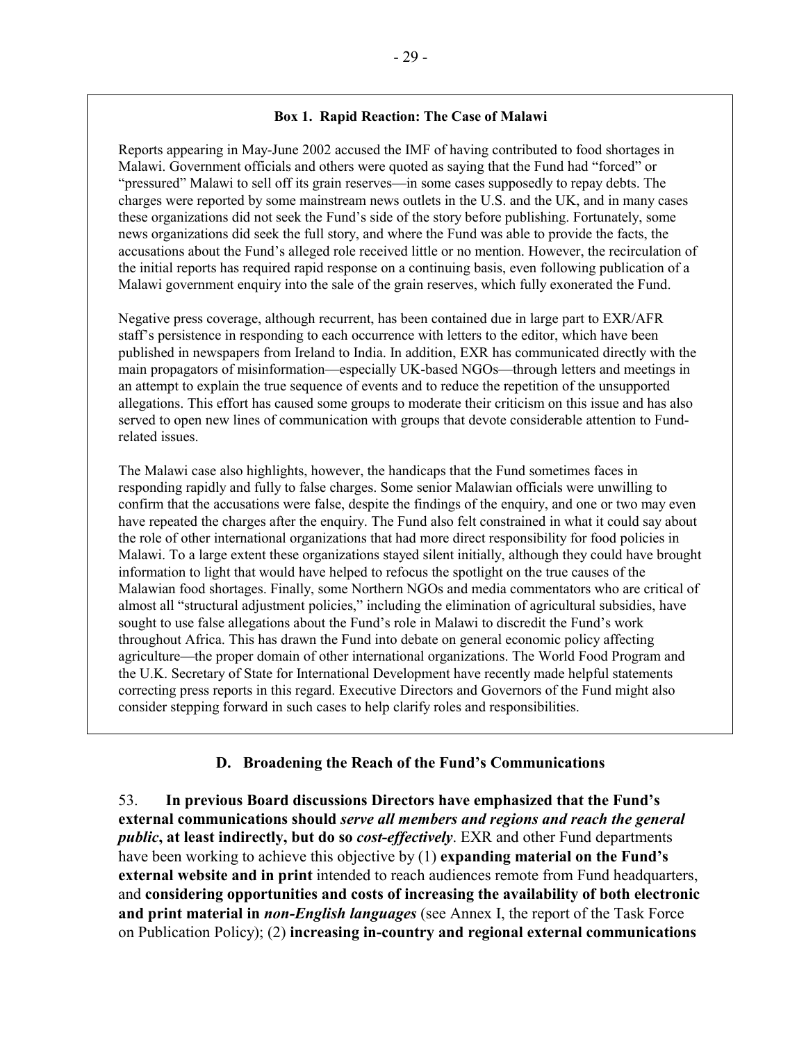**Box 1. Rapid Reaction: The Case of Malawi**

Reports appearing in May-June 2002 accused the IMF of having contributed to food shortages in Malawi. Government officials and others were quoted as saying that the Fund had "forced" or "pressured" Malawi to sell off its grain reserves—in some cases supposedly to repay debts. The charges were reported by some mainstream news outlets in the U.S. and the UK, and in many cases these organizations did not seek the Fund's side of the story before publishing. Fortunately, some news organizations did seek the full story, and where the Fund was able to provide the facts, the accusations about the Fund's alleged role received little or no mention. However, the recirculation of the initial reports has required rapid response on a continuing basis, even following publication of a Malawi government enquiry into the sale of the grain reserves, which fully exonerated the Fund.

Negative press coverage, although recurrent, has been contained due in large part to EXR/AFR staff's persistence in responding to each occurrence with letters to the editor, which have been published in newspapers from Ireland to India. In addition, EXR has communicated directly with the main propagators of misinformation—especially UK-based NGOs—through letters and meetings in an attempt to explain the true sequence of events and to reduce the repetition of the unsupported allegations. This effort has caused some groups to moderate their criticism on this issue and has also served to open new lines of communication with groups that devote considerable attention to Fund-related issues.

The Malawi case also highlights, however, the handicaps that the Fund sometimes faces in responding rapidly and fully to false charges. Some senior Malawian officials were unwilling to confirm that the accusations were false, despite the findings of the enquiry, and one or two may even have repeated the charges after the enquiry. The Fund also felt constrained in what it could say about the role of other international organizations that had more direct responsibility for food policies in Malawi. To a large extent these organizations stayed silent initially, although they could have brought information to light that would have helped to refocus the spotlight on the true causes of the Malawian food shortages. Finally, some Northern NGOs and media commentators who are critical of almost all "structural adjustment policies," including the elimination of agricultural subsidies, have sought to use false allegations about the Fund's role in Malawi to discredit the Fund's work throughout Africa. This has drawn the Fund into debate on general economic policy affecting agriculture—the proper domain of other international organizations. The World Food Program and the U.K. Secretary of State for International Development have recently made helpful statements correcting press reports in this regard. Executive Directors and Governors of the Fund might also consider stepping forward in such cases to help clarify roles and responsibilities.

### D. Broadening the Reach of the Fund's Communications

53. **In previous Board discussions Directors have emphasized that the Fund's external communications should *serve all members and regions and reach the general public*, at least indirectly, but do so *cost-effectively*.** EXR and other Fund departments have been working to achieve this objective by (1) **expanding material on the Fund's external website and in print** intended to reach audiences remote from Fund headquarters, and **considering opportunities and costs of increasing the availability of both electronic and print material in *non-English languages*** (see Annex I, the report of the Task Force on Publication Policy); (2) **increasing in-country and regional external communications**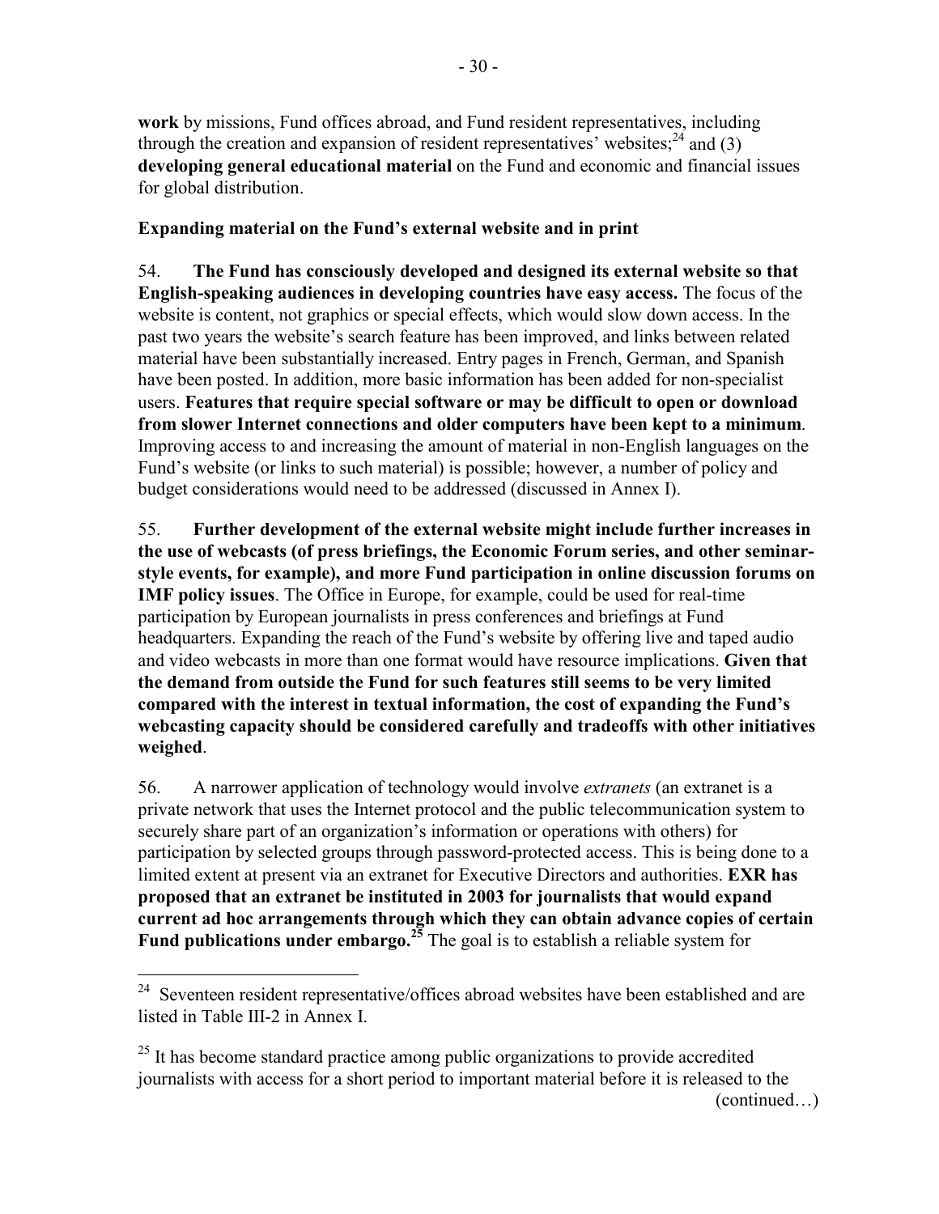**work** by missions, Fund offices abroad, and Fund resident representatives, including through the creation and expansion of resident representatives' websites;[24] and (3) **developing general educational material** on the Fund and economic and financial issues for global distribution.

**Expanding material on the Fund's external website and in print**

54. **The Fund has consciously developed and designed its external website so that English-speaking audiences in developing countries have easy access.** The focus of the website is content, not graphics or special effects, which would slow down access. In the past two years the website's search feature has been improved, and links between related material have been substantially increased. Entry pages in French, German, and Spanish have been posted. In addition, more basic information has been added for non-specialist users. **Features that require special software or may be difficult to open or download from slower Internet connections and older computers have been kept to a minimum**. Improving access to and increasing the amount of material in non-English languages on the Fund's website (or links to such material) is possible; however, a number of policy and budget considerations would need to be addressed (discussed in Annex I).

55. **Further development of the external website might include further increases in the use of webcasts (of press briefings, the Economic Forum series, and other seminar-style events, for example), and more Fund participation in online discussion forums on IMF policy issues**. The Office in Europe, for example, could be used for real-time participation by European journalists in press conferences and briefings at Fund headquarters. Expanding the reach of the Fund's website by offering live and taped audio and video webcasts in more than one format would have resource implications. **Given that the demand from outside the Fund for such features still seems to be very limited compared with the interest in textual information, the cost of expanding the Fund's webcasting capacity should be considered carefully and tradeoffs with other initiatives weighed**.

56. A narrower application of technology would involve *extranets* (an extranet is a private network that uses the Internet protocol and the public telecommunication system to securely share part of an organization's information or operations with others) for participation by selected groups through password-protected access. This is being done to a limited extent at present via an extranet for Executive Directors and authorities. **EXR has proposed that an extranet be instituted in 2003 for journalists that would expand current ad hoc arrangements through which they can obtain advance copies of certain Fund publications under embargo.**[25] The goal is to establish a reliable system for

---

[24] Seventeen resident representative/offices abroad websites have been established and are listed in Table III-2 in Annex I.

[25] It has become standard practice among public organizations to provide accredited journalists with access for a short period to important material before it is released to the (continued…)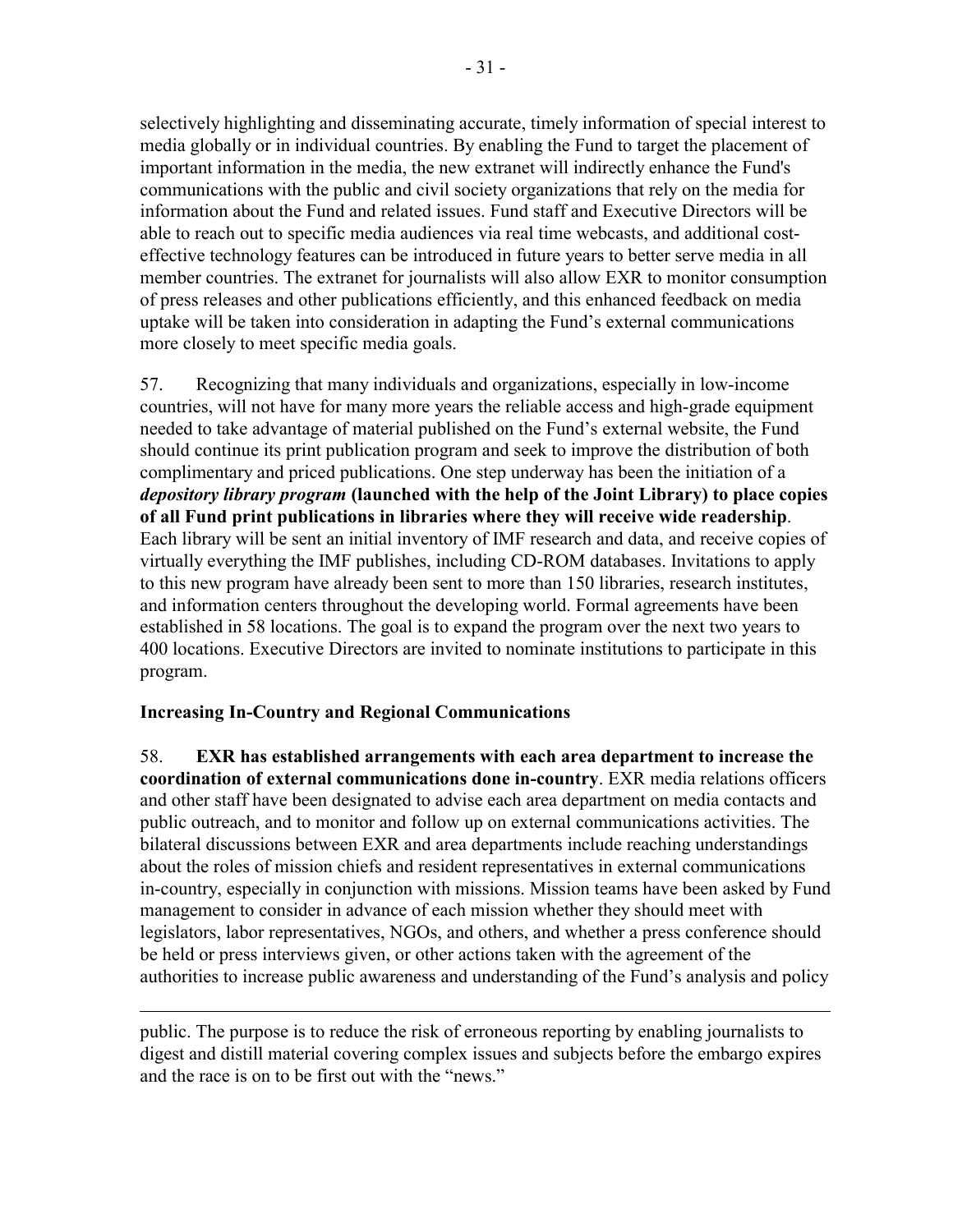selectively highlighting and disseminating accurate, timely information of special interest to media globally or in individual countries. By enabling the Fund to target the placement of important information in the media, the new extranet will indirectly enhance the Fund's communications with the public and civil society organizations that rely on the media for information about the Fund and related issues. Fund staff and Executive Directors will be able to reach out to specific media audiences via real time webcasts, and additional cost-effective technology features can be introduced in future years to better serve media in all member countries. The extranet for journalists will also allow EXR to monitor consumption of press releases and other publications efficiently, and this enhanced feedback on media uptake will be taken into consideration in adapting the Fund's external communications more closely to meet specific media goals.

57. Recognizing that many individuals and organizations, especially in low-income countries, will not have for many more years the reliable access and high-grade equipment needed to take advantage of material published on the Fund's external website, the Fund should continue its print publication program and seek to improve the distribution of both complimentary and priced publications. One step underway has been the initiation of a ***depository library program*** **(launched with the help of the Joint Library) to place copies of all Fund print publications in libraries where they will receive wide readership**. Each library will be sent an initial inventory of IMF research and data, and receive copies of virtually everything the IMF publishes, including CD-ROM databases. Invitations to apply to this new program have already been sent to more than 150 libraries, research institutes, and information centers throughout the developing world. Formal agreements have been established in 58 locations. The goal is to expand the program over the next two years to 400 locations. Executive Directors are invited to nominate institutions to participate in this program.

### Increasing In-Country and Regional Communications

58. **EXR has established arrangements with each area department to increase the coordination of external communications done in-country**. EXR media relations officers and other staff have been designated to advise each area department on media contacts and public outreach, and to monitor and follow up on external communications activities. The bilateral discussions between EXR and area departments include reaching understandings about the roles of mission chiefs and resident representatives in external communications in-country, especially in conjunction with missions. Mission teams have been asked by Fund management to consider in advance of each mission whether they should meet with legislators, labor representatives, NGOs, and others, and whether a press conference should be held or press interviews given, or other actions taken with the agreement of the authorities to increase public awareness and understanding of the Fund's analysis and policy

---

public. The purpose is to reduce the risk of erroneous reporting by enabling journalists to digest and distill material covering complex issues and subjects before the embargo expires and the race is on to be first out with the "news."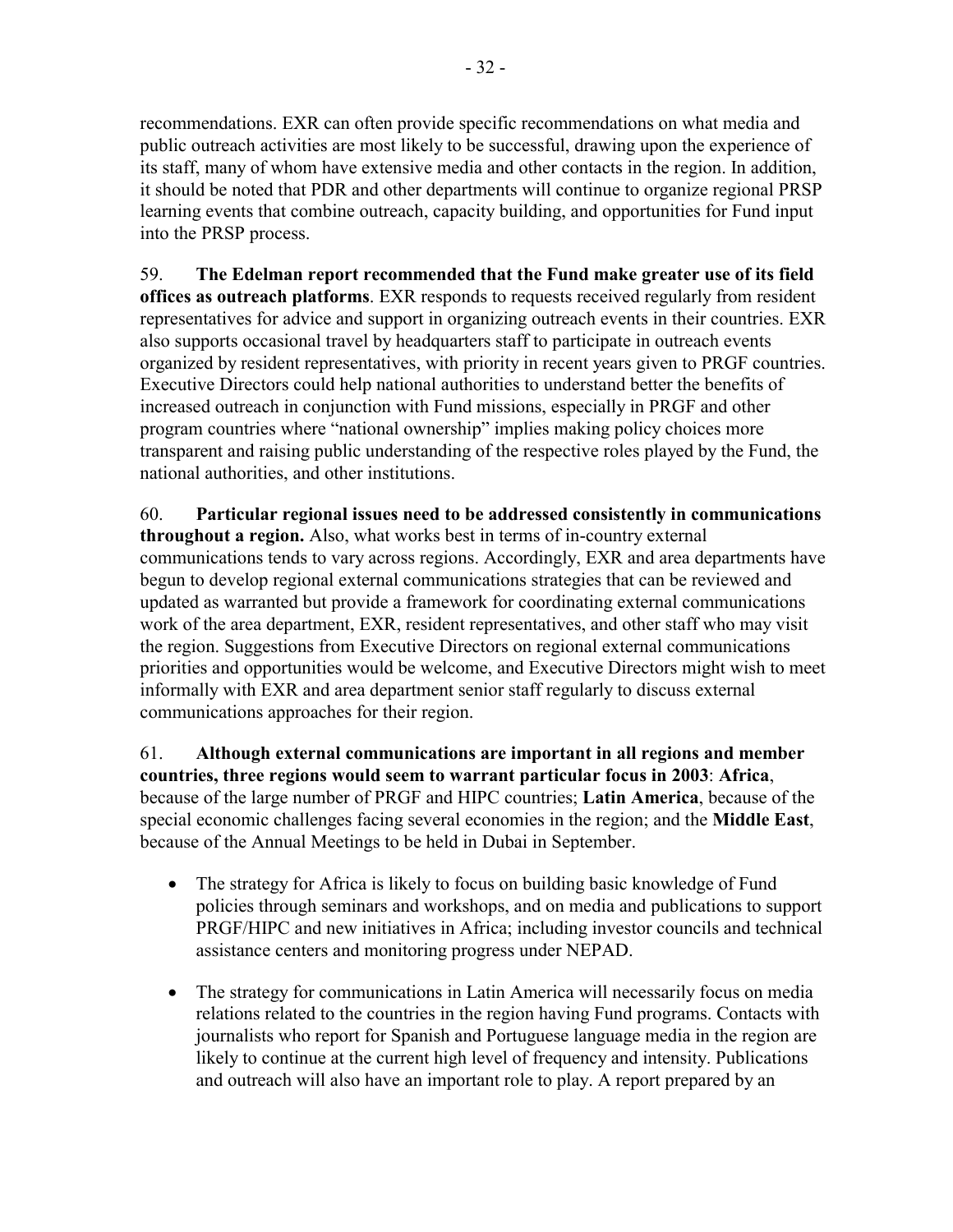recommendations. EXR can often provide specific recommendations on what media and public outreach activities are most likely to be successful, drawing upon the experience of its staff, many of whom have extensive media and other contacts in the region. In addition, it should be noted that PDR and other departments will continue to organize regional PRSP learning events that combine outreach, capacity building, and opportunities for Fund input into the PRSP process.

59. **The Edelman report recommended that the Fund make greater use of its field offices as outreach platforms**. EXR responds to requests received regularly from resident representatives for advice and support in organizing outreach events in their countries. EXR also supports occasional travel by headquarters staff to participate in outreach events organized by resident representatives, with priority in recent years given to PRGF countries. Executive Directors could help national authorities to understand better the benefits of increased outreach in conjunction with Fund missions, especially in PRGF and other program countries where "national ownership" implies making policy choices more transparent and raising public understanding of the respective roles played by the Fund, the national authorities, and other institutions.

60. **Particular regional issues need to be addressed consistently in communications throughout a region.** Also, what works best in terms of in-country external communications tends to vary across regions. Accordingly, EXR and area departments have begun to develop regional external communications strategies that can be reviewed and updated as warranted but provide a framework for coordinating external communications work of the area department, EXR, resident representatives, and other staff who may visit the region. Suggestions from Executive Directors on regional external communications priorities and opportunities would be welcome, and Executive Directors might wish to meet informally with EXR and area department senior staff regularly to discuss external communications approaches for their region.

61. **Although external communications are important in all regions and member countries, three regions would seem to warrant particular focus in 2003**: **Africa**, because of the large number of PRGF and HIPC countries; **Latin America**, because of the special economic challenges facing several economies in the region; and the **Middle East**, because of the Annual Meetings to be held in Dubai in September.

- The strategy for Africa is likely to focus on building basic knowledge of Fund policies through seminars and workshops, and on media and publications to support PRGF/HIPC and new initiatives in Africa; including investor councils and technical assistance centers and monitoring progress under NEPAD.

- The strategy for communications in Latin America will necessarily focus on media relations related to the countries in the region having Fund programs. Contacts with journalists who report for Spanish and Portuguese language media in the region are likely to continue at the current high level of frequency and intensity. Publications and outreach will also have an important role to play. A report prepared by an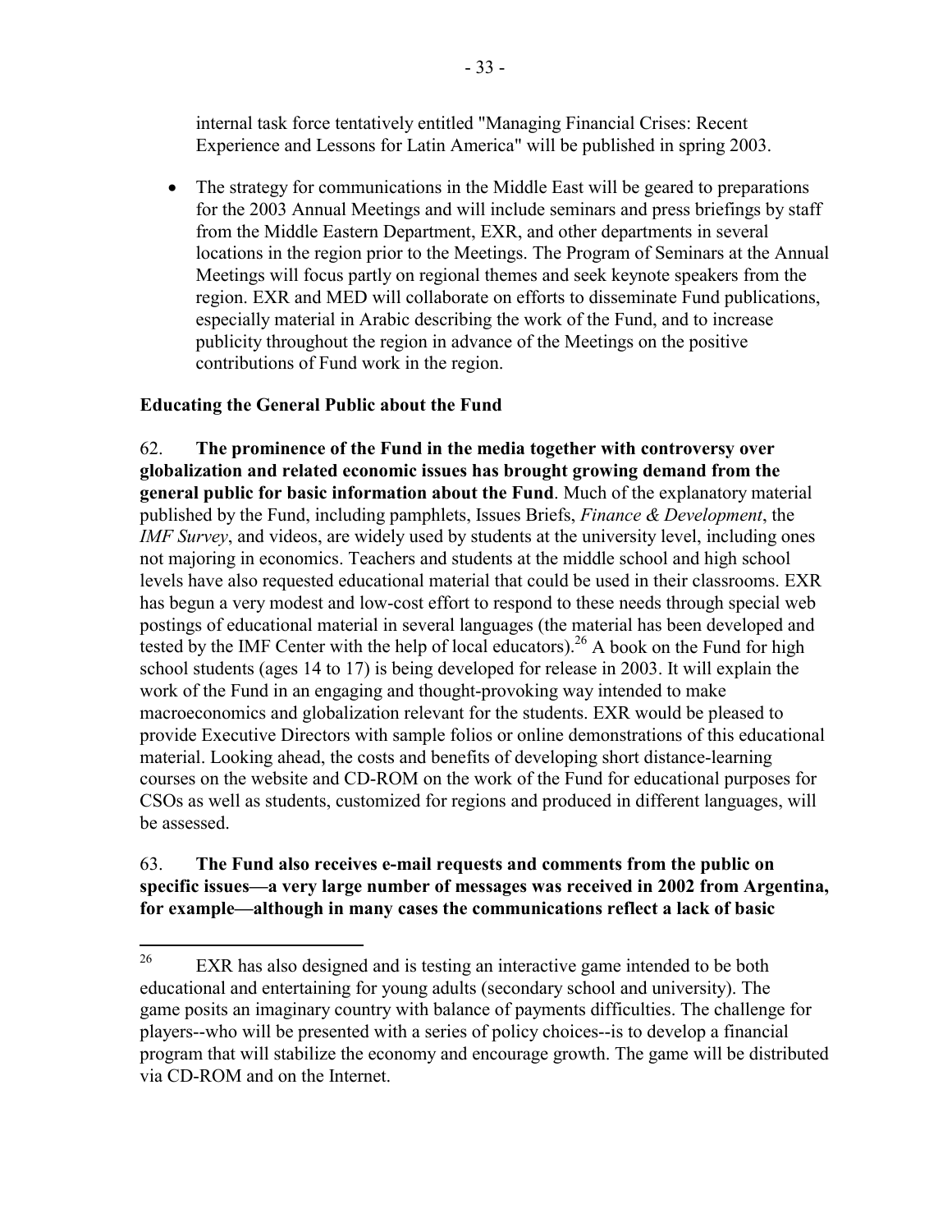internal task force tentatively entitled "Managing Financial Crises: Recent Experience and Lessons for Latin America" will be published in spring 2003.

- The strategy for communications in the Middle East will be geared to preparations for the 2003 Annual Meetings and will include seminars and press briefings by staff from the Middle Eastern Department, EXR, and other departments in several locations in the region prior to the Meetings. The Program of Seminars at the Annual Meetings will focus partly on regional themes and seek keynote speakers from the region. EXR and MED will collaborate on efforts to disseminate Fund publications, especially material in Arabic describing the work of the Fund, and to increase publicity throughout the region in advance of the Meetings on the positive contributions of Fund work in the region.

**Educating the General Public about the Fund**

62. **The prominence of the Fund in the media together with controversy over globalization and related economic issues has brought growing demand from the general public for basic information about the Fund**. Much of the explanatory material published by the Fund, including pamphlets, Issues Briefs, *Finance & Development*, the *IMF Survey*, and videos, are widely used by students at the university level, including ones not majoring in economics. Teachers and students at the middle school and high school levels have also requested educational material that could be used in their classrooms. EXR has begun a very modest and low-cost effort to respond to these needs through special web postings of educational material in several languages (the material has been developed and tested by the IMF Center with the help of local educators).[26] A book on the Fund for high school students (ages 14 to 17) is being developed for release in 2003. It will explain the work of the Fund in an engaging and thought-provoking way intended to make macroeconomics and globalization relevant for the students. EXR would be pleased to provide Executive Directors with sample folios or online demonstrations of this educational material. Looking ahead, the costs and benefits of developing short distance-learning courses on the website and CD-ROM on the work of the Fund for educational purposes for CSOs as well as students, customized for regions and produced in different languages, will be assessed.

63. **The Fund also receives e-mail requests and comments from the public on specific issues—a very large number of messages was received in 2002 from Argentina, for example—although in many cases the communications reflect a lack of basic**

---

[26] EXR has also designed and is testing an interactive game intended to be both educational and entertaining for young adults (secondary school and university). The game posits an imaginary country with balance of payments difficulties. The challenge for players--who will be presented with a series of policy choices--is to develop a financial program that will stabilize the economy and encourage growth. The game will be distributed via CD-ROM and on the Internet.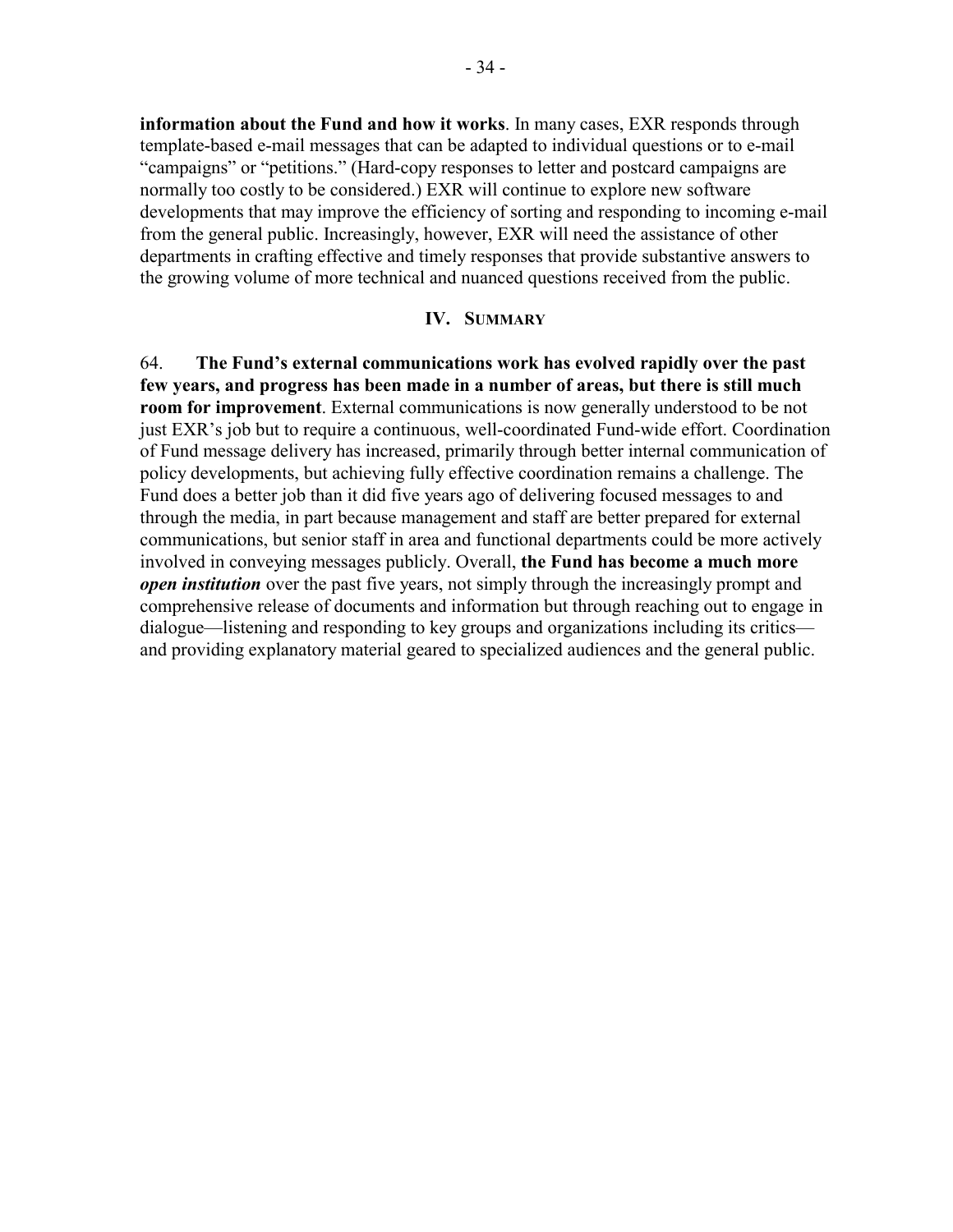**information about the Fund and how it works**. In many cases, EXR responds through template-based e-mail messages that can be adapted to individual questions or to e-mail "campaigns" or "petitions." (Hard-copy responses to letter and postcard campaigns are normally too costly to be considered.) EXR will continue to explore new software developments that may improve the efficiency of sorting and responding to incoming e-mail from the general public. Increasingly, however, EXR will need the assistance of other departments in crafting effective and timely responses that provide substantive answers to the growing volume of more technical and nuanced questions received from the public.

## IV. Summary

64. **The Fund's external communications work has evolved rapidly over the past few years, and progress has been made in a number of areas, but there is still much room for improvement**. External communications is now generally understood to be not just EXR's job but to require a continuous, well-coordinated Fund-wide effort. Coordination of Fund message delivery has increased, primarily through better internal communication of policy developments, but achieving fully effective coordination remains a challenge. The Fund does a better job than it did five years ago of delivering focused messages to and through the media, in part because management and staff are better prepared for external communications, but senior staff in area and functional departments could be more actively involved in conveying messages publicly. Overall, **the Fund has become a much more *open institution*** over the past five years, not simply through the increasingly prompt and comprehensive release of documents and information but through reaching out to engage in dialogue—listening and responding to key groups and organizations including its critics—and providing explanatory material geared to specialized audiences and the general public.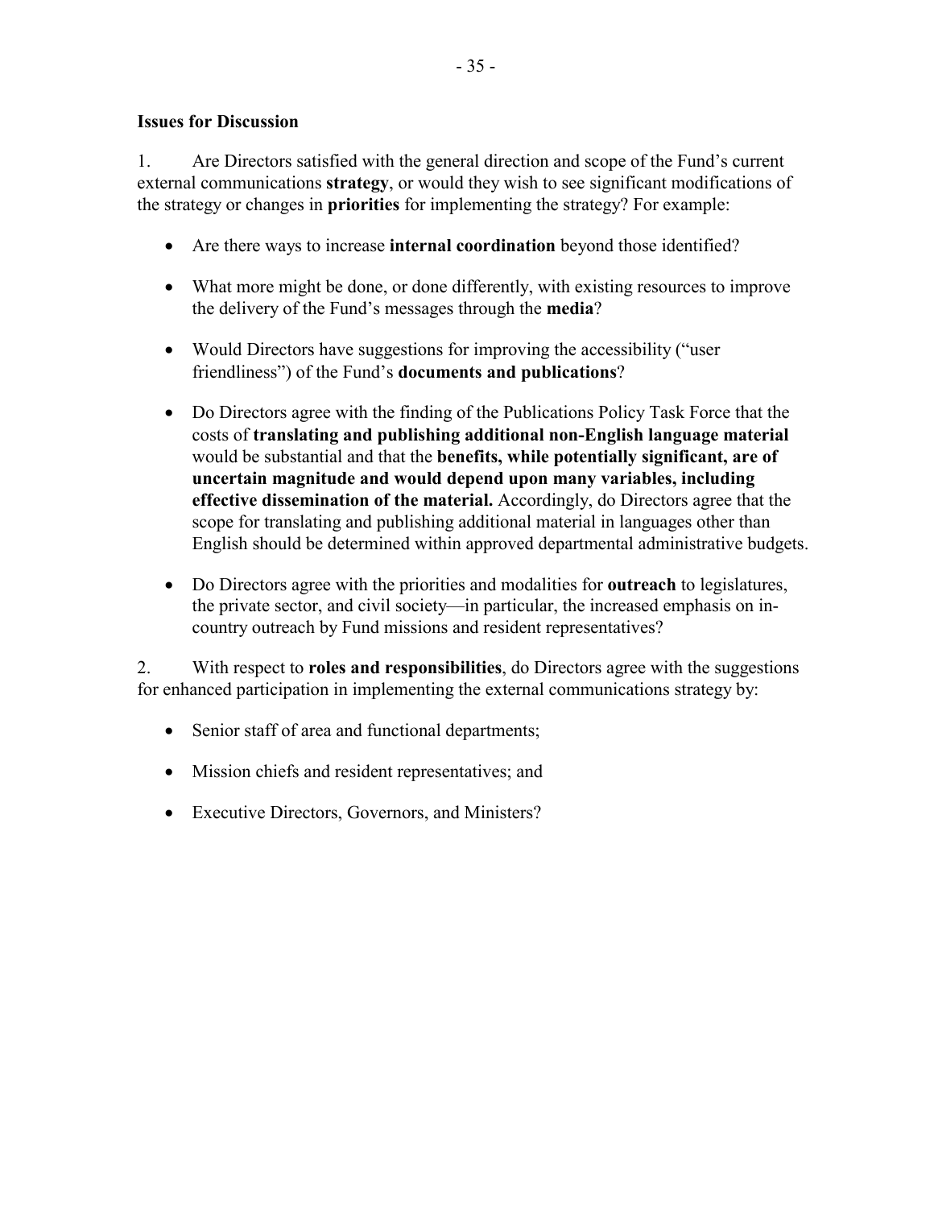**Issues for Discussion**

1. Are Directors satisfied with the general direction and scope of the Fund's current external communications **strategy**, or would they wish to see significant modifications of the strategy or changes in **priorities** for implementing the strategy? For example:

- Are there ways to increase **internal coordination** beyond those identified?
- What more might be done, or done differently, with existing resources to improve the delivery of the Fund's messages through the **media**?
- Would Directors have suggestions for improving the accessibility ("user friendliness") of the Fund's **documents and publications**?
- Do Directors agree with the finding of the Publications Policy Task Force that the costs of **translating and publishing additional non-English language material** would be substantial and that the **benefits, while potentially significant, are of uncertain magnitude and would depend upon many variables, including effective dissemination of the material.** Accordingly, do Directors agree that the scope for translating and publishing additional material in languages other than English should be determined within approved departmental administrative budgets.
- Do Directors agree with the priorities and modalities for **outreach** to legislatures, the private sector, and civil society—in particular, the increased emphasis on in-country outreach by Fund missions and resident representatives?

2. With respect to **roles and responsibilities**, do Directors agree with the suggestions for enhanced participation in implementing the external communications strategy by:

- Senior staff of area and functional departments;
- Mission chiefs and resident representatives; and
- Executive Directors, Governors, and Ministers?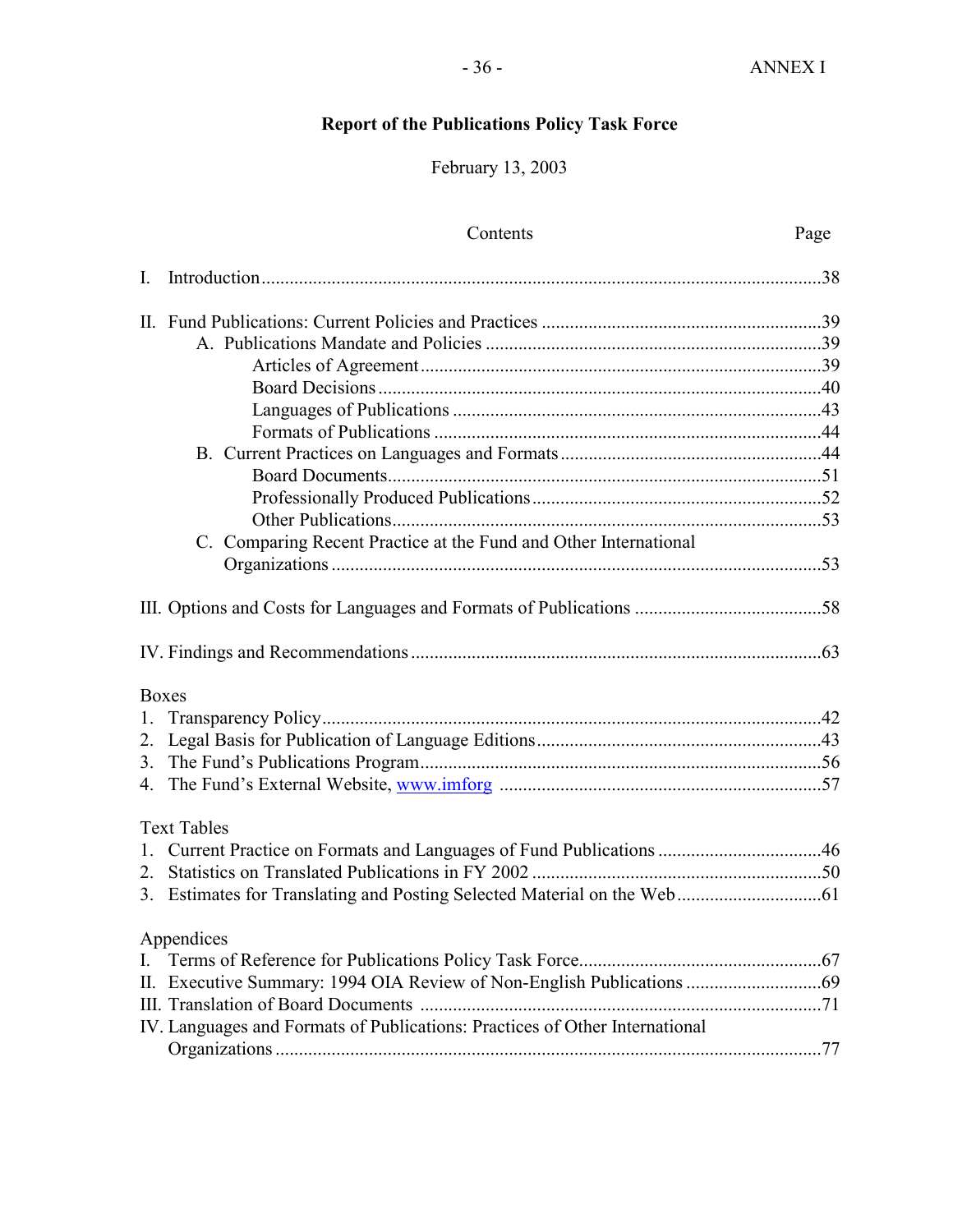ANNEX I

# Report of the Publications Policy Task Force

February 13, 2003

| Contents | Page |
|---|---|
| I. Introduction | 38 |
| II. Fund Publications: Current Policies and Practices | 39 |
| A. Publications Mandate and Policies | 39 |
| Articles of Agreement | 39 |
| Board Decisions | 40 |
| Languages of Publications | 43 |
| Formats of Publications | 44 |
| B. Current Practices on Languages and Formats | 44 |
| Board Documents | 51 |
| Professionally Produced Publications | 52 |
| Other Publications | 53 |
| C. Comparing Recent Practice at the Fund and Other International Organizations | 53 |
| III. Options and Costs for Languages and Formats of Publications | 58 |
| IV. Findings and Recommendations | 63 |
| **Boxes** | |
| 1. Transparency Policy | 42 |
| 2. Legal Basis for Publication of Language Editions | 43 |
| 3. The Fund's Publications Program | 56 |
| 4. The Fund's External Website, www.imforg | 57 |
| **Text Tables** | |
| 1. Current Practice on Formats and Languages of Fund Publications | 46 |
| 2. Statistics on Translated Publications in FY 2002 | 50 |
| 3. Estimates for Translating and Posting Selected Material on the Web | 61 |
| **Appendices** | |
| I. Terms of Reference for Publications Policy Task Force | 67 |
| II. Executive Summary: 1994 OIA Review of Non-English Publications | 69 |
| III. Translation of Board Documents | 71 |
| IV. Languages and Formats of Publications: Practices of Other International Organizations | 77 |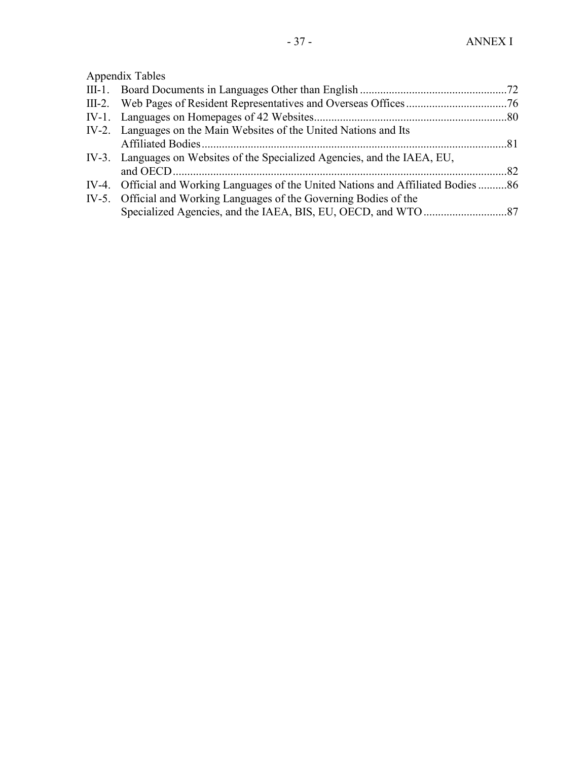Appendix Tables

| | | |
|---|---|---|
| III-1. | Board Documents in Languages Other than English | 72 |
| III-2. | Web Pages of Resident Representatives and Overseas Offices | 76 |
| IV-1. | Languages on Homepages of 42 Websites | 80 |
| IV-2. | Languages on the Main Websites of the United Nations and Its Affiliated Bodies | 81 |
| IV-3. | Languages on Websites of the Specialized Agencies, and the IAEA, EU, and OECD | 82 |
| IV-4. | Official and Working Languages of the United Nations and Affiliated Bodies | 86 |
| IV-5. | Official and Working Languages of the Governing Bodies of the Specialized Agencies, and the IAEA, BIS, EU, OECD, and WTO | 87 |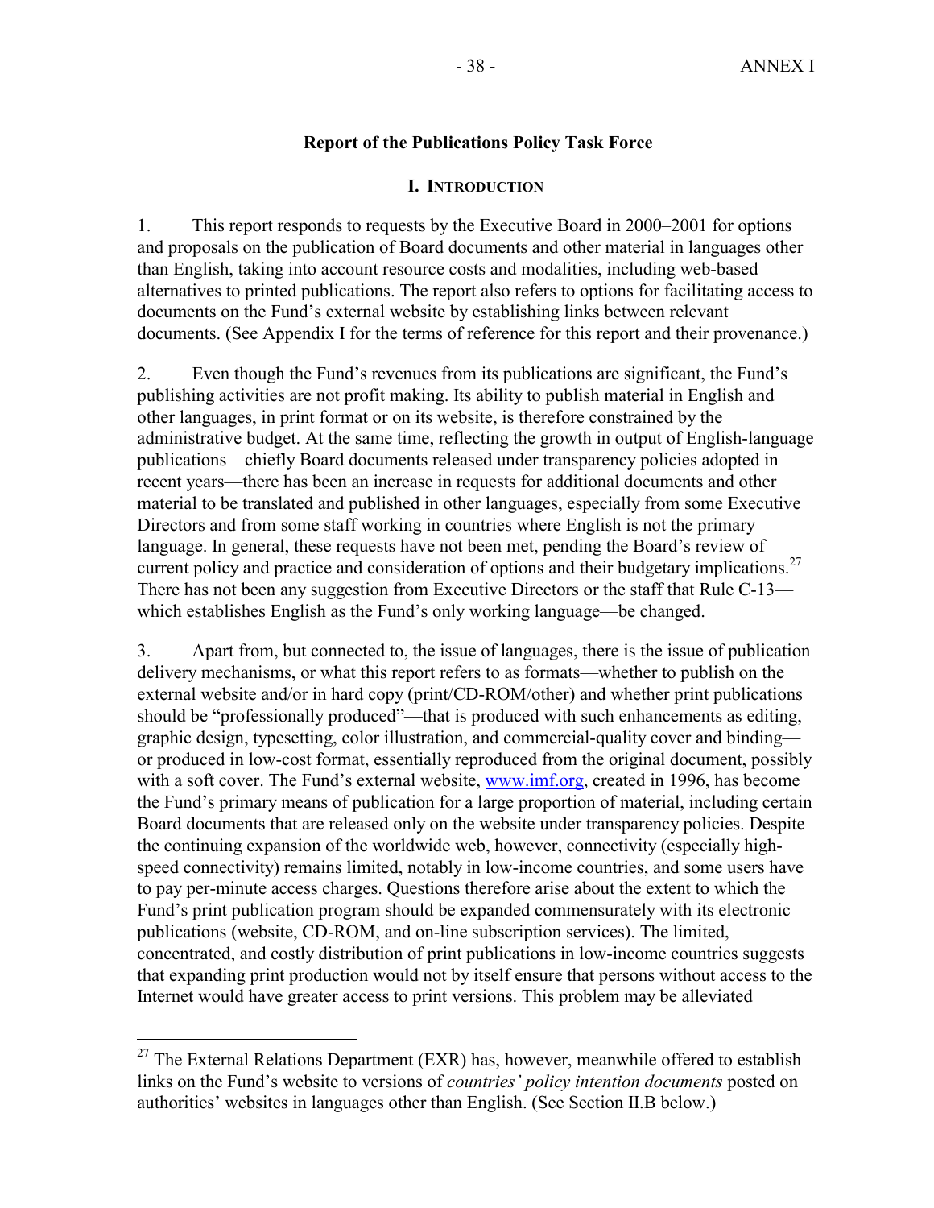## Report of the Publications Policy Task Force

### I. Introduction

1. This report responds to requests by the Executive Board in 2000–2001 for options and proposals on the publication of Board documents and other material in languages other than English, taking into account resource costs and modalities, including web-based alternatives to printed publications. The report also refers to options for facilitating access to documents on the Fund's external website by establishing links between relevant documents. (See Appendix I for the terms of reference for this report and their provenance.)

2. Even though the Fund's revenues from its publications are significant, the Fund's publishing activities are not profit making. Its ability to publish material in English and other languages, in print format or on its website, is therefore constrained by the administrative budget. At the same time, reflecting the growth in output of English-language publications—chiefly Board documents released under transparency policies adopted in recent years—there has been an increase in requests for additional documents and other material to be translated and published in other languages, especially from some Executive Directors and from some staff working in countries where English is not the primary language. In general, these requests have not been met, pending the Board's review of current policy and practice and consideration of options and their budgetary implications.[27] There has not been any suggestion from Executive Directors or the staff that Rule C-13—which establishes English as the Fund's only working language—be changed.

3. Apart from, but connected to, the issue of languages, there is the issue of publication delivery mechanisms, or what this report refers to as formats—whether to publish on the external website and/or in hard copy (print/CD-ROM/other) and whether print publications should be "professionally produced"—that is produced with such enhancements as editing, graphic design, typesetting, color illustration, and commercial-quality cover and binding—or produced in low-cost format, essentially reproduced from the original document, possibly with a soft cover. The Fund's external website, www.imf.org, created in 1996, has become the Fund's primary means of publication for a large proportion of material, including certain Board documents that are released only on the website under transparency policies. Despite the continuing expansion of the worldwide web, however, connectivity (especially high-speed connectivity) remains limited, notably in low-income countries, and some users have to pay per-minute access charges. Questions therefore arise about the extent to which the Fund's print publication program should be expanded commensurately with its electronic publications (website, CD-ROM, and on-line subscription services). The limited, concentrated, and costly distribution of print publications in low-income countries suggests that expanding print production would not by itself ensure that persons without access to the Internet would have greater access to print versions. This problem may be alleviated

[27] The External Relations Department (EXR) has, however, meanwhile offered to establish links on the Fund's website to versions of *countries' policy intention documents* posted on authorities' websites in languages other than English. (See Section II.B below.)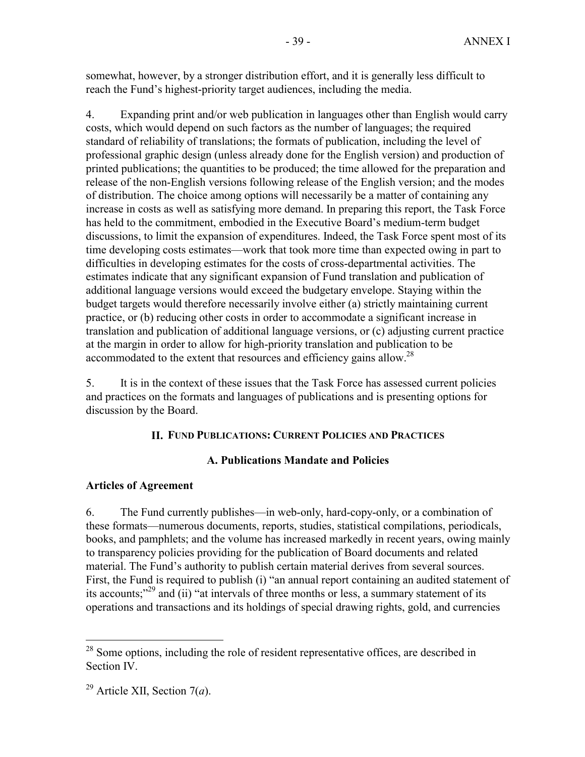somewhat, however, by a stronger distribution effort, and it is generally less difficult to reach the Fund's highest-priority target audiences, including the media.

4. Expanding print and/or web publication in languages other than English would carry costs, which would depend on such factors as the number of languages; the required standard of reliability of translations; the formats of publication, including the level of professional graphic design (unless already done for the English version) and production of printed publications; the quantities to be produced; the time allowed for the preparation and release of the non-English versions following release of the English version; and the modes of distribution. The choice among options will necessarily be a matter of containing any increase in costs as well as satisfying more demand. In preparing this report, the Task Force has held to the commitment, embodied in the Executive Board's medium-term budget discussions, to limit the expansion of expenditures. Indeed, the Task Force spent most of its time developing costs estimates—work that took more time than expected owing in part to difficulties in developing estimates for the costs of cross-departmental activities. The estimates indicate that any significant expansion of Fund translation and publication of additional language versions would exceed the budgetary envelope. Staying within the budget targets would therefore necessarily involve either (a) strictly maintaining current practice, or (b) reducing other costs in order to accommodate a significant increase in translation and publication of additional language versions, or (c) adjusting current practice at the margin in order to allow for high-priority translation and publication to be accommodated to the extent that resources and efficiency gains allow.[28]

5. It is in the context of these issues that the Task Force has assessed current policies and practices on the formats and languages of publications and is presenting options for discussion by the Board.

## II. Fund Publications: Current Policies and Practices

### A. Publications Mandate and Policies

**Articles of Agreement**

6. The Fund currently publishes—in web-only, hard-copy-only, or a combination of these formats—numerous documents, reports, studies, statistical compilations, periodicals, books, and pamphlets; and the volume has increased markedly in recent years, owing mainly to transparency policies providing for the publication of Board documents and related material. The Fund's authority to publish certain material derives from several sources. First, the Fund is required to publish (i) "an annual report containing an audited statement of its accounts;"[29] and (ii) "at intervals of three months or less, a summary statement of its operations and transactions and its holdings of special drawing rights, gold, and currencies

---

[28] Some options, including the role of resident representative offices, are described in Section IV.

[29] Article XII, Section 7(*a*).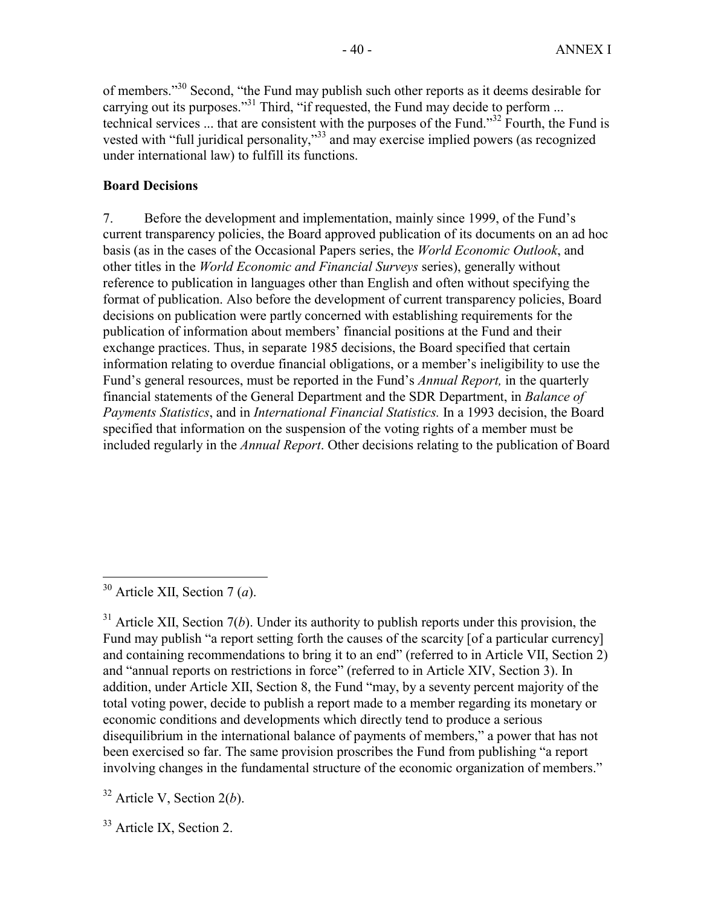of members."[30] Second, "the Fund may publish such other reports as it deems desirable for carrying out its purposes."[31] Third, "if requested, the Fund may decide to perform ... technical services ... that are consistent with the purposes of the Fund."[32] Fourth, the Fund is vested with "full juridical personality,"[33] and may exercise implied powers (as recognized under international law) to fulfill its functions.

**Board Decisions**

7. Before the development and implementation, mainly since 1999, of the Fund's current transparency policies, the Board approved publication of its documents on an ad hoc basis (as in the cases of the Occasional Papers series, the *World Economic Outlook*, and other titles in the *World Economic and Financial Surveys* series), generally without reference to publication in languages other than English and often without specifying the format of publication. Also before the development of current transparency policies, Board decisions on publication were partly concerned with establishing requirements for the publication of information about members' financial positions at the Fund and their exchange practices. Thus, in separate 1985 decisions, the Board specified that certain information relating to overdue financial obligations, or a member's ineligibility to use the Fund's general resources, must be reported in the Fund's *Annual Report,* in the quarterly financial statements of the General Department and the SDR Department, in *Balance of Payments Statistics*, and in *International Financial Statistics.* In a 1993 decision, the Board specified that information on the suspension of the voting rights of a member must be included regularly in the *Annual Report*. Other decisions relating to the publication of Board

---

[30] Article XII, Section 7 (*a*).

[31] Article XII, Section 7(*b*). Under its authority to publish reports under this provision, the Fund may publish "a report setting forth the causes of the scarcity [of a particular currency] and containing recommendations to bring it to an end" (referred to in Article VII, Section 2) and "annual reports on restrictions in force" (referred to in Article XIV, Section 3). In addition, under Article XII, Section 8, the Fund "may, by a seventy percent majority of the total voting power, decide to publish a report made to a member regarding its monetary or economic conditions and developments which directly tend to produce a serious disequilibrium in the international balance of payments of members," a power that has not been exercised so far. The same provision proscribes the Fund from publishing "a report involving changes in the fundamental structure of the economic organization of members."

[32] Article V, Section 2(*b*).

[33] Article IX, Section 2.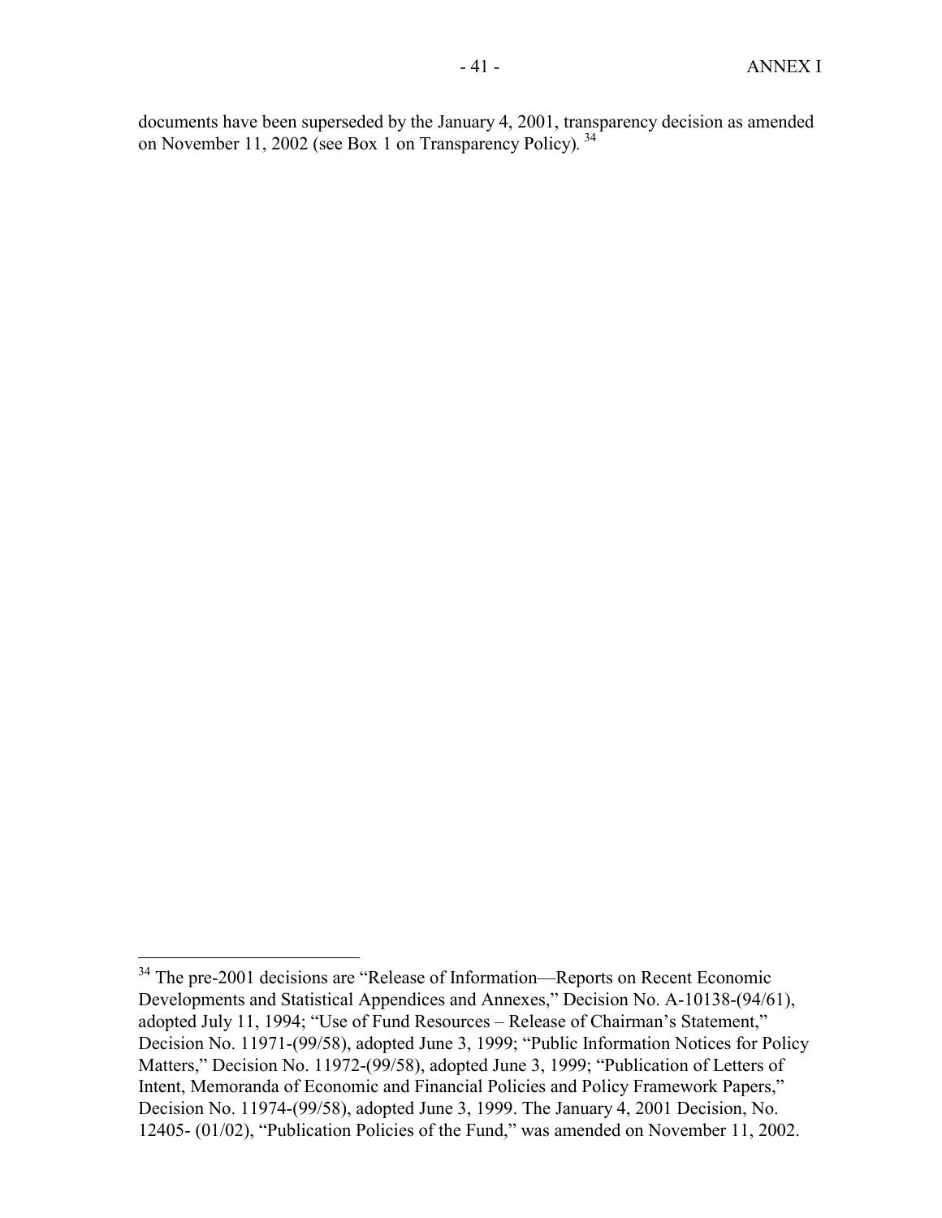documents have been superseded by the January 4, 2001, transparency decision as amended on November 11, 2002 (see Box 1 on Transparency Policy).[34]

---

[34] The pre-2001 decisions are "Release of Information—Reports on Recent Economic Developments and Statistical Appendices and Annexes," Decision No. A-10138-(94/61), adopted July 11, 1994; "Use of Fund Resources – Release of Chairman's Statement," Decision No. 11971-(99/58), adopted June 3, 1999; "Public Information Notices for Policy Matters," Decision No. 11972-(99/58), adopted June 3, 1999; "Publication of Letters of Intent, Memoranda of Economic and Financial Policies and Policy Framework Papers," Decision No. 11974-(99/58), adopted June 3, 1999. The January 4, 2001 Decision, No. 12405- (01/02), "Publication Policies of the Fund," was amended on November 11, 2002.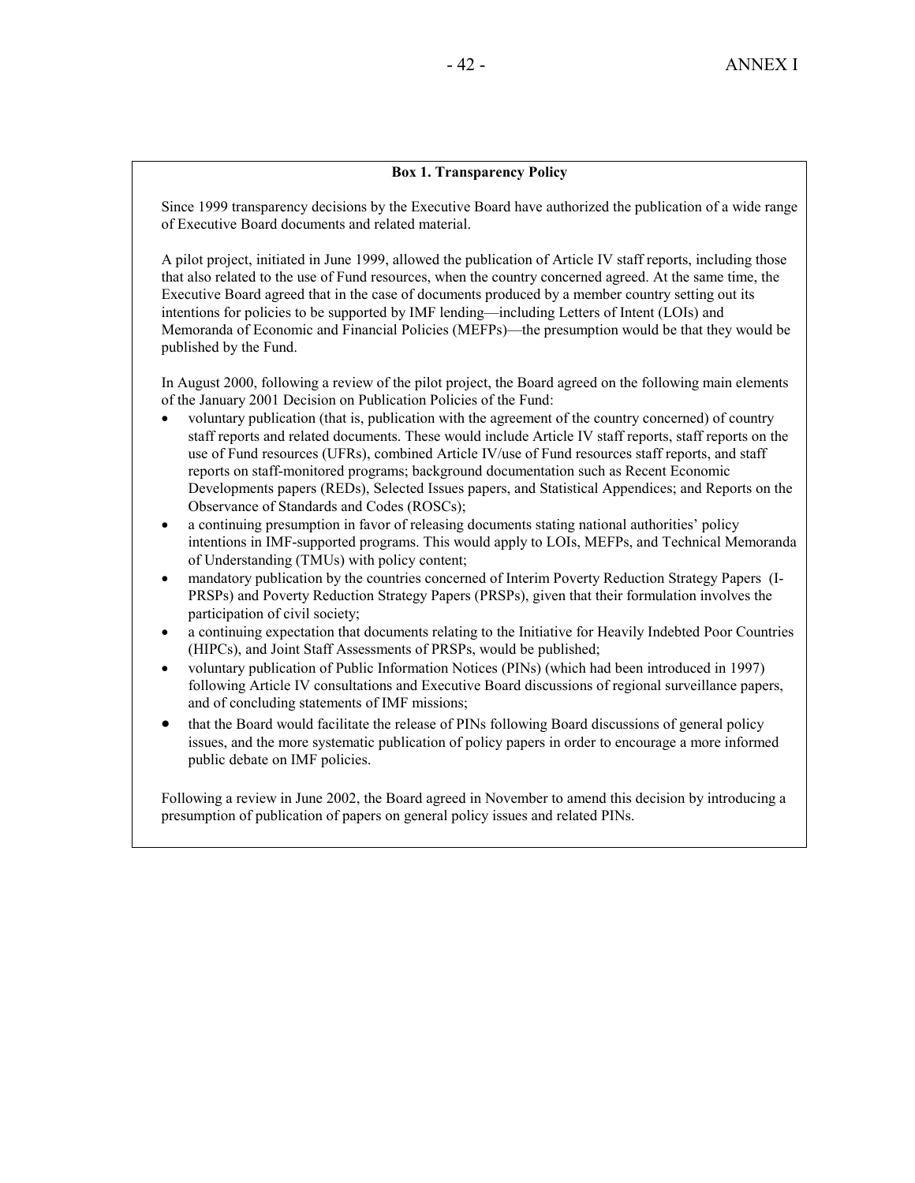**Box 1. Transparency Policy**

Since 1999 transparency decisions by the Executive Board have authorized the publication of a wide range of Executive Board documents and related material.

A pilot project, initiated in June 1999, allowed the publication of Article IV staff reports, including those that also related to the use of Fund resources, when the country concerned agreed. At the same time, the Executive Board agreed that in the case of documents produced by a member country setting out its intentions for policies to be supported by IMF lending—including Letters of Intent (LOIs) and Memoranda of Economic and Financial Policies (MEFPs)—the presumption would be that they would be published by the Fund.

In August 2000, following a review of the pilot project, the Board agreed on the following main elements of the January 2001 Decision on Publication Policies of the Fund:

- voluntary publication (that is, publication with the agreement of the country concerned) of country staff reports and related documents. These would include Article IV staff reports, staff reports on the use of Fund resources (UFRs), combined Article IV/use of Fund resources staff reports, and staff reports on staff-monitored programs; background documentation such as Recent Economic Developments papers (REDs), Selected Issues papers, and Statistical Appendices; and Reports on the Observance of Standards and Codes (ROSCs);
- a continuing presumption in favor of releasing documents stating national authorities' policy intentions in IMF-supported programs. This would apply to LOIs, MEFPs, and Technical Memoranda of Understanding (TMUs) with policy content;
- mandatory publication by the countries concerned of Interim Poverty Reduction Strategy Papers (I-PRSPs) and Poverty Reduction Strategy Papers (PRSPs), given that their formulation involves the participation of civil society;
- a continuing expectation that documents relating to the Initiative for Heavily Indebted Poor Countries (HIPCs), and Joint Staff Assessments of PRSPs, would be published;
- voluntary publication of Public Information Notices (PINs) (which had been introduced in 1997) following Article IV consultations and Executive Board discussions of regional surveillance papers, and of concluding statements of IMF missions;
- that the Board would facilitate the release of PINs following Board discussions of general policy issues, and the more systematic publication of policy papers in order to encourage a more informed public debate on IMF policies.

Following a review in June 2002, the Board agreed in November to amend this decision by introducing a presumption of publication of papers on general policy issues and related PINs.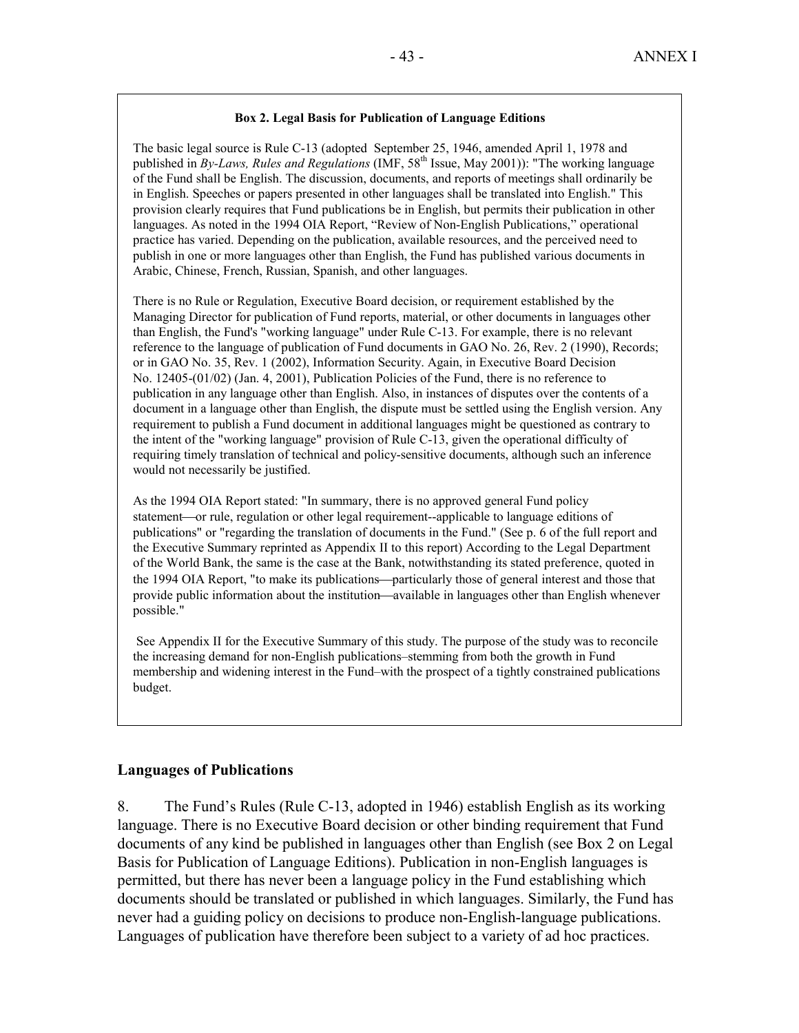**Box 2. Legal Basis for Publication of Language Editions**

The basic legal source is Rule C-13 (adopted September 25, 1946, amended April 1, 1978 and published in *By-Laws, Rules and Regulations* (IMF, 58th Issue, May 2001)): "The working language of the Fund shall be English. The discussion, documents, and reports of meetings shall ordinarily be in English. Speeches or papers presented in other languages shall be translated into English." This provision clearly requires that Fund publications be in English, but permits their publication in other languages. As noted in the 1994 OIA Report, "Review of Non-English Publications," operational practice has varied. Depending on the publication, available resources, and the perceived need to publish in one or more languages other than English, the Fund has published various documents in Arabic, Chinese, French, Russian, Spanish, and other languages.

There is no Rule or Regulation, Executive Board decision, or requirement established by the Managing Director for publication of Fund reports, material, or other documents in languages other than English, the Fund's "working language" under Rule C-13. For example, there is no relevant reference to the language of publication of Fund documents in GAO No. 26, Rev. 2 (1990), Records; or in GAO No. 35, Rev. 1 (2002), Information Security. Again, in Executive Board Decision No. 12405-(01/02) (Jan. 4, 2001), Publication Policies of the Fund, there is no reference to publication in any language other than English. Also, in instances of disputes over the contents of a document in a language other than English, the dispute must be settled using the English version. Any requirement to publish a Fund document in additional languages might be questioned as contrary to the intent of the "working language" provision of Rule C-13, given the operational difficulty of requiring timely translation of technical and policy-sensitive documents, although such an inference would not necessarily be justified.

As the 1994 OIA Report stated: "In summary, there is no approved general Fund policy statement—or rule, regulation or other legal requirement--applicable to language editions of publications" or "regarding the translation of documents in the Fund." (See p. 6 of the full report and the Executive Summary reprinted as Appendix II to this report) According to the Legal Department of the World Bank, the same is the case at the Bank, notwithstanding its stated preference, quoted in the 1994 OIA Report, "to make its publications—particularly those of general interest and those that provide public information about the institution—available in languages other than English whenever possible."

See Appendix II for the Executive Summary of this study. The purpose of the study was to reconcile the increasing demand for non-English publications–stemming from both the growth in Fund membership and widening interest in the Fund–with the prospect of a tightly constrained publications budget.

## Languages of Publications

8. The Fund's Rules (Rule C-13, adopted in 1946) establish English as its working language. There is no Executive Board decision or other binding requirement that Fund documents of any kind be published in languages other than English (see Box 2 on Legal Basis for Publication of Language Editions). Publication in non-English languages is permitted, but there has never been a language policy in the Fund establishing which documents should be translated or published in which languages. Similarly, the Fund has never had a guiding policy on decisions to produce non-English-language publications. Languages of publication have therefore been subject to a variety of ad hoc practices.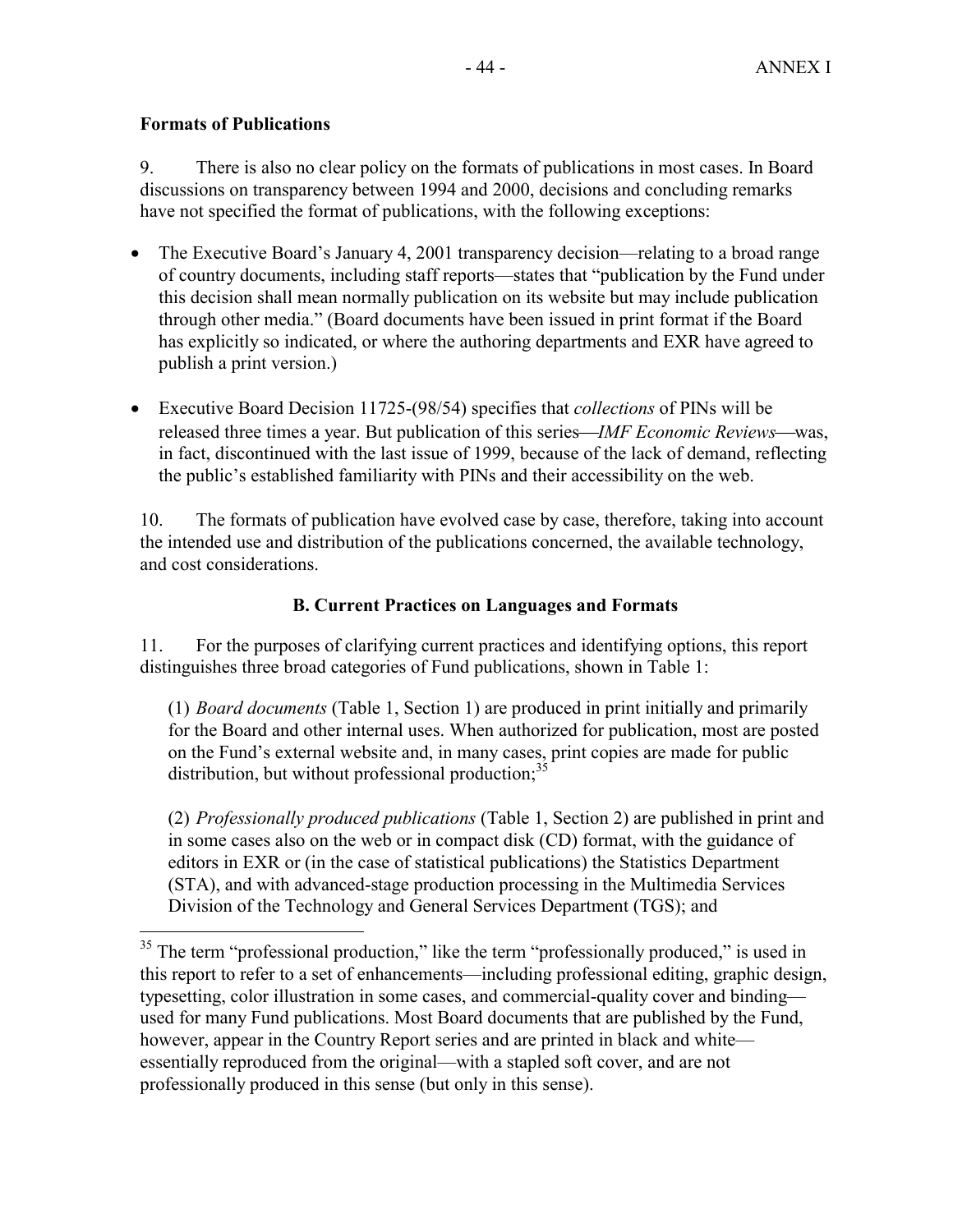### Formats of Publications

9. There is also no clear policy on the formats of publications in most cases. In Board discussions on transparency between 1994 and 2000, decisions and concluding remarks have not specified the format of publications, with the following exceptions:

- The Executive Board's January 4, 2001 transparency decision—relating to a broad range of country documents, including staff reports—states that "publication by the Fund under this decision shall mean normally publication on its website but may include publication through other media." (Board documents have been issued in print format if the Board has explicitly so indicated, or where the authoring departments and EXR have agreed to publish a print version.)

- Executive Board Decision 11725-(98/54) specifies that *collections* of PINs will be released three times a year. But publication of this series—*IMF Economic Reviews*—was, in fact, discontinued with the last issue of 1999, because of the lack of demand, reflecting the public's established familiarity with PINs and their accessibility on the web.

10. The formats of publication have evolved case by case, therefore, taking into account the intended use and distribution of the publications concerned, the available technology, and cost considerations.

## B. Current Practices on Languages and Formats

11. For the purposes of clarifying current practices and identifying options, this report distinguishes three broad categories of Fund publications, shown in Table 1:

(1) *Board documents* (Table 1, Section 1) are produced in print initially and primarily for the Board and other internal uses. When authorized for publication, most are posted on the Fund's external website and, in many cases, print copies are made for public distribution, but without professional production;[35]

(2) *Professionally produced publications* (Table 1, Section 2) are published in print and in some cases also on the web or in compact disk (CD) format, with the guidance of editors in EXR or (in the case of statistical publications) the Statistics Department (STA), and with advanced-stage production processing in the Multimedia Services Division of the Technology and General Services Department (TGS); and

---

[35] The term "professional production," like the term "professionally produced," is used in this report to refer to a set of enhancements—including professional editing, graphic design, typesetting, color illustration in some cases, and commercial-quality cover and binding—used for many Fund publications. Most Board documents that are published by the Fund, however, appear in the Country Report series and are printed in black and white—essentially reproduced from the original—with a stapled soft cover, and are not professionally produced in this sense (but only in this sense).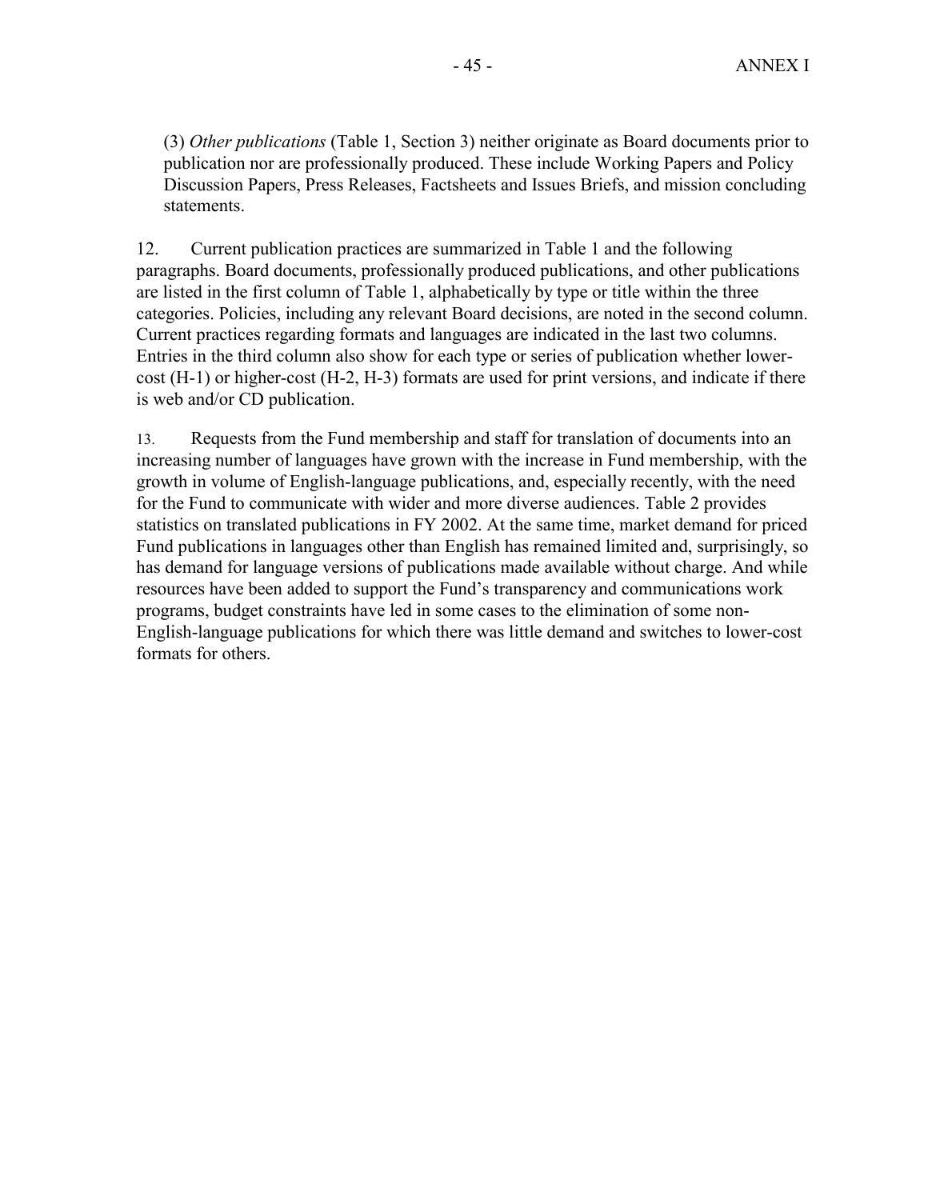(3) *Other publications* (Table 1, Section 3) neither originate as Board documents prior to publication nor are professionally produced. These include Working Papers and Policy Discussion Papers, Press Releases, Factsheets and Issues Briefs, and mission concluding statements.

12. Current publication practices are summarized in Table 1 and the following paragraphs. Board documents, professionally produced publications, and other publications are listed in the first column of Table 1, alphabetically by type or title within the three categories. Policies, including any relevant Board decisions, are noted in the second column. Current practices regarding formats and languages are indicated in the last two columns. Entries in the third column also show for each type or series of publication whether lower-cost (H-1) or higher-cost (H-2, H-3) formats are used for print versions, and indicate if there is web and/or CD publication.

13. Requests from the Fund membership and staff for translation of documents into an increasing number of languages have grown with the increase in Fund membership, with the growth in volume of English-language publications, and, especially recently, with the need for the Fund to communicate with wider and more diverse audiences. Table 2 provides statistics on translated publications in FY 2002. At the same time, market demand for priced Fund publications in languages other than English has remained limited and, surprisingly, so has demand for language versions of publications made available without charge. And while resources have been added to support the Fund's transparency and communications work programs, budget constraints have led in some cases to the elimination of some non-English-language publications for which there was little demand and switches to lower-cost formats for others.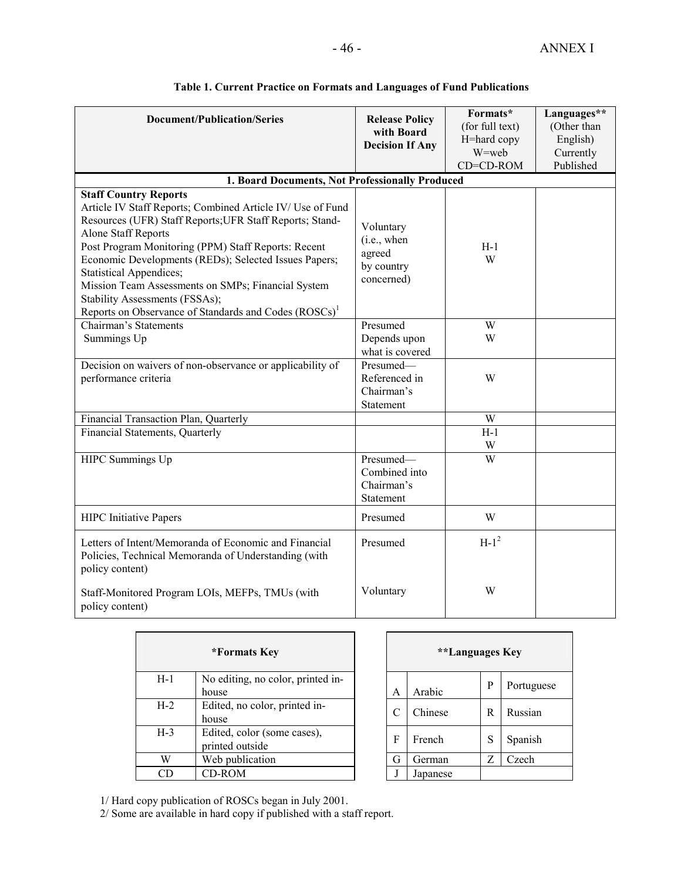ANNEX I

**Table 1. Current Practice on Formats and Languages of Fund Publications**

| Document/Publication/Series | Release Policy with Board Decision If Any | Formats* (for full text) H=hard copy W=web CD=CD-ROM | Languages** (Other than English) Currently Published |
|---|---|---|---|
| **1. Board Documents, Not Professionally Produced** | | | |
| **Staff Country Reports** Article IV Staff Reports; Combined Article IV/ Use of Fund Resources (UFR) Staff Reports;UFR Staff Reports; Stand-Alone Staff Reports Post Program Monitoring (PPM) Staff Reports: Recent Economic Developments (REDs); Selected Issues Papers; Statistical Appendices; Mission Team Assessments on SMPs; Financial System Stability Assessments (FSSAs); Reports on Observance of Standards and Codes (ROSCs)[1] | Voluntary (i.e., when agreed by country concerned) | H-1 W | |
| Chairman's Statements Summings Up | Presumed Depends upon what is covered | W W | |
| Decision on waivers of non-observance or applicability of performance criteria | Presumed—Referenced in Chairman's Statement | W | |
| Financial Transaction Plan, Quarterly | | W | |
| Financial Statements, Quarterly | | H-1 W | |
| HIPC Summings Up | Presumed—Combined into Chairman's Statement | W | |
| HIPC Initiative Papers | Presumed | W | |
| Letters of Intent/Memoranda of Economic and Financial Policies, Technical Memoranda of Understanding (with policy content) | Presumed | H-1[2] | |
| Staff-Monitored Program LOIs, MEFPs, TMUs (with policy content) | Voluntary | W | |

| *Formats Key | |
|---|---|
| H-1 | No editing, no color, printed in-house |
| H-2 | Edited, no color, printed in-house |
| H-3 | Edited, color (some cases), printed outside |
| W | Web publication |
| CD | CD-ROM |

| **Languages Key | | | |
|---|---|---|---|
| A | Arabic | P | Portuguese |
| C | Chinese | R | Russian |
| F | French | S | Spanish |
| G | German | Z | Czech |
| J | Japanese | | |

1/ Hard copy publication of ROSCs began in July 2001.
2/ Some are available in hard copy if published with a staff report.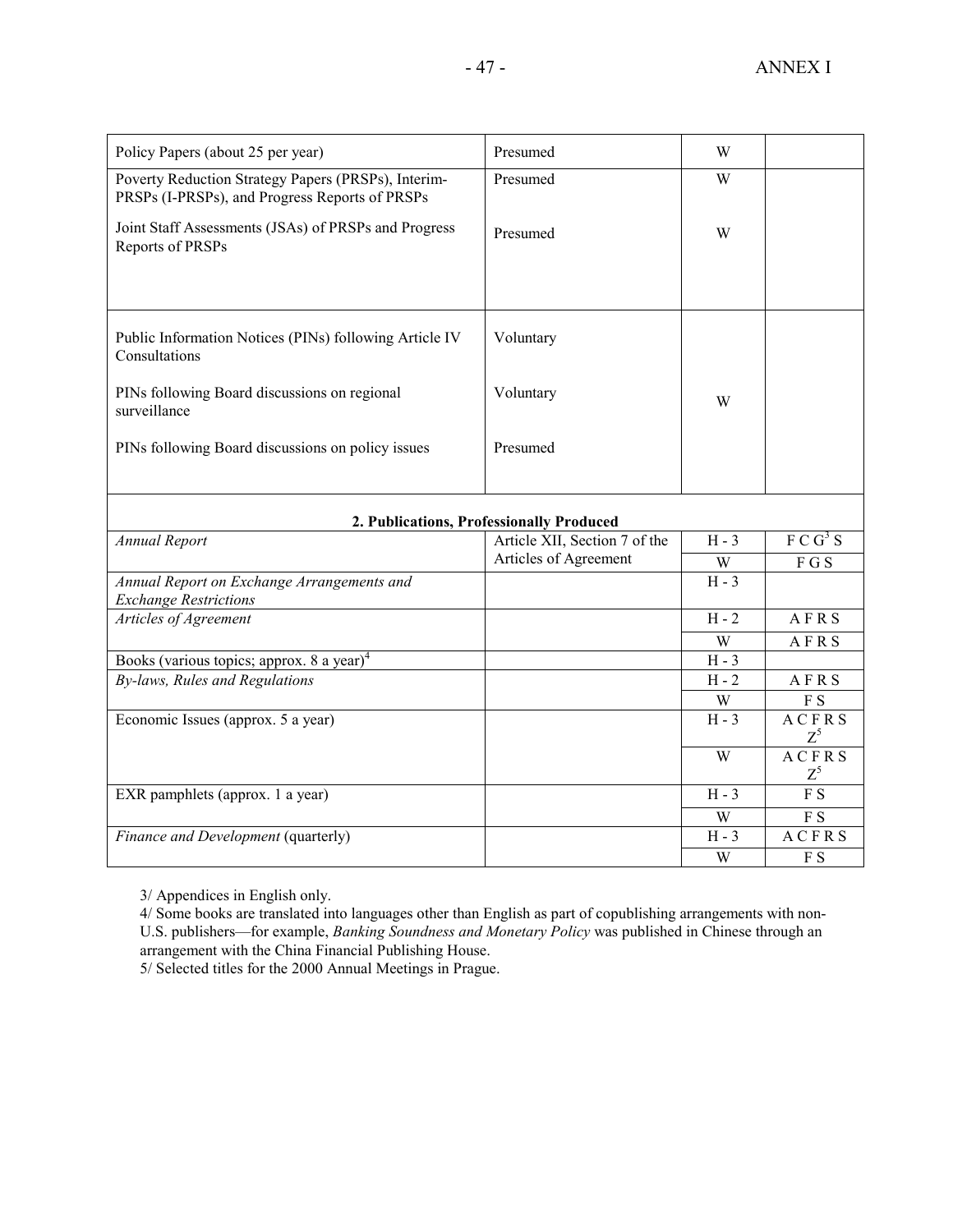| | | | |
|---|---|---|---|
| Policy Papers (about 25 per year) | Presumed | W | |
| Poverty Reduction Strategy Papers (PRSPs), Interim-PRSPs (I-PRSPs), and Progress Reports of PRSPs | Presumed | W | |
| Joint Staff Assessments (JSAs) of PRSPs and Progress Reports of PRSPs | Presumed | W | |
| Public Information Notices (PINs) following Article IV Consultations | Voluntary | W | |
| PINs following Board discussions on regional surveillance | Voluntary | | |
| PINs following Board discussions on policy issues | Presumed | | |
| **2. Publications, Professionally Produced** | | | |
| *Annual Report* | Article XII, Section 7 of the Articles of Agreement | H - 3 | F C G[3] S |
| | | W | F G S |
| *Annual Report on Exchange Arrangements and Exchange Restrictions* | | H - 3 | |
| *Articles of Agreement* | | H - 2 | A F R S |
| | | W | A F R S |
| Books (various topics; approx. 8 a year)[4] | | H - 3 | |
| *By-laws, Rules and Regulations* | | H - 2 | A F R S |
| | | W | F S |
| Economic Issues (approx. 5 a year) | | H - 3 | A C F R S Z[5] |
| | | W | A C F R S Z[5] |
| EXR pamphlets (approx. 1 a year) | | H - 3 | F S |
| | | W | F S |
| *Finance and Development* (quarterly) | | H - 3 | A C F R S |
| | | W | F S |

3/ Appendices in English only.

4/ Some books are translated into languages other than English as part of copublishing arrangements with non-U.S. publishers—for example, *Banking Soundness and Monetary Policy* was published in Chinese through an arrangement with the China Financial Publishing House.

5/ Selected titles for the 2000 Annual Meetings in Prague.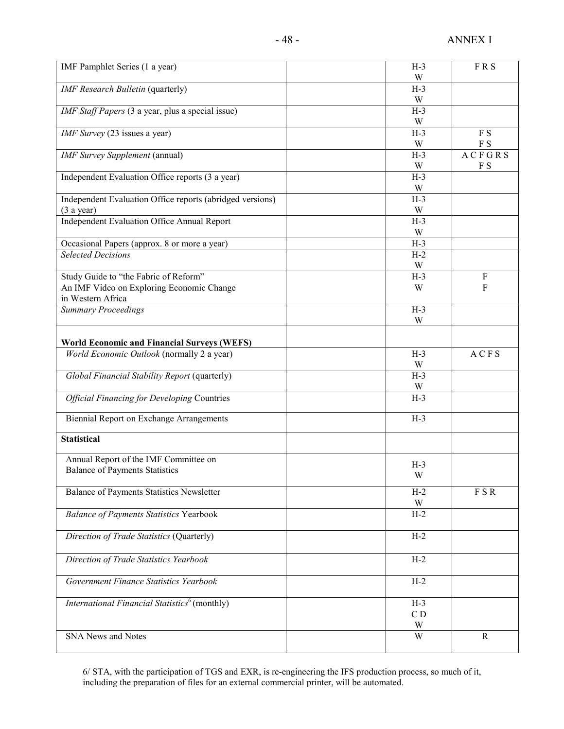ANNEX I

| | | | |
|---|---|---|---|
| IMF Pamphlet Series (1 a year) | | H-3<br>W | F R S |
| *IMF Research Bulletin* (quarterly) | | H-3<br>W | |
| *IMF Staff Papers* (3 a year, plus a special issue) | | H-3<br>W | |
| *IMF Survey* (23 issues a year) | | H-3<br>W | F S<br>F S |
| *IMF Survey Supplement* (annual) | | H-3<br>W | A C F G R S<br>F S |
| Independent Evaluation Office reports (3 a year) | | H-3<br>W | |
| Independent Evaluation Office reports (abridged versions) (3 a year) | | H-3<br>W | |
| Independent Evaluation Office Annual Report | | H-3<br>W | |
| Occasional Papers (approx. 8 or more a year) | | H-3 | |
| *Selected Decisions* | | H-2<br>W | |
| Study Guide to "the Fabric of Reform" An IMF Video on Exploring Economic Change in Western Africa | | H-3<br>W | F<br>F |
| *Summary Proceedings* | | H-3<br>W | |
| **World Economic and Financial Surveys (WEFS)** | | | |
| *World Economic Outlook* (normally 2 a year) | | H-3<br>W | A C F S |
| *Global Financial Stability Report* (quarterly) | | H-3<br>W | |
| *Official Financing for Developing* Countries | | H-3 | |
| Biennial Report on Exchange Arrangements | | H-3 | |
| **Statistical** | | | |
| Annual Report of the IMF Committee on Balance of Payments Statistics | | H-3<br>W | |
| Balance of Payments Statistics Newsletter | | H-2<br>W | F S R |
| *Balance of Payments Statistics* Yearbook | | H-2 | |
| *Direction of Trade Statistics* (Quarterly) | | H-2 | |
| *Direction of Trade Statistics Yearbook* | | H-2 | |
| *Government Finance Statistics Yearbook* | | H-2 | |
| *International Financial Statistics*[6] (monthly) | | H-3<br>C D<br>W | |
| SNA News and Notes | | W | R |

6/ STA, with the participation of TGS and EXR, is re-engineering the IFS production process, so much of it, including the preparation of files for an external commercial printer, will be automated.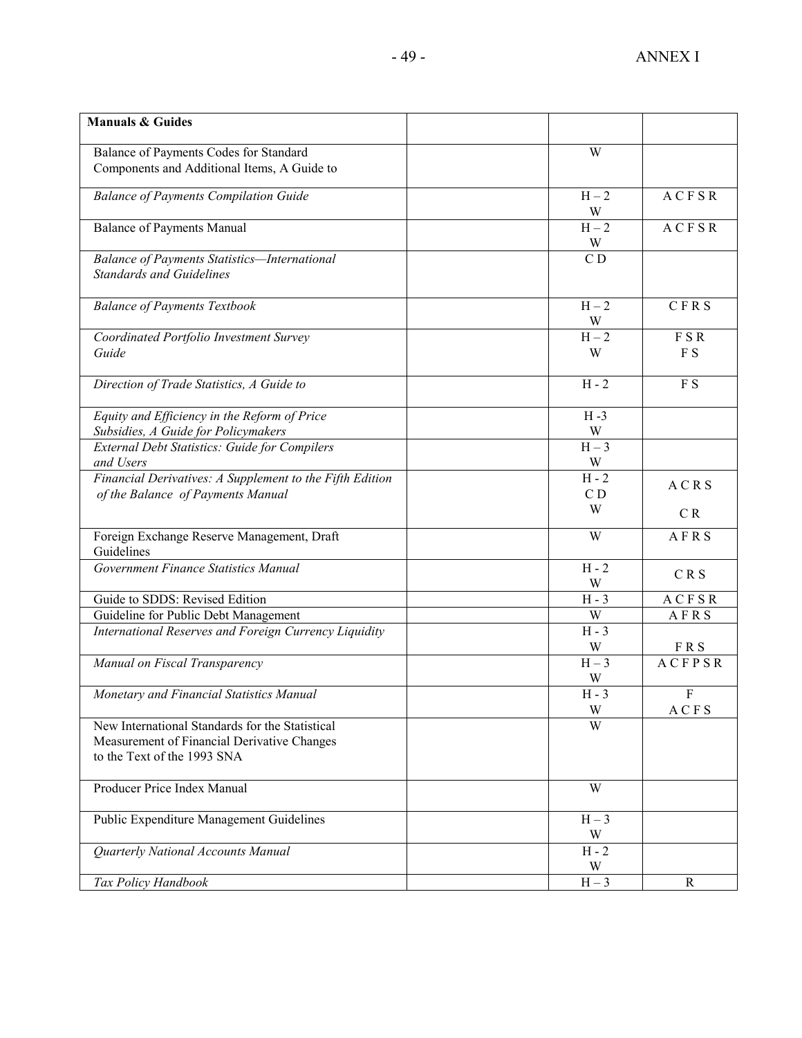| **Manuals & Guides** | | | |
|---|---|---|---|
| Balance of Payments Codes for Standard Components and Additional Items, A Guide to | | W | |
| *Balance of Payments Compilation Guide* | | H – 2<br>W | A C F S R |
| Balance of Payments Manual | | H – 2<br>W | A C F S R |
| *Balance of Payments Statistics—International Standards and Guidelines* | | C D | |
| *Balance of Payments Textbook* | | H – 2<br>W | C F R S |
| *Coordinated Portfolio Investment Survey Guide* | | H – 2<br>W | F S R<br>F S |
| *Direction of Trade Statistics, A Guide to* | | H - 2 | F S |
| *Equity and Efficiency in the Reform of Price Subsidies, A Guide for Policymakers* | | H -3<br>W | |
| *External Debt Statistics: Guide for Compilers and Users* | | H – 3<br>W | |
| *Financial Derivatives: A Supplement to the Fifth Edition of the Balance of Payments Manual* | | H - 2<br>C D<br>W | A C R S<br>C R |
| Foreign Exchange Reserve Management, Draft Guidelines | | W | A F R S |
| *Government Finance Statistics Manual* | | H - 2<br>W | C R S |
| Guide to SDDS: Revised Edition | | H - 3 | A C F S R |
| Guideline for Public Debt Management | | W | A F R S |
| *International Reserves and Foreign Currency Liquidity* | | H - 3<br>W | F R S |
| *Manual on Fiscal Transparency* | | H – 3<br>W | A C F P S R |
| *Monetary and Financial Statistics Manual* | | H - 3<br>W | F<br>A C F S |
| New International Standards for the Statistical Measurement of Financial Derivative Changes to the Text of the 1993 SNA | | W | |
| Producer Price Index Manual | | W | |
| Public Expenditure Management Guidelines | | H – 3<br>W | |
| *Quarterly National Accounts Manual* | | H - 2<br>W | |
| *Tax Policy Handbook* | | H – 3 | R |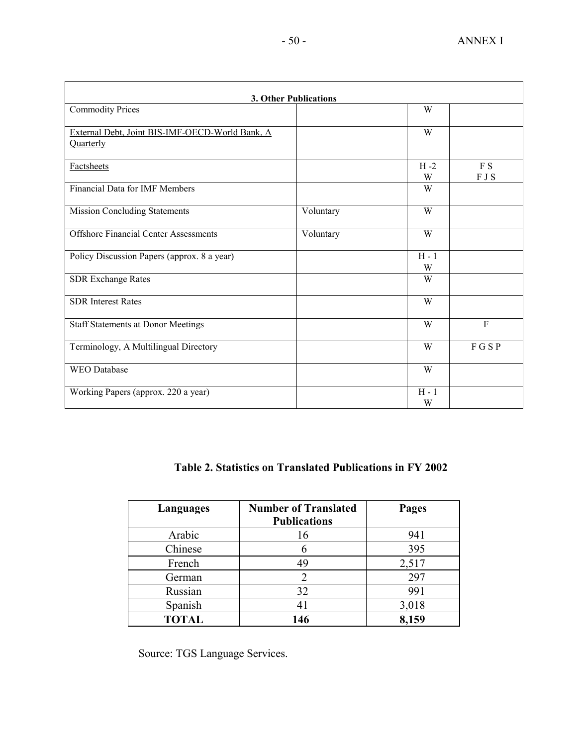| 3. Other Publications | | | |
|---|---|---|---|
| Commodity Prices | | W | |
| External Debt, Joint BIS-IMF-OECD-World Bank, A Quarterly | | W | |
| Factsheets | | H -2<br>W | F S<br>F J S |
| Financial Data for IMF Members | | W | |
| Mission Concluding Statements | Voluntary | W | |
| Offshore Financial Center Assessments | Voluntary | W | |
| Policy Discussion Papers (approx. 8 a year) | | H - 1<br>W | |
| SDR Exchange Rates | | W | |
| SDR Interest Rates | | W | |
| Staff Statements at Donor Meetings | | W | F |
| Terminology, A Multilingual Directory | | W | F G S P |
| WEO Database | | W | |
| Working Papers (approx. 220 a year) | | H - 1<br>W | |

**Table 2. Statistics on Translated Publications in FY 2002**

| Languages | Number of Translated Publications | Pages |
|---|---|---|
| Arabic | 16 | 941 |
| Chinese | 6 | 395 |
| French | 49 | 2,517 |
| German | 2 | 297 |
| Russian | 32 | 991 |
| Spanish | 41 | 3,018 |
| **TOTAL** | **146** | **8,159** |

Source: TGS Language Services.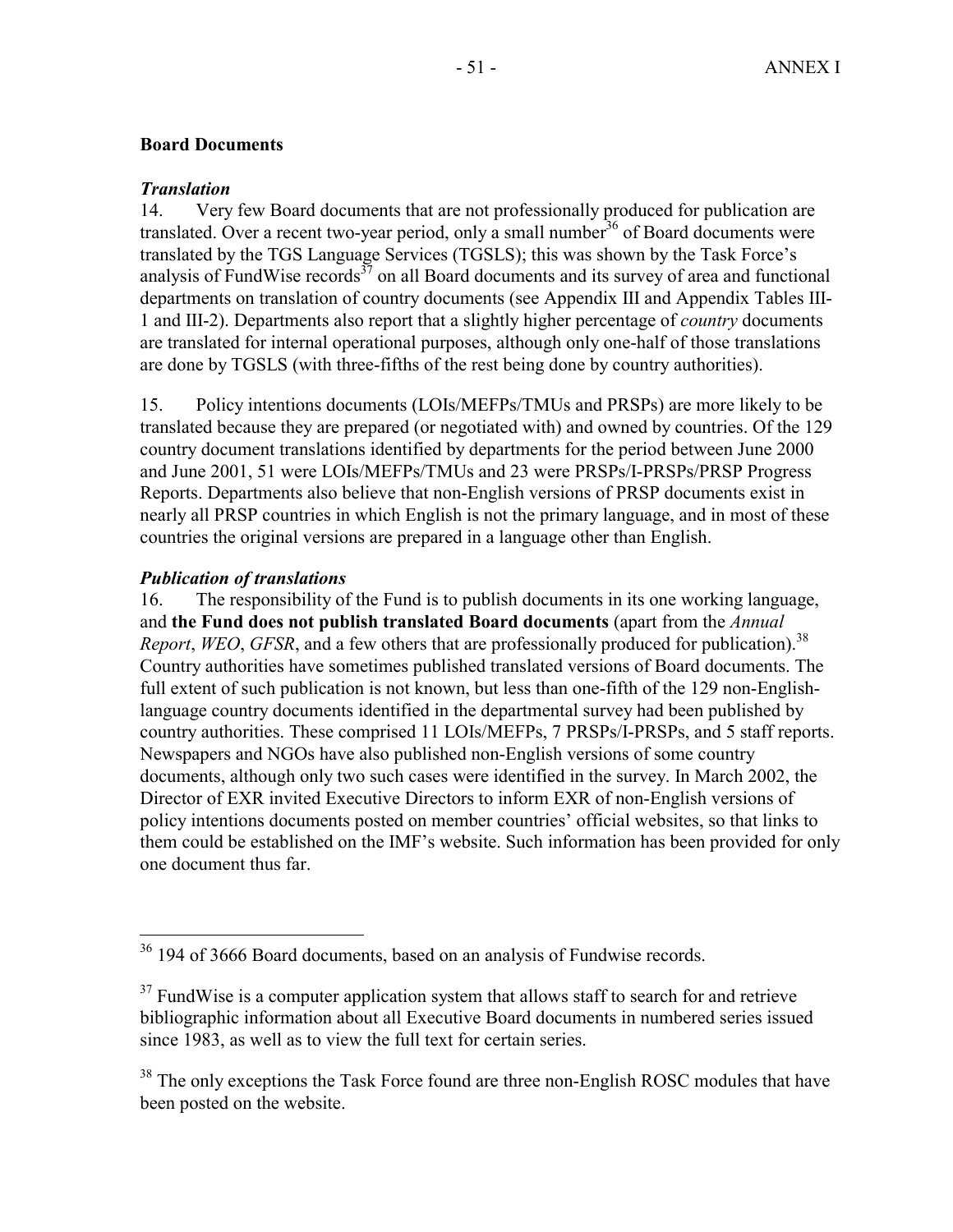**Board Documents**

***Translation***

14. Very few Board documents that are not professionally produced for publication are translated. Over a recent two-year period, only a small number[36] of Board documents were translated by the TGS Language Services (TGSLS); this was shown by the Task Force's analysis of FundWise records[37] on all Board documents and its survey of area and functional departments on translation of country documents (see Appendix III and Appendix Tables III-1 and III-2). Departments also report that a slightly higher percentage of *country* documents are translated for internal operational purposes, although only one-half of those translations are done by TGSLS (with three-fifths of the rest being done by country authorities).

15. Policy intentions documents (LOIs/MEFPs/TMUs and PRSPs) are more likely to be translated because they are prepared (or negotiated with) and owned by countries. Of the 129 country document translations identified by departments for the period between June 2000 and June 2001, 51 were LOIs/MEFPs/TMUs and 23 were PRSPs/I-PRSPs/PRSP Progress Reports. Departments also believe that non-English versions of PRSP documents exist in nearly all PRSP countries in which English is not the primary language, and in most of these countries the original versions are prepared in a language other than English.

***Publication of translations***

16. The responsibility of the Fund is to publish documents in its one working language, and **the Fund does not publish translated Board documents** (apart from the *Annual Report*, *WEO*, *GFSR*, and a few others that are professionally produced for publication).[38] Country authorities have sometimes published translated versions of Board documents. The full extent of such publication is not known, but less than one-fifth of the 129 non-English-language country documents identified in the departmental survey had been published by country authorities. These comprised 11 LOIs/MEFPs, 7 PRSPs/I-PRSPs, and 5 staff reports. Newspapers and NGOs have also published non-English versions of some country documents, although only two such cases were identified in the survey. In March 2002, the Director of EXR invited Executive Directors to inform EXR of non-English versions of policy intentions documents posted on member countries' official websites, so that links to them could be established on the IMF's website. Such information has been provided for only one document thus far.

---

[36] 194 of 3666 Board documents, based on an analysis of Fundwise records.

[37] FundWise is a computer application system that allows staff to search for and retrieve bibliographic information about all Executive Board documents in numbered series issued since 1983, as well as to view the full text for certain series.

[38] The only exceptions the Task Force found are three non-English ROSC modules that have been posted on the website.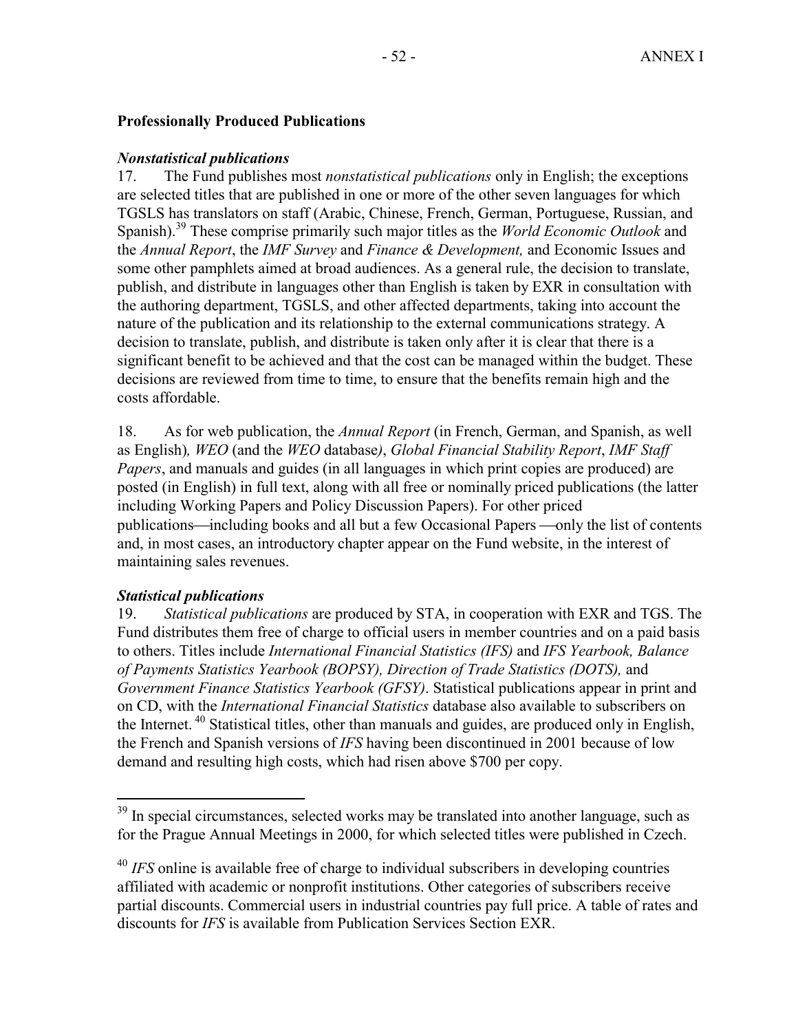### Professionally Produced Publications

#### *Nonstatistical publications*

17. The Fund publishes most *nonstatistical publications* only in English; the exceptions are selected titles that are published in one or more of the other seven languages for which TGSLS has translators on staff (Arabic, Chinese, French, German, Portuguese, Russian, and Spanish).[39] These comprise primarily such major titles as the *World Economic Outlook* and the *Annual Report*, the *IMF Survey* and *Finance & Development,* and Economic Issues and some other pamphlets aimed at broad audiences. As a general rule, the decision to translate, publish, and distribute in languages other than English is taken by EXR in consultation with the authoring department, TGSLS, and other affected departments, taking into account the nature of the publication and its relationship to the external communications strategy. A decision to translate, publish, and distribute is taken only after it is clear that there is a significant benefit to be achieved and that the cost can be managed within the budget. These decisions are reviewed from time to time, to ensure that the benefits remain high and the costs affordable.

18. As for web publication, the *Annual Report* (in French, German, and Spanish, as well as English)*, WEO* (and the *WEO* database*)*, *Global Financial Stability Report*, *IMF Staff Papers*, and manuals and guides (in all languages in which print copies are produced) are posted (in English) in full text, along with all free or nominally priced publications (the latter including Working Papers and Policy Discussion Papers). For other priced publications—including books and all but a few Occasional Papers —only the list of contents and, in most cases, an introductory chapter appear on the Fund website, in the interest of maintaining sales revenues.

#### *Statistical publications*

19. *Statistical publications* are produced by STA, in cooperation with EXR and TGS. The Fund distributes them free of charge to official users in member countries and on a paid basis to others. Titles include *International Financial Statistics (IFS)* and *IFS Yearbook, Balance of Payments Statistics Yearbook (BOPSY), Direction of Trade Statistics (DOTS),* and *Government Finance Statistics Yearbook (GFSY)*. Statistical publications appear in print and on CD, with the *International Financial Statistics* database also available to subscribers on the Internet.[40] Statistical titles, other than manuals and guides, are produced only in English, the French and Spanish versions of *IFS* having been discontinued in 2001 because of low demand and resulting high costs, which had risen above $700 per copy.

---

[39] In special circumstances, selected works may be translated into another language, such as for the Prague Annual Meetings in 2000, for which selected titles were published in Czech.

[40] *IFS* online is available free of charge to individual subscribers in developing countries affiliated with academic or nonprofit institutions. Other categories of subscribers receive partial discounts. Commercial users in industrial countries pay full price. A table of rates and discounts for *IFS* is available from Publication Services Section EXR.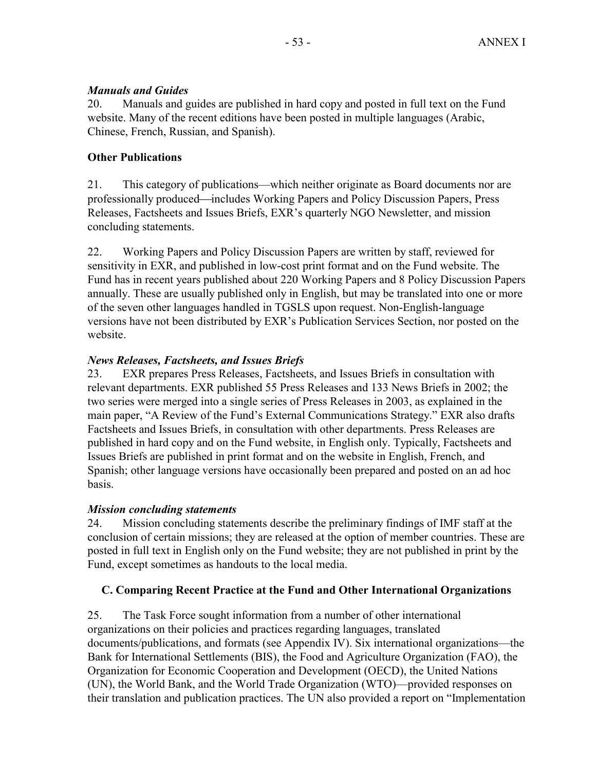### *Manuals and Guides*

20. Manuals and guides are published in hard copy and posted in full text on the Fund website. Many of the recent editions have been posted in multiple languages (Arabic, Chinese, French, Russian, and Spanish).

### **Other Publications**

21. This category of publications—which neither originate as Board documents nor are professionally produced—includes Working Papers and Policy Discussion Papers, Press Releases, Factsheets and Issues Briefs, EXR's quarterly NGO Newsletter, and mission concluding statements.

22. Working Papers and Policy Discussion Papers are written by staff, reviewed for sensitivity in EXR, and published in low-cost print format and on the Fund website. The Fund has in recent years published about 220 Working Papers and 8 Policy Discussion Papers annually. These are usually published only in English, but may be translated into one or more of the seven other languages handled in TGSLS upon request. Non-English-language versions have not been distributed by EXR's Publication Services Section, nor posted on the website.

### *News Releases, Factsheets, and Issues Briefs*

23. EXR prepares Press Releases, Factsheets, and Issues Briefs in consultation with relevant departments. EXR published 55 Press Releases and 133 News Briefs in 2002; the two series were merged into a single series of Press Releases in 2003, as explained in the main paper, "A Review of the Fund's External Communications Strategy." EXR also drafts Factsheets and Issues Briefs, in consultation with other departments. Press Releases are published in hard copy and on the Fund website, in English only. Typically, Factsheets and Issues Briefs are published in print format and on the website in English, French, and Spanish; other language versions have occasionally been prepared and posted on an ad hoc basis.

### *Mission concluding statements*

24. Mission concluding statements describe the preliminary findings of IMF staff at the conclusion of certain missions; they are released at the option of member countries. These are posted in full text in English only on the Fund website; they are not published in print by the Fund, except sometimes as handouts to the local media.

## **C. Comparing Recent Practice at the Fund and Other International Organizations**

25. The Task Force sought information from a number of other international organizations on their policies and practices regarding languages, translated documents/publications, and formats (see Appendix IV). Six international organizations—the Bank for International Settlements (BIS), the Food and Agriculture Organization (FAO), the Organization for Economic Cooperation and Development (OECD), the United Nations (UN), the World Bank, and the World Trade Organization (WTO)—provided responses on their translation and publication practices. The UN also provided a report on "Implementation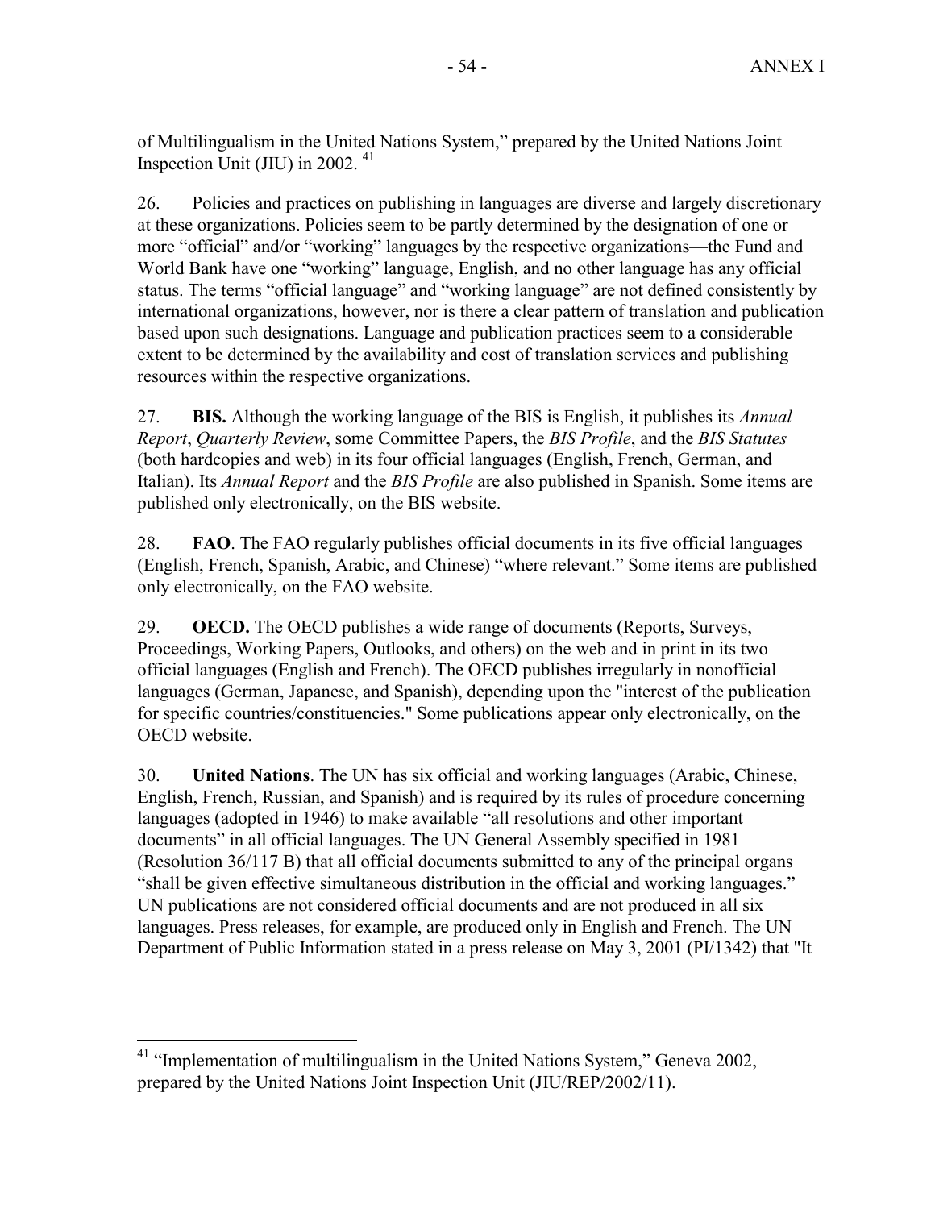of Multilingualism in the United Nations System," prepared by the United Nations Joint Inspection Unit (JIU) in 2002. [41]

26. Policies and practices on publishing in languages are diverse and largely discretionary at these organizations. Policies seem to be partly determined by the designation of one or more "official" and/or "working" languages by the respective organizations—the Fund and World Bank have one "working" language, English, and no other language has any official status. The terms "official language" and "working language" are not defined consistently by international organizations, however, nor is there a clear pattern of translation and publication based upon such designations. Language and publication practices seem to a considerable extent to be determined by the availability and cost of translation services and publishing resources within the respective organizations.

27. **BIS.** Although the working language of the BIS is English, it publishes its *Annual Report*, *Quarterly Review*, some Committee Papers, the *BIS Profile*, and the *BIS Statutes* (both hardcopies and web) in its four official languages (English, French, German, and Italian). Its *Annual Report* and the *BIS Profile* are also published in Spanish. Some items are published only electronically, on the BIS website.

28. **FAO**. The FAO regularly publishes official documents in its five official languages (English, French, Spanish, Arabic, and Chinese) "where relevant." Some items are published only electronically, on the FAO website.

29. **OECD.** The OECD publishes a wide range of documents (Reports, Surveys, Proceedings, Working Papers, Outlooks, and others) on the web and in print in its two official languages (English and French). The OECD publishes irregularly in nonofficial languages (German, Japanese, and Spanish), depending upon the "interest of the publication for specific countries/constituencies." Some publications appear only electronically, on the OECD website.

30. **United Nations**. The UN has six official and working languages (Arabic, Chinese, English, French, Russian, and Spanish) and is required by its rules of procedure concerning languages (adopted in 1946) to make available "all resolutions and other important documents" in all official languages. The UN General Assembly specified in 1981 (Resolution 36/117 B) that all official documents submitted to any of the principal organs "shall be given effective simultaneous distribution in the official and working languages." UN publications are not considered official documents and are not produced in all six languages. Press releases, for example, are produced only in English and French. The UN Department of Public Information stated in a press release on May 3, 2001 (PI/1342) that "It

---

[41] "Implementation of multilingualism in the United Nations System," Geneva 2002, prepared by the United Nations Joint Inspection Unit (JIU/REP/2002/11).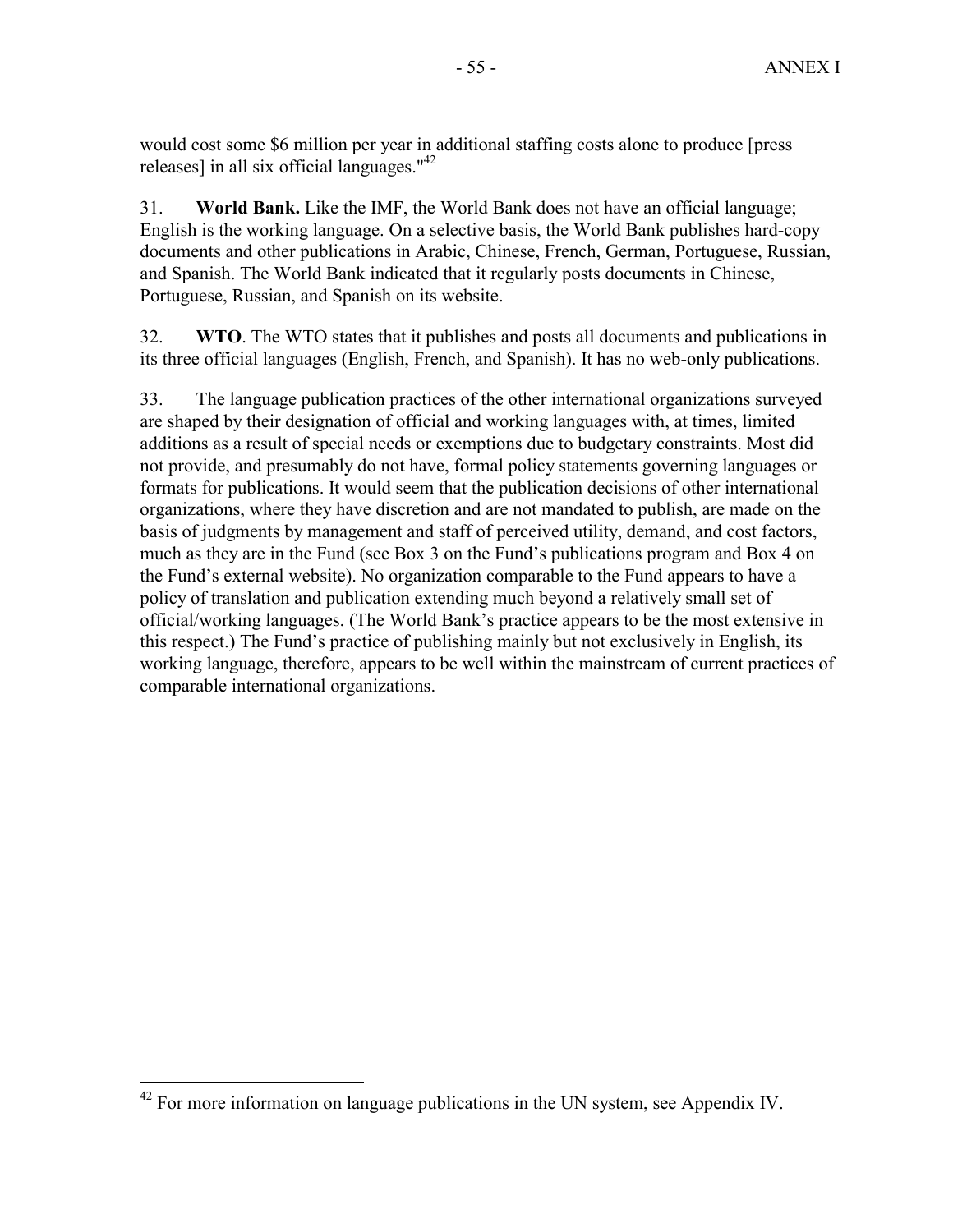would cost some $6 million per year in additional staffing costs alone to produce [press releases] in all six official languages."[42]

31. **World Bank.** Like the IMF, the World Bank does not have an official language; English is the working language. On a selective basis, the World Bank publishes hard-copy documents and other publications in Arabic, Chinese, French, German, Portuguese, Russian, and Spanish. The World Bank indicated that it regularly posts documents in Chinese, Portuguese, Russian, and Spanish on its website.

32. **WTO**. The WTO states that it publishes and posts all documents and publications in its three official languages (English, French, and Spanish). It has no web-only publications.

33. The language publication practices of the other international organizations surveyed are shaped by their designation of official and working languages with, at times, limited additions as a result of special needs or exemptions due to budgetary constraints. Most did not provide, and presumably do not have, formal policy statements governing languages or formats for publications. It would seem that the publication decisions of other international organizations, where they have discretion and are not mandated to publish, are made on the basis of judgments by management and staff of perceived utility, demand, and cost factors, much as they are in the Fund (see Box 3 on the Fund's publications program and Box 4 on the Fund's external website). No organization comparable to the Fund appears to have a policy of translation and publication extending much beyond a relatively small set of official/working languages. (The World Bank's practice appears to be the most extensive in this respect.) The Fund's practice of publishing mainly but not exclusively in English, its working language, therefore, appears to be well within the mainstream of current practices of comparable international organizations.

[42] For more information on language publications in the UN system, see Appendix IV.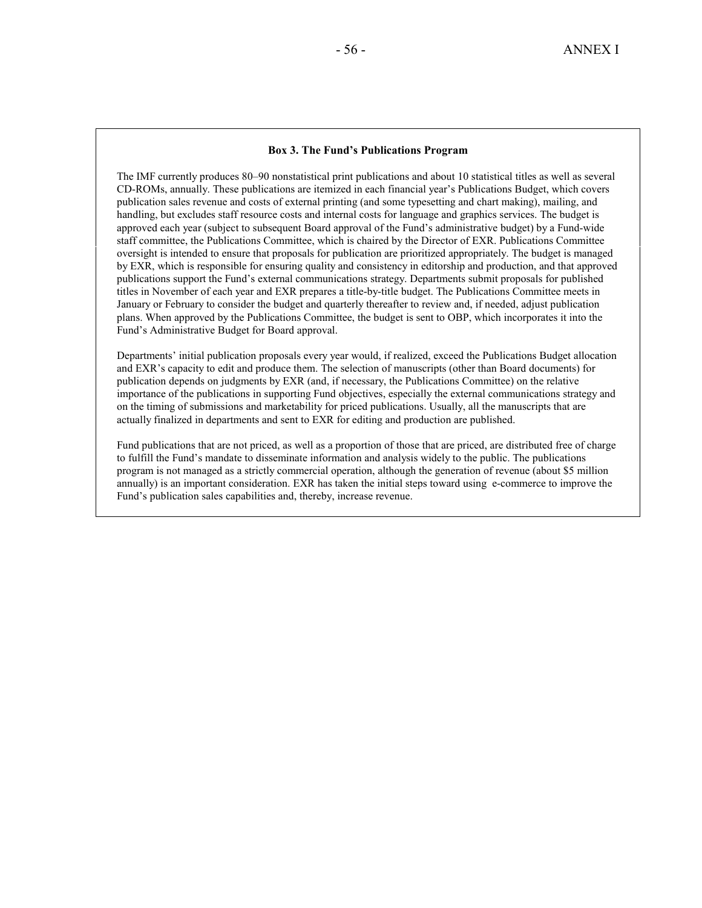### Box 3. The Fund's Publications Program

The IMF currently produces 80–90 nonstatistical print publications and about 10 statistical titles as well as several CD-ROMs, annually. These publications are itemized in each financial year's Publications Budget, which covers publication sales revenue and costs of external printing (and some typesetting and chart making), mailing, and handling, but excludes staff resource costs and internal costs for language and graphics services. The budget is approved each year (subject to subsequent Board approval of the Fund's administrative budget) by a Fund-wide staff committee, the Publications Committee, which is chaired by the Director of EXR. Publications Committee oversight is intended to ensure that proposals for publication are prioritized appropriately. The budget is managed by EXR, which is responsible for ensuring quality and consistency in editorship and production, and that approved publications support the Fund's external communications strategy. Departments submit proposals for published titles in November of each year and EXR prepares a title-by-title budget. The Publications Committee meets in January or February to consider the budget and quarterly thereafter to review and, if needed, adjust publication plans. When approved by the Publications Committee, the budget is sent to OBP, which incorporates it into the Fund's Administrative Budget for Board approval.

Departments' initial publication proposals every year would, if realized, exceed the Publications Budget allocation and EXR's capacity to edit and produce them. The selection of manuscripts (other than Board documents) for publication depends on judgments by EXR (and, if necessary, the Publications Committee) on the relative importance of the publications in supporting Fund objectives, especially the external communications strategy and on the timing of submissions and marketability for priced publications. Usually, all the manuscripts that are actually finalized in departments and sent to EXR for editing and production are published.

Fund publications that are not priced, as well as a proportion of those that are priced, are distributed free of charge to fulfill the Fund's mandate to disseminate information and analysis widely to the public. The publications program is not managed as a strictly commercial operation, although the generation of revenue (about $5 million annually) is an important consideration. EXR has taken the initial steps toward using e-commerce to improve the Fund's publication sales capabilities and, thereby, increase revenue.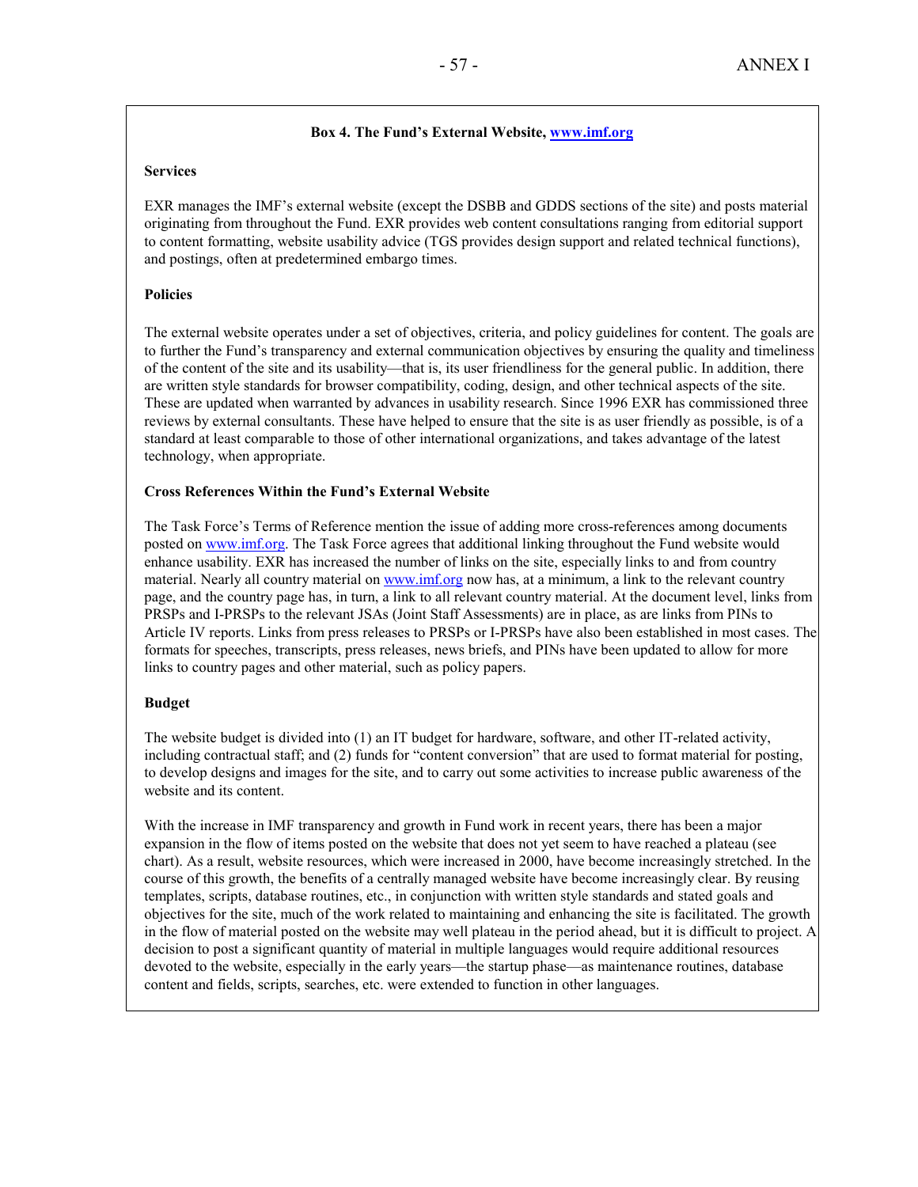### Box 4. The Fund's External Website, www.imf.org

**Services**

EXR manages the IMF's external website (except the DSBB and GDDS sections of the site) and posts material originating from throughout the Fund. EXR provides web content consultations ranging from editorial support to content formatting, website usability advice (TGS provides design support and related technical functions), and postings, often at predetermined embargo times.

**Policies**

The external website operates under a set of objectives, criteria, and policy guidelines for content. The goals are to further the Fund's transparency and external communication objectives by ensuring the quality and timeliness of the content of the site and its usability—that is, its user friendliness for the general public. In addition, there are written style standards for browser compatibility, coding, design, and other technical aspects of the site. These are updated when warranted by advances in usability research. Since 1996 EXR has commissioned three reviews by external consultants. These have helped to ensure that the site is as user friendly as possible, is of a standard at least comparable to those of other international organizations, and takes advantage of the latest technology, when appropriate.

**Cross References Within the Fund's External Website**

The Task Force's Terms of Reference mention the issue of adding more cross-references among documents posted on www.imf.org. The Task Force agrees that additional linking throughout the Fund website would enhance usability. EXR has increased the number of links on the site, especially links to and from country material. Nearly all country material on www.imf.org now has, at a minimum, a link to the relevant country page, and the country page has, in turn, a link to all relevant country material. At the document level, links from PRSPs and I-PRSPs to the relevant JSAs (Joint Staff Assessments) are in place, as are links from PINs to Article IV reports. Links from press releases to PRSPs or I-PRSPs have also been established in most cases. The formats for speeches, transcripts, press releases, news briefs, and PINs have been updated to allow for more links to country pages and other material, such as policy papers.

**Budget**

The website budget is divided into (1) an IT budget for hardware, software, and other IT-related activity, including contractual staff; and (2) funds for "content conversion" that are used to format material for posting, to develop designs and images for the site, and to carry out some activities to increase public awareness of the website and its content.

With the increase in IMF transparency and growth in Fund work in recent years, there has been a major expansion in the flow of items posted on the website that does not yet seem to have reached a plateau (see chart). As a result, website resources, which were increased in 2000, have become increasingly stretched. In the course of this growth, the benefits of a centrally managed website have become increasingly clear. By reusing templates, scripts, database routines, etc., in conjunction with written style standards and stated goals and objectives for the site, much of the work related to maintaining and enhancing the site is facilitated. The growth in the flow of material posted on the website may well plateau in the period ahead, but it is difficult to project. A decision to post a significant quantity of material in multiple languages would require additional resources devoted to the website, especially in the early years—the startup phase—as maintenance routines, database content and fields, scripts, searches, etc. were extended to function in other languages.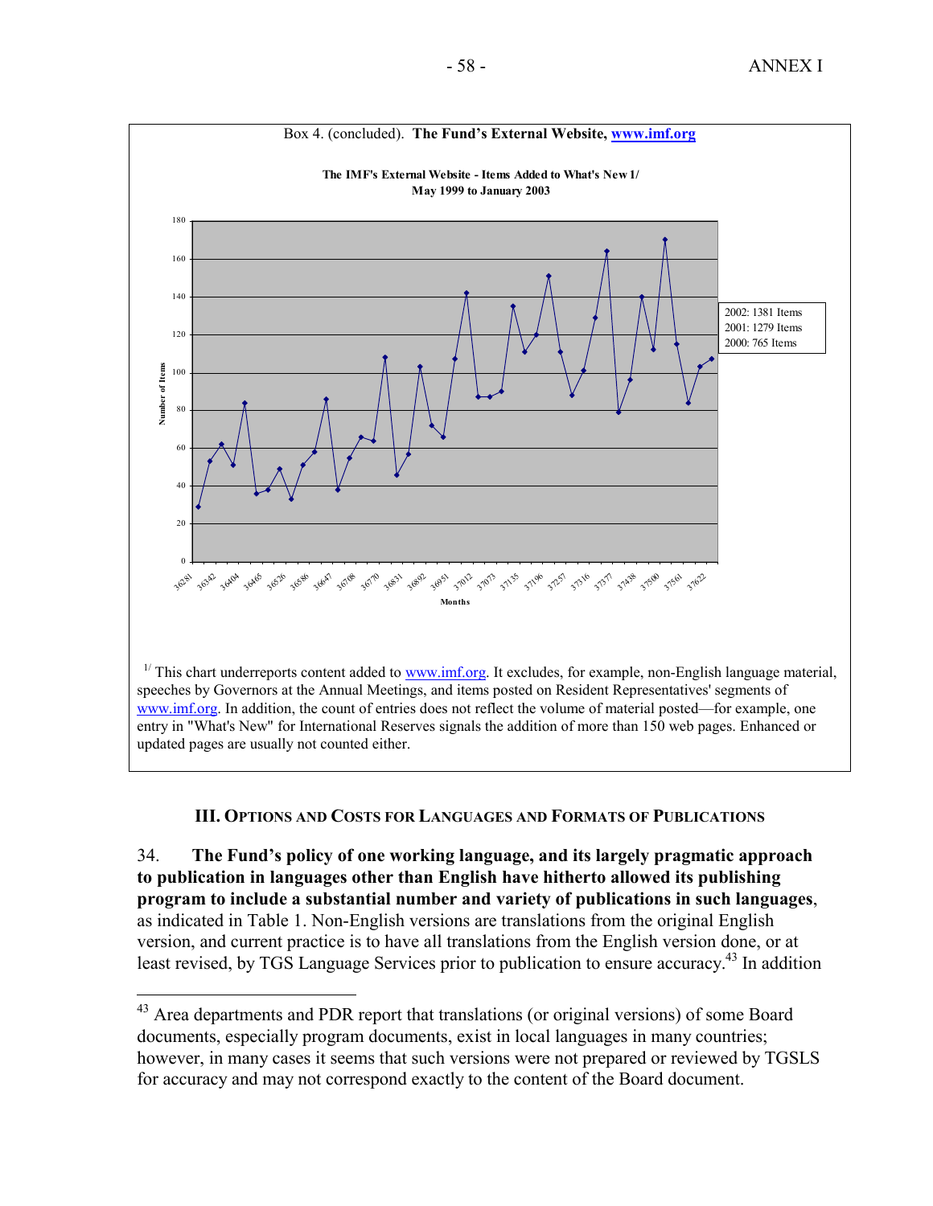Box 4. (concluded). **The Fund's External Website, www.imf.org**

**The IMF's External Website - Items Added to What's New 1/**
**May 1999 to January 2003**

2002: 1381 Items
2001: 1279 Items
2000: 765 Items

[1/] This chart underreports content added to www.imf.org. It excludes, for example, non-English language material, speeches by Governors at the Annual Meetings, and items posted on Resident Representatives' segments of www.imf.org. In addition, the count of entries does not reflect the volume of material posted—for example, one entry in "What's New" for International Reserves signals the addition of more than 150 web pages. Enhanced or updated pages are usually not counted either.

## III. Options and Costs for Languages and Formats of Publications

34. **The Fund's policy of one working language, and its largely pragmatic approach to publication in languages other than English have hitherto allowed its publishing program to include a substantial number and variety of publications in such languages**, as indicated in Table 1. Non-English versions are translations from the original English version, and current practice is to have all translations from the English version done, or at least revised, by TGS Language Services prior to publication to ensure accuracy.[43] In addition

[43] Area departments and PDR report that translations (or original versions) of some Board documents, especially program documents, exist in local languages in many countries; however, in many cases it seems that such versions were not prepared or reviewed by TGSLS for accuracy and may not correspond exactly to the content of the Board document.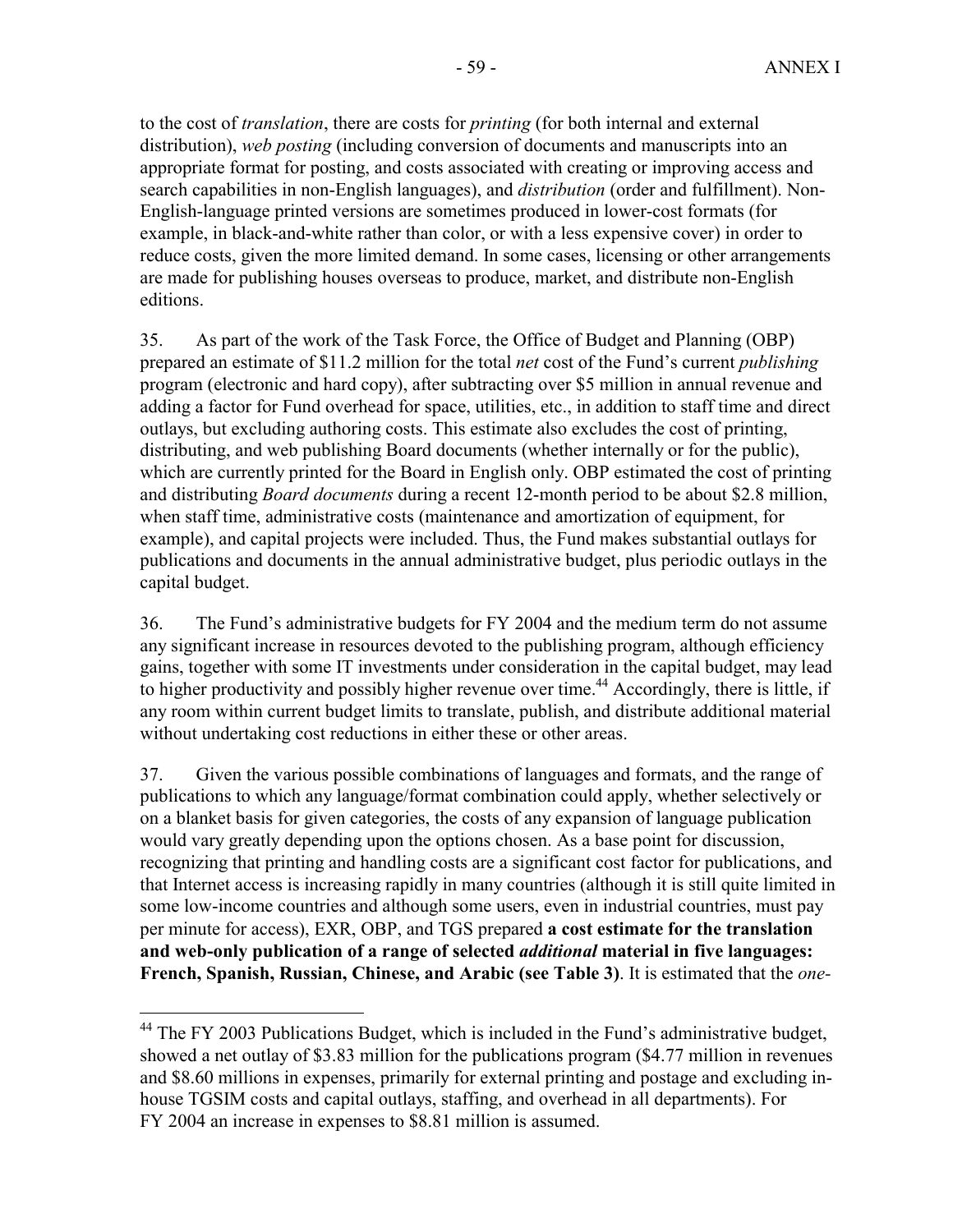to the cost of *translation*, there are costs for *printing* (for both internal and external distribution), *web posting* (including conversion of documents and manuscripts into an appropriate format for posting, and costs associated with creating or improving access and search capabilities in non-English languages), and *distribution* (order and fulfillment). Non-English-language printed versions are sometimes produced in lower-cost formats (for example, in black-and-white rather than color, or with a less expensive cover) in order to reduce costs, given the more limited demand. In some cases, licensing or other arrangements are made for publishing houses overseas to produce, market, and distribute non-English editions.

35. As part of the work of the Task Force, the Office of Budget and Planning (OBP) prepared an estimate of \$11.2 million for the total *net* cost of the Fund's current *publishing* program (electronic and hard copy), after subtracting over \$5 million in annual revenue and adding a factor for Fund overhead for space, utilities, etc., in addition to staff time and direct outlays, but excluding authoring costs. This estimate also excludes the cost of printing, distributing, and web publishing Board documents (whether internally or for the public), which are currently printed for the Board in English only. OBP estimated the cost of printing and distributing *Board documents* during a recent 12-month period to be about \$2.8 million, when staff time, administrative costs (maintenance and amortization of equipment, for example), and capital projects were included. Thus, the Fund makes substantial outlays for publications and documents in the annual administrative budget, plus periodic outlays in the capital budget.

36. The Fund's administrative budgets for FY 2004 and the medium term do not assume any significant increase in resources devoted to the publishing program, although efficiency gains, together with some IT investments under consideration in the capital budget, may lead to higher productivity and possibly higher revenue over time.[44] Accordingly, there is little, if any room within current budget limits to translate, publish, and distribute additional material without undertaking cost reductions in either these or other areas.

37. Given the various possible combinations of languages and formats, and the range of publications to which any language/format combination could apply, whether selectively or on a blanket basis for given categories, the costs of any expansion of language publication would vary greatly depending upon the options chosen. As a base point for discussion, recognizing that printing and handling costs are a significant cost factor for publications, and that Internet access is increasing rapidly in many countries (although it is still quite limited in some low-income countries and although some users, even in industrial countries, must pay per minute for access), EXR, OBP, and TGS prepared **a cost estimate for the translation and web-only publication of a range of selected *additional* material in five languages: French, Spanish, Russian, Chinese, and Arabic (see Table 3)**. It is estimated that the *one-*

---

[44] The FY 2003 Publications Budget, which is included in the Fund's administrative budget, showed a net outlay of \$3.83 million for the publications program (\$4.77 million in revenues and \$8.60 millions in expenses, primarily for external printing and postage and excluding in-house TGSIM costs and capital outlays, staffing, and overhead in all departments). For FY 2004 an increase in expenses to \$8.81 million is assumed.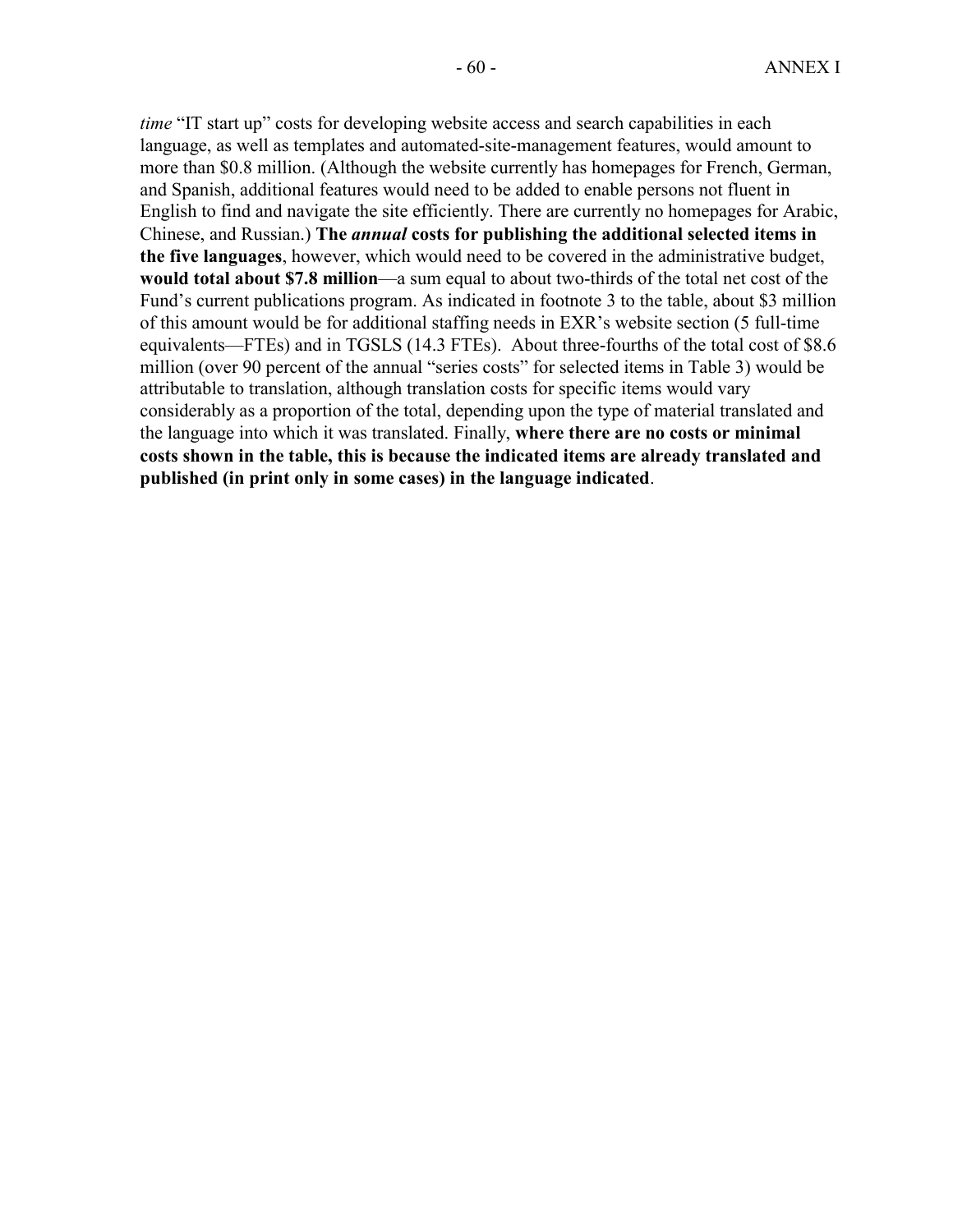*time* “IT start up” costs for developing website access and search capabilities in each language, as well as templates and automated-site-management features, would amount to more than $0.8 million. (Although the website currently has homepages for French, German, and Spanish, additional features would need to be added to enable persons not fluent in English to find and navigate the site efficiently. There are currently no homepages for Arabic, Chinese, and Russian.) **The *annual* costs for publishing the additional selected items in the five languages**, however, which would need to be covered in the administrative budget, **would total about $7.8 million**—a sum equal to about two-thirds of the total net cost of the Fund’s current publications program. As indicated in footnote 3 to the table, about $3 million of this amount would be for additional staffing needs in EXR’s website section (5 full-time equivalents—FTEs) and in TGSLS (14.3 FTEs). About three-fourths of the total cost of $8.6 million (over 90 percent of the annual “series costs” for selected items in Table 3) would be attributable to translation, although translation costs for specific items would vary considerably as a proportion of the total, depending upon the type of material translated and the language into which it was translated. Finally, **where there are no costs or minimal costs shown in the table, this is because the indicated items are already translated and published (in print only in some cases) in the language indicated**.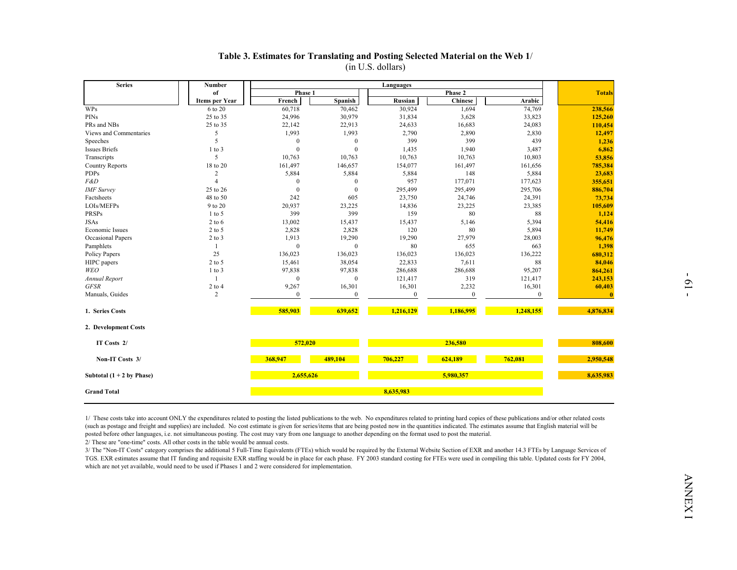## Table 3. Estimates for Translating and Posting Selected Material on the Web 1/

(in U.S. dollars)

| Series | Number of Items per Year | Languages | | | | | Totals |
|---|---|---|---|---|---|---|---|
| | | Phase 1 | | Phase 2 | | | |
| | | French | Spanish | Russian | Chinese | Arabic | |
| WPs | 6 to 20 | 60,718 | 70,462 | 30,924 | 1,694 | 74,769 | 238,566 |
| PINs | 25 to 35 | 24,996 | 30,979 | 31,834 | 3,628 | 33,823 | 125,260 |
| PRs and NBs | 25 to 35 | 22,142 | 22,913 | 24,633 | 16,683 | 24,083 | 110,454 |
| Views and Commentaries | 5 | 1,993 | 1,993 | 2,790 | 2,890 | 2,830 | 12,497 |
| Speeches | 5 | 0 | 0 | 399 | 399 | 439 | 1,236 |
| Issues Briefs | 1 to 3 | 0 | 0 | 1,435 | 1,940 | 3,487 | 6,862 |
| Transcripts | 5 | 10,763 | 10,763 | 10,763 | 10,763 | 10,803 | 53,856 |
| Country Reports | 18 to 20 | 161,497 | 146,657 | 154,077 | 161,497 | 161,656 | 785,384 |
| PDPs | 2 | 5,884 | 5,884 | 5,884 | 148 | 5,884 | 23,683 |
| *F&D* | 4 | 0 | 0 | 957 | 177,071 | 177,623 | 355,651 |
| *IMF Survey* | 25 to 26 | 0 | 0 | 295,499 | 295,499 | 295,706 | 886,704 |
| Factsheets | 48 to 50 | 242 | 605 | 23,750 | 24,746 | 24,391 | 73,734 |
| LOIs/MEFPs | 9 to 20 | 20,937 | 23,225 | 14,836 | 23,225 | 23,385 | 105,609 |
| PRSPs | 1 to 5 | 399 | 399 | 159 | 80 | 88 | 1,124 |
| JSAs | 2 to 6 | 13,002 | 15,437 | 15,437 | 5,146 | 5,394 | 54,416 |
| Economic Issues | 2 to 5 | 2,828 | 2,828 | 120 | 80 | 5,894 | 11,749 |
| Occasional Papers | 2 to 3 | 1,913 | 19,290 | 19,290 | 27,979 | 28,003 | 96,476 |
| Pamphlets | 1 | 0 | 0 | 80 | 655 | 663 | 1,398 |
| Policy Papers | 25 | 136,023 | 136,023 | 136,023 | 136,023 | 136,222 | 680,312 |
| HIPC papers | 2 to 5 | 15,461 | 38,054 | 22,833 | 7,611 | 88 | 84,046 |
| *WEO* | 1 to 3 | 97,838 | 97,838 | 286,688 | 286,688 | 95,207 | 864,261 |
| *Annual Report* | 1 | 0 | 0 | 121,417 | 319 | 121,417 | 243,153 |
| *GFSR* | 2 to 4 | 9,267 | 16,301 | 16,301 | 2,232 | 16,301 | 60,403 |
| Manuals, Guides | 2 | 0 | 0 | 0 | 0 | 0 | 0 |
| **1. Series Costs** | | 585,903 | 639,652 | 1,216,129 | 1,186,995 | 1,248,155 | 4,876,834 |
| **2. Development Costs** | | | | | | | |
| **IT Costs 2/** | | 572,020 | | 236,580 | | | 808,600 |
| **Non-IT Costs 3/** | | 368,947 | 489,104 | 706,227 | 624,189 | 762,081 | 2,950,548 |
| **Subtotal (1 + 2 by Phase)** | | 2,655,626 | | 5,980,357 | | | 8,635,983 |
| **Grand Total** | | 8,635,983 | | | | | |

1/ These costs take into account ONLY the expenditures related to posting the listed publications to the web. No expenditures related to printing hard copies of these publications and/or other related costs (such as postage and freight and supplies) are included. No cost estimate is given for series/items that are being posted now in the quantities indicated. The estimates assume that English material will be posted before other languages, i.e. not simultaneous posting. The cost may vary from one language to another depending on the format used to post the material.

2/ These are "one-time" costs. All other costs in the table would be annual costs.

3/ The "Non-IT Costs" category comprises the additional 5 Full-Time Equivalents (FTEs) which would be required by the External Website Section of EXR and another 14.3 FTEs by Language Services of TGS. EXR estimates assume that IT funding and requisite EXR staffing would be in place for each phase. FY 2003 standard costing for FTEs were used in compiling this table. Updated costs for FY 2004, which are not yet available, would need to be used if Phases 1 and 2 were considered for implementation.

ANNEX I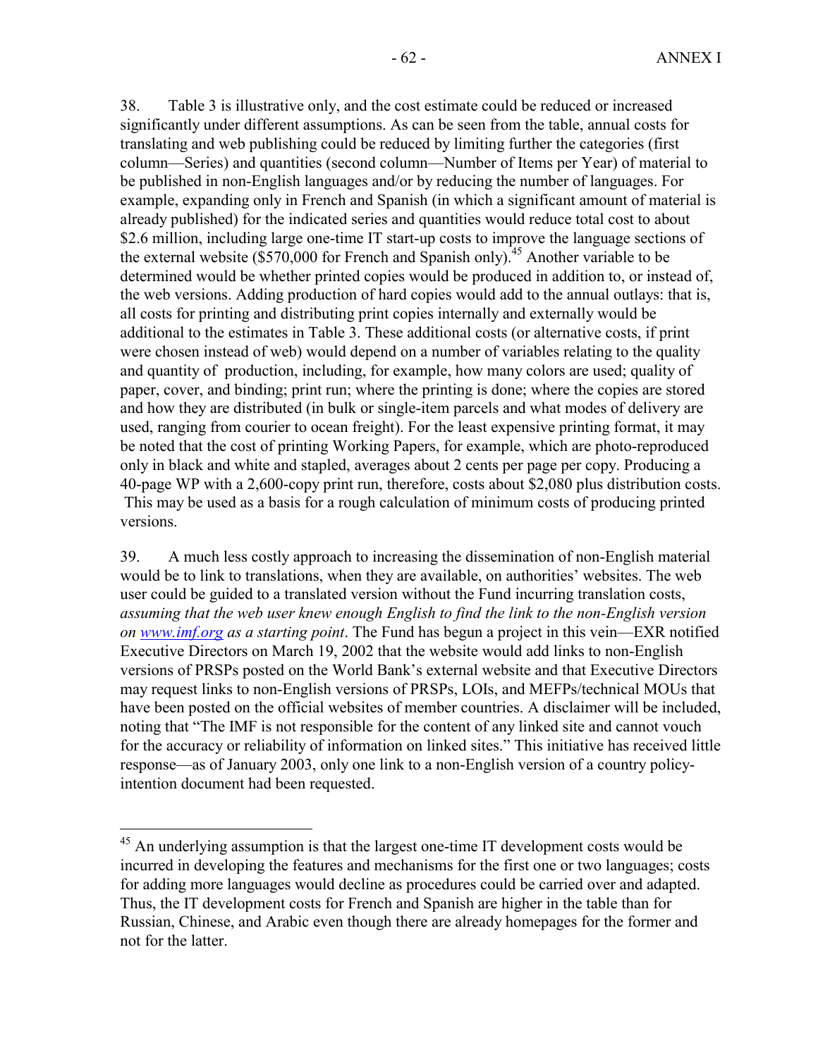38. Table 3 is illustrative only, and the cost estimate could be reduced or increased significantly under different assumptions. As can be seen from the table, annual costs for translating and web publishing could be reduced by limiting further the categories (first column—Series) and quantities (second column—Number of Items per Year) of material to be published in non-English languages and/or by reducing the number of languages. For example, expanding only in French and Spanish (in which a significant amount of material is already published) for the indicated series and quantities would reduce total cost to about $2.6 million, including large one-time IT start-up costs to improve the language sections of the external website ($570,000 for French and Spanish only).[45] Another variable to be determined would be whether printed copies would be produced in addition to, or instead of, the web versions. Adding production of hard copies would add to the annual outlays: that is, all costs for printing and distributing print copies internally and externally would be additional to the estimates in Table 3. These additional costs (or alternative costs, if print were chosen instead of web) would depend on a number of variables relating to the quality and quantity of production, including, for example, how many colors are used; quality of paper, cover, and binding; print run; where the printing is done; where the copies are stored and how they are distributed (in bulk or single-item parcels and what modes of delivery are used, ranging from courier to ocean freight). For the least expensive printing format, it may be noted that the cost of printing Working Papers, for example, which are photo-reproduced only in black and white and stapled, averages about 2 cents per page per copy. Producing a 40-page WP with a 2,600-copy print run, therefore, costs about $2,080 plus distribution costs. This may be used as a basis for a rough calculation of minimum costs of producing printed versions.

39. A much less costly approach to increasing the dissemination of non-English material would be to link to translations, when they are available, on authorities' websites. The web user could be guided to a translated version without the Fund incurring translation costs, *assuming that the web user knew enough English to find the link to the non-English version on www.imf.org as a starting point*. The Fund has begun a project in this vein—EXR notified Executive Directors on March 19, 2002 that the website would add links to non-English versions of PRSPs posted on the World Bank's external website and that Executive Directors may request links to non-English versions of PRSPs, LOIs, and MEFPs/technical MOUs that have been posted on the official websites of member countries. A disclaimer will be included, noting that "The IMF is not responsible for the content of any linked site and cannot vouch for the accuracy or reliability of information on linked sites." This initiative has received little response—as of January 2003, only one link to a non-English version of a country policy-intention document had been requested.

[45] An underlying assumption is that the largest one-time IT development costs would be incurred in developing the features and mechanisms for the first one or two languages; costs for adding more languages would decline as procedures could be carried over and adapted. Thus, the IT development costs for French and Spanish are higher in the table than for Russian, Chinese, and Arabic even though there are already homepages for the former and not for the latter.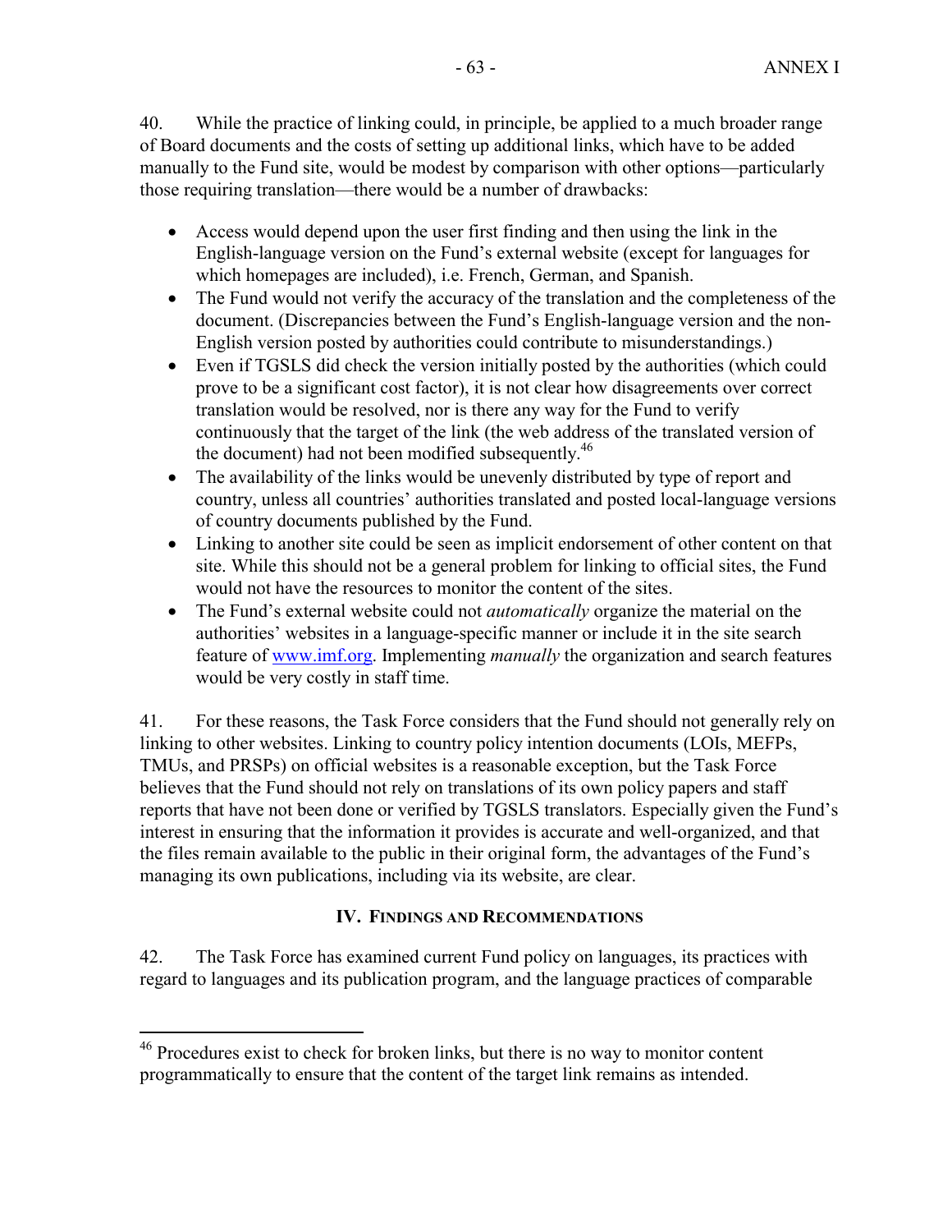40. While the practice of linking could, in principle, be applied to a much broader range of Board documents and the costs of setting up additional links, which have to be added manually to the Fund site, would be modest by comparison with other options—particularly those requiring translation—there would be a number of drawbacks:

- Access would depend upon the user first finding and then using the link in the English-language version on the Fund's external website (except for languages for which homepages are included), i.e. French, German, and Spanish.
- The Fund would not verify the accuracy of the translation and the completeness of the document. (Discrepancies between the Fund's English-language version and the non-English version posted by authorities could contribute to misunderstandings.)
- Even if TGSLS did check the version initially posted by the authorities (which could prove to be a significant cost factor), it is not clear how disagreements over correct translation would be resolved, nor is there any way for the Fund to verify continuously that the target of the link (the web address of the translated version of the document) had not been modified subsequently.[46]
- The availability of the links would be unevenly distributed by type of report and country, unless all countries' authorities translated and posted local-language versions of country documents published by the Fund.
- Linking to another site could be seen as implicit endorsement of other content on that site. While this should not be a general problem for linking to official sites, the Fund would not have the resources to monitor the content of the sites.
- The Fund's external website could not *automatically* organize the material on the authorities' websites in a language-specific manner or include it in the site search feature of www.imf.org. Implementing *manually* the organization and search features would be very costly in staff time.

41. For these reasons, the Task Force considers that the Fund should not generally rely on linking to other websites. Linking to country policy intention documents (LOIs, MEFPs, TMUs, and PRSPs) on official websites is a reasonable exception, but the Task Force believes that the Fund should not rely on translations of its own policy papers and staff reports that have not been done or verified by TGSLS translators. Especially given the Fund's interest in ensuring that the information it provides is accurate and well-organized, and that the files remain available to the public in their original form, the advantages of the Fund's managing its own publications, including via its website, are clear.

## IV. Findings and Recommendations

42. The Task Force has examined current Fund policy on languages, its practices with regard to languages and its publication program, and the language practices of comparable

[46] Procedures exist to check for broken links, but there is no way to monitor content programmatically to ensure that the content of the target link remains as intended.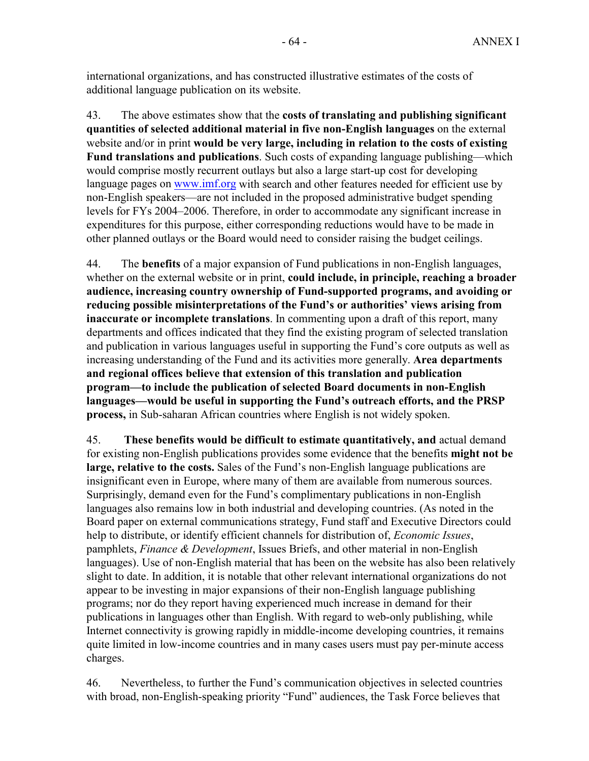international organizations, and has constructed illustrative estimates of the costs of additional language publication on its website.

43. The above estimates show that the **costs of translating and publishing significant quantities of selected additional material in five non-English languages** on the external website and/or in print **would be very large, including in relation to the costs of existing Fund translations and publications**. Such costs of expanding language publishing—which would comprise mostly recurrent outlays but also a large start-up cost for developing language pages on www.imf.org with search and other features needed for efficient use by non-English speakers—are not included in the proposed administrative budget spending levels for FYs 2004–2006. Therefore, in order to accommodate any significant increase in expenditures for this purpose, either corresponding reductions would have to be made in other planned outlays or the Board would need to consider raising the budget ceilings.

44. The **benefits** of a major expansion of Fund publications in non-English languages, whether on the external website or in print, **could include, in principle, reaching a broader audience, increasing country ownership of Fund-supported programs, and avoiding or reducing possible misinterpretations of the Fund's or authorities' views arising from inaccurate or incomplete translations**. In commenting upon a draft of this report, many departments and offices indicated that they find the existing program of selected translation and publication in various languages useful in supporting the Fund's core outputs as well as increasing understanding of the Fund and its activities more generally. **Area departments and regional offices believe that extension of this translation and publication program—to include the publication of selected Board documents in non-English languages—would be useful in supporting the Fund's outreach efforts, and the PRSP process,** in Sub-saharan African countries where English is not widely spoken.

45. **These benefits would be difficult to estimate quantitatively, and** actual demand for existing non-English publications provides some evidence that the benefits **might not be large, relative to the costs.** Sales of the Fund's non-English language publications are insignificant even in Europe, where many of them are available from numerous sources. Surprisingly, demand even for the Fund's complimentary publications in non-English languages also remains low in both industrial and developing countries. (As noted in the Board paper on external communications strategy, Fund staff and Executive Directors could help to distribute, or identify efficient channels for distribution of, *Economic Issues*, pamphlets, *Finance & Development*, Issues Briefs, and other material in non-English languages). Use of non-English material that has been on the website has also been relatively slight to date. In addition, it is notable that other relevant international organizations do not appear to be investing in major expansions of their non-English language publishing programs; nor do they report having experienced much increase in demand for their publications in languages other than English. With regard to web-only publishing, while Internet connectivity is growing rapidly in middle-income developing countries, it remains quite limited in low-income countries and in many cases users must pay per-minute access charges.

46. Nevertheless, to further the Fund's communication objectives in selected countries with broad, non-English-speaking priority "Fund" audiences, the Task Force believes that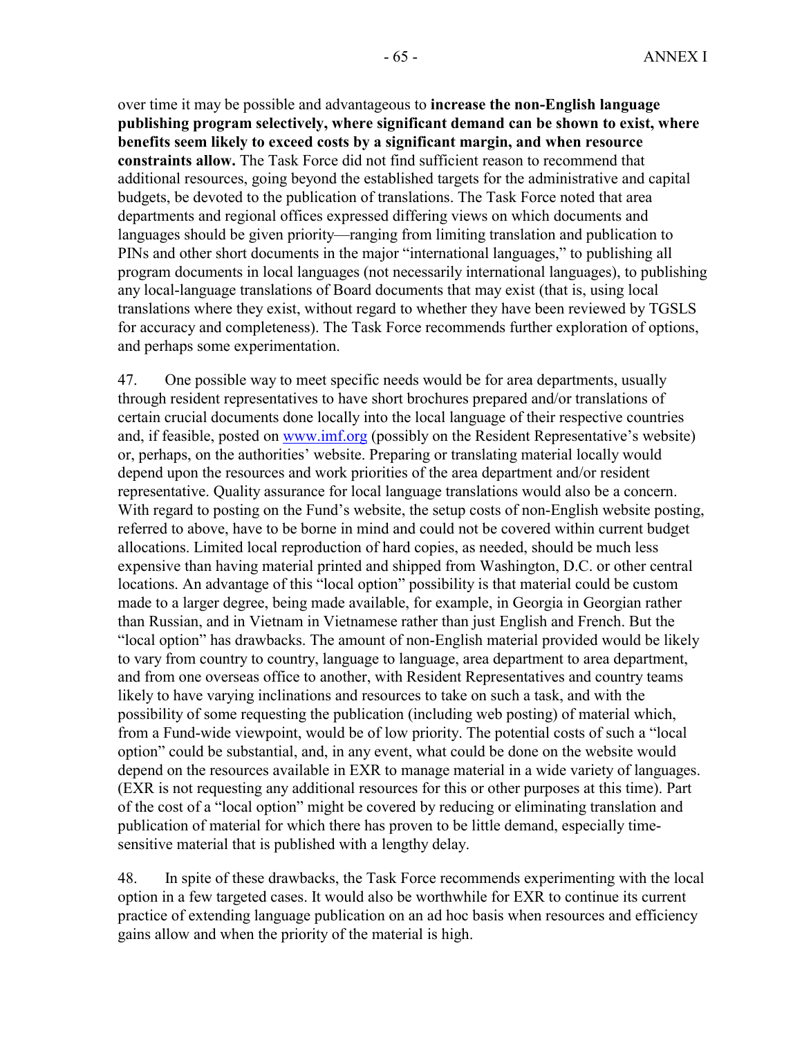over time it may be possible and advantageous to **increase the non-English language publishing program selectively, where significant demand can be shown to exist, where benefits seem likely to exceed costs by a significant margin, and when resource constraints allow.** The Task Force did not find sufficient reason to recommend that additional resources, going beyond the established targets for the administrative and capital budgets, be devoted to the publication of translations. The Task Force noted that area departments and regional offices expressed differing views on which documents and languages should be given priority—ranging from limiting translation and publication to PINs and other short documents in the major "international languages," to publishing all program documents in local languages (not necessarily international languages), to publishing any local-language translations of Board documents that may exist (that is, using local translations where they exist, without regard to whether they have been reviewed by TGSLS for accuracy and completeness). The Task Force recommends further exploration of options, and perhaps some experimentation.

47. One possible way to meet specific needs would be for area departments, usually through resident representatives to have short brochures prepared and/or translations of certain crucial documents done locally into the local language of their respective countries and, if feasible, posted on [www.imf.org](www.imf.org) (possibly on the Resident Representative's website) or, perhaps, on the authorities' website. Preparing or translating material locally would depend upon the resources and work priorities of the area department and/or resident representative. Quality assurance for local language translations would also be a concern. With regard to posting on the Fund's website, the setup costs of non-English website posting, referred to above, have to be borne in mind and could not be covered within current budget allocations. Limited local reproduction of hard copies, as needed, should be much less expensive than having material printed and shipped from Washington, D.C. or other central locations. An advantage of this "local option" possibility is that material could be custom made to a larger degree, being made available, for example, in Georgia in Georgian rather than Russian, and in Vietnam in Vietnamese rather than just English and French. But the "local option" has drawbacks. The amount of non-English material provided would be likely to vary from country to country, language to language, area department to area department, and from one overseas office to another, with Resident Representatives and country teams likely to have varying inclinations and resources to take on such a task, and with the possibility of some requesting the publication (including web posting) of material which, from a Fund-wide viewpoint, would be of low priority. The potential costs of such a "local option" could be substantial, and, in any event, what could be done on the website would depend on the resources available in EXR to manage material in a wide variety of languages. (EXR is not requesting any additional resources for this or other purposes at this time). Part of the cost of a "local option" might be covered by reducing or eliminating translation and publication of material for which there has proven to be little demand, especially time-sensitive material that is published with a lengthy delay.

48. In spite of these drawbacks, the Task Force recommends experimenting with the local option in a few targeted cases. It would also be worthwhile for EXR to continue its current practice of extending language publication on an ad hoc basis when resources and efficiency gains allow and when the priority of the material is high.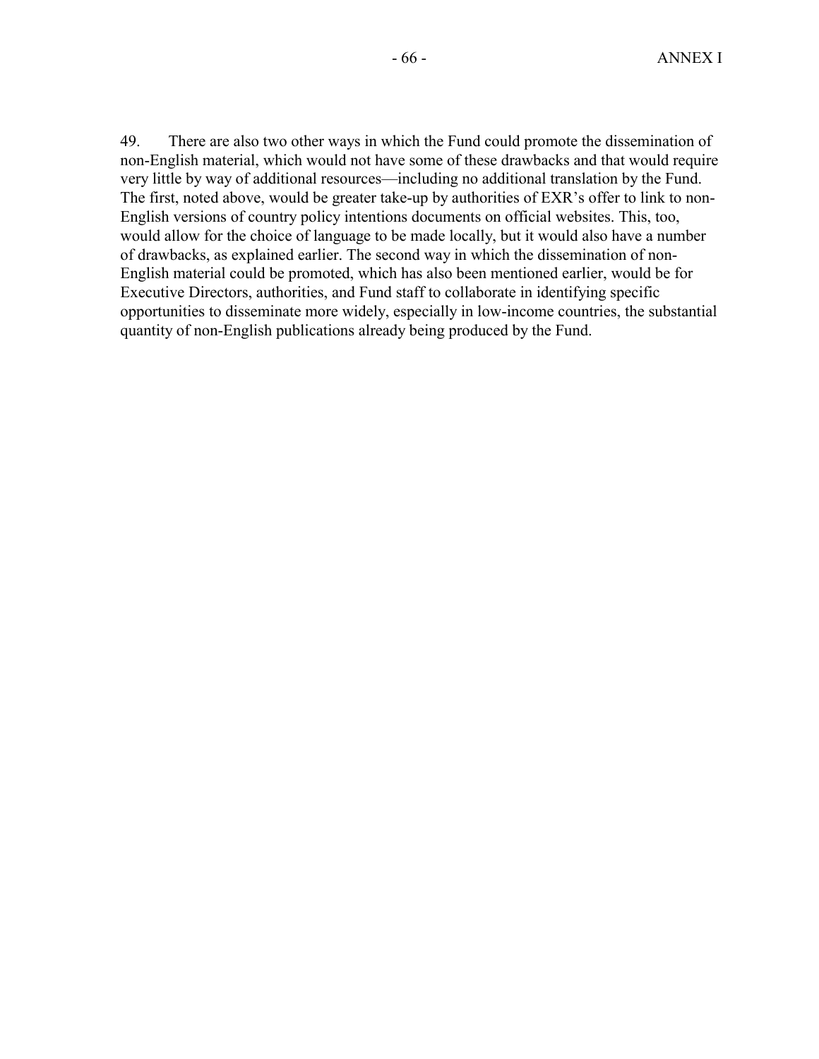49. There are also two other ways in which the Fund could promote the dissemination of non-English material, which would not have some of these drawbacks and that would require very little by way of additional resources—including no additional translation by the Fund. The first, noted above, would be greater take-up by authorities of EXR's offer to link to non-English versions of country policy intentions documents on official websites. This, too, would allow for the choice of language to be made locally, but it would also have a number of drawbacks, as explained earlier. The second way in which the dissemination of non-English material could be promoted, which has also been mentioned earlier, would be for Executive Directors, authorities, and Fund staff to collaborate in identifying specific opportunities to disseminate more widely, especially in low-income countries, the substantial quantity of non-English publications already being produced by the Fund.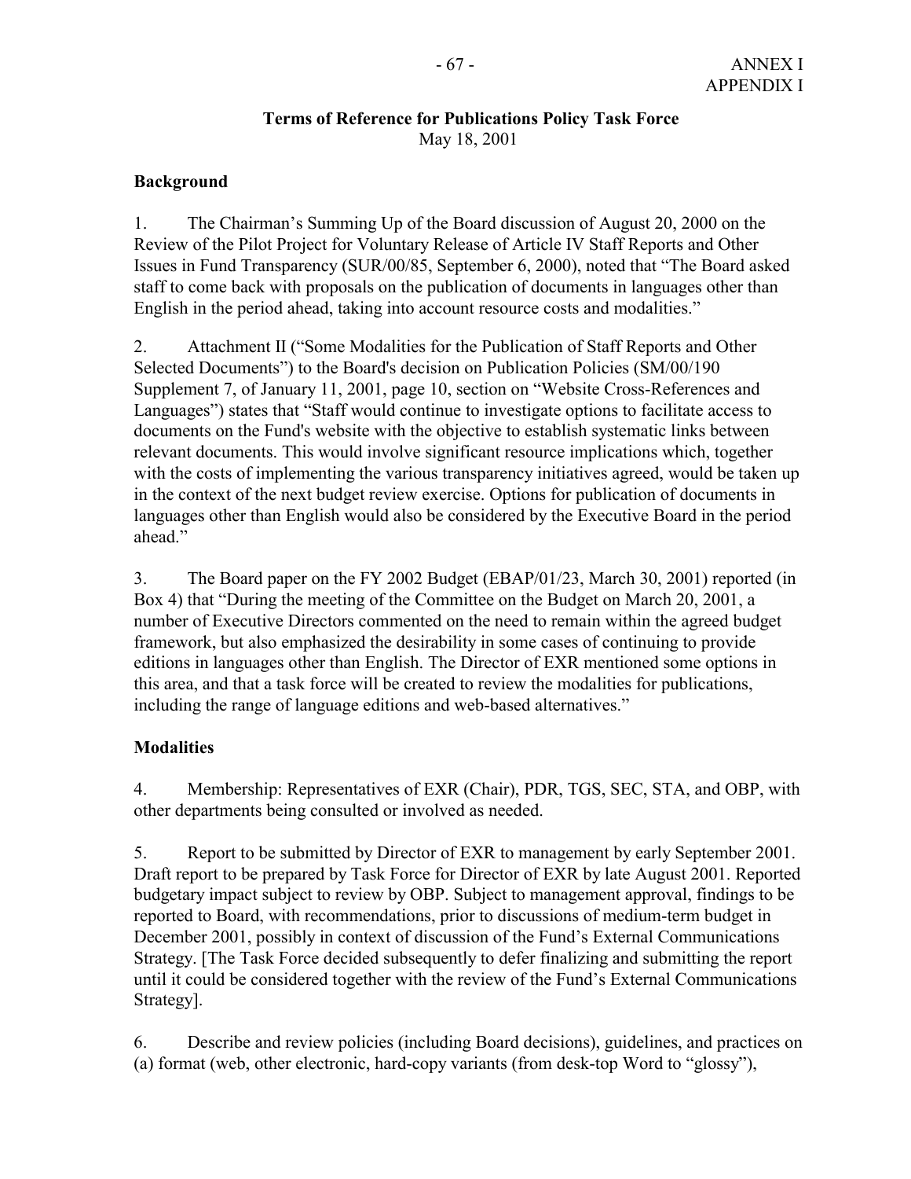ANNEX I
APPENDIX I

**Terms of Reference for Publications Policy Task Force**
May 18, 2001

**Background**

1. The Chairman's Summing Up of the Board discussion of August 20, 2000 on the Review of the Pilot Project for Voluntary Release of Article IV Staff Reports and Other Issues in Fund Transparency (SUR/00/85, September 6, 2000), noted that "The Board asked staff to come back with proposals on the publication of documents in languages other than English in the period ahead, taking into account resource costs and modalities."

2. Attachment II ("Some Modalities for the Publication of Staff Reports and Other Selected Documents") to the Board's decision on Publication Policies (SM/00/190 Supplement 7, of January 11, 2001, page 10, section on "Website Cross-References and Languages") states that "Staff would continue to investigate options to facilitate access to documents on the Fund's website with the objective to establish systematic links between relevant documents. This would involve significant resource implications which, together with the costs of implementing the various transparency initiatives agreed, would be taken up in the context of the next budget review exercise. Options for publication of documents in languages other than English would also be considered by the Executive Board in the period ahead."

3. The Board paper on the FY 2002 Budget (EBAP/01/23, March 30, 2001) reported (in Box 4) that "During the meeting of the Committee on the Budget on March 20, 2001, a number of Executive Directors commented on the need to remain within the agreed budget framework, but also emphasized the desirability in some cases of continuing to provide editions in languages other than English. The Director of EXR mentioned some options in this area, and that a task force will be created to review the modalities for publications, including the range of language editions and web-based alternatives."

**Modalities**

4. Membership: Representatives of EXR (Chair), PDR, TGS, SEC, STA, and OBP, with other departments being consulted or involved as needed.

5. Report to be submitted by Director of EXR to management by early September 2001. Draft report to be prepared by Task Force for Director of EXR by late August 2001. Reported budgetary impact subject to review by OBP. Subject to management approval, findings to be reported to Board, with recommendations, prior to discussions of medium-term budget in December 2001, possibly in context of discussion of the Fund's External Communications Strategy. [The Task Force decided subsequently to defer finalizing and submitting the report until it could be considered together with the review of the Fund's External Communications Strategy].

6. Describe and review policies (including Board decisions), guidelines, and practices on (a) format (web, other electronic, hard-copy variants (from desk-top Word to "glossy"),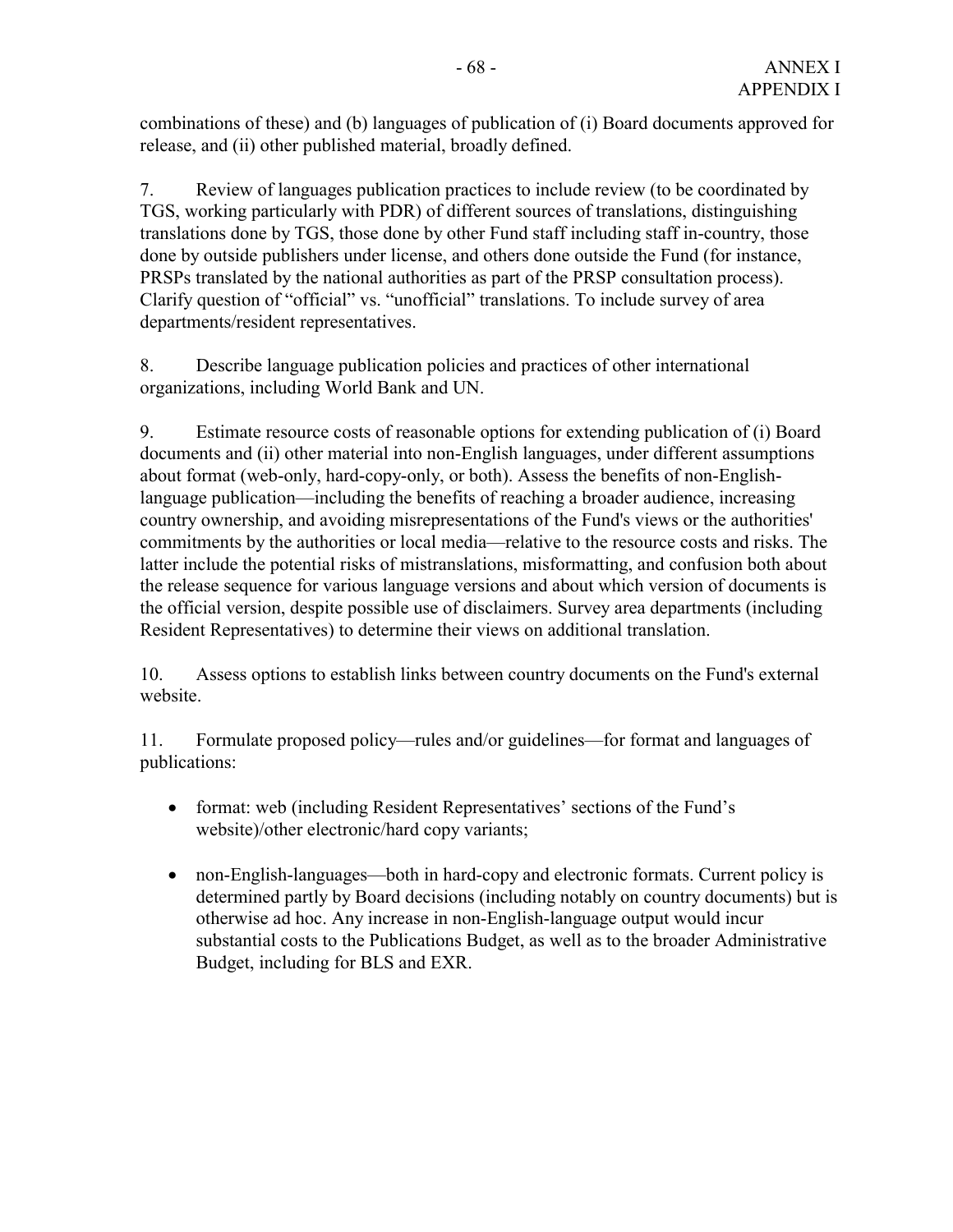combinations of these) and (b) languages of publication of (i) Board documents approved for release, and (ii) other published material, broadly defined.

7. Review of languages publication practices to include review (to be coordinated by TGS, working particularly with PDR) of different sources of translations, distinguishing translations done by TGS, those done by other Fund staff including staff in-country, those done by outside publishers under license, and others done outside the Fund (for instance, PRSPs translated by the national authorities as part of the PRSP consultation process). Clarify question of "official" vs. "unofficial" translations. To include survey of area departments/resident representatives.

8. Describe language publication policies and practices of other international organizations, including World Bank and UN.

9. Estimate resource costs of reasonable options for extending publication of (i) Board documents and (ii) other material into non-English languages, under different assumptions about format (web-only, hard-copy-only, or both). Assess the benefits of non-English-language publication—including the benefits of reaching a broader audience, increasing country ownership, and avoiding misrepresentations of the Fund's views or the authorities' commitments by the authorities or local media—relative to the resource costs and risks. The latter include the potential risks of mistranslations, misformatting, and confusion both about the release sequence for various language versions and about which version of documents is the official version, despite possible use of disclaimers. Survey area departments (including Resident Representatives) to determine their views on additional translation.

10. Assess options to establish links between country documents on the Fund's external website.

11. Formulate proposed policy—rules and/or guidelines—for format and languages of publications:

- format: web (including Resident Representatives' sections of the Fund's website)/other electronic/hard copy variants;

- non-English-languages—both in hard-copy and electronic formats. Current policy is determined partly by Board decisions (including notably on country documents) but is otherwise ad hoc. Any increase in non-English-language output would incur substantial costs to the Publications Budget, as well as to the broader Administrative Budget, including for BLS and EXR.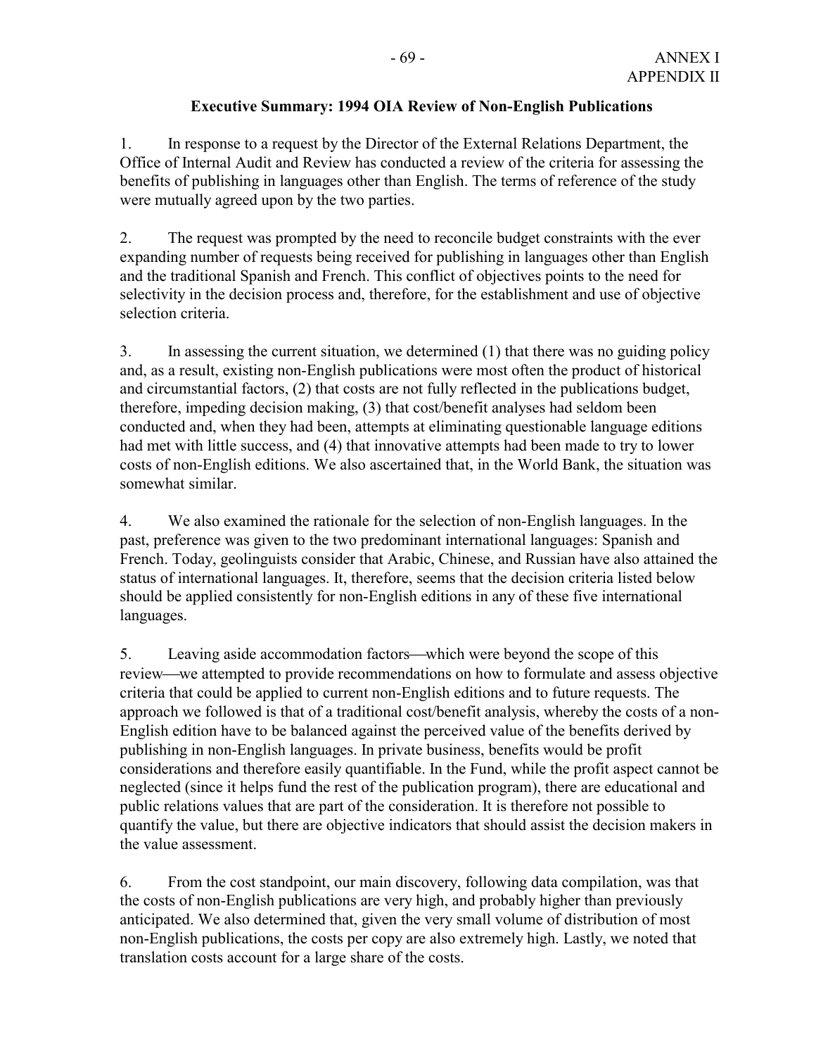ANNEX I
APPENDIX II

## Executive Summary: 1994 OIA Review of Non-English Publications

1. In response to a request by the Director of the External Relations Department, the Office of Internal Audit and Review has conducted a review of the criteria for assessing the benefits of publishing in languages other than English. The terms of reference of the study were mutually agreed upon by the two parties.

2. The request was prompted by the need to reconcile budget constraints with the ever expanding number of requests being received for publishing in languages other than English and the traditional Spanish and French. This conflict of objectives points to the need for selectivity in the decision process and, therefore, for the establishment and use of objective selection criteria.

3. In assessing the current situation, we determined (1) that there was no guiding policy and, as a result, existing non-English publications were most often the product of historical and circumstantial factors, (2) that costs are not fully reflected in the publications budget, therefore, impeding decision making, (3) that cost/benefit analyses had seldom been conducted and, when they had been, attempts at eliminating questionable language editions had met with little success, and (4) that innovative attempts had been made to try to lower costs of non-English editions. We also ascertained that, in the World Bank, the situation was somewhat similar.

4. We also examined the rationale for the selection of non-English languages. In the past, preference was given to the two predominant international languages: Spanish and French. Today, geolinguists consider that Arabic, Chinese, and Russian have also attained the status of international languages. It, therefore, seems that the decision criteria listed below should be applied consistently for non-English editions in any of these five international languages.

5. Leaving aside accommodation factors—which were beyond the scope of this review—we attempted to provide recommendations on how to formulate and assess objective criteria that could be applied to current non-English editions and to future requests. The approach we followed is that of a traditional cost/benefit analysis, whereby the costs of a non-English edition have to be balanced against the perceived value of the benefits derived by publishing in non-English languages. In private business, benefits would be profit considerations and therefore easily quantifiable. In the Fund, while the profit aspect cannot be neglected (since it helps fund the rest of the publication program), there are educational and public relations values that are part of the consideration. It is therefore not possible to quantify the value, but there are objective indicators that should assist the decision makers in the value assessment.

6. From the cost standpoint, our main discovery, following data compilation, was that the costs of non-English publications are very high, and probably higher than previously anticipated. We also determined that, given the very small volume of distribution of most non-English publications, the costs per copy are also extremely high. Lastly, we noted that translation costs account for a large share of the costs.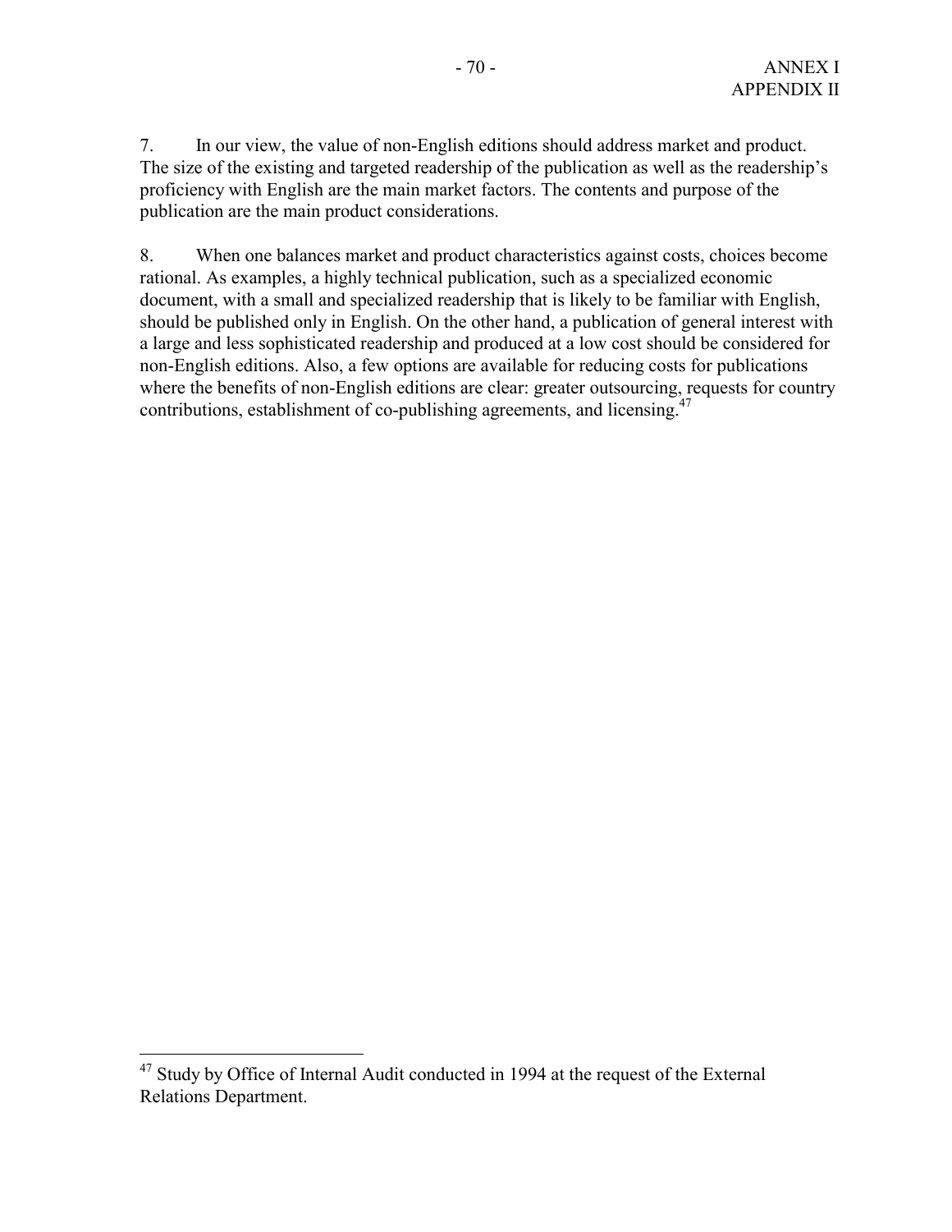7. In our view, the value of non-English editions should address market and product. The size of the existing and targeted readership of the publication as well as the readership's proficiency with English are the main market factors. The contents and purpose of the publication are the main product considerations.

8. When one balances market and product characteristics against costs, choices become rational. As examples, a highly technical publication, such as a specialized economic document, with a small and specialized readership that is likely to be familiar with English, should be published only in English. On the other hand, a publication of general interest with a large and less sophisticated readership and produced at a low cost should be considered for non-English editions. Also, a few options are available for reducing costs for publications where the benefits of non-English editions are clear: greater outsourcing, requests for country contributions, establishment of co-publishing agreements, and licensing.[47]

---

[47] Study by Office of Internal Audit conducted in 1994 at the request of the External Relations Department.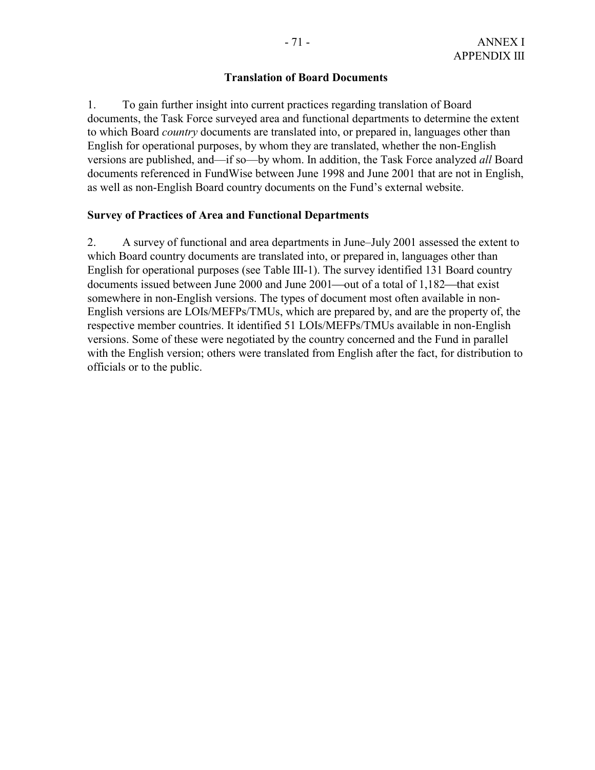## Translation of Board Documents

1. To gain further insight into current practices regarding translation of Board documents, the Task Force surveyed area and functional departments to determine the extent to which Board *country* documents are translated into, or prepared in, languages other than English for operational purposes, by whom they are translated, whether the non-English versions are published, and—if so—by whom. In addition, the Task Force analyzed *all* Board documents referenced in FundWise between June 1998 and June 2001 that are not in English, as well as non-English Board country documents on the Fund's external website.

### Survey of Practices of Area and Functional Departments

2. A survey of functional and area departments in June–July 2001 assessed the extent to which Board country documents are translated into, or prepared in, languages other than English for operational purposes (see Table III-1). The survey identified 131 Board country documents issued between June 2000 and June 2001—out of a total of 1,182—that exist somewhere in non-English versions. The types of document most often available in non-English versions are LOIs/MEFPs/TMUs, which are prepared by, and are the property of, the respective member countries. It identified 51 LOIs/MEFPs/TMUs available in non-English versions. Some of these were negotiated by the country concerned and the Fund in parallel with the English version; others were translated from English after the fact, for distribution to officials or to the public.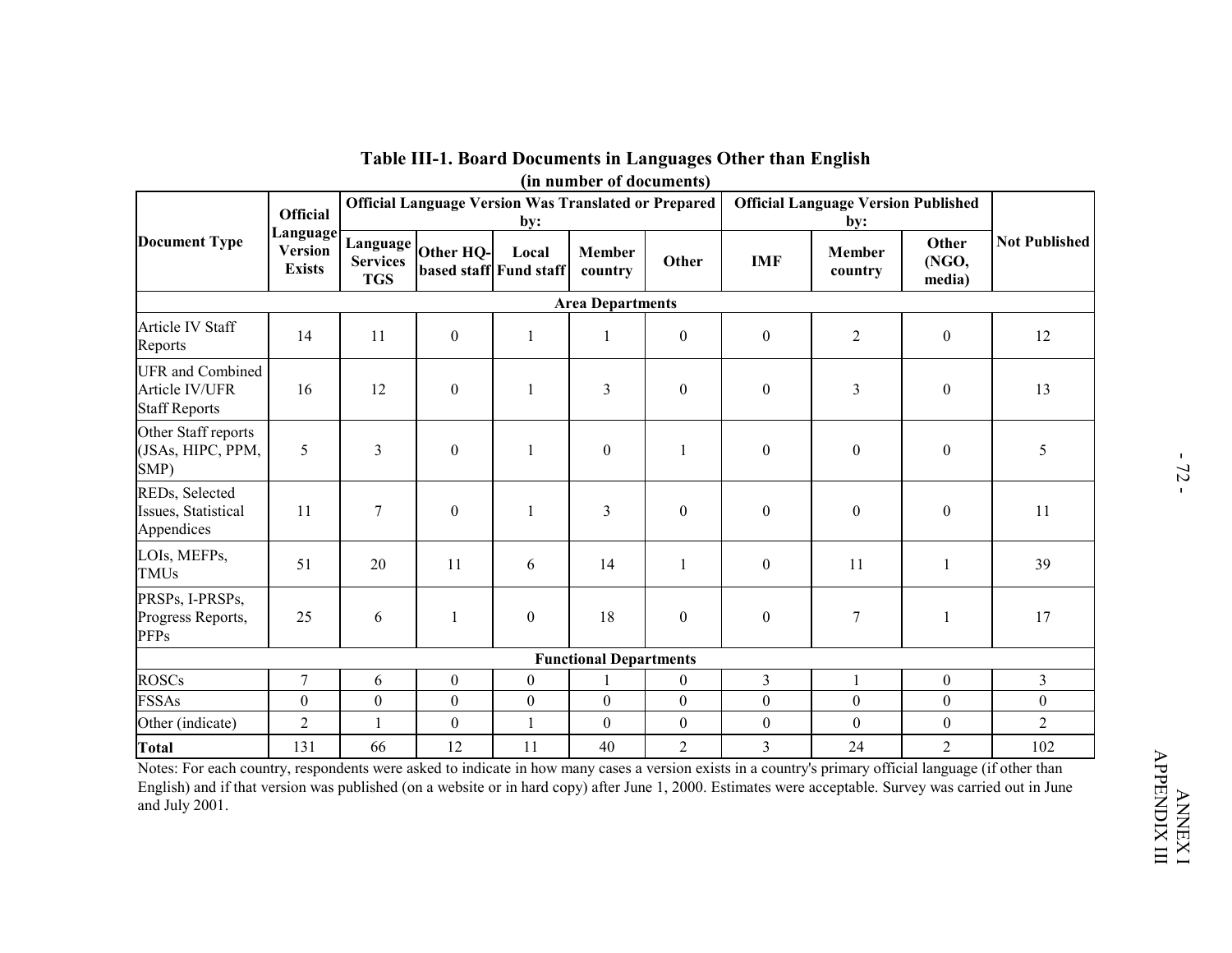## Table III-1. Board Documents in Languages Other than English

(in number of documents)

| Document Type | Official Language Version Exists | Official Language Version Was Translated or Prepared by: | | | | | Official Language Version Published by: | | | Not Published |
|---|---|---|---|---|---|---|---|---|---|---|
| | | Language Services TGS | Other HQ-based staff | Local Fund staff | Member country | Other | IMF | Member country | Other (NGO, media) | |
| **Area Departments** | | | | | | | | | | |
| Article IV Staff Reports | 14 | 11 | 0 | 1 | 1 | 0 | 0 | 2 | 0 | 12 |
| UFR and Combined Article IV/UFR Staff Reports | 16 | 12 | 0 | 1 | 3 | 0 | 0 | 3 | 0 | 13 |
| Other Staff reports (JSAs, HIPC, PPM, SMP) | 5 | 3 | 0 | 1 | 0 | 1 | 0 | 0 | 0 | 5 |
| REDs, Selected Issues, Statistical Appendices | 11 | 7 | 0 | 1 | 3 | 0 | 0 | 0 | 0 | 11 |
| LOIs, MEFPs, TMUs | 51 | 20 | 11 | 6 | 14 | 1 | 0 | 11 | 1 | 39 |
| PRSPs, I-PRSPs, Progress Reports, PFPs | 25 | 6 | 1 | 0 | 18 | 0 | 0 | 7 | 1 | 17 |
| **Functional Departments** | | | | | | | | | | |
| ROSCs | 7 | 6 | 0 | 0 | 1 | 0 | 3 | 1 | 0 | 3 |
| FSSAs | 0 | 0 | 0 | 0 | 0 | 0 | 0 | 0 | 0 | 0 |
| Other (indicate) | 2 | 1 | 0 | 1 | 0 | 0 | 0 | 0 | 0 | 2 |
| **Total** | 131 | 66 | 12 | 11 | 40 | 2 | 3 | 24 | 2 | 102 |

Notes: For each country, respondents were asked to indicate in how many cases a version exists in a country's primary official language (if other than English) and if that version was published (on a website or in hard copy) after June 1, 2000. Estimates were acceptable. Survey was carried out in June and July 2001.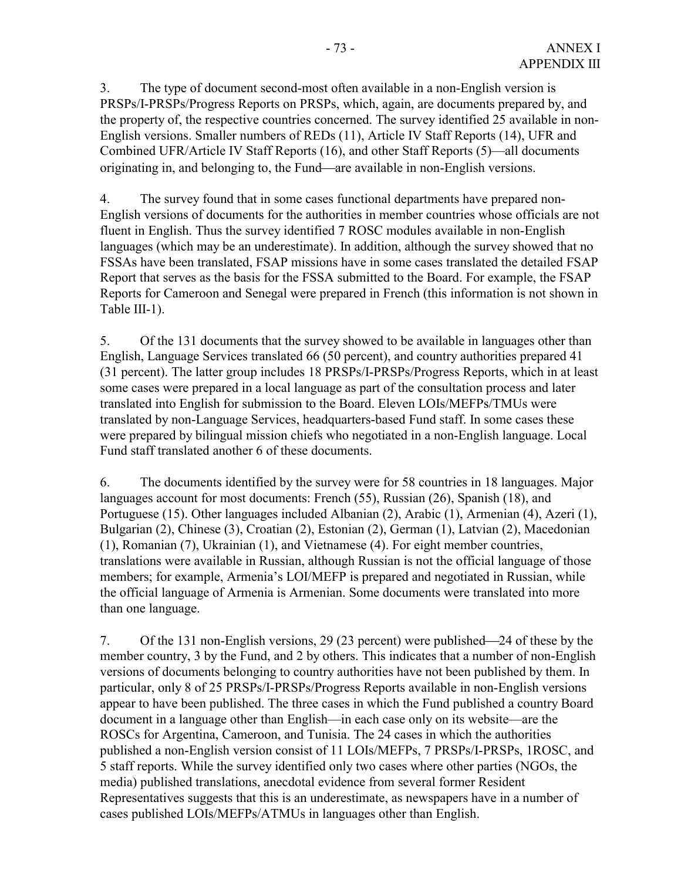3. The type of document second-most often available in a non-English version is PRSPs/I-PRSPs/Progress Reports on PRSPs, which, again, are documents prepared by, and the property of, the respective countries concerned. The survey identified 25 available in non-English versions. Smaller numbers of REDs (11), Article IV Staff Reports (14), UFR and Combined UFR/Article IV Staff Reports (16), and other Staff Reports (5)—all documents originating in, and belonging to, the Fund—are available in non-English versions.

4. The survey found that in some cases functional departments have prepared non-English versions of documents for the authorities in member countries whose officials are not fluent in English. Thus the survey identified 7 ROSC modules available in non-English languages (which may be an underestimate). In addition, although the survey showed that no FSSAs have been translated, FSAP missions have in some cases translated the detailed FSAP Report that serves as the basis for the FSSA submitted to the Board. For example, the FSAP Reports for Cameroon and Senegal were prepared in French (this information is not shown in Table III-1).

5. Of the 131 documents that the survey showed to be available in languages other than English, Language Services translated 66 (50 percent), and country authorities prepared 41 (31 percent). The latter group includes 18 PRSPs/I-PRSPs/Progress Reports, which in at least some cases were prepared in a local language as part of the consultation process and later translated into English for submission to the Board. Eleven LOIs/MEFPs/TMUs were translated by non-Language Services, headquarters-based Fund staff. In some cases these were prepared by bilingual mission chiefs who negotiated in a non-English language. Local Fund staff translated another 6 of these documents.

6. The documents identified by the survey were for 58 countries in 18 languages. Major languages account for most documents: French (55), Russian (26), Spanish (18), and Portuguese (15). Other languages included Albanian (2), Arabic (1), Armenian (4), Azeri (1), Bulgarian (2), Chinese (3), Croatian (2), Estonian (2), German (1), Latvian (2), Macedonian (1), Romanian (7), Ukrainian (1), and Vietnamese (4). For eight member countries, translations were available in Russian, although Russian is not the official language of those members; for example, Armenia's LOI/MEFP is prepared and negotiated in Russian, while the official language of Armenia is Armenian. Some documents were translated into more than one language.

7. Of the 131 non-English versions, 29 (23 percent) were published—24 of these by the member country, 3 by the Fund, and 2 by others. This indicates that a number of non-English versions of documents belonging to country authorities have not been published by them. In particular, only 8 of 25 PRSPs/I-PRSPs/Progress Reports available in non-English versions appear to have been published. The three cases in which the Fund published a country Board document in a language other than English—in each case only on its website—are the ROSCs for Argentina, Cameroon, and Tunisia. The 24 cases in which the authorities published a non-English version consist of 11 LOIs/MEFPs, 7 PRSPs/I-PRSPs, 1ROSC, and 5 staff reports. While the survey identified only two cases where other parties (NGOs, the media) published translations, anecdotal evidence from several former Resident Representatives suggests that this is an underestimate, as newspapers have in a number of cases published LOIs/MEFPs/ATMUs in languages other than English.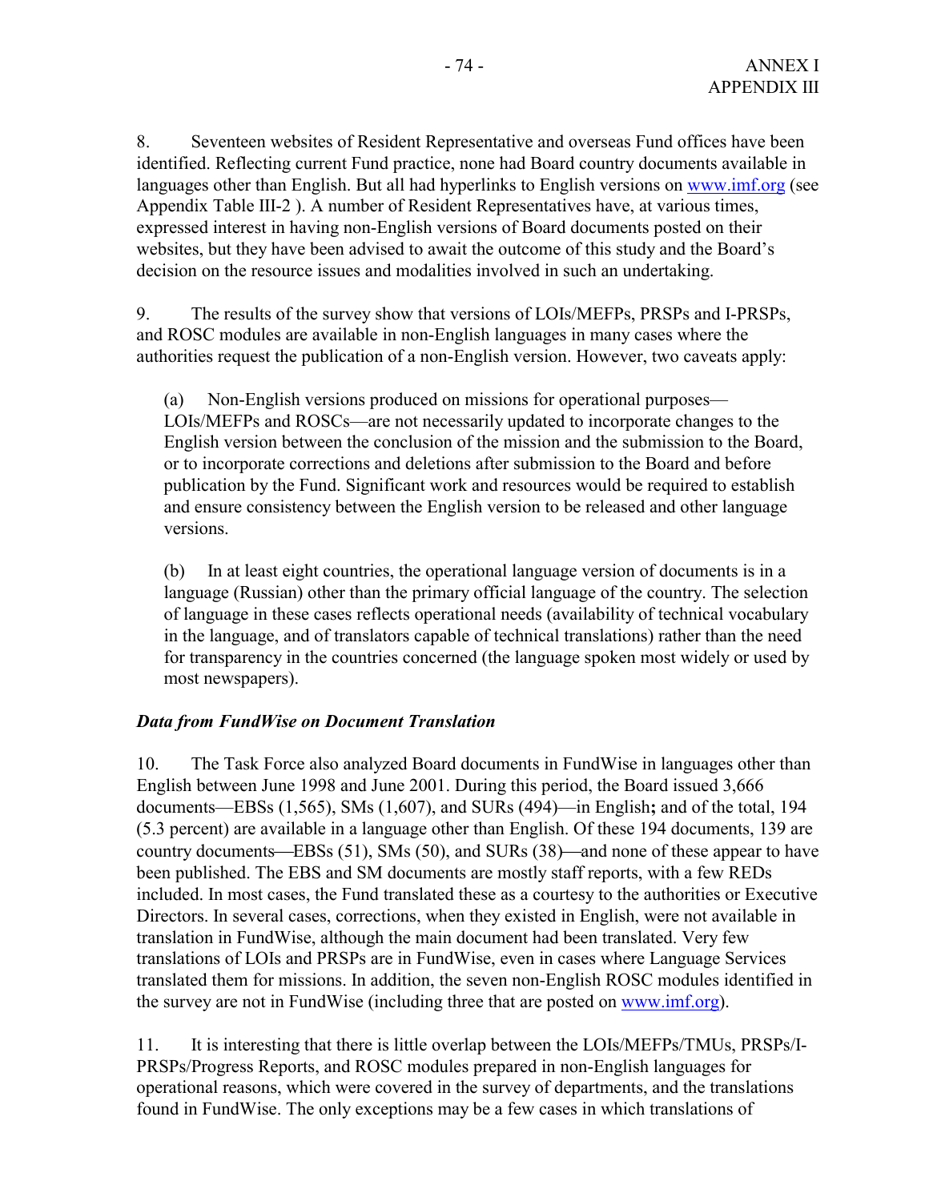8. Seventeen websites of Resident Representative and overseas Fund offices have been identified. Reflecting current Fund practice, none had Board country documents available in languages other than English. But all had hyperlinks to English versions on www.imf.org (see Appendix Table III-2 ). A number of Resident Representatives have, at various times, expressed interest in having non-English versions of Board documents posted on their websites, but they have been advised to await the outcome of this study and the Board's decision on the resource issues and modalities involved in such an undertaking.

9. The results of the survey show that versions of LOIs/MEFPs, PRSPs and I-PRSPs, and ROSC modules are available in non-English languages in many cases where the authorities request the publication of a non-English version. However, two caveats apply:

(a) Non-English versions produced on missions for operational purposes—LOIs/MEFPs and ROSCs—are not necessarily updated to incorporate changes to the English version between the conclusion of the mission and the submission to the Board, or to incorporate corrections and deletions after submission to the Board and before publication by the Fund. Significant work and resources would be required to establish and ensure consistency between the English version to be released and other language versions.

(b) In at least eight countries, the operational language version of documents is in a language (Russian) other than the primary official language of the country. The selection of language in these cases reflects operational needs (availability of technical vocabulary in the language, and of translators capable of technical translations) rather than the need for transparency in the countries concerned (the language spoken most widely or used by most newspapers).

### *Data from FundWise on Document Translation*

10. The Task Force also analyzed Board documents in FundWise in languages other than English between June 1998 and June 2001. During this period, the Board issued 3,666 documents—EBSs (1,565), SMs (1,607), and SURs (494)—in English**;** and of the total, 194 (5.3 percent) are available in a language other than English. Of these 194 documents, 139 are country documents—EBSs (51), SMs (50), and SURs (38)—and none of these appear to have been published. The EBS and SM documents are mostly staff reports, with a few REDs included. In most cases, the Fund translated these as a courtesy to the authorities or Executive Directors. In several cases, corrections, when they existed in English, were not available in translation in FundWise, although the main document had been translated. Very few translations of LOIs and PRSPs are in FundWise, even in cases where Language Services translated them for missions. In addition, the seven non-English ROSC modules identified in the survey are not in FundWise (including three that are posted on www.imf.org).

11. It is interesting that there is little overlap between the LOIs/MEFPs/TMUs, PRSPs/I-PRSPs/Progress Reports, and ROSC modules prepared in non-English languages for operational reasons, which were covered in the survey of departments, and the translations found in FundWise. The only exceptions may be a few cases in which translations of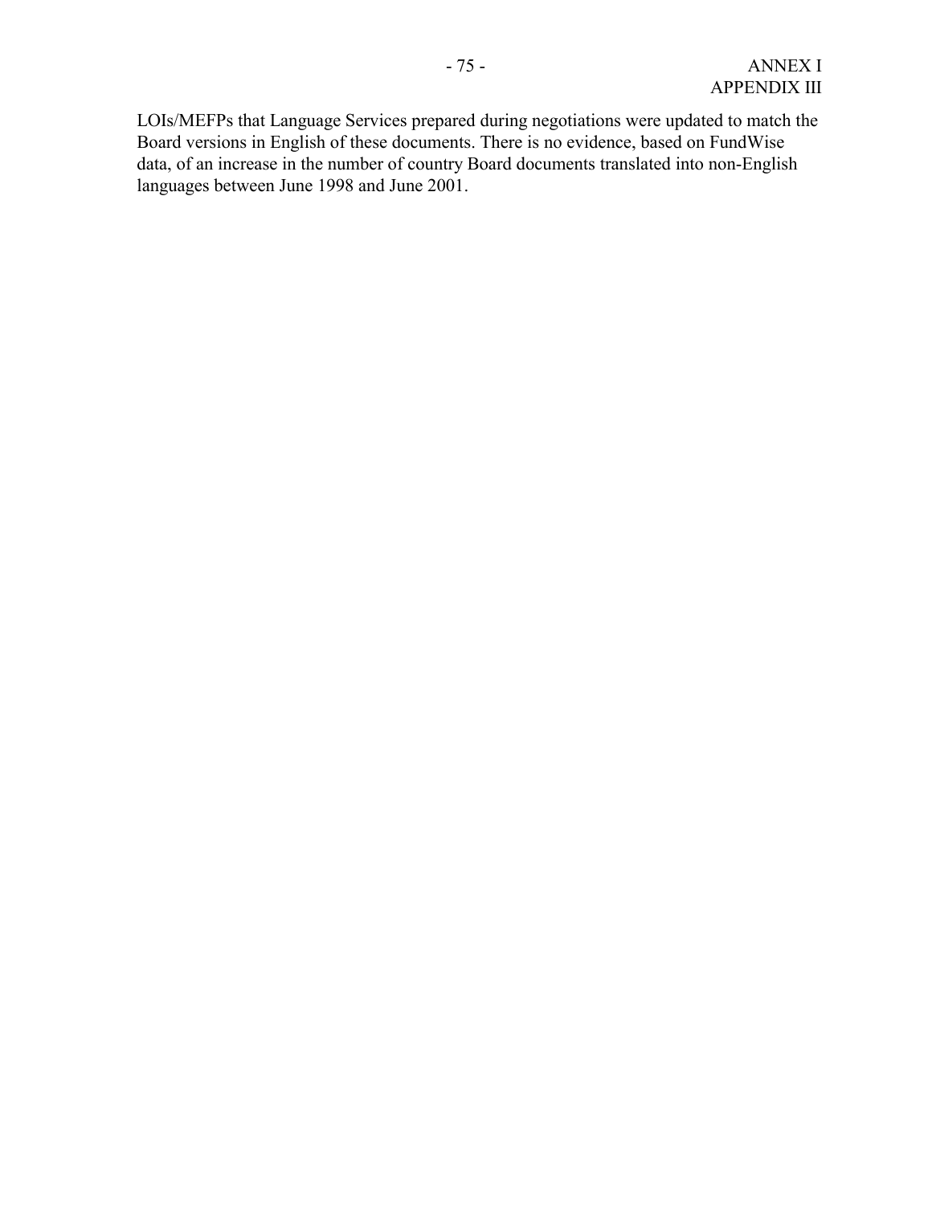LOIs/MEFPs that Language Services prepared during negotiations were updated to match the Board versions in English of these documents. There is no evidence, based on FundWise data, of an increase in the number of country Board documents translated into non-English languages between June 1998 and June 2001.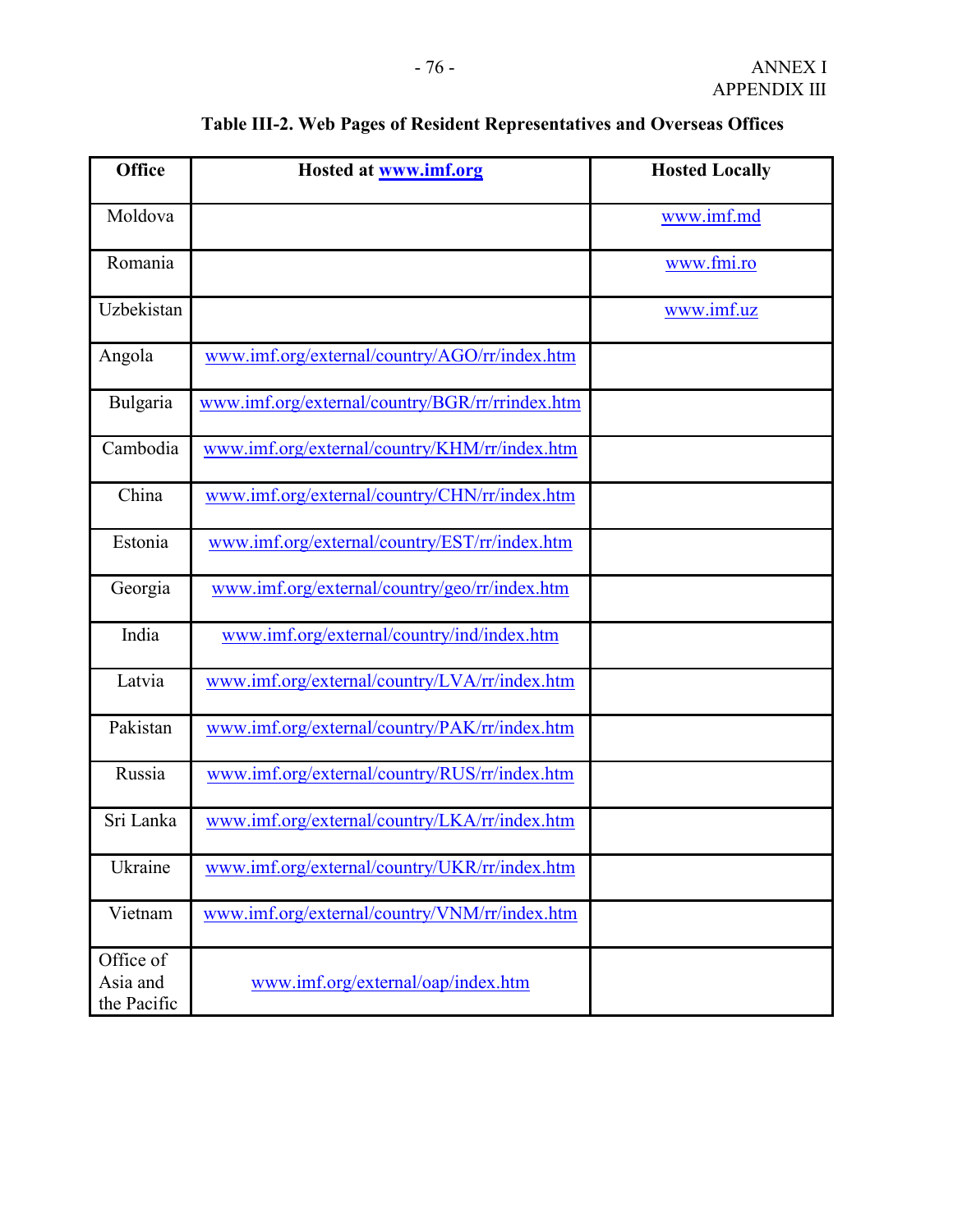ANNEX I
APPENDIX III

**Table III-2. Web Pages of Resident Representatives and Overseas Offices**

| Office | Hosted at www.imf.org | Hosted Locally |
|---|---|---|
| Moldova | | www.imf.md |
| Romania | | www.fmi.ro |
| Uzbekistan | | www.imf.uz |
| Angola | www.imf.org/external/country/AGO/rr/index.htm | |
| Bulgaria | www.imf.org/external/country/BGR/rr/rrindex.htm | |
| Cambodia | www.imf.org/external/country/KHM/rr/index.htm | |
| China | www.imf.org/external/country/CHN/rr/index.htm | |
| Estonia | www.imf.org/external/country/EST/rr/index.htm | |
| Georgia | www.imf.org/external/country/geo/rr/index.htm | |
| India | www.imf.org/external/country/ind/index.htm | |
| Latvia | www.imf.org/external/country/LVA/rr/index.htm | |
| Pakistan | www.imf.org/external/country/PAK/rr/index.htm | |
| Russia | www.imf.org/external/country/RUS/rr/index.htm | |
| Sri Lanka | www.imf.org/external/country/LKA/rr/index.htm | |
| Ukraine | www.imf.org/external/country/UKR/rr/index.htm | |
| Vietnam | www.imf.org/external/country/VNM/rr/index.htm | |
| Office of Asia and the Pacific | www.imf.org/external/oap/index.htm | |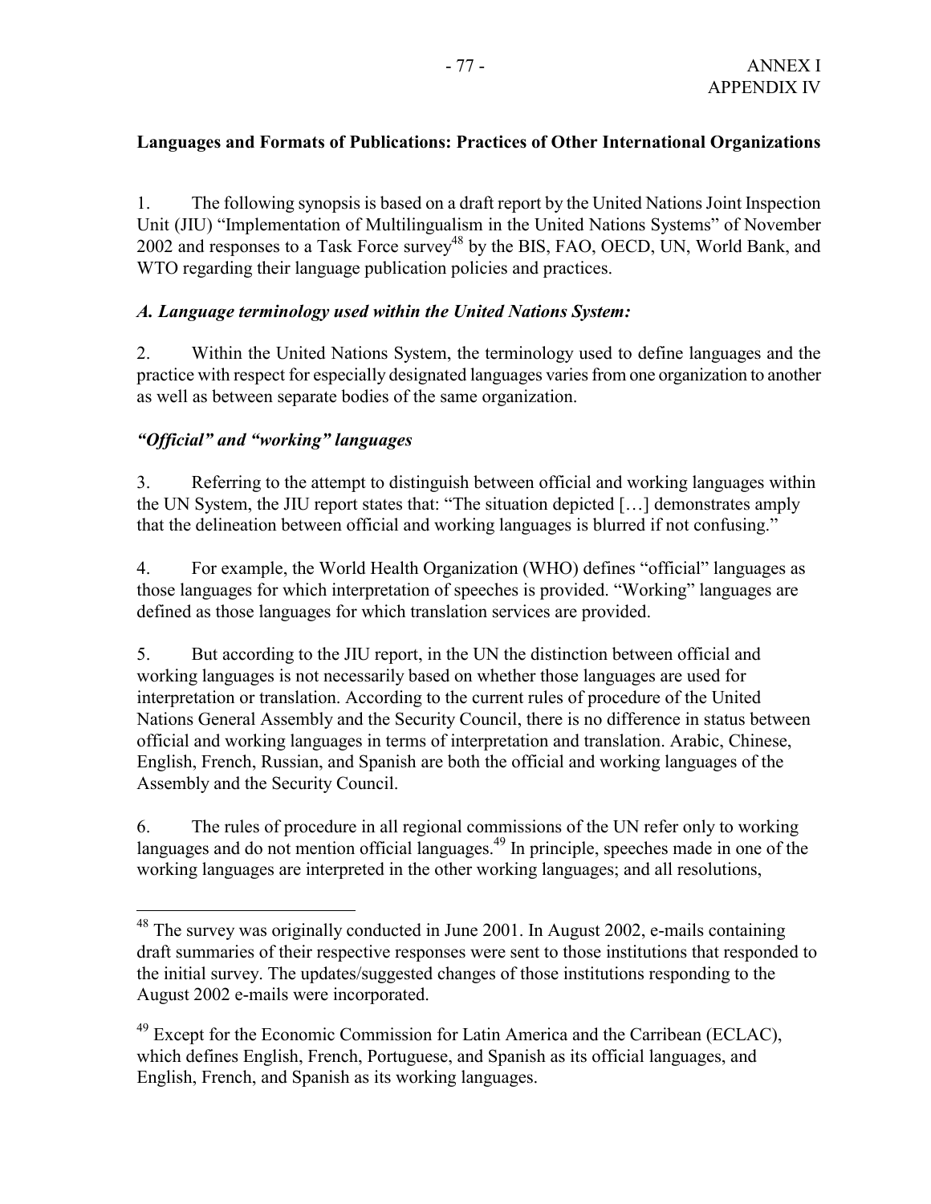**Languages and Formats of Publications: Practices of Other International Organizations**

1. The following synopsis is based on a draft report by the United Nations Joint Inspection Unit (JIU) "Implementation of Multilingualism in the United Nations Systems" of November 2002 and responses to a Task Force survey[48] by the BIS, FAO, OECD, UN, World Bank, and WTO regarding their language publication policies and practices.

***A. Language terminology used within the United Nations System:***

2. Within the United Nations System, the terminology used to define languages and the practice with respect for especially designated languages varies from one organization to another as well as between separate bodies of the same organization.

***"Official" and "working" languages***

3. Referring to the attempt to distinguish between official and working languages within the UN System, the JIU report states that: "The situation depicted […] demonstrates amply that the delineation between official and working languages is blurred if not confusing."

4. For example, the World Health Organization (WHO) defines "official" languages as those languages for which interpretation of speeches is provided. "Working" languages are defined as those languages for which translation services are provided.

5. But according to the JIU report, in the UN the distinction between official and working languages is not necessarily based on whether those languages are used for interpretation or translation. According to the current rules of procedure of the United Nations General Assembly and the Security Council, there is no difference in status between official and working languages in terms of interpretation and translation. Arabic, Chinese, English, French, Russian, and Spanish are both the official and working languages of the Assembly and the Security Council.

6. The rules of procedure in all regional commissions of the UN refer only to working languages and do not mention official languages.[49] In principle, speeches made in one of the working languages are interpreted in the other working languages; and all resolutions,

---

[48] The survey was originally conducted in June 2001. In August 2002, e-mails containing draft summaries of their respective responses were sent to those institutions that responded to the initial survey. The updates/suggested changes of those institutions responding to the August 2002 e-mails were incorporated.

[49] Except for the Economic Commission for Latin America and the Carribean (ECLAC), which defines English, French, Portuguese, and Spanish as its official languages, and English, French, and Spanish as its working languages.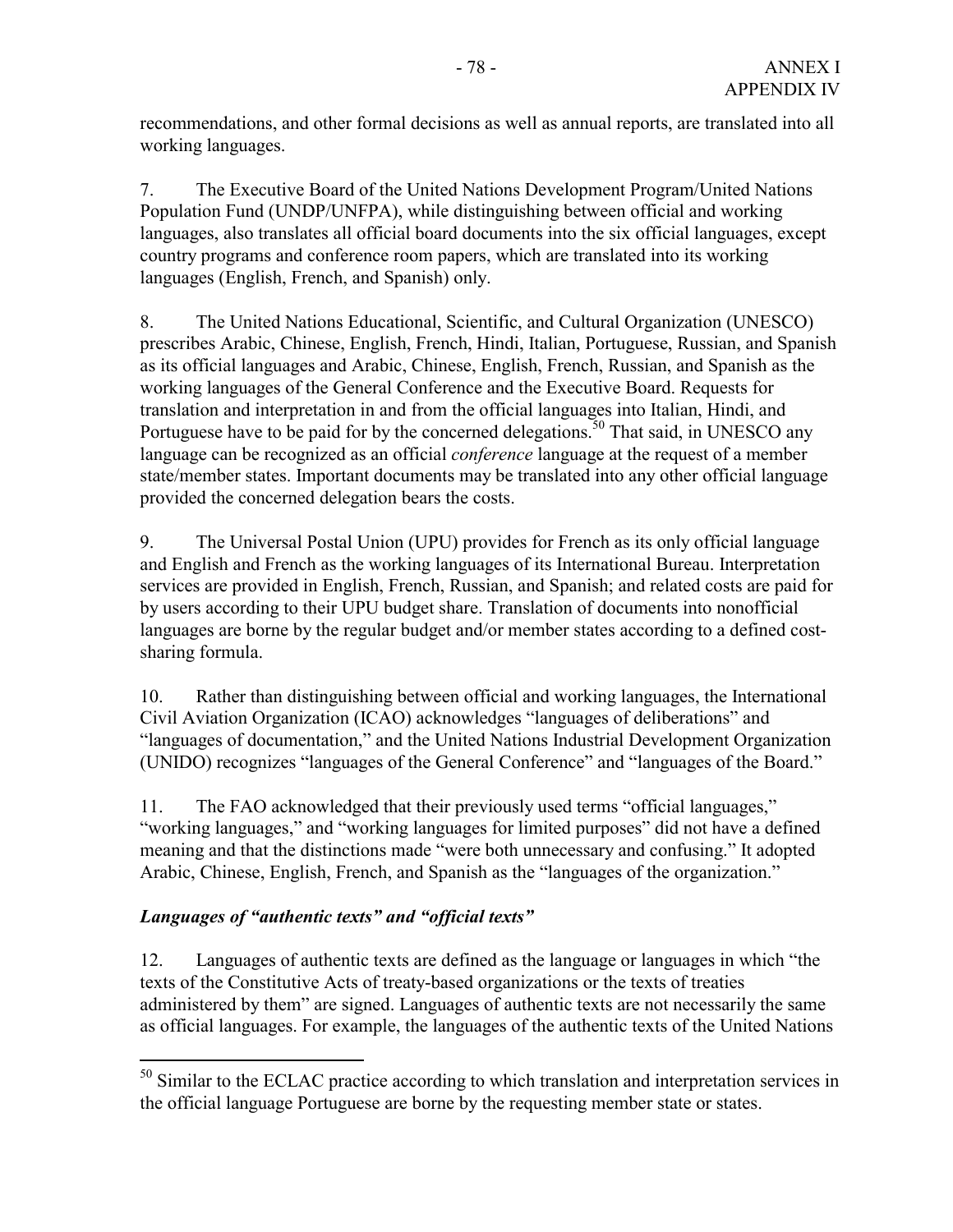recommendations, and other formal decisions as well as annual reports, are translated into all working languages.

7. The Executive Board of the United Nations Development Program/United Nations Population Fund (UNDP/UNFPA), while distinguishing between official and working languages, also translates all official board documents into the six official languages, except country programs and conference room papers, which are translated into its working languages (English, French, and Spanish) only.

8. The United Nations Educational, Scientific, and Cultural Organization (UNESCO) prescribes Arabic, Chinese, English, French, Hindi, Italian, Portuguese, Russian, and Spanish as its official languages and Arabic, Chinese, English, French, Russian, and Spanish as the working languages of the General Conference and the Executive Board. Requests for translation and interpretation in and from the official languages into Italian, Hindi, and Portuguese have to be paid for by the concerned delegations.[50] That said, in UNESCO any language can be recognized as an official *conference* language at the request of a member state/member states. Important documents may be translated into any other official language provided the concerned delegation bears the costs.

9. The Universal Postal Union (UPU) provides for French as its only official language and English and French as the working languages of its International Bureau. Interpretation services are provided in English, French, Russian, and Spanish; and related costs are paid for by users according to their UPU budget share. Translation of documents into nonofficial languages are borne by the regular budget and/or member states according to a defined cost-sharing formula.

10. Rather than distinguishing between official and working languages, the International Civil Aviation Organization (ICAO) acknowledges "languages of deliberations" and "languages of documentation," and the United Nations Industrial Development Organization (UNIDO) recognizes "languages of the General Conference" and "languages of the Board."

11. The FAO acknowledged that their previously used terms "official languages," "working languages," and "working languages for limited purposes" did not have a defined meaning and that the distinctions made "were both unnecessary and confusing." It adopted Arabic, Chinese, English, French, and Spanish as the "languages of the organization."

### *Languages of "authentic texts" and "official texts"*

12. Languages of authentic texts are defined as the language or languages in which "the texts of the Constitutive Acts of treaty-based organizations or the texts of treaties administered by them" are signed. Languages of authentic texts are not necessarily the same as official languages. For example, the languages of the authentic texts of the United Nations

---

[50] Similar to the ECLAC practice according to which translation and interpretation services in the official language Portuguese are borne by the requesting member state or states.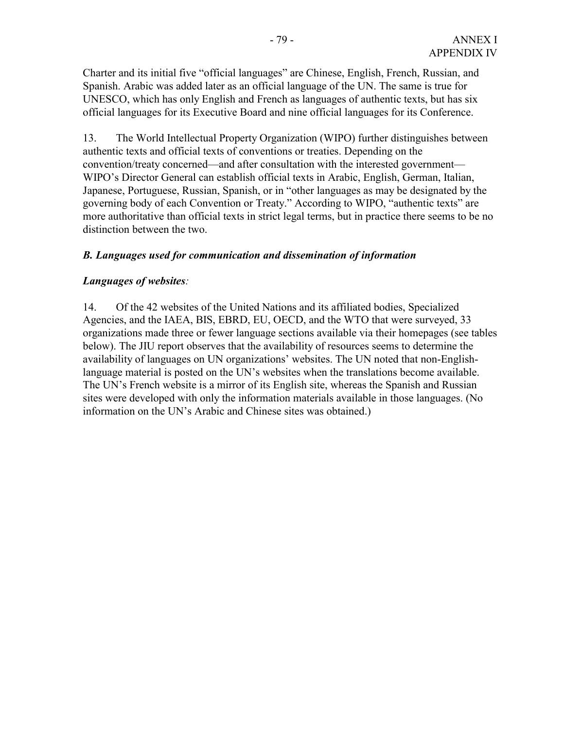Charter and its initial five "official languages" are Chinese, English, French, Russian, and Spanish. Arabic was added later as an official language of the UN. The same is true for UNESCO, which has only English and French as languages of authentic texts, but has six official languages for its Executive Board and nine official languages for its Conference.

13. The World Intellectual Property Organization (WIPO) further distinguishes between authentic texts and official texts of conventions or treaties. Depending on the convention/treaty concerned—and after consultation with the interested government—WIPO's Director General can establish official texts in Arabic, English, German, Italian, Japanese, Portuguese, Russian, Spanish, or in "other languages as may be designated by the governing body of each Convention or Treaty." According to WIPO, "authentic texts" are more authoritative than official texts in strict legal terms, but in practice there seems to be no distinction between the two.

### *B. Languages used for communication and dissemination of information*

***Languages of websites****:*

14. Of the 42 websites of the United Nations and its affiliated bodies, Specialized Agencies, and the IAEA, BIS, EBRD, EU, OECD, and the WTO that were surveyed, 33 organizations made three or fewer language sections available via their homepages (see tables below). The JIU report observes that the availability of resources seems to determine the availability of languages on UN organizations' websites. The UN noted that non-English-language material is posted on the UN's websites when the translations become available. The UN's French website is a mirror of its English site, whereas the Spanish and Russian sites were developed with only the information materials available in those languages. (No information on the UN's Arabic and Chinese sites was obtained.)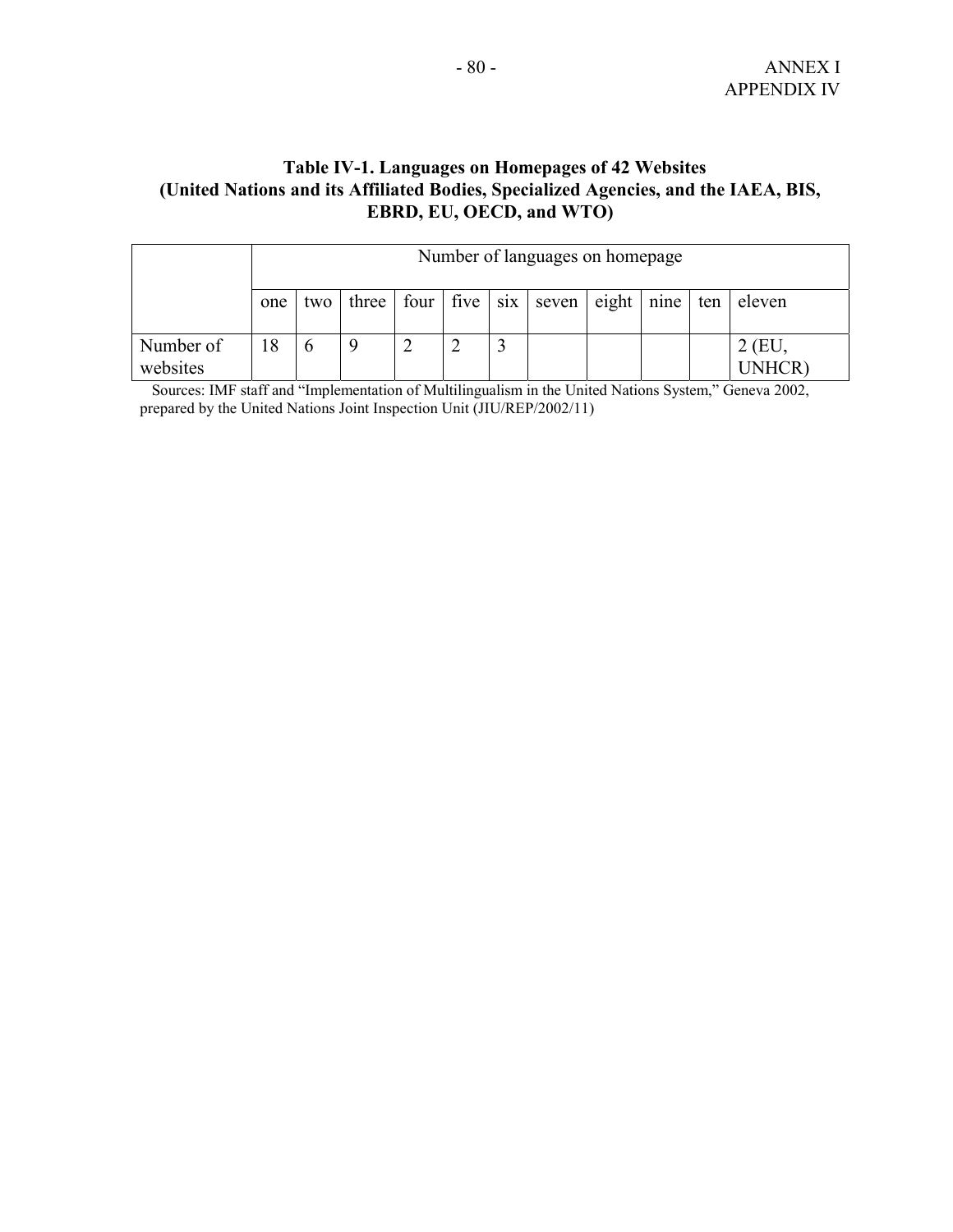**Table IV-1. Languages on Homepages of 42 Websites (United Nations and its Affiliated Bodies, Specialized Agencies, and the IAEA, BIS, EBRD, EU, OECD, and WTO)**

| | Number of languages on homepage | | | | | | | | | | |
|---|---|---|---|---|---|---|---|---|---|---|---|
| | one | two | three | four | five | six | seven | eight | nine | ten | eleven |
| Number of websites | 18 | 6 | 9 | 2 | 2 | 3 | | | | | 2 (EU, UNHCR) |

Sources: IMF staff and "Implementation of Multilingualism in the United Nations System," Geneva 2002, prepared by the United Nations Joint Inspection Unit (JIU/REP/2002/11)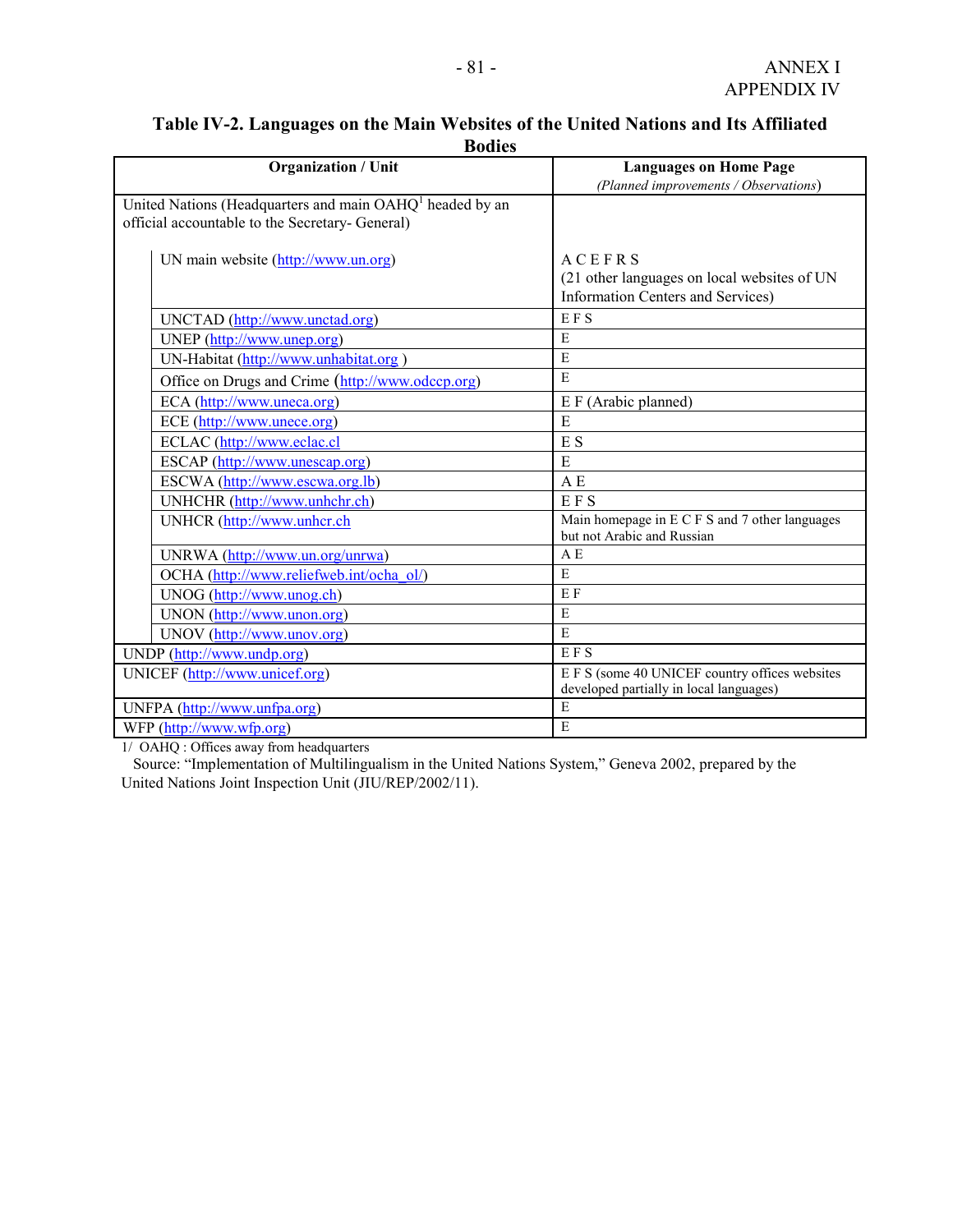**Table IV-2. Languages on the Main Websites of the United Nations and Its Affiliated Bodies**

| Organization / Unit | Languages on Home Page *(Planned improvements / Observations)* |
|---|---|
| United Nations (Headquarters and main OAHQ[1] headed by an official accountable to the Secretary- General) | |
| UN main website (http://www.un.org) | A C E F R S (21 other languages on local websites of UN Information Centers and Services) |
| UNCTAD (http://www.unctad.org) | E F S |
| UNEP (http://www.unep.org) | E |
| UN-Habitat (http://www.unhabitat.org ) | E |
| Office on Drugs and Crime (http://www.odccp.org) | E |
| ECA (http://www.uneca.org) | E F (Arabic planned) |
| ECE (http://www.unece.org) | E |
| ECLAC (http://www.eclac.cl | E S |
| ESCAP (http://www.unescap.org) | E |
| ESCWA (http://www.escwa.org.lb) | A E |
| UNHCHR (http://www.unhchr.ch) | E F S |
| UNHCR (http://www.unhcr.ch | Main homepage in E C F S and 7 other languages but not Arabic and Russian |
| UNRWA (http://www.un.org/unrwa) | A E |
| OCHA (http://www.reliefweb.int/ocha_ol/) | E |
| UNOG (http://www.unog.ch) | E F |
| UNON (http://www.unon.org) | E |
| UNOV (http://www.unov.org) | E |
| UNDP (http://www.undp.org) | E F S |
| UNICEF (http://www.unicef.org) | E F S (some 40 UNICEF country offices websites developed partially in local languages) |
| UNFPA (http://www.unfpa.org) | E |
| WFP (http://www.wfp.org) | E |

1/ OAHQ : Offices away from headquarters

Source: "Implementation of Multilingualism in the United Nations System," Geneva 2002, prepared by the United Nations Joint Inspection Unit (JIU/REP/2002/11).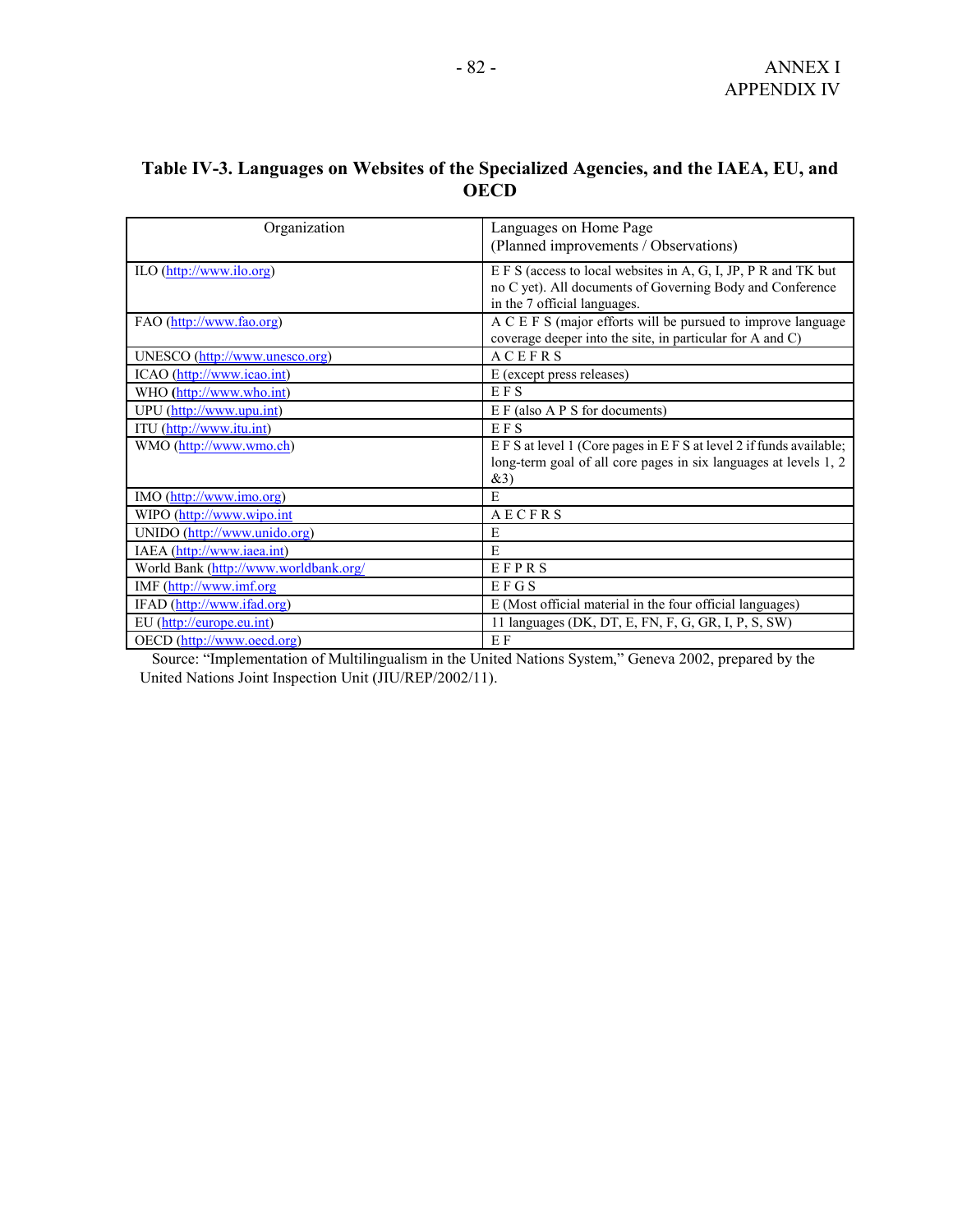### Table IV-3. Languages on Websites of the Specialized Agencies, and the IAEA, EU, and OECD

| Organization | Languages on Home Page (Planned improvements / Observations) |
| --- | --- |
| ILO (http://www.ilo.org) | E F S (access to local websites in A, G, I, JP, P R and TK but no C yet). All documents of Governing Body and Conference in the 7 official languages. |
| FAO (http://www.fao.org) | A C E F S (major efforts will be pursued to improve language coverage deeper into the site, in particular for A and C) |
| UNESCO (http://www.unesco.org) | A C E F R S |
| ICAO (http://www.icao.int) | E (except press releases) |
| WHO (http://www.who.int) | E F S |
| UPU (http://www.upu.int) | E F (also A P S for documents) |
| ITU (http://www.itu.int) | E F S |
| WMO (http://www.wmo.ch) | E F S at level 1 (Core pages in E F S at level 2 if funds available; long-term goal of all core pages in six languages at levels 1, 2 &3) |
| IMO (http://www.imo.org) | E |
| WIPO (http://www.wipo.int | A E C F R S |
| UNIDO (http://www.unido.org) | E |
| IAEA (http://www.iaea.int) | E |
| World Bank (http://www.worldbank.org/ | E F P R S |
| IMF (http://www.imf.org | E F G S |
| IFAD (http://www.ifad.org) | E (Most official material in the four official languages) |
| EU (http://europe.eu.int) | 11 languages (DK, DT, E, FN, F, G, GR, I, P, S, SW) |
| OECD (http://www.oecd.org) | E F |

Source: "Implementation of Multilingualism in the United Nations System," Geneva 2002, prepared by the United Nations Joint Inspection Unit (JIU/REP/2002/11).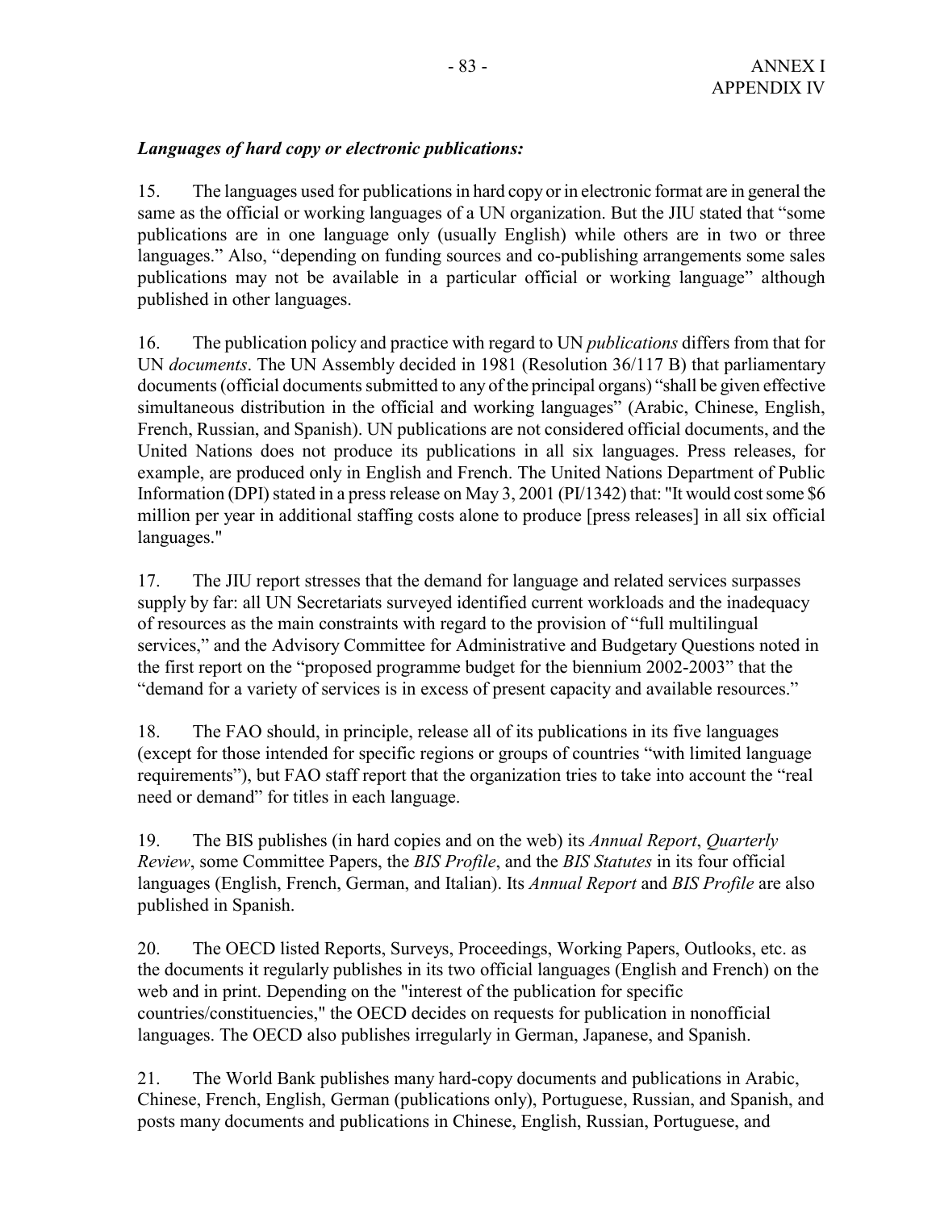***Languages of hard copy or electronic publications:***

15. The languages used for publications in hard copy or in electronic format are in general the same as the official or working languages of a UN organization. But the JIU stated that "some publications are in one language only (usually English) while others are in two or three languages." Also, "depending on funding sources and co-publishing arrangements some sales publications may not be available in a particular official or working language" although published in other languages.

16. The publication policy and practice with regard to UN *publications* differs from that for UN *documents*. The UN Assembly decided in 1981 (Resolution 36/117 B) that parliamentary documents (official documents submitted to any of the principal organs) "shall be given effective simultaneous distribution in the official and working languages" (Arabic, Chinese, English, French, Russian, and Spanish). UN publications are not considered official documents, and the United Nations does not produce its publications in all six languages. Press releases, for example, are produced only in English and French. The United Nations Department of Public Information (DPI) stated in a press release on May 3, 2001 (PI/1342) that: "It would cost some $6 million per year in additional staffing costs alone to produce [press releases] in all six official languages."

17. The JIU report stresses that the demand for language and related services surpasses supply by far: all UN Secretariats surveyed identified current workloads and the inadequacy of resources as the main constraints with regard to the provision of "full multilingual services," and the Advisory Committee for Administrative and Budgetary Questions noted in the first report on the "proposed programme budget for the biennium 2002-2003" that the "demand for a variety of services is in excess of present capacity and available resources."

18. The FAO should, in principle, release all of its publications in its five languages (except for those intended for specific regions or groups of countries "with limited language requirements"), but FAO staff report that the organization tries to take into account the "real need or demand" for titles in each language.

19. The BIS publishes (in hard copies and on the web) its *Annual Report*, *Quarterly Review*, some Committee Papers, the *BIS Profile*, and the *BIS Statutes* in its four official languages (English, French, German, and Italian). Its *Annual Report* and *BIS Profile* are also published in Spanish.

20. The OECD listed Reports, Surveys, Proceedings, Working Papers, Outlooks, etc. as the documents it regularly publishes in its two official languages (English and French) on the web and in print. Depending on the "interest of the publication for specific countries/constituencies," the OECD decides on requests for publication in nonofficial languages. The OECD also publishes irregularly in German, Japanese, and Spanish.

21. The World Bank publishes many hard-copy documents and publications in Arabic, Chinese, French, English, German (publications only), Portuguese, Russian, and Spanish, and posts many documents and publications in Chinese, English, Russian, Portuguese, and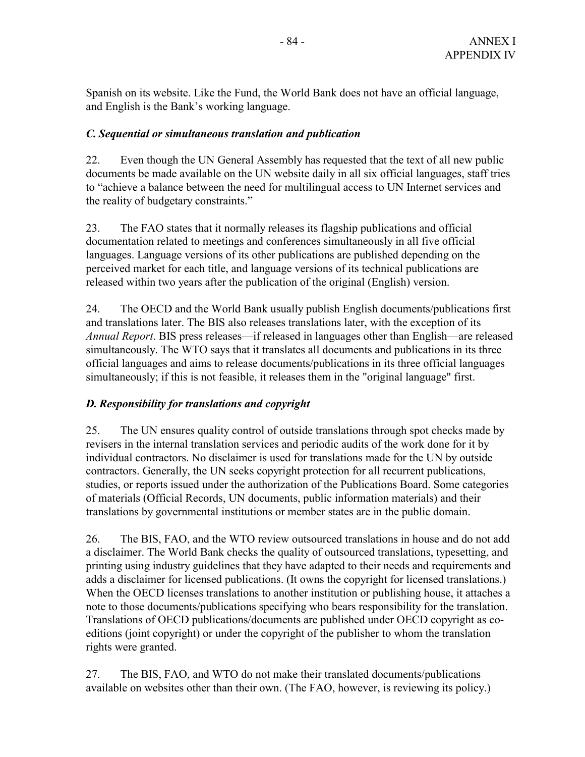Spanish on its website. Like the Fund, the World Bank does not have an official language, and English is the Bank's working language.

### *C. Sequential or simultaneous translation and publication*

22. Even though the UN General Assembly has requested that the text of all new public documents be made available on the UN website daily in all six official languages, staff tries to "achieve a balance between the need for multilingual access to UN Internet services and the reality of budgetary constraints."

23. The FAO states that it normally releases its flagship publications and official documentation related to meetings and conferences simultaneously in all five official languages. Language versions of its other publications are published depending on the perceived market for each title, and language versions of its technical publications are released within two years after the publication of the original (English) version.

24. The OECD and the World Bank usually publish English documents/publications first and translations later. The BIS also releases translations later, with the exception of its *Annual Report*. BIS press releases—if released in languages other than English—are released simultaneously. The WTO says that it translates all documents and publications in its three official languages and aims to release documents/publications in its three official languages simultaneously; if this is not feasible, it releases them in the "original language" first.

### *D. Responsibility for translations and copyright*

25. The UN ensures quality control of outside translations through spot checks made by revisers in the internal translation services and periodic audits of the work done for it by individual contractors. No disclaimer is used for translations made for the UN by outside contractors. Generally, the UN seeks copyright protection for all recurrent publications, studies, or reports issued under the authorization of the Publications Board. Some categories of materials (Official Records, UN documents, public information materials) and their translations by governmental institutions or member states are in the public domain.

26. The BIS, FAO, and the WTO review outsourced translations in house and do not add a disclaimer. The World Bank checks the quality of outsourced translations, typesetting, and printing using industry guidelines that they have adapted to their needs and requirements and adds a disclaimer for licensed publications. (It owns the copyright for licensed translations.) When the OECD licenses translations to another institution or publishing house, it attaches a note to those documents/publications specifying who bears responsibility for the translation. Translations of OECD publications/documents are published under OECD copyright as co-editions (joint copyright) or under the copyright of the publisher to whom the translation rights were granted.

27. The BIS, FAO, and WTO do not make their translated documents/publications available on websites other than their own. (The FAO, however, is reviewing its policy.)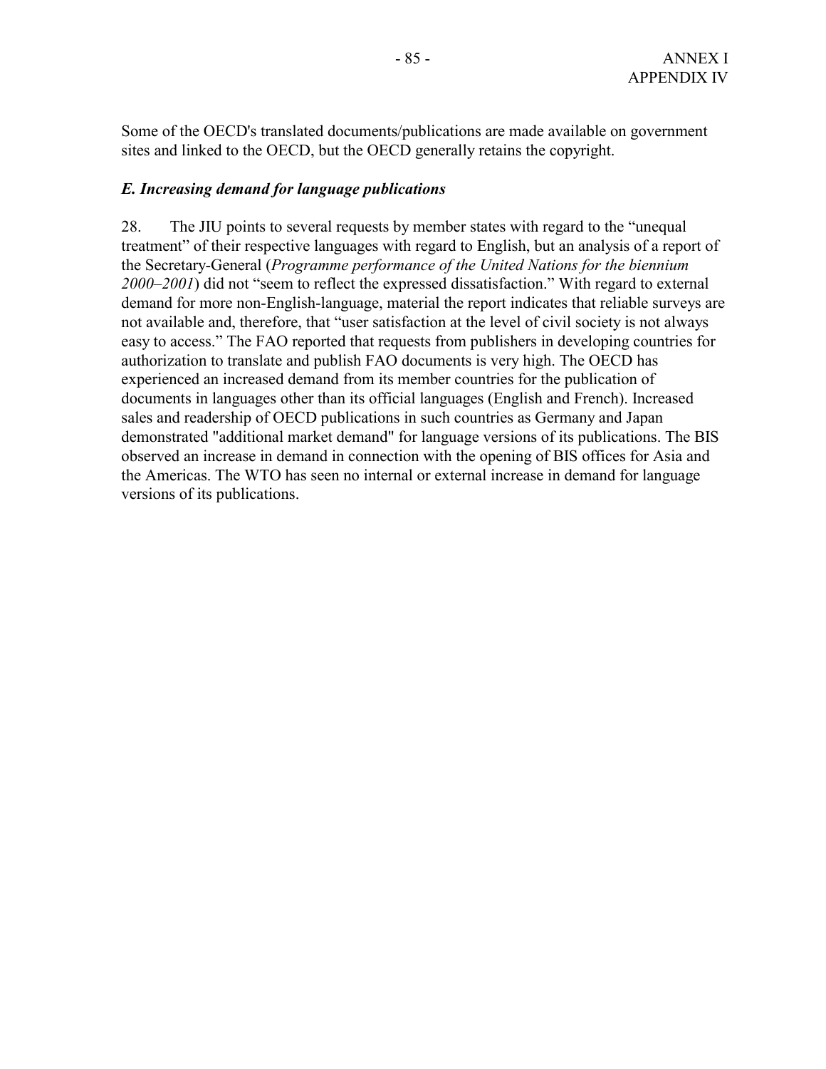Some of the OECD's translated documents/publications are made available on government sites and linked to the OECD, but the OECD generally retains the copyright.

### *E. Increasing demand for language publications*

28. The JIU points to several requests by member states with regard to the "unequal treatment" of their respective languages with regard to English, but an analysis of a report of the Secretary-General (*Programme performance of the United Nations for the biennium 2000–2001*) did not "seem to reflect the expressed dissatisfaction." With regard to external demand for more non-English-language, material the report indicates that reliable surveys are not available and, therefore, that "user satisfaction at the level of civil society is not always easy to access." The FAO reported that requests from publishers in developing countries for authorization to translate and publish FAO documents is very high. The OECD has experienced an increased demand from its member countries for the publication of documents in languages other than its official languages (English and French). Increased sales and readership of OECD publications in such countries as Germany and Japan demonstrated "additional market demand" for language versions of its publications. The BIS observed an increase in demand in connection with the opening of BIS offices for Asia and the Americas. The WTO has seen no internal or external increase in demand for language versions of its publications.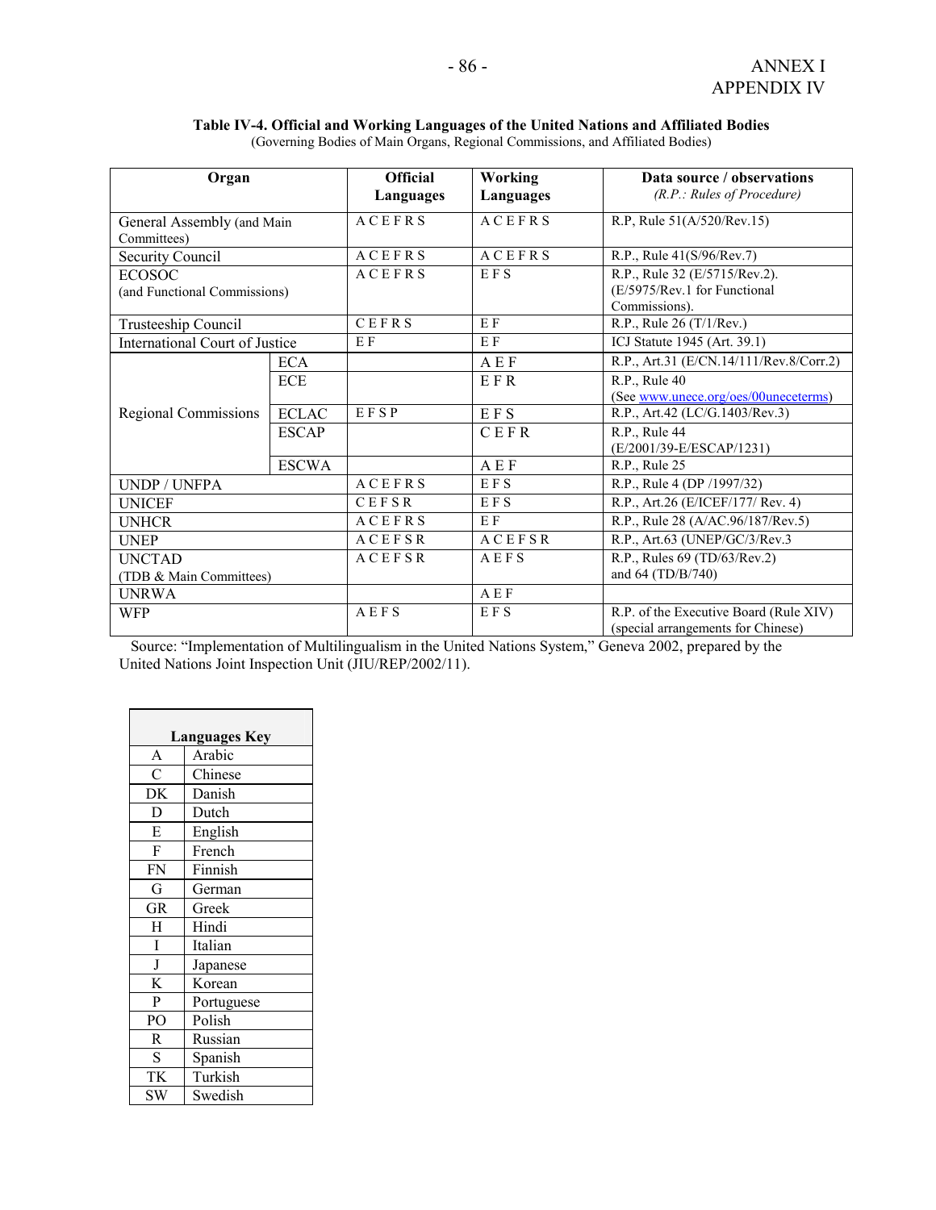**Table IV-4. Official and Working Languages of the United Nations and Affiliated Bodies**
(Governing Bodies of Main Organs, Regional Commissions, and Affiliated Bodies)

| Organ | | Official Languages | Working Languages | Data source / observations *(R.P.: Rules of Procedure)* |
|---|---|---|---|---|
| General Assembly (and Main Committees) | | A C E F R S | A C E F R S | R.P, Rule 51(A/520/Rev.15) |
| Security Council | | A C E F R S | A C E F R S | R.P., Rule 41(S/96/Rev.7) |
| ECOSOC (and Functional Commissions) | | A C E F R S | E F S | R.P., Rule 32 (E/5715/Rev.2). (E/5975/Rev.1 for Functional Commissions). |
| Trusteeship Council | | C E F R S | E F | R.P., Rule 26 (T/1/Rev.) |
| International Court of Justice | | E F | E F | ICJ Statute 1945 (Art. 39.1) |
| Regional Commissions | ECA | | A E F | R.P., Art.31 (E/CN.14/111/Rev.8/Corr.2) |
| | ECE | | E F R | R.P., Rule 40 (See www.unece.org/oes/00uneceterms) |
| | ECLAC | E F S P | E F S | R.P., Art.42 (LC/G.1403/Rev.3) |
| | ESCAP | | C E F R | R.P., Rule 44 (E/2001/39-E/ESCAP/1231) |
| | ESCWA | | A E F | R.P., Rule 25 |
| UNDP / UNFPA | | A C E F R S | E F S | R.P., Rule 4 (DP /1997/32) |
| UNICEF | | C E F S R | E F S | R.P., Art.26 (E/ICEF/177/ Rev. 4) |
| UNHCR | | A C E F R S | E F | R.P., Rule 28 (A/AC.96/187/Rev.5) |
| UNEP | | A C E F S R | A C E F S R | R.P., Art.63 (UNEP/GC/3/Rev.3 |
| UNCTAD (TDB & Main Committees) | | A C E F S R | A E F S | R.P., Rules 69 (TD/63/Rev.2) and 64 (TD/B/740) |
| UNRWA | | | A E F | |
| WFP | | A E F S | E F S | R.P. of the Executive Board (Rule XIV) (special arrangements for Chinese) |

Source: "Implementation of Multilingualism in the United Nations System," Geneva 2002, prepared by the United Nations Joint Inspection Unit (JIU/REP/2002/11).

| Languages Key | |
|---|---|
| A | Arabic |
| C | Chinese |
| DK | Danish |
| D | Dutch |
| E | English |
| F | French |
| FN | Finnish |
| G | German |
| GR | Greek |
| H | Hindi |
| I | Italian |
| J | Japanese |
| K | Korean |
| P | Portuguese |
| PO | Polish |
| R | Russian |
| S | Spanish |
| TK | Turkish |
| SW | Swedish |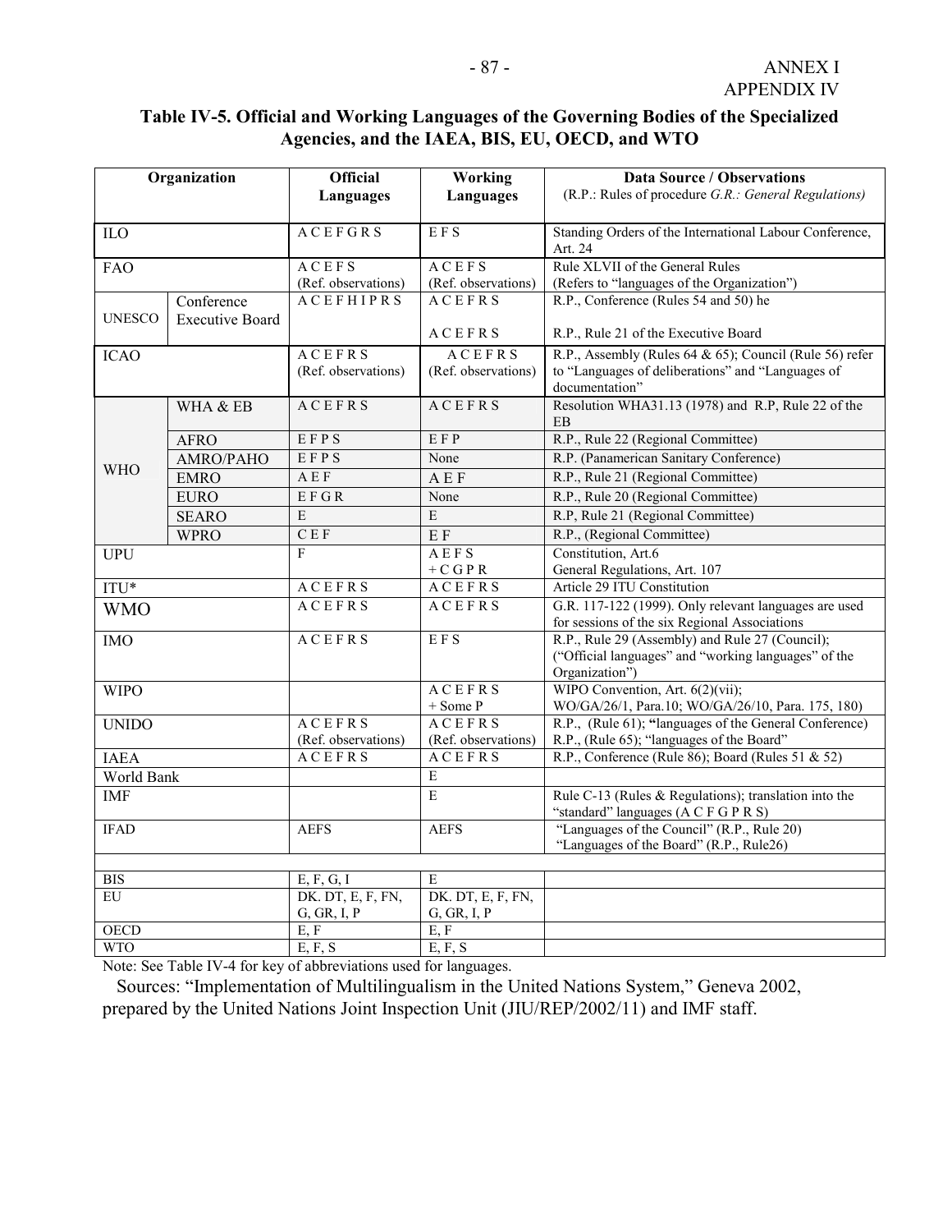**Table IV-5. Official and Working Languages of the Governing Bodies of the Specialized Agencies, and the IAEA, BIS, EU, OECD, and WTO**

| Organization | | Official Languages | Working Languages | Data Source / Observations (R.P.: Rules of procedure *G.R.: General Regulations)* |
|---|---|---|---|---|
| ILO | | A C E F G R S | E F S | Standing Orders of the International Labour Conference, Art. 24 |
| FAO | | A C E F S (Ref. observations) | A C E F S (Ref. observations) | Rule XLVII of the General Rules (Refers to "languages of the Organization") |
| UNESCO | Conference | A C E F H I P R S | A C E F R S | R.P., Conference (Rules 54 and 50) he |
| | Executive Board | | A C E F R S | R.P., Rule 21 of the Executive Board |
| ICAO | | A C E F R S (Ref. observations) | A C E F R S (Ref. observations) | R.P., Assembly (Rules 64 & 65); Council (Rule 56) refer to "Languages of deliberations" and "Languages of documentation" |
| WHO | WHA & EB | A C E F R S | A C E F R S | Resolution WHA31.13 (1978) and R.P, Rule 22 of the EB |
| | AFRO | E F P S | E F P | R.P., Rule 22 (Regional Committee) |
| | AMRO/PAHO | E F P S | None | R.P. (Panamerican Sanitary Conference) |
| | EMRO | A E F | A E F | R.P., Rule 21 (Regional Committee) |
| | EURO | E F G R | None | R.P., Rule 20 (Regional Committee) |
| | SEARO | E | E | R.P, Rule 21 (Regional Committee) |
| | WPRO | C E F | E F | R.P., (Regional Committee) |
| UPU | | F | A E F S + C G P R | Constitution, Art.6 General Regulations, Art. 107 |
| ITU* | | A C E F R S | A C E F R S | Article 29 ITU Constitution |
| WMO | | A C E F R S | A C E F R S | G.R. 117-122 (1999). Only relevant languages are used for sessions of the six Regional Associations |
| IMO | | A C E F R S | E F S | R.P., Rule 29 (Assembly) and Rule 27 (Council); ("Official languages" and "working languages" of the Organization") |
| WIPO | | | A C E F R S + Some P | WIPO Convention, Art. 6(2)(vii); WO/GA/26/1, Para.10; WO/GA/26/10, Para. 175, 180) |
| UNIDO | | A C E F R S (Ref. observations) | A C E F R S (Ref. observations) | R.P., (Rule 61); "languages of the General Conference) R.P., (Rule 65); "languages of the Board" |
| IAEA | | A C E F R S | A C E F R S | R.P., Conference (Rule 86); Board (Rules 51 & 52) |
| World Bank | | | E | |
| IMF | | | E | Rule C-13 (Rules & Regulations); translation into the "standard" languages (A C F G P R S) |
| IFAD | | AEFS | AEFS | "Languages of the Council" (R.P., Rule 20) "Languages of the Board" (R.P., Rule26) |
| | | | | |
| BIS | | E, F, G, I | E | |
| EU | | DK. DT, E, F, FN, G, GR, I, P | DK. DT, E, F, FN, G, GR, I, P | |
| OECD | | E, F | E, F | |
| WTO | | E, F, S | E, F, S | |

Note: See Table IV-4 for key of abbreviations used for languages.

Sources: "Implementation of Multilingualism in the United Nations System," Geneva 2002, prepared by the United Nations Joint Inspection Unit (JIU/REP/2002/11) and IMF staff.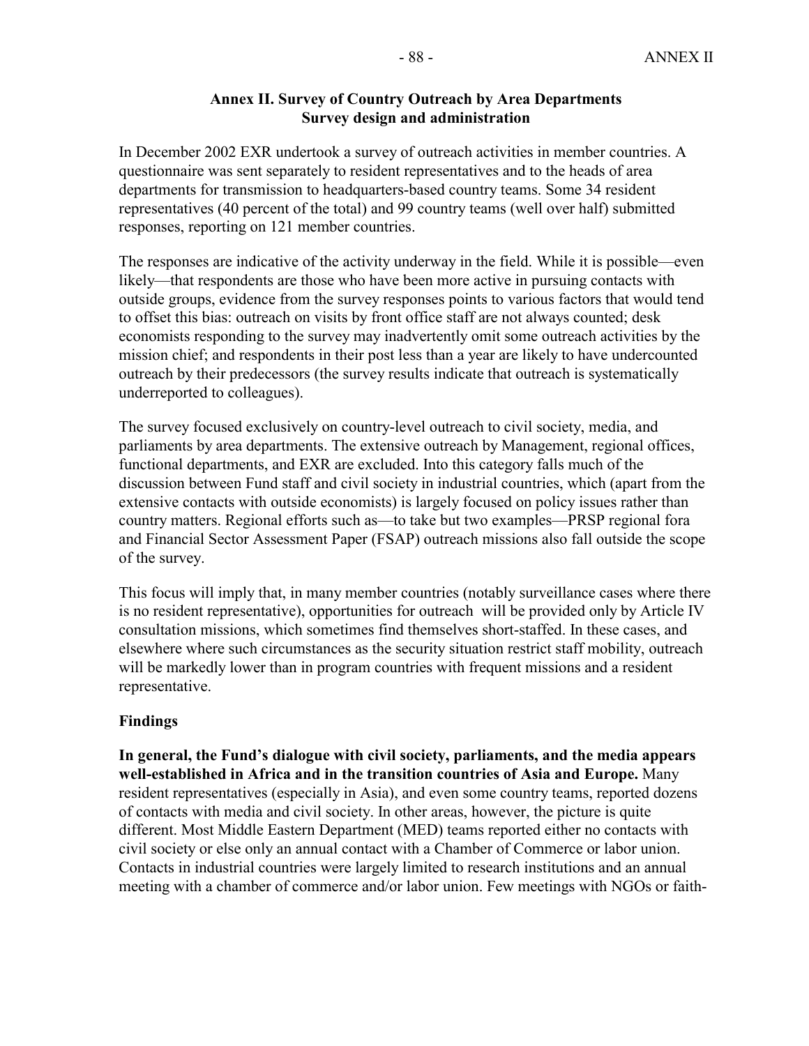## Annex II. Survey of Country Outreach by Area Departments
### Survey design and administration

In December 2002 EXR undertook a survey of outreach activities in member countries. A questionnaire was sent separately to resident representatives and to the heads of area departments for transmission to headquarters-based country teams. Some 34 resident representatives (40 percent of the total) and 99 country teams (well over half) submitted responses, reporting on 121 member countries.

The responses are indicative of the activity underway in the field. While it is possible—even likely—that respondents are those who have been more active in pursuing contacts with outside groups, evidence from the survey responses points to various factors that would tend to offset this bias: outreach on visits by front office staff are not always counted; desk economists responding to the survey may inadvertently omit some outreach activities by the mission chief; and respondents in their post less than a year are likely to have undercounted outreach by their predecessors (the survey results indicate that outreach is systematically underreported to colleagues).

The survey focused exclusively on country-level outreach to civil society, media, and parliaments by area departments. The extensive outreach by Management, regional offices, functional departments, and EXR are excluded. Into this category falls much of the discussion between Fund staff and civil society in industrial countries, which (apart from the extensive contacts with outside economists) is largely focused on policy issues rather than country matters. Regional efforts such as—to take but two examples—PRSP regional fora and Financial Sector Assessment Paper (FSAP) outreach missions also fall outside the scope of the survey.

This focus will imply that, in many member countries (notably surveillance cases where there is no resident representative), opportunities for outreach will be provided only by Article IV consultation missions, which sometimes find themselves short-staffed. In these cases, and elsewhere where such circumstances as the security situation restrict staff mobility, outreach will be markedly lower than in program countries with frequent missions and a resident representative.

### Findings

**In general, the Fund's dialogue with civil society, parliaments, and the media appears well-established in Africa and in the transition countries of Asia and Europe.** Many resident representatives (especially in Asia), and even some country teams, reported dozens of contacts with media and civil society. In other areas, however, the picture is quite different. Most Middle Eastern Department (MED) teams reported either no contacts with civil society or else only an annual contact with a Chamber of Commerce or labor union. Contacts in industrial countries were largely limited to research institutions and an annual meeting with a chamber of commerce and/or labor union. Few meetings with NGOs or faith-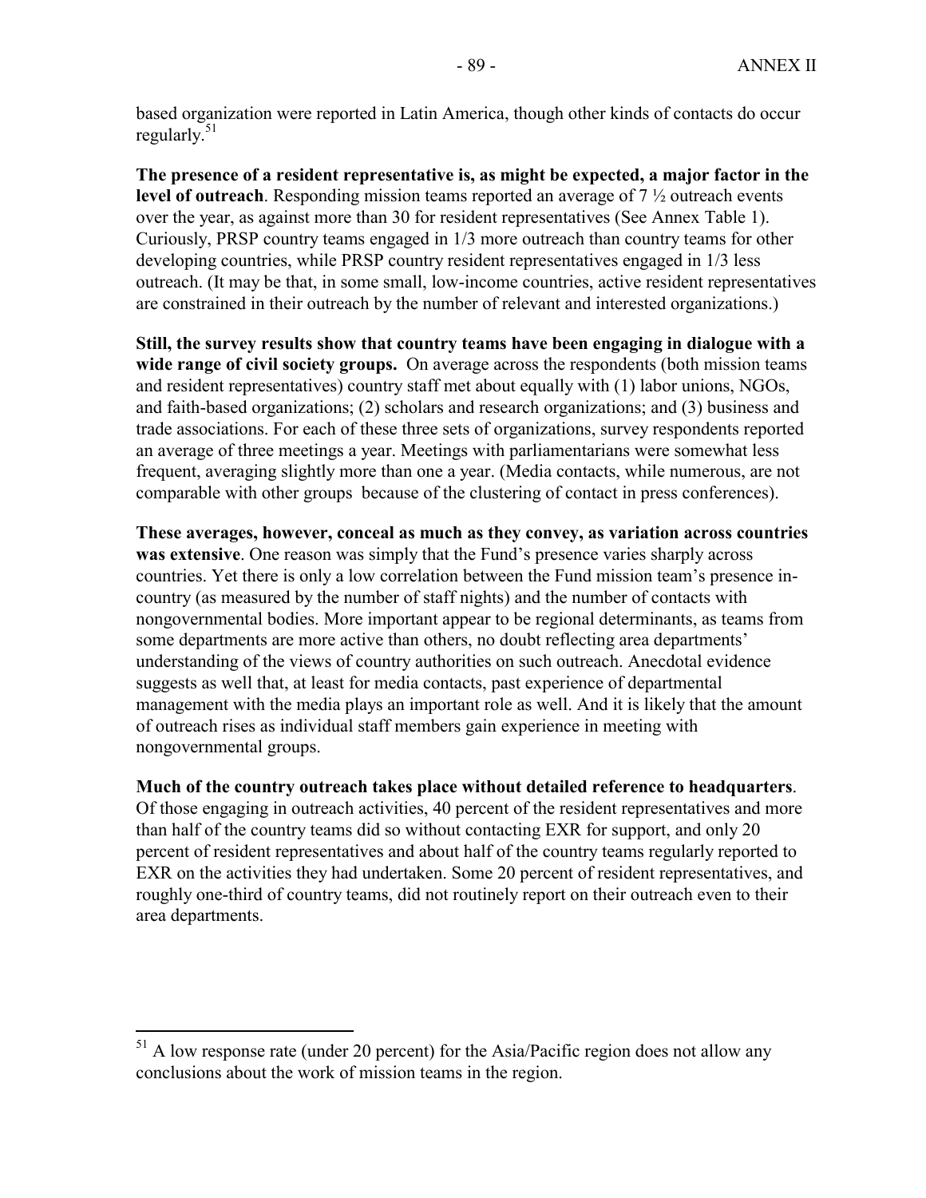based organization were reported in Latin America, though other kinds of contacts do occur regularly.[51]

**The presence of a resident representative is, as might be expected, a major factor in the level of outreach**. Responding mission teams reported an average of 7 ½ outreach events over the year, as against more than 30 for resident representatives (See Annex Table 1). Curiously, PRSP country teams engaged in 1/3 more outreach than country teams for other developing countries, while PRSP country resident representatives engaged in 1/3 less outreach. (It may be that, in some small, low-income countries, active resident representatives are constrained in their outreach by the number of relevant and interested organizations.)

**Still, the survey results show that country teams have been engaging in dialogue with a wide range of civil society groups.** On average across the respondents (both mission teams and resident representatives) country staff met about equally with (1) labor unions, NGOs, and faith-based organizations; (2) scholars and research organizations; and (3) business and trade associations. For each of these three sets of organizations, survey respondents reported an average of three meetings a year. Meetings with parliamentarians were somewhat less frequent, averaging slightly more than one a year. (Media contacts, while numerous, are not comparable with other groups because of the clustering of contact in press conferences).

**These averages, however, conceal as much as they convey, as variation across countries was extensive**. One reason was simply that the Fund's presence varies sharply across countries. Yet there is only a low correlation between the Fund mission team's presence in-country (as measured by the number of staff nights) and the number of contacts with nongovernmental bodies. More important appear to be regional determinants, as teams from some departments are more active than others, no doubt reflecting area departments' understanding of the views of country authorities on such outreach. Anecdotal evidence suggests as well that, at least for media contacts, past experience of departmental management with the media plays an important role as well. And it is likely that the amount of outreach rises as individual staff members gain experience in meeting with nongovernmental groups.

**Much of the country outreach takes place without detailed reference to headquarters**. Of those engaging in outreach activities, 40 percent of the resident representatives and more than half of the country teams did so without contacting EXR for support, and only 20 percent of resident representatives and about half of the country teams regularly reported to EXR on the activities they had undertaken. Some 20 percent of resident representatives, and roughly one-third of country teams, did not routinely report on their outreach even to their area departments.

[51] A low response rate (under 20 percent) for the Asia/Pacific region does not allow any conclusions about the work of mission teams in the region.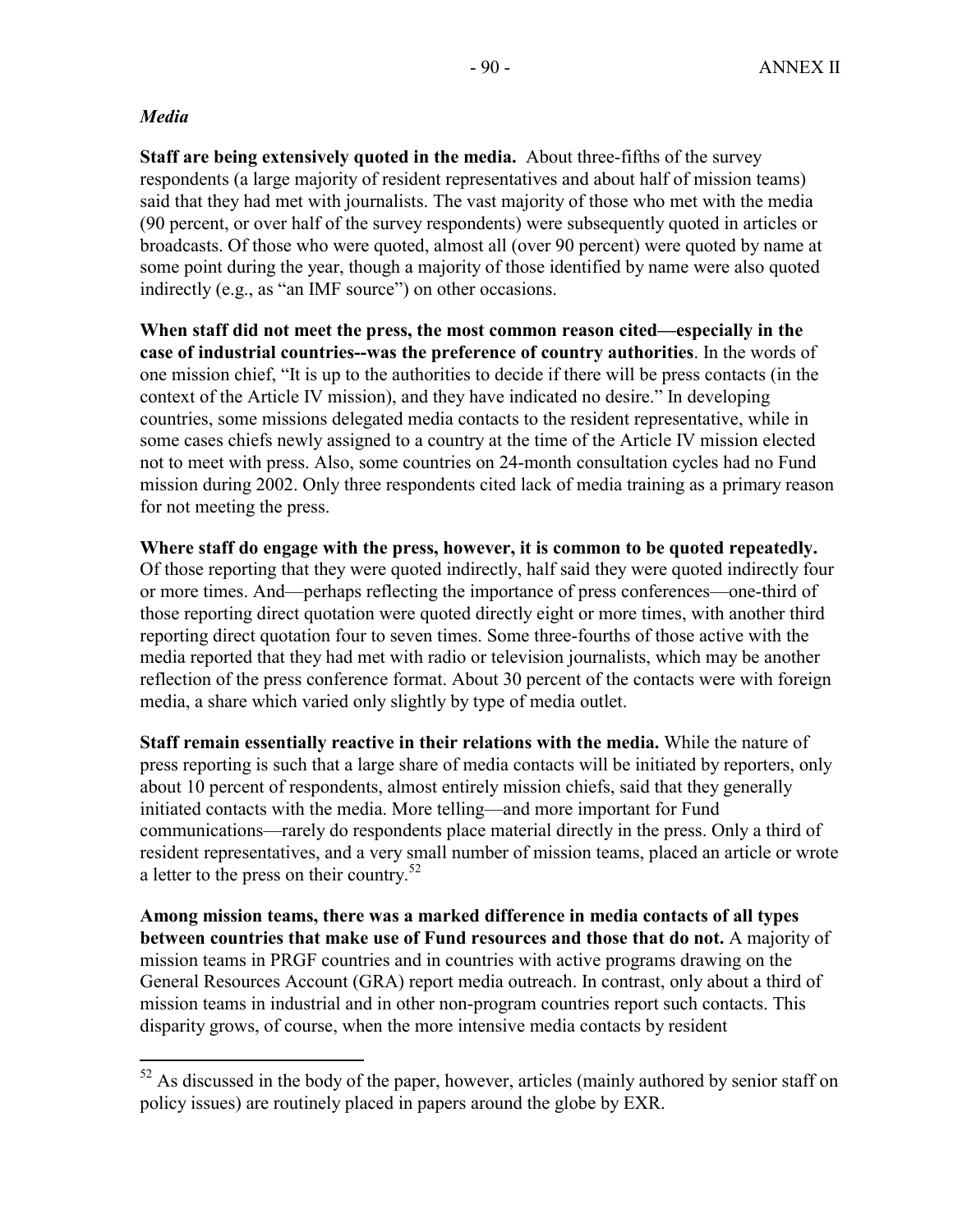*Media*

**Staff are being extensively quoted in the media.** About three-fifths of the survey respondents (a large majority of resident representatives and about half of mission teams) said that they had met with journalists. The vast majority of those who met with the media (90 percent, or over half of the survey respondents) were subsequently quoted in articles or broadcasts. Of those who were quoted, almost all (over 90 percent) were quoted by name at some point during the year, though a majority of those identified by name were also quoted indirectly (e.g., as "an IMF source") on other occasions.

**When staff did not meet the press, the most common reason cited—especially in the case of industrial countries--was the preference of country authorities**. In the words of one mission chief, "It is up to the authorities to decide if there will be press contacts (in the context of the Article IV mission), and they have indicated no desire." In developing countries, some missions delegated media contacts to the resident representative, while in some cases chiefs newly assigned to a country at the time of the Article IV mission elected not to meet with press. Also, some countries on 24-month consultation cycles had no Fund mission during 2002. Only three respondents cited lack of media training as a primary reason for not meeting the press.

**Where staff do engage with the press, however, it is common to be quoted repeatedly.** Of those reporting that they were quoted indirectly, half said they were quoted indirectly four or more times. And—perhaps reflecting the importance of press conferences—one-third of those reporting direct quotation were quoted directly eight or more times, with another third reporting direct quotation four to seven times. Some three-fourths of those active with the media reported that they had met with radio or television journalists, which may be another reflection of the press conference format. About 30 percent of the contacts were with foreign media, a share which varied only slightly by type of media outlet.

**Staff remain essentially reactive in their relations with the media.** While the nature of press reporting is such that a large share of media contacts will be initiated by reporters, only about 10 percent of respondents, almost entirely mission chiefs, said that they generally initiated contacts with the media. More telling—and more important for Fund communications—rarely do respondents place material directly in the press. Only a third of resident representatives, and a very small number of mission teams, placed an article or wrote a letter to the press on their country.[52]

**Among mission teams, there was a marked difference in media contacts of all types between countries that make use of Fund resources and those that do not.** A majority of mission teams in PRGF countries and in countries with active programs drawing on the General Resources Account (GRA) report media outreach. In contrast, only about a third of mission teams in industrial and in other non-program countries report such contacts. This disparity grows, of course, when the more intensive media contacts by resident

[52] As discussed in the body of the paper, however, articles (mainly authored by senior staff on policy issues) are routinely placed in papers around the globe by EXR.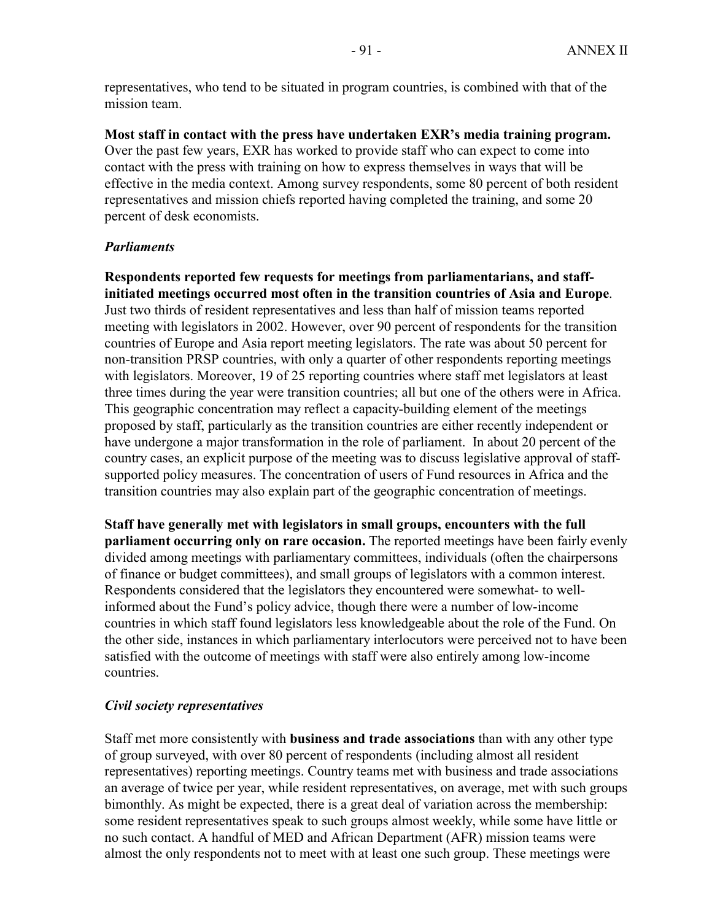representatives, who tend to be situated in program countries, is combined with that of the mission team.

**Most staff in contact with the press have undertaken EXR's media training program.** Over the past few years, EXR has worked to provide staff who can expect to come into contact with the press with training on how to express themselves in ways that will be effective in the media context. Among survey respondents, some 80 percent of both resident representatives and mission chiefs reported having completed the training, and some 20 percent of desk economists.

### *Parliaments*

**Respondents reported few requests for meetings from parliamentarians, and staff-initiated meetings occurred most often in the transition countries of Asia and Europe**. Just two thirds of resident representatives and less than half of mission teams reported meeting with legislators in 2002. However, over 90 percent of respondents for the transition countries of Europe and Asia report meeting legislators. The rate was about 50 percent for non-transition PRSP countries, with only a quarter of other respondents reporting meetings with legislators. Moreover, 19 of 25 reporting countries where staff met legislators at least three times during the year were transition countries; all but one of the others were in Africa. This geographic concentration may reflect a capacity-building element of the meetings proposed by staff, particularly as the transition countries are either recently independent or have undergone a major transformation in the role of parliament. In about 20 percent of the country cases, an explicit purpose of the meeting was to discuss legislative approval of staff-supported policy measures. The concentration of users of Fund resources in Africa and the transition countries may also explain part of the geographic concentration of meetings.

**Staff have generally met with legislators in small groups, encounters with the full parliament occurring only on rare occasion.** The reported meetings have been fairly evenly divided among meetings with parliamentary committees, individuals (often the chairpersons of finance or budget committees), and small groups of legislators with a common interest. Respondents considered that the legislators they encountered were somewhat- to well-informed about the Fund's policy advice, though there were a number of low-income countries in which staff found legislators less knowledgeable about the role of the Fund. On the other side, instances in which parliamentary interlocutors were perceived not to have been satisfied with the outcome of meetings with staff were also entirely among low-income countries.

### *Civil society representatives*

Staff met more consistently with **business and trade associations** than with any other type of group surveyed, with over 80 percent of respondents (including almost all resident representatives) reporting meetings. Country teams met with business and trade associations an average of twice per year, while resident representatives, on average, met with such groups bimonthly. As might be expected, there is a great deal of variation across the membership: some resident representatives speak to such groups almost weekly, while some have little or no such contact. A handful of MED and African Department (AFR) mission teams were almost the only respondents not to meet with at least one such group. These meetings were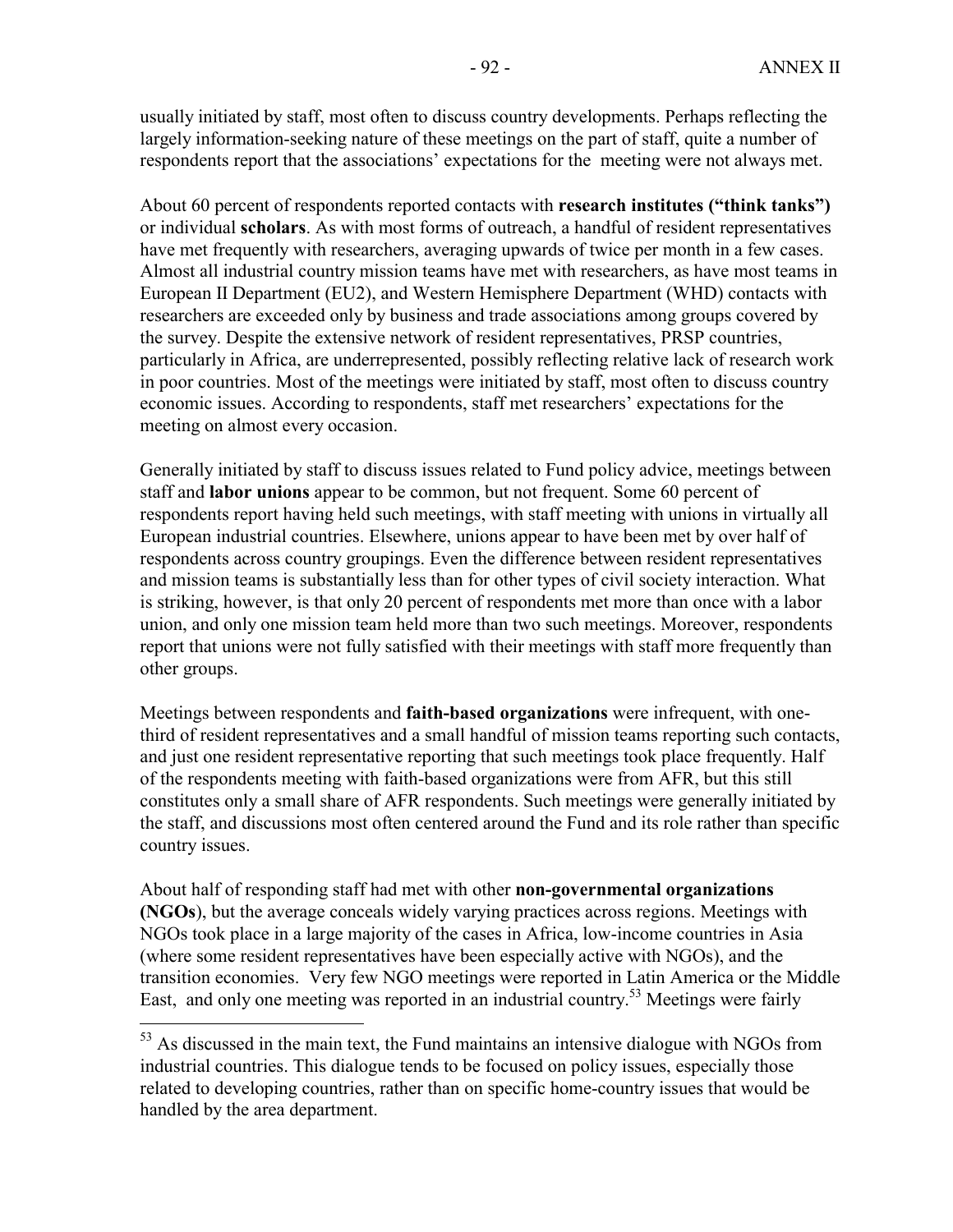usually initiated by staff, most often to discuss country developments. Perhaps reflecting the largely information-seeking nature of these meetings on the part of staff, quite a number of respondents report that the associations' expectations for the meeting were not always met.

About 60 percent of respondents reported contacts with **research institutes ("think tanks")** or individual **scholars**. As with most forms of outreach, a handful of resident representatives have met frequently with researchers, averaging upwards of twice per month in a few cases. Almost all industrial country mission teams have met with researchers, as have most teams in European II Department (EU2), and Western Hemisphere Department (WHD) contacts with researchers are exceeded only by business and trade associations among groups covered by the survey. Despite the extensive network of resident representatives, PRSP countries, particularly in Africa, are underrepresented, possibly reflecting relative lack of research work in poor countries. Most of the meetings were initiated by staff, most often to discuss country economic issues. According to respondents, staff met researchers' expectations for the meeting on almost every occasion.

Generally initiated by staff to discuss issues related to Fund policy advice, meetings between staff and **labor unions** appear to be common, but not frequent. Some 60 percent of respondents report having held such meetings, with staff meeting with unions in virtually all European industrial countries. Elsewhere, unions appear to have been met by over half of respondents across country groupings. Even the difference between resident representatives and mission teams is substantially less than for other types of civil society interaction. What is striking, however, is that only 20 percent of respondents met more than once with a labor union, and only one mission team held more than two such meetings. Moreover, respondents report that unions were not fully satisfied with their meetings with staff more frequently than other groups.

Meetings between respondents and **faith-based organizations** were infrequent, with one-third of resident representatives and a small handful of mission teams reporting such contacts, and just one resident representative reporting that such meetings took place frequently. Half of the respondents meeting with faith-based organizations were from AFR, but this still constitutes only a small share of AFR respondents. Such meetings were generally initiated by the staff, and discussions most often centered around the Fund and its role rather than specific country issues.

About half of responding staff had met with other **non-governmental organizations (NGOs)**, but the average conceals widely varying practices across regions. Meetings with NGOs took place in a large majority of the cases in Africa, low-income countries in Asia (where some resident representatives have been especially active with NGOs), and the transition economies. Very few NGO meetings were reported in Latin America or the Middle East, and only one meeting was reported in an industrial country.[53] Meetings were fairly

[53] As discussed in the main text, the Fund maintains an intensive dialogue with NGOs from industrial countries. This dialogue tends to be focused on policy issues, especially those related to developing countries, rather than on specific home-country issues that would be handled by the area department.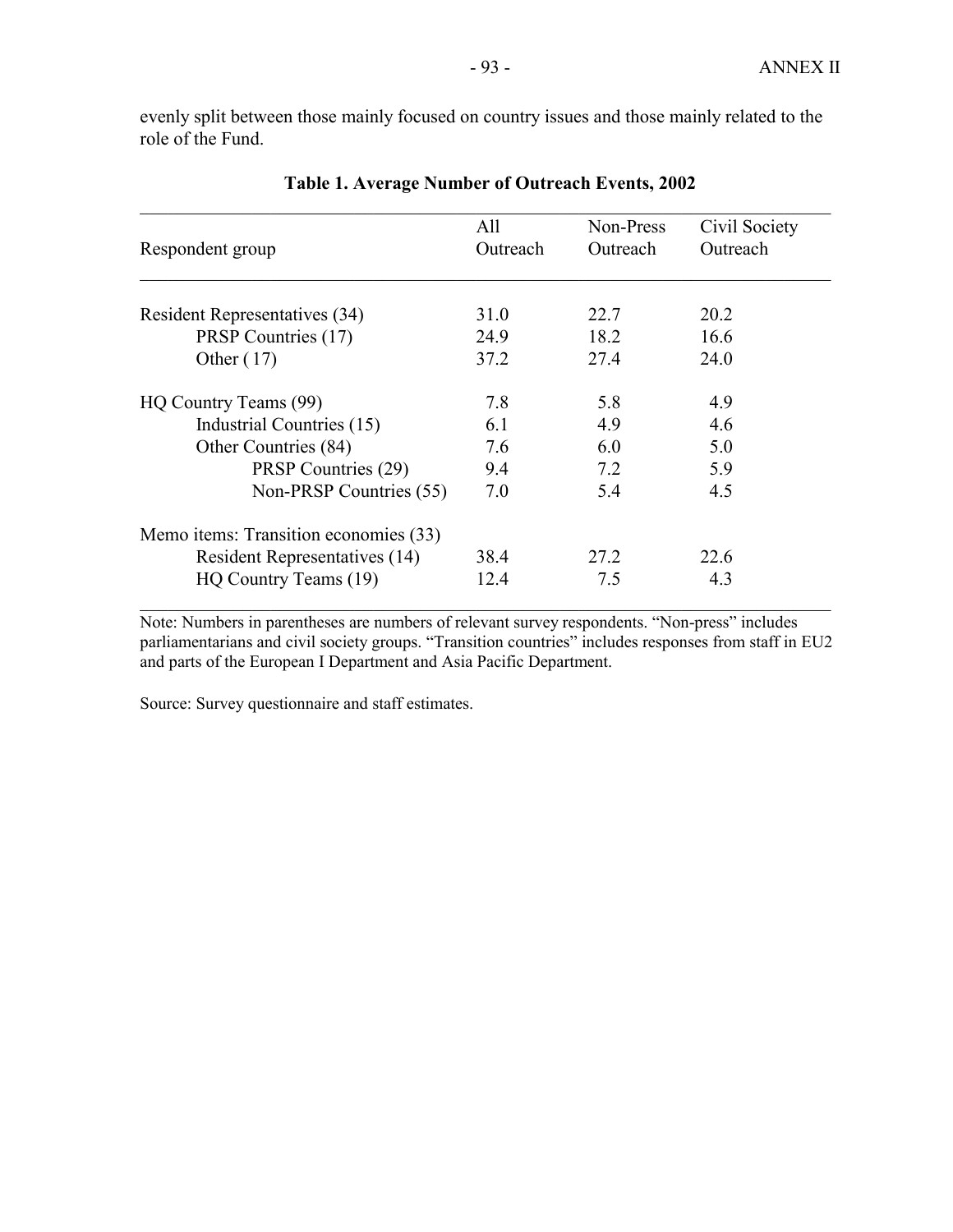evenly split between those mainly focused on country issues and those mainly related to the role of the Fund.

**Table 1. Average Number of Outreach Events, 2002**

| Respondent group | All Outreach | Non-Press Outreach | Civil Society Outreach |
|---|---|---|---|
| Resident Representatives (34) | 31.0 | 22.7 | 20.2 |
| PRSP Countries (17) | 24.9 | 18.2 | 16.6 |
| Other ( 17) | 37.2 | 27.4 | 24.0 |
| HQ Country Teams (99) | 7.8 | 5.8 | 4.9 |
| Industrial Countries (15) | 6.1 | 4.9 | 4.6 |
| Other Countries (84) | 7.6 | 6.0 | 5.0 |
| PRSP Countries (29) | 9.4 | 7.2 | 5.9 |
| Non-PRSP Countries (55) | 7.0 | 5.4 | 4.5 |
| Memo items: Transition economies (33) | | | |
| Resident Representatives (14) | 38.4 | 27.2 | 22.6 |
| HQ Country Teams (19) | 12.4 | 7.5 | 4.3 |

Note: Numbers in parentheses are numbers of relevant survey respondents. "Non-press" includes parliamentarians and civil society groups. "Transition countries" includes responses from staff in EU2 and parts of the European I Department and Asia Pacific Department.

Source: Survey questionnaire and staff estimates.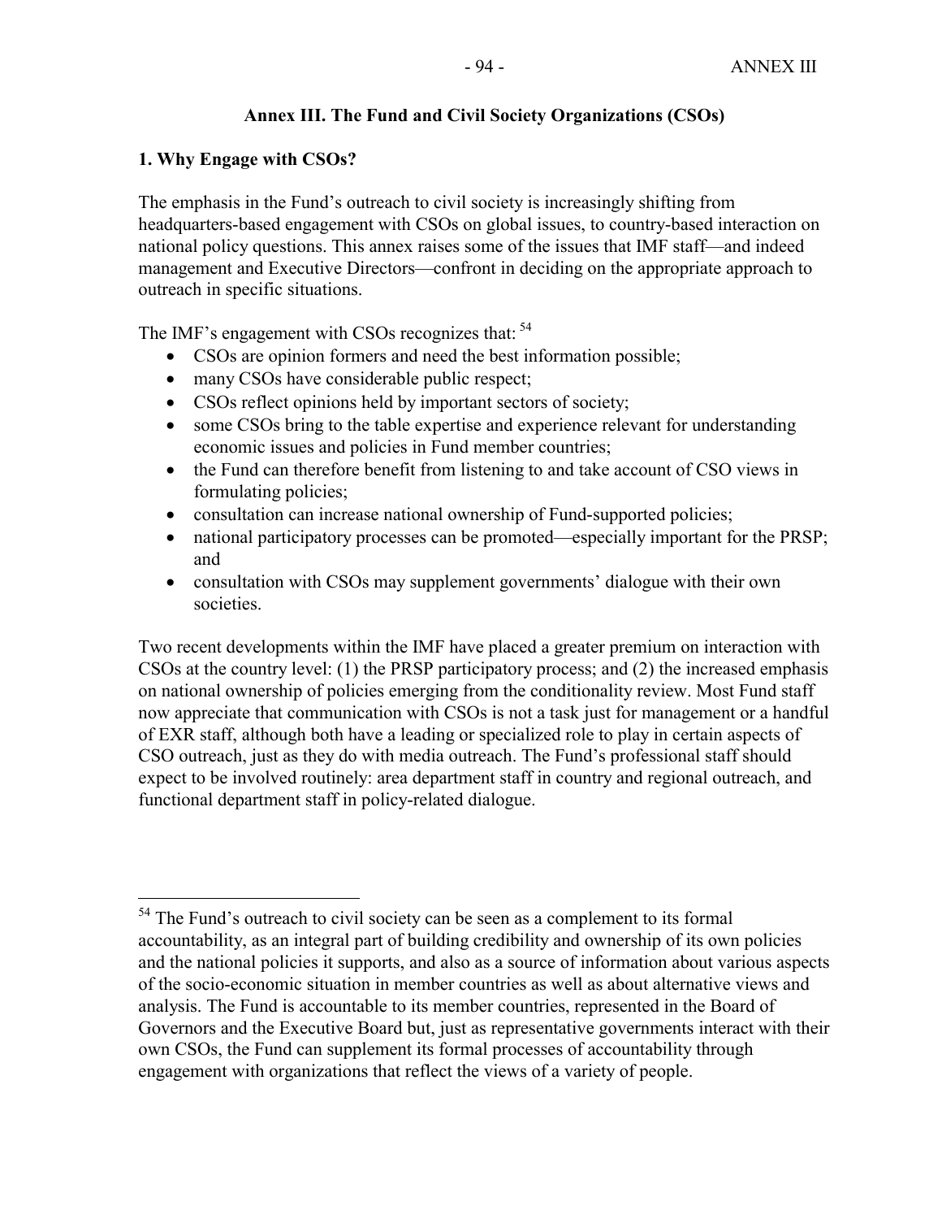# Annex III. The Fund and Civil Society Organizations (CSOs)

## 1. Why Engage with CSOs?

The emphasis in the Fund's outreach to civil society is increasingly shifting from headquarters-based engagement with CSOs on global issues, to country-based interaction on national policy questions. This annex raises some of the issues that IMF staff—and indeed management and Executive Directors—confront in deciding on the appropriate approach to outreach in specific situations.

The IMF's engagement with CSOs recognizes that: [54]

- CSOs are opinion formers and need the best information possible;
- many CSOs have considerable public respect;
- CSOs reflect opinions held by important sectors of society;
- some CSOs bring to the table expertise and experience relevant for understanding economic issues and policies in Fund member countries;
- the Fund can therefore benefit from listening to and take account of CSO views in formulating policies;
- consultation can increase national ownership of Fund-supported policies;
- national participatory processes can be promoted—especially important for the PRSP; and
- consultation with CSOs may supplement governments' dialogue with their own societies.

Two recent developments within the IMF have placed a greater premium on interaction with CSOs at the country level: (1) the PRSP participatory process; and (2) the increased emphasis on national ownership of policies emerging from the conditionality review. Most Fund staff now appreciate that communication with CSOs is not a task just for management or a handful of EXR staff, although both have a leading or specialized role to play in certain aspects of CSO outreach, just as they do with media outreach. The Fund's professional staff should expect to be involved routinely: area department staff in country and regional outreach, and functional department staff in policy-related dialogue.

---

[54] The Fund's outreach to civil society can be seen as a complement to its formal accountability, as an integral part of building credibility and ownership of its own policies and the national policies it supports, and also as a source of information about various aspects of the socio-economic situation in member countries as well as about alternative views and analysis. The Fund is accountable to its member countries, represented in the Board of Governors and the Executive Board but, just as representative governments interact with their own CSOs, the Fund can supplement its formal processes of accountability through engagement with organizations that reflect the views of a variety of people.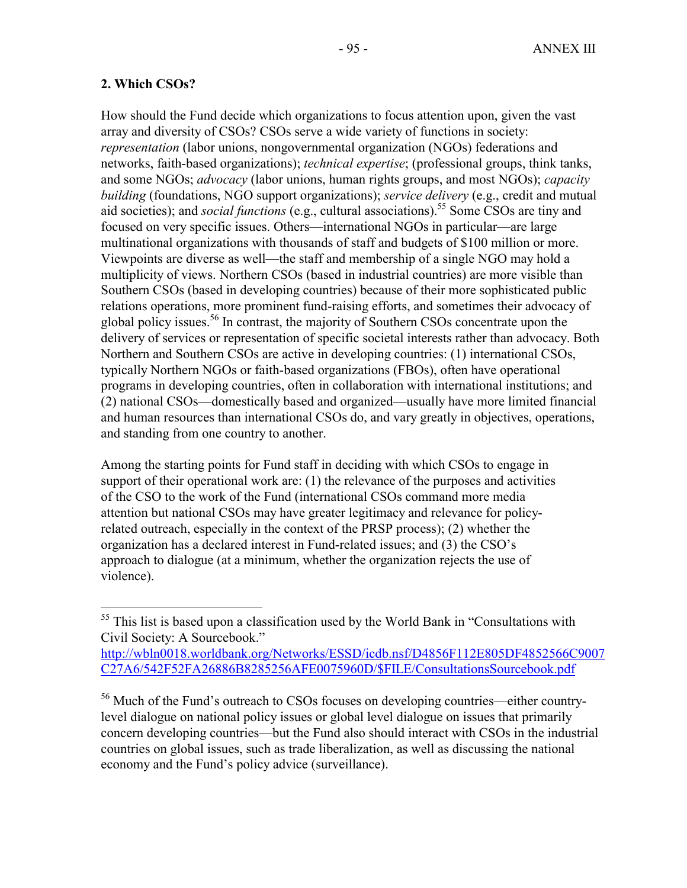## 2. Which CSOs?

How should the Fund decide which organizations to focus attention upon, given the vast array and diversity of CSOs? CSOs serve a wide variety of functions in society: *representation* (labor unions, nongovernmental organization (NGOs) federations and networks, faith-based organizations); *technical expertise*; (professional groups, think tanks, and some NGOs; *advocacy* (labor unions, human rights groups, and most NGOs); *capacity building* (foundations, NGO support organizations); *service delivery* (e.g., credit and mutual aid societies); and *social functions* (e.g., cultural associations).[55] Some CSOs are tiny and focused on very specific issues. Others—international NGOs in particular—are large multinational organizations with thousands of staff and budgets of $100 million or more. Viewpoints are diverse as well—the staff and membership of a single NGO may hold a multiplicity of views. Northern CSOs (based in industrial countries) are more visible than Southern CSOs (based in developing countries) because of their more sophisticated public relations operations, more prominent fund-raising efforts, and sometimes their advocacy of global policy issues.[56] In contrast, the majority of Southern CSOs concentrate upon the delivery of services or representation of specific societal interests rather than advocacy. Both Northern and Southern CSOs are active in developing countries: (1) international CSOs, typically Northern NGOs or faith-based organizations (FBOs), often have operational programs in developing countries, often in collaboration with international institutions; and (2) national CSOs—domestically based and organized—usually have more limited financial and human resources than international CSOs do, and vary greatly in objectives, operations, and standing from one country to another.

Among the starting points for Fund staff in deciding with which CSOs to engage in support of their operational work are: (1) the relevance of the purposes and activities of the CSO to the work of the Fund (international CSOs command more media attention but national CSOs may have greater legitimacy and relevance for policy-related outreach, especially in the context of the PRSP process); (2) whether the organization has a declared interest in Fund-related issues; and (3) the CSO's approach to dialogue (at a minimum, whether the organization rejects the use of violence).

---

[55] This list is based upon a classification used by the World Bank in "Consultations with Civil Society: A Sourcebook." http://wbln0018.worldbank.org/Networks/ESSD/icdb.nsf/D4856F112E805DF4852566C9007C27A6/542F52FA26886B8285256AFE0075960D/$FILE/ConsultationsSourcebook.pdf

[56] Much of the Fund's outreach to CSOs focuses on developing countries—either country-level dialogue on national policy issues or global level dialogue on issues that primarily concern developing countries—but the Fund also should interact with CSOs in the industrial countries on global issues, such as trade liberalization, as well as discussing the national economy and the Fund's policy advice (surveillance).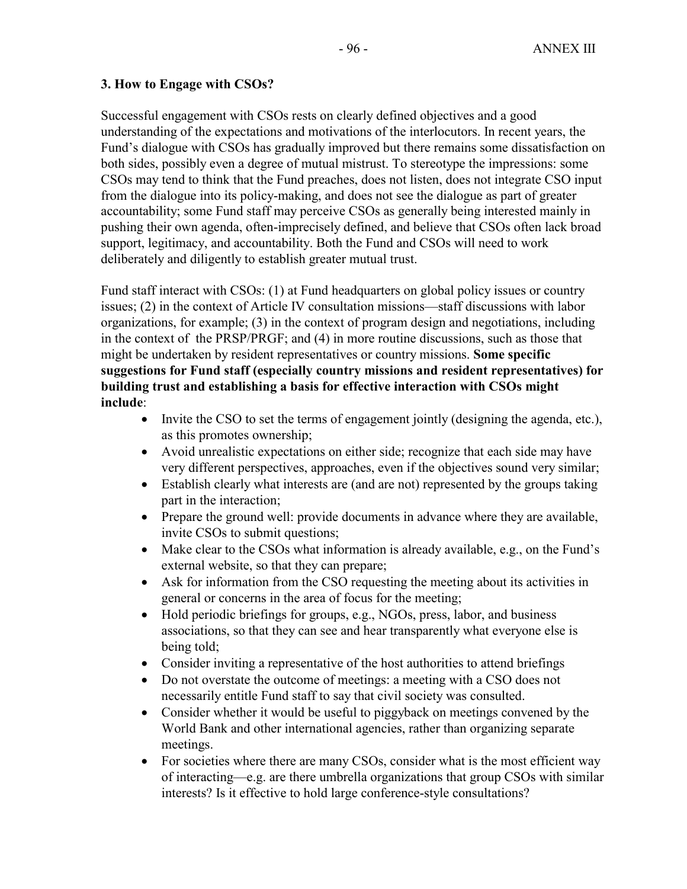### 3. How to Engage with CSOs?

Successful engagement with CSOs rests on clearly defined objectives and a good understanding of the expectations and motivations of the interlocutors. In recent years, the Fund's dialogue with CSOs has gradually improved but there remains some dissatisfaction on both sides, possibly even a degree of mutual mistrust. To stereotype the impressions: some CSOs may tend to think that the Fund preaches, does not listen, does not integrate CSO input from the dialogue into its policy-making, and does not see the dialogue as part of greater accountability; some Fund staff may perceive CSOs as generally being interested mainly in pushing their own agenda, often-imprecisely defined, and believe that CSOs often lack broad support, legitimacy, and accountability. Both the Fund and CSOs will need to work deliberately and diligently to establish greater mutual trust.

Fund staff interact with CSOs: (1) at Fund headquarters on global policy issues or country issues; (2) in the context of Article IV consultation missions—staff discussions with labor organizations, for example; (3) in the context of program design and negotiations, including in the context of the PRSP/PRGF; and (4) in more routine discussions, such as those that might be undertaken by resident representatives or country missions. **Some specific suggestions for Fund staff (especially country missions and resident representatives) for building trust and establishing a basis for effective interaction with CSOs might include**:

- Invite the CSO to set the terms of engagement jointly (designing the agenda, etc.), as this promotes ownership;
- Avoid unrealistic expectations on either side; recognize that each side may have very different perspectives, approaches, even if the objectives sound very similar;
- Establish clearly what interests are (and are not) represented by the groups taking part in the interaction;
- Prepare the ground well: provide documents in advance where they are available, invite CSOs to submit questions;
- Make clear to the CSOs what information is already available, e.g., on the Fund's external website, so that they can prepare;
- Ask for information from the CSO requesting the meeting about its activities in general or concerns in the area of focus for the meeting;
- Hold periodic briefings for groups, e.g., NGOs, press, labor, and business associations, so that they can see and hear transparently what everyone else is being told;
- Consider inviting a representative of the host authorities to attend briefings
- Do not overstate the outcome of meetings: a meeting with a CSO does not necessarily entitle Fund staff to say that civil society was consulted.
- Consider whether it would be useful to piggyback on meetings convened by the World Bank and other international agencies, rather than organizing separate meetings.
- For societies where there are many CSOs, consider what is the most efficient way of interacting—e.g. are there umbrella organizations that group CSOs with similar interests? Is it effective to hold large conference-style consultations?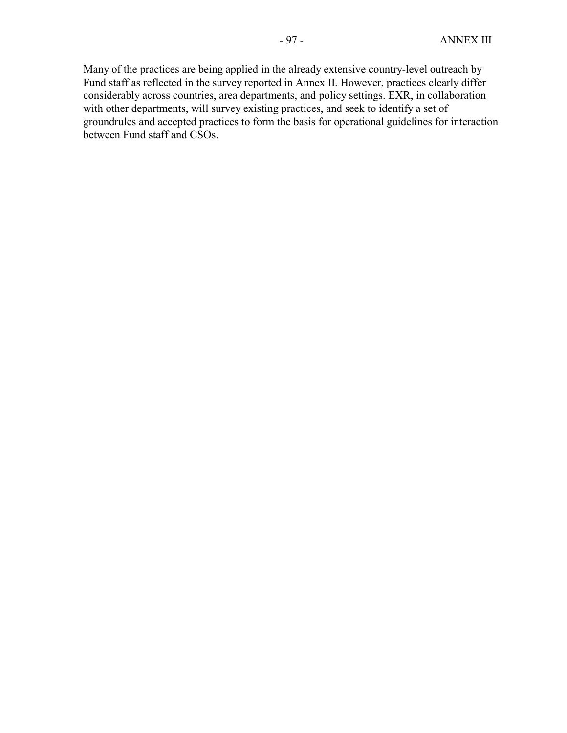Many of the practices are being applied in the already extensive country-level outreach by Fund staff as reflected in the survey reported in Annex II. However, practices clearly differ considerably across countries, area departments, and policy settings. EXR, in collaboration with other departments, will survey existing practices, and seek to identify a set of groundrules and accepted practices to form the basis for operational guidelines for interaction between Fund staff and CSOs.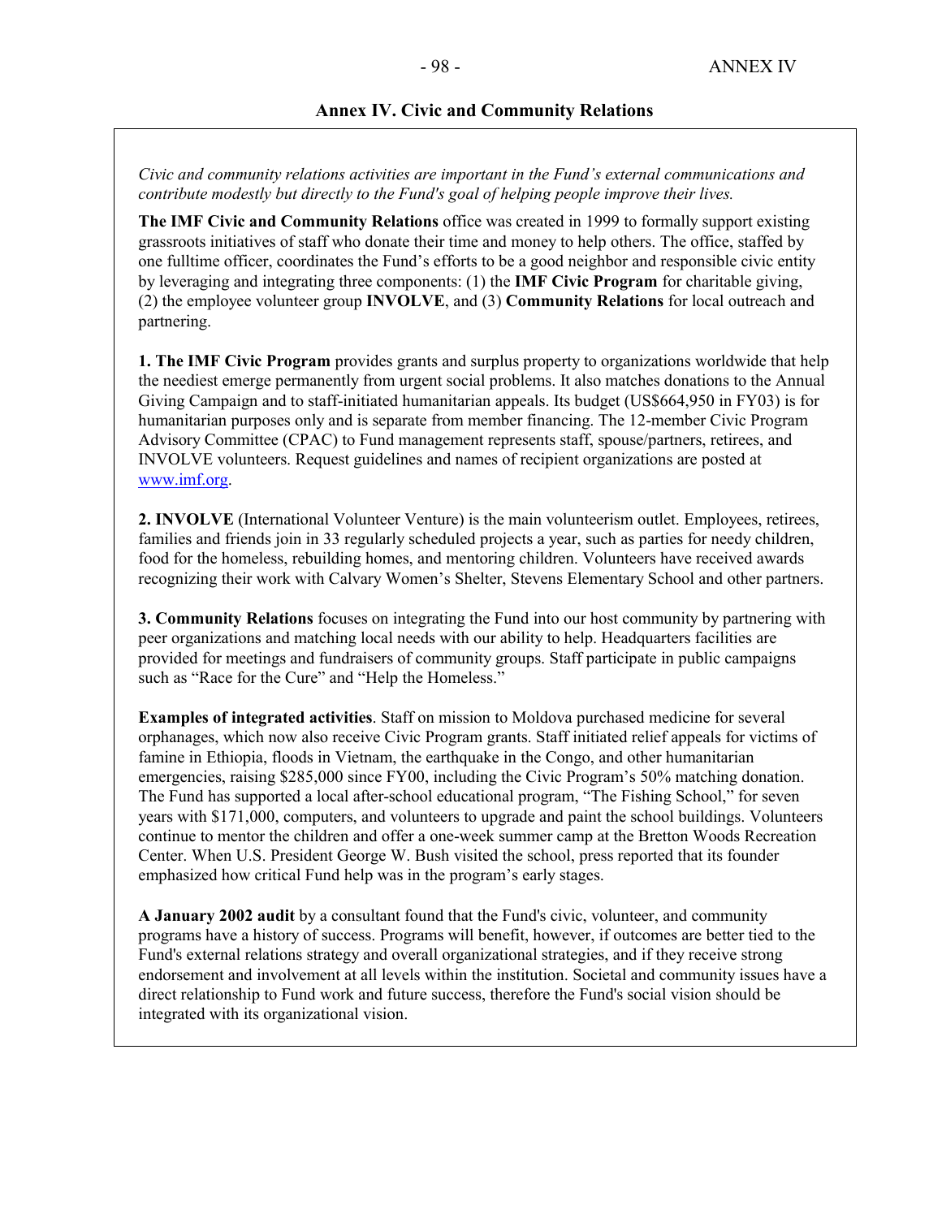# Annex IV. Civic and Community Relations

*Civic and community relations activities are important in the Fund's external communications and contribute modestly but directly to the Fund's goal of helping people improve their lives.*

**The IMF Civic and Community Relations** office was created in 1999 to formally support existing grassroots initiatives of staff who donate their time and money to help others. The office, staffed by one fulltime officer, coordinates the Fund's efforts to be a good neighbor and responsible civic entity by leveraging and integrating three components: (1) the **IMF Civic Program** for charitable giving, (2) the employee volunteer group **INVOLVE**, and (3) **Community Relations** for local outreach and partnering.

**1. The IMF Civic Program** provides grants and surplus property to organizations worldwide that help the neediest emerge permanently from urgent social problems. It also matches donations to the Annual Giving Campaign and to staff-initiated humanitarian appeals. Its budget (US$664,950 in FY03) is for humanitarian purposes only and is separate from member financing. The 12-member Civic Program Advisory Committee (CPAC) to Fund management represents staff, spouse/partners, retirees, and INVOLVE volunteers. Request guidelines and names of recipient organizations are posted at [www.imf.org](www.imf.org).

**2. INVOLVE** (International Volunteer Venture) is the main volunteerism outlet. Employees, retirees, families and friends join in 33 regularly scheduled projects a year, such as parties for needy children, food for the homeless, rebuilding homes, and mentoring children. Volunteers have received awards recognizing their work with Calvary Women's Shelter, Stevens Elementary School and other partners.

**3. Community Relations** focuses on integrating the Fund into our host community by partnering with peer organizations and matching local needs with our ability to help. Headquarters facilities are provided for meetings and fundraisers of community groups. Staff participate in public campaigns such as "Race for the Cure" and "Help the Homeless."

**Examples of integrated activities**. Staff on mission to Moldova purchased medicine for several orphanages, which now also receive Civic Program grants. Staff initiated relief appeals for victims of famine in Ethiopia, floods in Vietnam, the earthquake in the Congo, and other humanitarian emergencies, raising $285,000 since FY00, including the Civic Program's 50% matching donation. The Fund has supported a local after-school educational program, "The Fishing School," for seven years with $171,000, computers, and volunteers to upgrade and paint the school buildings. Volunteers continue to mentor the children and offer a one-week summer camp at the Bretton Woods Recreation Center. When U.S. President George W. Bush visited the school, press reported that its founder emphasized how critical Fund help was in the program's early stages.

**A January 2002 audit** by a consultant found that the Fund's civic, volunteer, and community programs have a history of success. Programs will benefit, however, if outcomes are better tied to the Fund's external relations strategy and overall organizational strategies, and if they receive strong endorsement and involvement at all levels within the institution. Societal and community issues have a direct relationship to Fund work and future success, therefore the Fund's social vision should be integrated with its organizational vision.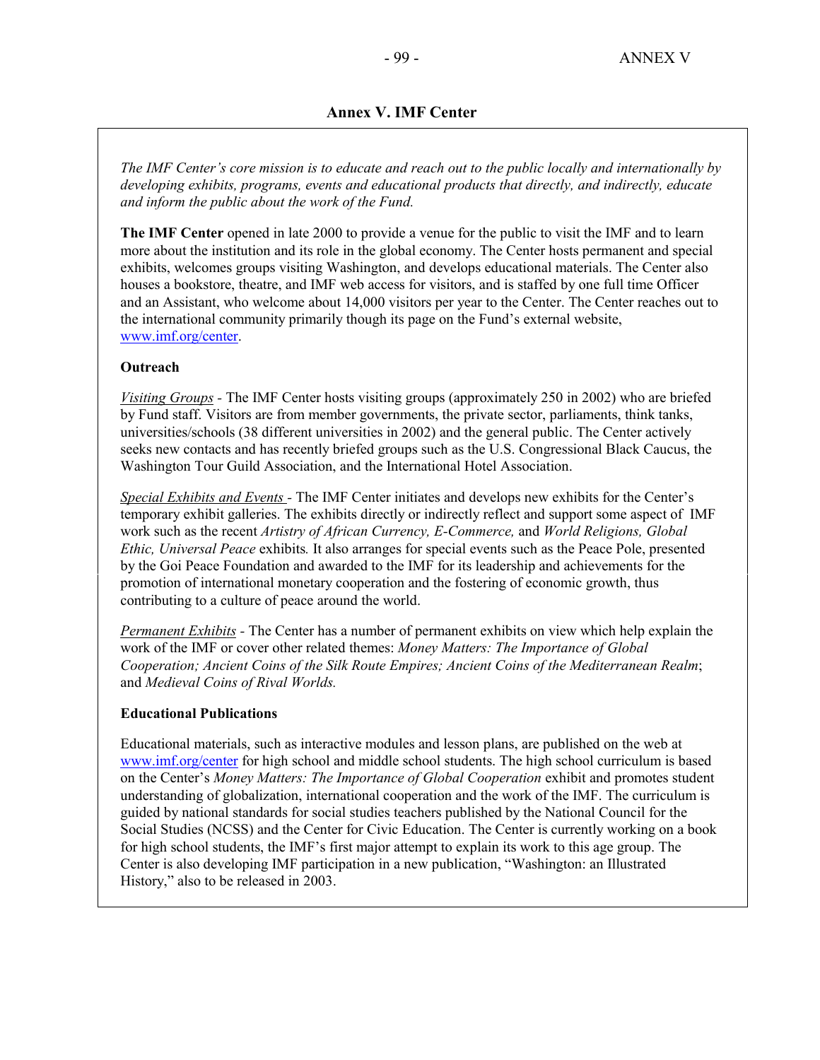# Annex V. IMF Center

*The IMF Center's core mission is to educate and reach out to the public locally and internationally by developing exhibits, programs, events and educational products that directly, and indirectly, educate and inform the public about the work of the Fund.*

**The IMF Center** opened in late 2000 to provide a venue for the public to visit the IMF and to learn more about the institution and its role in the global economy. The Center hosts permanent and special exhibits, welcomes groups visiting Washington, and develops educational materials. The Center also houses a bookstore, theatre, and IMF web access for visitors, and is staffed by one full time Officer and an Assistant, who welcome about 14,000 visitors per year to the Center. The Center reaches out to the international community primarily though its page on the Fund's external website, www.imf.org/center.

**Outreach**

Visiting Groups - The IMF Center hosts visiting groups (approximately 250 in 2002) who are briefed by Fund staff. Visitors are from member governments, the private sector, parliaments, think tanks, universities/schools (38 different universities in 2002) and the general public. The Center actively seeks new contacts and has recently briefed groups such as the U.S. Congressional Black Caucus, the Washington Tour Guild Association, and the International Hotel Association.

Special Exhibits and Events - The IMF Center initiates and develops new exhibits for the Center's temporary exhibit galleries. The exhibits directly or indirectly reflect and support some aspect of IMF work such as the recent *Artistry of African Currency, E-Commerce,* and *World Religions, Global Ethic, Universal Peace* exhibits. It also arranges for special events such as the Peace Pole, presented by the Goi Peace Foundation and awarded to the IMF for its leadership and achievements for the promotion of international monetary cooperation and the fostering of economic growth, thus contributing to a culture of peace around the world.

Permanent Exhibits - The Center has a number of permanent exhibits on view which help explain the work of the IMF or cover other related themes: *Money Matters: The Importance of Global Cooperation; Ancient Coins of the Silk Route Empires; Ancient Coins of the Mediterranean Realm*; and *Medieval Coins of Rival Worlds.*

**Educational Publications**

Educational materials, such as interactive modules and lesson plans, are published on the web at www.imf.org/center for high school and middle school students. The high school curriculum is based on the Center's *Money Matters: The Importance of Global Cooperation* exhibit and promotes student understanding of globalization, international cooperation and the work of the IMF. The curriculum is guided by national standards for social studies teachers published by the National Council for the Social Studies (NCSS) and the Center for Civic Education. The Center is currently working on a book for high school students, the IMF's first major attempt to explain its work to this age group. The Center is also developing IMF participation in a new publication, "Washington: an Illustrated History," also to be released in 2003.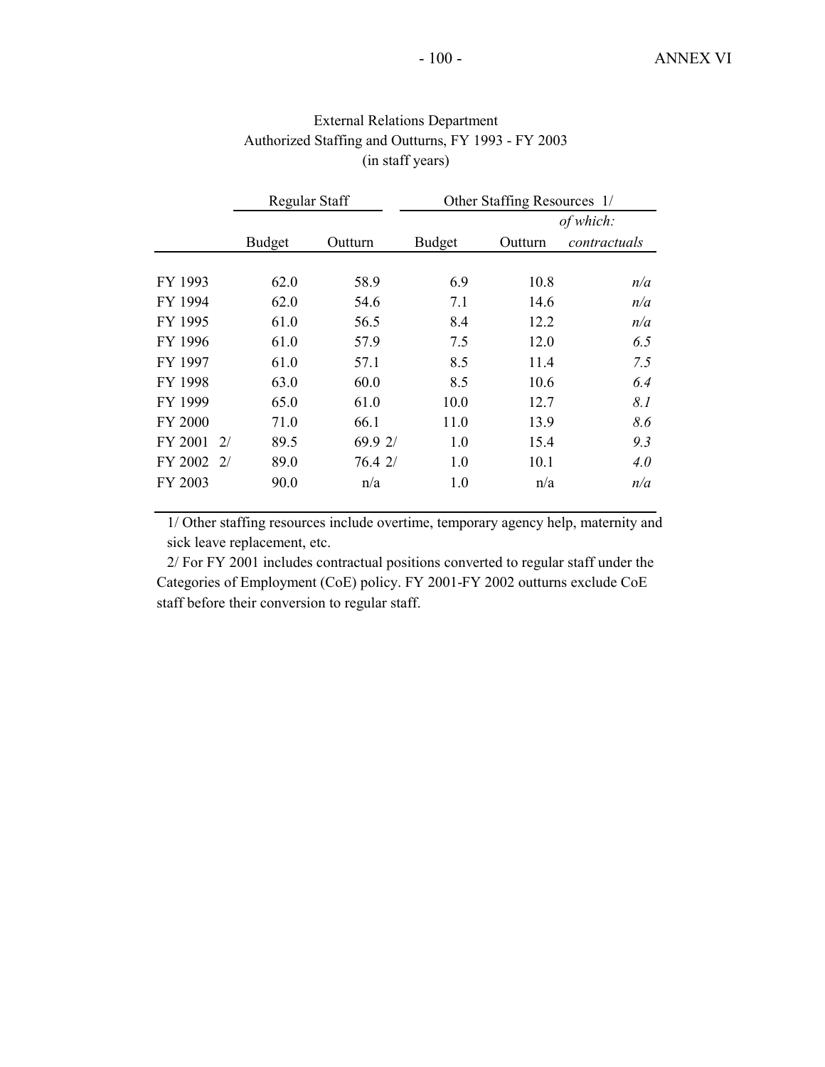External Relations Department
Authorized Staffing and Outturns, FY 1993 - FY 2003
(in staff years)

| | Regular Staff | | Other Staffing Resources 1/ | | |
|---|---|---|---|---|---|
| | | | | | *of which:* |
| | Budget | Outturn | Budget | Outturn | *contractuals* |
| FY 1993 | 62.0 | 58.9 | 6.9 | 10.8 | *n/a* |
| FY 1994 | 62.0 | 54.6 | 7.1 | 14.6 | *n/a* |
| FY 1995 | 61.0 | 56.5 | 8.4 | 12.2 | *n/a* |
| FY 1996 | 61.0 | 57.9 | 7.5 | 12.0 | *6.5* |
| FY 1997 | 61.0 | 57.1 | 8.5 | 11.4 | *7.5* |
| FY 1998 | 63.0 | 60.0 | 8.5 | 10.6 | *6.4* |
| FY 1999 | 65.0 | 61.0 | 10.0 | 12.7 | *8.1* |
| FY 2000 | 71.0 | 66.1 | 11.0 | 13.9 | *8.6* |
| FY 2001 2/ | 89.5 | 69.9 2/ | 1.0 | 15.4 | *9.3* |
| FY 2002 2/ | 89.0 | 76.4 2/ | 1.0 | 10.1 | *4.0* |
| FY 2003 | 90.0 | n/a | 1.0 | n/a | *n/a* |

1/ Other staffing resources include overtime, temporary agency help, maternity and sick leave replacement, etc.

2/ For FY 2001 includes contractual positions converted to regular staff under the Categories of Employment (CoE) policy. FY 2001-FY 2002 outturns exclude CoE staff before their conversion to regular staff.